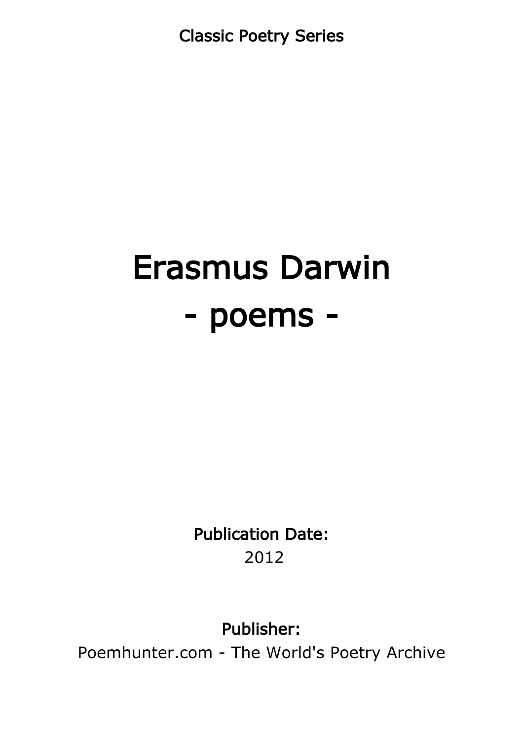Classic Poetry Series

# Erasmus Darwin
# - poems -

**Publication Date:**
2012

**Publisher:**
Poemhunter.com - The World's Poetry Archive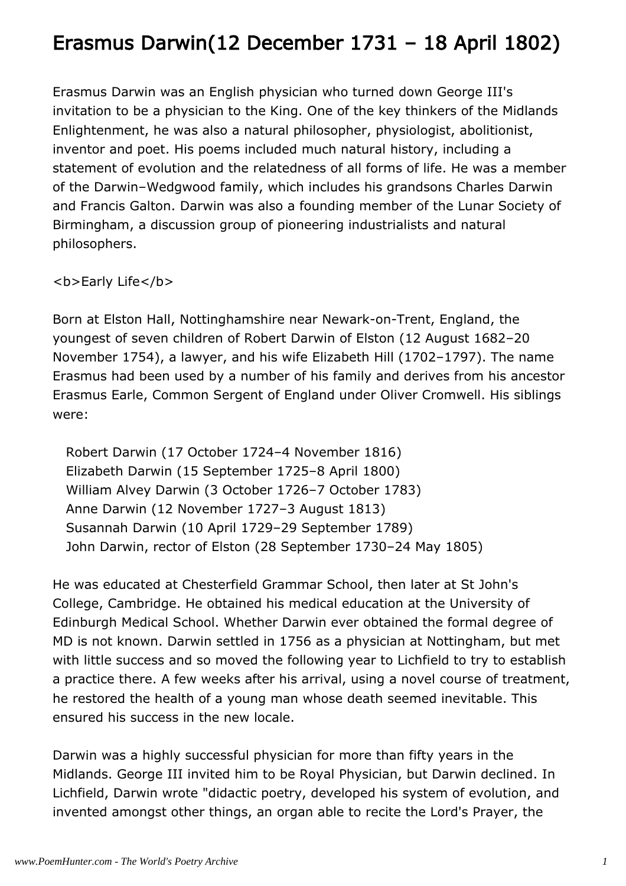# Erasmus Darwin(12 December 1731 – 18 April 1802)

Erasmus Darwin was an English physician who turned down George III's invitation to be a physician to the King. One of the key thinkers of the Midlands Enlightenment, he was also a natural philosopher, physiologist, abolitionist, inventor and poet. His poems included much natural history, including a statement of evolution and the relatedness of all forms of life. He was a member of the Darwin–Wedgwood family, which includes his grandsons Charles Darwin and Francis Galton. Darwin was also a founding member of the Lunar Society of Birmingham, a discussion group of pioneering industrialists and natural philosophers.

**Early Life**

Born at Elston Hall, Nottinghamshire near Newark-on-Trent, England, the youngest of seven children of Robert Darwin of Elston (12 August 1682–20 November 1754), a lawyer, and his wife Elizabeth Hill (1702–1797). The name Erasmus had been used by a number of his family and derives from his ancestor Erasmus Earle, Common Sergent of England under Oliver Cromwell. His siblings were:

- Robert Darwin (17 October 1724–4 November 1816)
- Elizabeth Darwin (15 September 1725–8 April 1800)
- William Alvey Darwin (3 October 1726–7 October 1783)
- Anne Darwin (12 November 1727–3 August 1813)
- Susannah Darwin (10 April 1729–29 September 1789)
- John Darwin, rector of Elston (28 September 1730–24 May 1805)

He was educated at Chesterfield Grammar School, then later at St John's College, Cambridge. He obtained his medical education at the University of Edinburgh Medical School. Whether Darwin ever obtained the formal degree of MD is not known. Darwin settled in 1756 as a physician at Nottingham, but met with little success and so moved the following year to Lichfield to try to establish a practice there. A few weeks after his arrival, using a novel course of treatment, he restored the health of a young man whose death seemed inevitable. This ensured his success in the new locale.

Darwin was a highly successful physician for more than fifty years in the Midlands. George III invited him to be Royal Physician, but Darwin declined. In Lichfield, Darwin wrote "didactic poetry, developed his system of evolution, and invented amongst other things, an organ able to recite the Lord's Prayer, the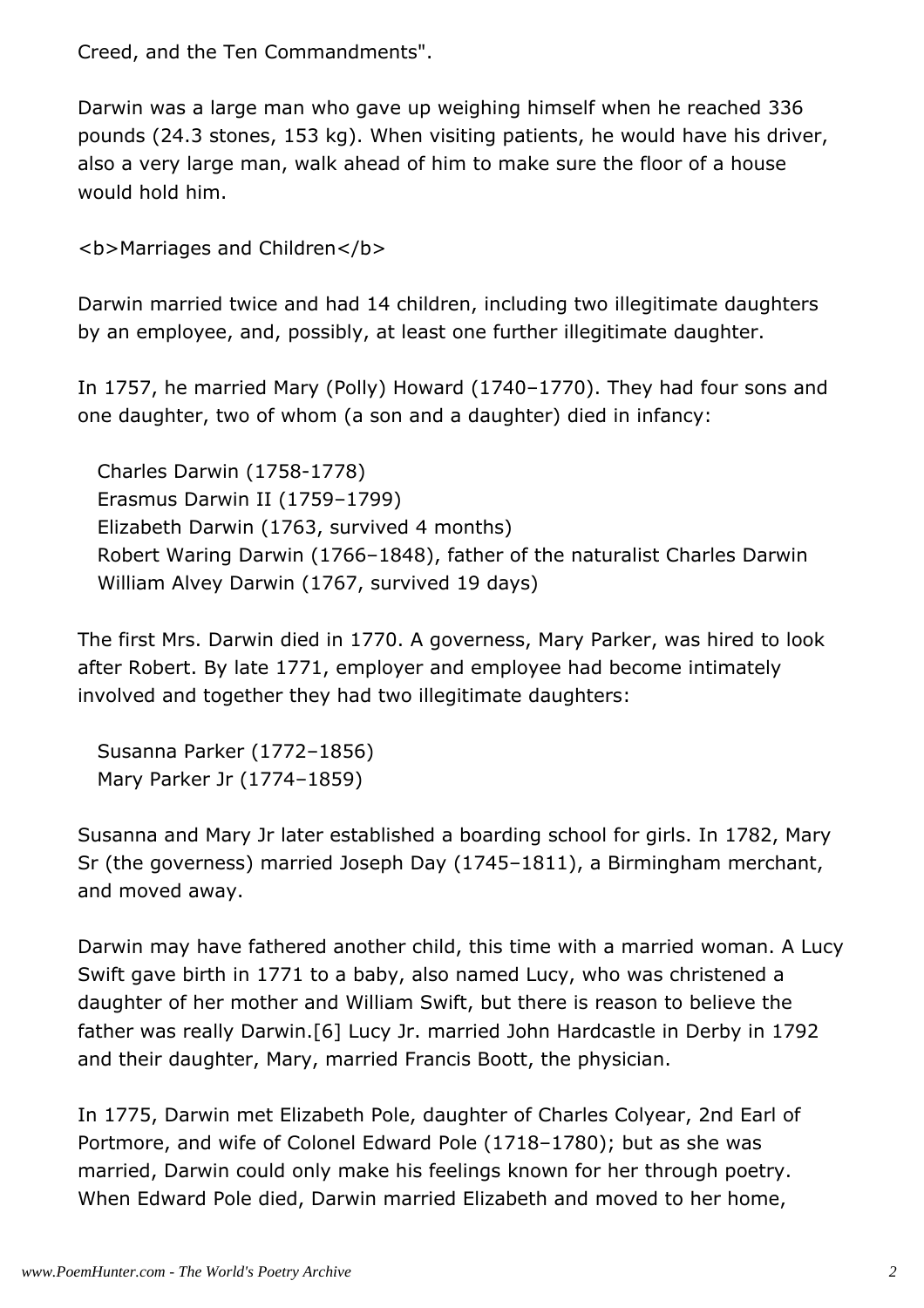Creed, and the Ten Commandments".

Darwin was a large man who gave up weighing himself when he reached 336 pounds (24.3 stones, 153 kg). When visiting patients, he would have his driver, also a very large man, walk ahead of him to make sure the floor of a house would hold him.

**Marriages and Children**

Darwin married twice and had 14 children, including two illegitimate daughters by an employee, and, possibly, at least one further illegitimate daughter.

In 1757, he married Mary (Polly) Howard (1740–1770). They had four sons and one daughter, two of whom (a son and a daughter) died in infancy:

- Charles Darwin (1758-1778)
- Erasmus Darwin II (1759–1799)
- Elizabeth Darwin (1763, survived 4 months)
- Robert Waring Darwin (1766–1848), father of the naturalist Charles Darwin
- William Alvey Darwin (1767, survived 19 days)

The first Mrs. Darwin died in 1770. A governess, Mary Parker, was hired to look after Robert. By late 1771, employer and employee had become intimately involved and together they had two illegitimate daughters:

- Susanna Parker (1772–1856)
- Mary Parker Jr (1774–1859)

Susanna and Mary Jr later established a boarding school for girls. In 1782, Mary Sr (the governess) married Joseph Day (1745–1811), a Birmingham merchant, and moved away.

Darwin may have fathered another child, this time with a married woman. A Lucy Swift gave birth in 1771 to a baby, also named Lucy, who was christened a daughter of her mother and William Swift, but there is reason to believe the father was really Darwin.[6] Lucy Jr. married John Hardcastle in Derby in 1792 and their daughter, Mary, married Francis Boott, the physician.

In 1775, Darwin met Elizabeth Pole, daughter of Charles Colyear, 2nd Earl of Portmore, and wife of Colonel Edward Pole (1718–1780); but as she was married, Darwin could only make his feelings known for her through poetry. When Edward Pole died, Darwin married Elizabeth and moved to her home,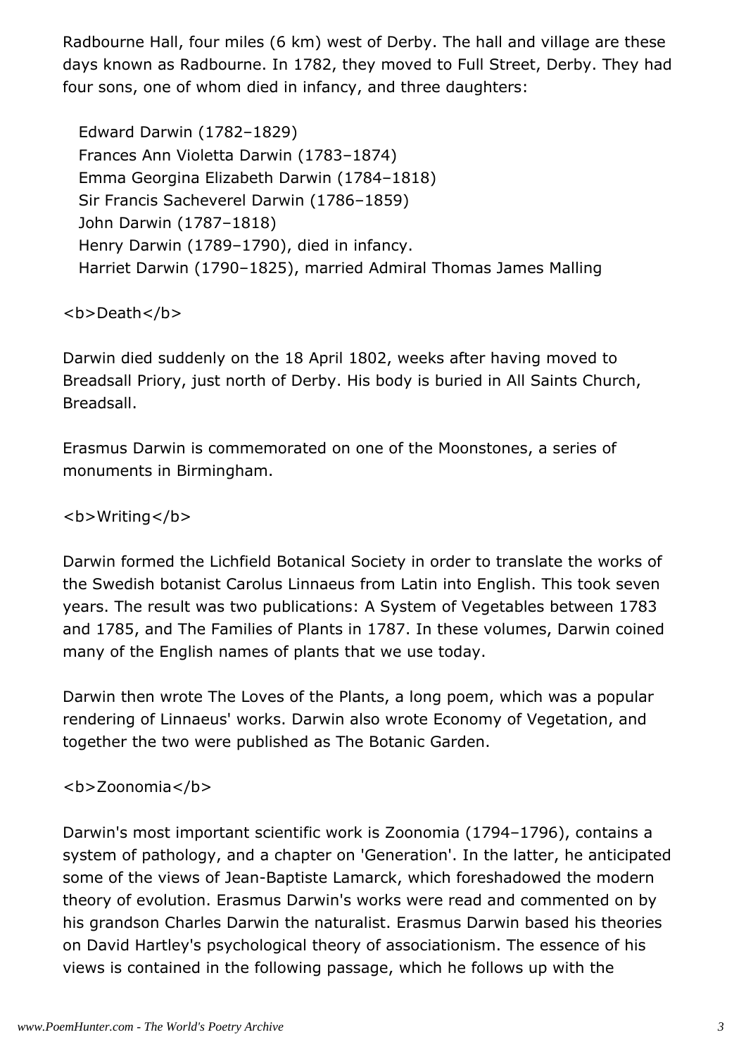Radbourne Hall, four miles (6 km) west of Derby. The hall and village are these days known as Radbourne. In 1782, they moved to Full Street, Derby. They had four sons, one of whom died in infancy, and three daughters:

- Edward Darwin (1782–1829)
- Frances Ann Violetta Darwin (1783–1874)
- Emma Georgina Elizabeth Darwin (1784–1818)
- Sir Francis Sacheverel Darwin (1786–1859)
- John Darwin (1787–1818)
- Henry Darwin (1789–1790), died in infancy.
- Harriet Darwin (1790–1825), married Admiral Thomas James Malling

**Death**

Darwin died suddenly on the 18 April 1802, weeks after having moved to Breadsall Priory, just north of Derby. His body is buried in All Saints Church, Breadsall.

Erasmus Darwin is commemorated on one of the Moonstones, a series of monuments in Birmingham.

**Writing**

Darwin formed the Lichfield Botanical Society in order to translate the works of the Swedish botanist Carolus Linnaeus from Latin into English. This took seven years. The result was two publications: A System of Vegetables between 1783 and 1785, and The Families of Plants in 1787. In these volumes, Darwin coined many of the English names of plants that we use today.

Darwin then wrote The Loves of the Plants, a long poem, which was a popular rendering of Linnaeus' works. Darwin also wrote Economy of Vegetation, and together the two were published as The Botanic Garden.

**Zoonomia**

Darwin's most important scientific work is Zoonomia (1794–1796), contains a system of pathology, and a chapter on 'Generation'. In the latter, he anticipated some of the views of Jean-Baptiste Lamarck, which foreshadowed the modern theory of evolution. Erasmus Darwin's works were read and commented on by his grandson Charles Darwin the naturalist. Erasmus Darwin based his theories on David Hartley's psychological theory of associationism. The essence of his views is contained in the following passage, which he follows up with the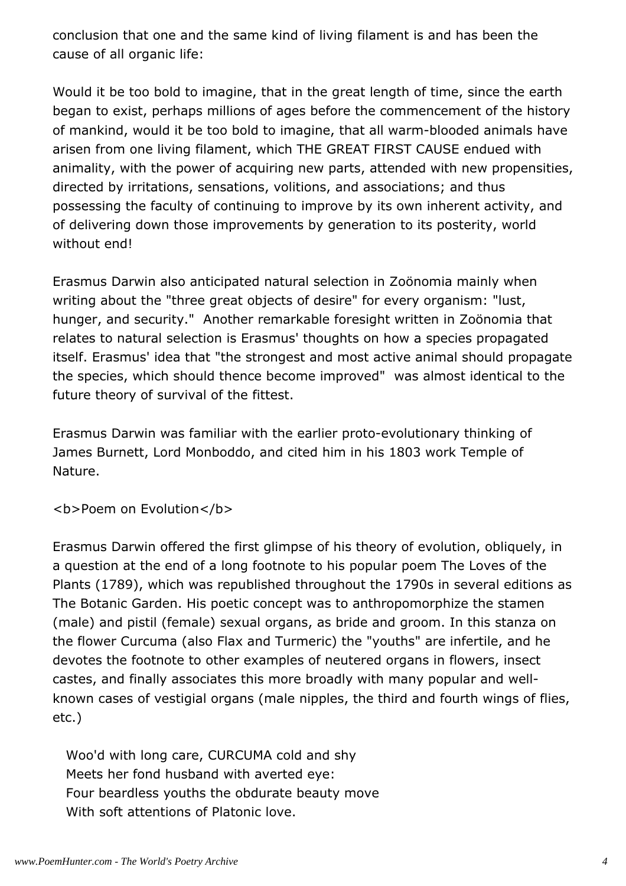conclusion that one and the same kind of living filament is and has been the cause of all organic life:

Would it be too bold to imagine, that in the great length of time, since the earth began to exist, perhaps millions of ages before the commencement of the history of mankind, would it be too bold to imagine, that all warm-blooded animals have arisen from one living filament, which THE GREAT FIRST CAUSE endued with animality, with the power of acquiring new parts, attended with new propensities, directed by irritations, sensations, volitions, and associations; and thus possessing the faculty of continuing to improve by its own inherent activity, and of delivering down those improvements by generation to its posterity, world without end!

Erasmus Darwin also anticipated natural selection in Zoönomia mainly when writing about the "three great objects of desire" for every organism: "lust, hunger, and security." Another remarkable foresight written in Zoönomia that relates to natural selection is Erasmus' thoughts on how a species propagated itself. Erasmus' idea that "the strongest and most active animal should propagate the species, which should thence become improved" was almost identical to the future theory of survival of the fittest.

Erasmus Darwin was familiar with the earlier proto-evolutionary thinking of James Burnett, Lord Monboddo, and cited him in his 1803 work Temple of Nature.

**Poem on Evolution**

Erasmus Darwin offered the first glimpse of his theory of evolution, obliquely, in a question at the end of a long footnote to his popular poem The Loves of the Plants (1789), which was republished throughout the 1790s in several editions as The Botanic Garden. His poetic concept was to anthropomorphize the stamen (male) and pistil (female) sexual organs, as bride and groom. In this stanza on the flower Curcuma (also Flax and Turmeric) the "youths" are infertile, and he devotes the footnote to other examples of neutered organs in flowers, insect castes, and finally associates this more broadly with many popular and well-known cases of vestigial organs (male nipples, the third and fourth wings of flies, etc.)

Woo'd with long care, CURCUMA cold and shy
Meets her fond husband with averted eye:
Four beardless youths the obdurate beauty move
With soft attentions of Platonic love.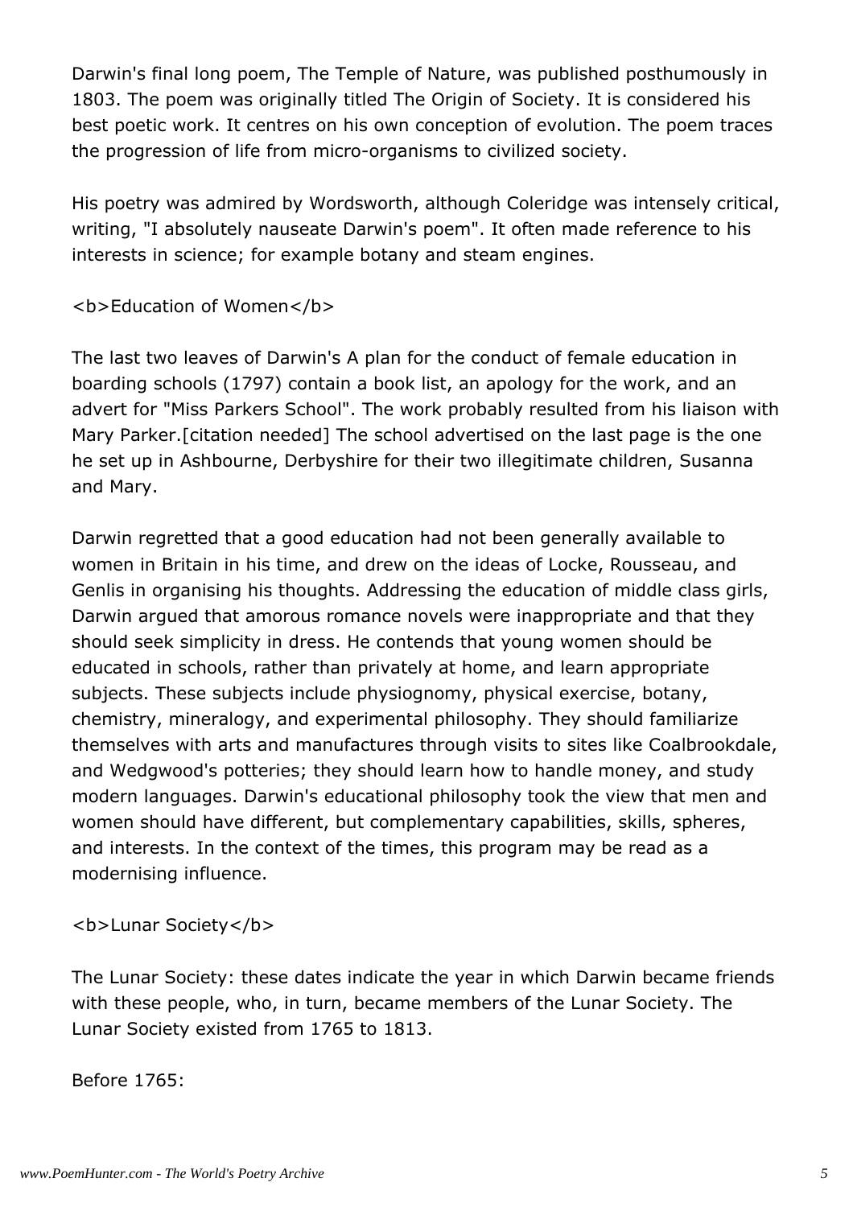Darwin's final long poem, The Temple of Nature, was published posthumously in 1803. The poem was originally titled The Origin of Society. It is considered his best poetic work. It centres on his own conception of evolution. The poem traces the progression of life from micro-organisms to civilized society.

His poetry was admired by Wordsworth, although Coleridge was intensely critical, writing, "I absolutely nauseate Darwin's poem". It often made reference to his interests in science; for example botany and steam engines.

**Education of Women**

The last two leaves of Darwin's A plan for the conduct of female education in boarding schools (1797) contain a book list, an apology for the work, and an advert for "Miss Parkers School". The work probably resulted from his liaison with Mary Parker.[citation needed] The school advertised on the last page is the one he set up in Ashbourne, Derbyshire for their two illegitimate children, Susanna and Mary.

Darwin regretted that a good education had not been generally available to women in Britain in his time, and drew on the ideas of Locke, Rousseau, and Genlis in organising his thoughts. Addressing the education of middle class girls, Darwin argued that amorous romance novels were inappropriate and that they should seek simplicity in dress. He contends that young women should be educated in schools, rather than privately at home, and learn appropriate subjects. These subjects include physiognomy, physical exercise, botany, chemistry, mineralogy, and experimental philosophy. They should familiarize themselves with arts and manufactures through visits to sites like Coalbrookdale, and Wedgwood's potteries; they should learn how to handle money, and study modern languages. Darwin's educational philosophy took the view that men and women should have different, but complementary capabilities, skills, spheres, and interests. In the context of the times, this program may be read as a modernising influence.

**Lunar Society**

The Lunar Society: these dates indicate the year in which Darwin became friends with these people, who, in turn, became members of the Lunar Society. The Lunar Society existed from 1765 to 1813.

Before 1765: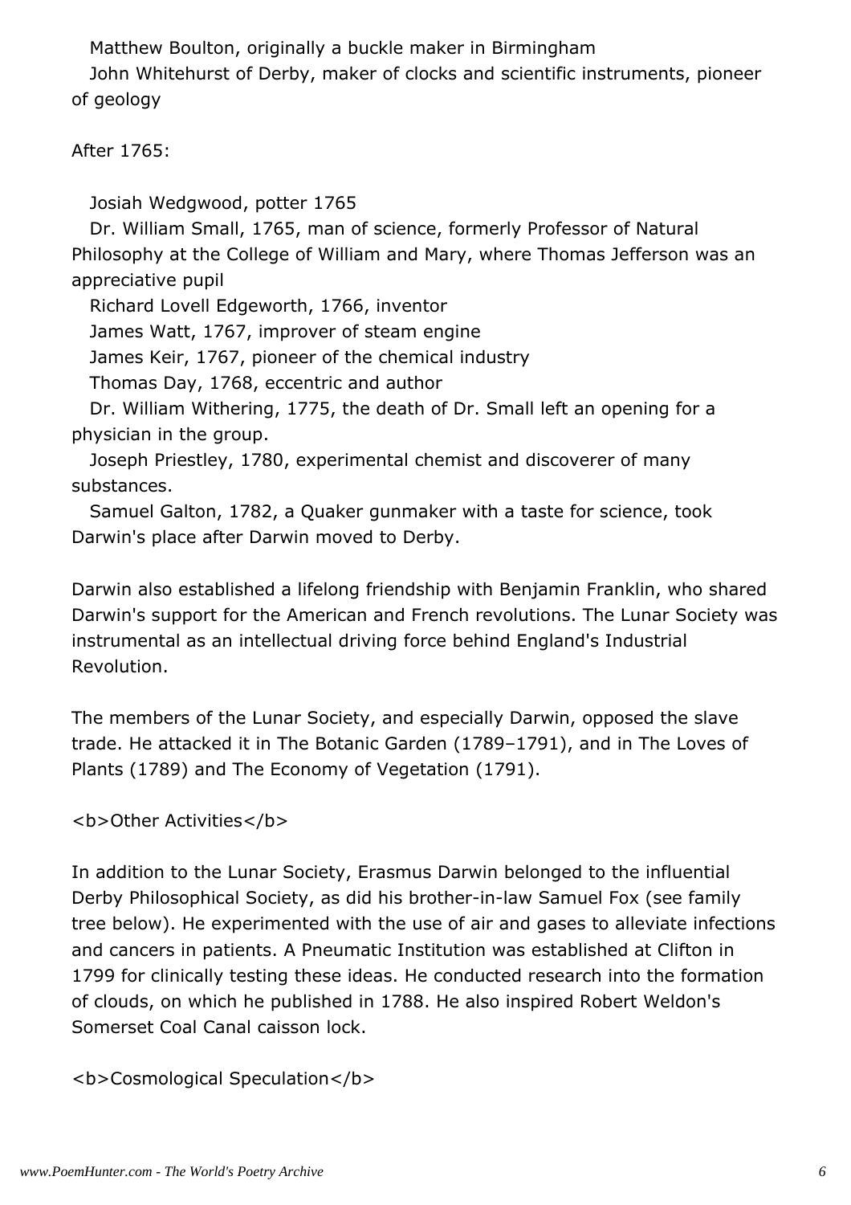Matthew Boulton, originally a buckle maker in Birmingham
John Whitehurst of Derby, maker of clocks and scientific instruments, pioneer of geology

After 1765:

Josiah Wedgwood, potter 1765
Dr. William Small, 1765, man of science, formerly Professor of Natural Philosophy at the College of William and Mary, where Thomas Jefferson was an appreciative pupil
Richard Lovell Edgeworth, 1766, inventor
James Watt, 1767, improver of steam engine
James Keir, 1767, pioneer of the chemical industry
Thomas Day, 1768, eccentric and author
Dr. William Withering, 1775, the death of Dr. Small left an opening for a physician in the group.
Joseph Priestley, 1780, experimental chemist and discoverer of many substances.
Samuel Galton, 1782, a Quaker gunmaker with a taste for science, took Darwin's place after Darwin moved to Derby.

Darwin also established a lifelong friendship with Benjamin Franklin, who shared Darwin's support for the American and French revolutions. The Lunar Society was instrumental as an intellectual driving force behind England's Industrial Revolution.

The members of the Lunar Society, and especially Darwin, opposed the slave trade. He attacked it in The Botanic Garden (1789–1791), and in The Loves of Plants (1789) and The Economy of Vegetation (1791).

**Other Activities**

In addition to the Lunar Society, Erasmus Darwin belonged to the influential Derby Philosophical Society, as did his brother-in-law Samuel Fox (see family tree below). He experimented with the use of air and gases to alleviate infections and cancers in patients. A Pneumatic Institution was established at Clifton in 1799 for clinically testing these ideas. He conducted research into the formation of clouds, on which he published in 1788. He also inspired Robert Weldon's Somerset Coal Canal caisson lock.

**Cosmological Speculation**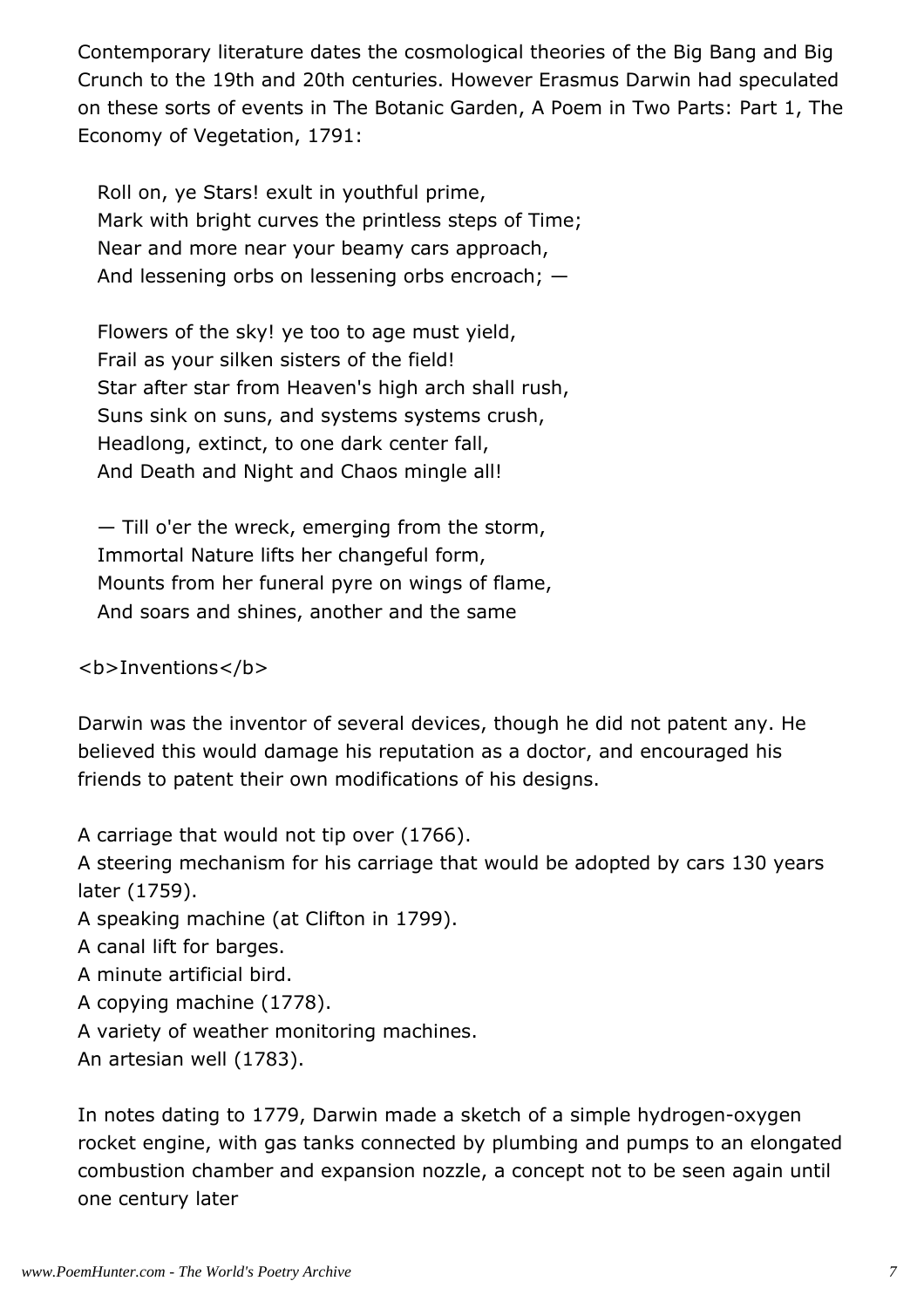Contemporary literature dates the cosmological theories of the Big Bang and Big Crunch to the 19th and 20th centuries. However Erasmus Darwin had speculated on these sorts of events in The Botanic Garden, A Poem in Two Parts: Part 1, The Economy of Vegetation, 1791:

Roll on, ye Stars! exult in youthful prime,  
Mark with bright curves the printless steps of Time;  
Near and more near your beamy cars approach,  
And lessening orbs on lessening orbs encroach; —

Flowers of the sky! ye too to age must yield,  
Frail as your silken sisters of the field!  
Star after star from Heaven's high arch shall rush,  
Suns sink on suns, and systems systems crush,  
Headlong, extinct, to one dark center fall,  
And Death and Night and Chaos mingle all!

— Till o'er the wreck, emerging from the storm,  
Immortal Nature lifts her changeful form,  
Mounts from her funeral pyre on wings of flame,  
And soars and shines, another and the same

**Inventions**

Darwin was the inventor of several devices, though he did not patent any. He believed this would damage his reputation as a doctor, and encouraged his friends to patent their own modifications of his designs.

A carriage that would not tip over (1766).  
A steering mechanism for his carriage that would be adopted by cars 130 years later (1759).  
A speaking machine (at Clifton in 1799).  
A canal lift for barges.  
A minute artificial bird.  
A copying machine (1778).  
A variety of weather monitoring machines.  
An artesian well (1783).

In notes dating to 1779, Darwin made a sketch of a simple hydrogen-oxygen rocket engine, with gas tanks connected by plumbing and pumps to an elongated combustion chamber and expansion nozzle, a concept not to be seen again until one century later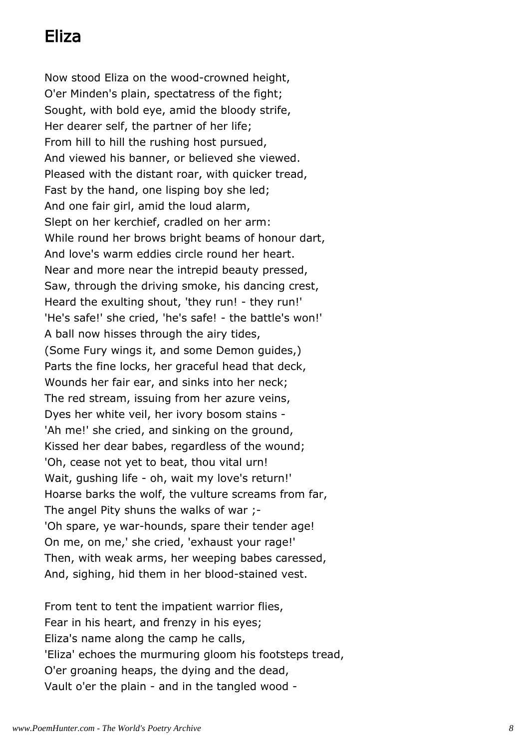## Eliza

Now stood Eliza on the wood-crowned height,
O'er Minden's plain, spectatress of the fight;
Sought, with bold eye, amid the bloody strife,
Her dearer self, the partner of her life;
From hill to hill the rushing host pursued,
And viewed his banner, or believed she viewed.
Pleased with the distant roar, with quicker tread,
Fast by the hand, one lisping boy she led;
And one fair girl, amid the loud alarm,
Slept on her kerchief, cradled on her arm:
While round her brows bright beams of honour dart,
And love's warm eddies circle round her heart.
Near and more near the intrepid beauty pressed,
Saw, through the driving smoke, his dancing crest,
Heard the exulting shout, 'they run! - they run!'
'He's safe!' she cried, 'he's safe! - the battle's won!'
A ball now hisses through the airy tides,
(Some Fury wings it, and some Demon guides,)
Parts the fine locks, her graceful head that deck,
Wounds her fair ear, and sinks into her neck;
The red stream, issuing from her azure veins,
Dyes her white veil, her ivory bosom stains -
'Ah me!' she cried, and sinking on the ground,
Kissed her dear babes, regardless of the wound;
'Oh, cease not yet to beat, thou vital urn!
Wait, gushing life - oh, wait my love's return!'
Hoarse barks the wolf, the vulture screams from far,
The angel Pity shuns the walks of war ;-
'Oh spare, ye war-hounds, spare their tender age!
On me, on me,' she cried, 'exhaust your rage!'
Then, with weak arms, her weeping babes caressed,
And, sighing, hid them in her blood-stained vest.

From tent to tent the impatient warrior flies,
Fear in his heart, and frenzy in his eyes;
Eliza's name along the camp he calls,
'Eliza' echoes the murmuring gloom his footsteps tread,
O'er groaning heaps, the dying and the dead,
Vault o'er the plain - and in the tangled wood -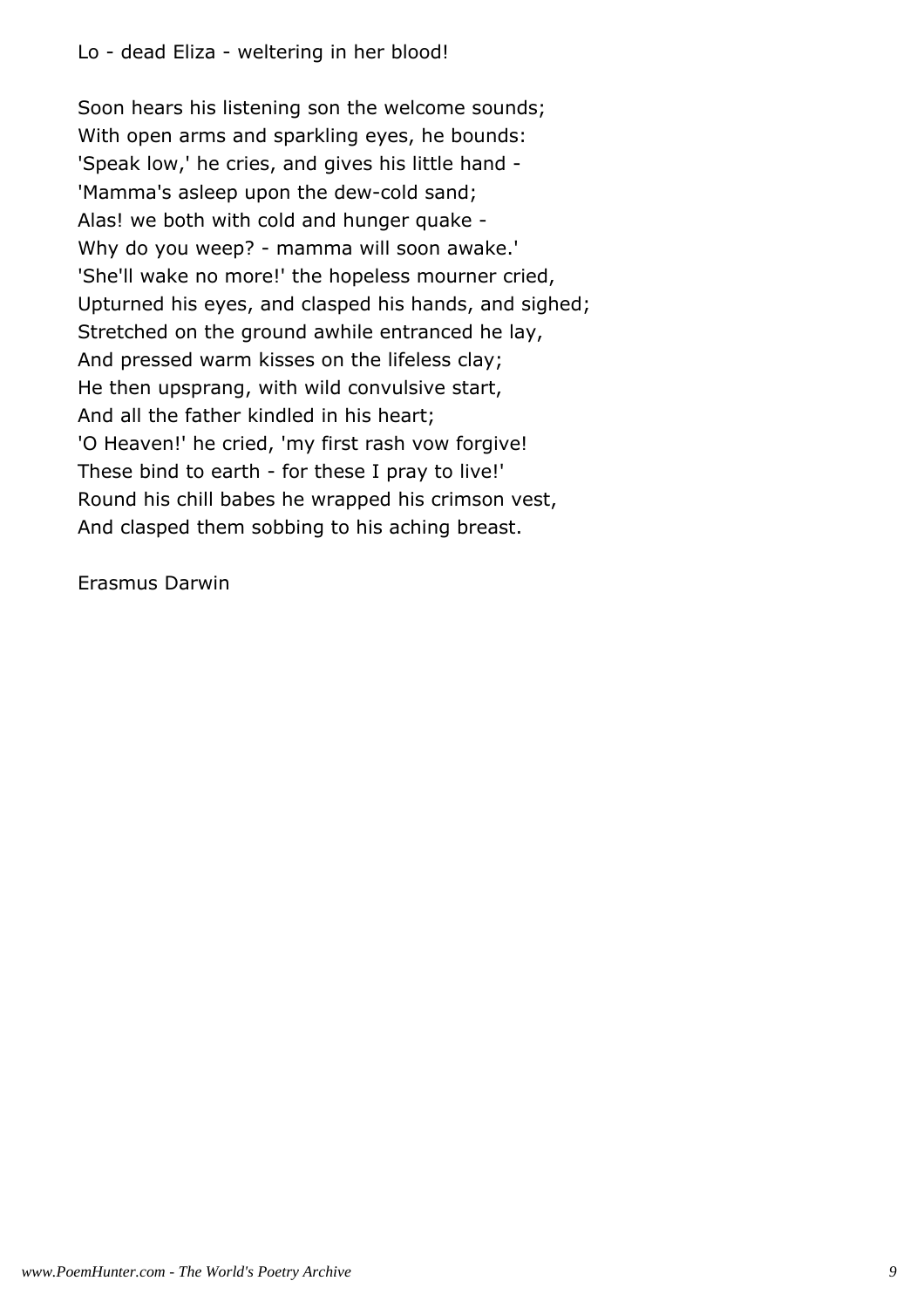Lo - dead Eliza - weltering in her blood!

Soon hears his listening son the welcome sounds;
With open arms and sparkling eyes, he bounds:
'Speak low,' he cries, and gives his little hand -
'Mamma's asleep upon the dew-cold sand;
Alas! we both with cold and hunger quake -
Why do you weep? - mamma will soon awake.'
'She'll wake no more!' the hopeless mourner cried,
Upturned his eyes, and clasped his hands, and sighed;
Stretched on the ground awhile entranced he lay,
And pressed warm kisses on the lifeless clay;
He then upsprang, with wild convulsive start,
And all the father kindled in his heart;
'O Heaven!' he cried, 'my first rash vow forgive!
These bind to earth - for these I pray to live!'
Round his chill babes he wrapped his crimson vest,
And clasped them sobbing to his aching breast.

Erasmus Darwin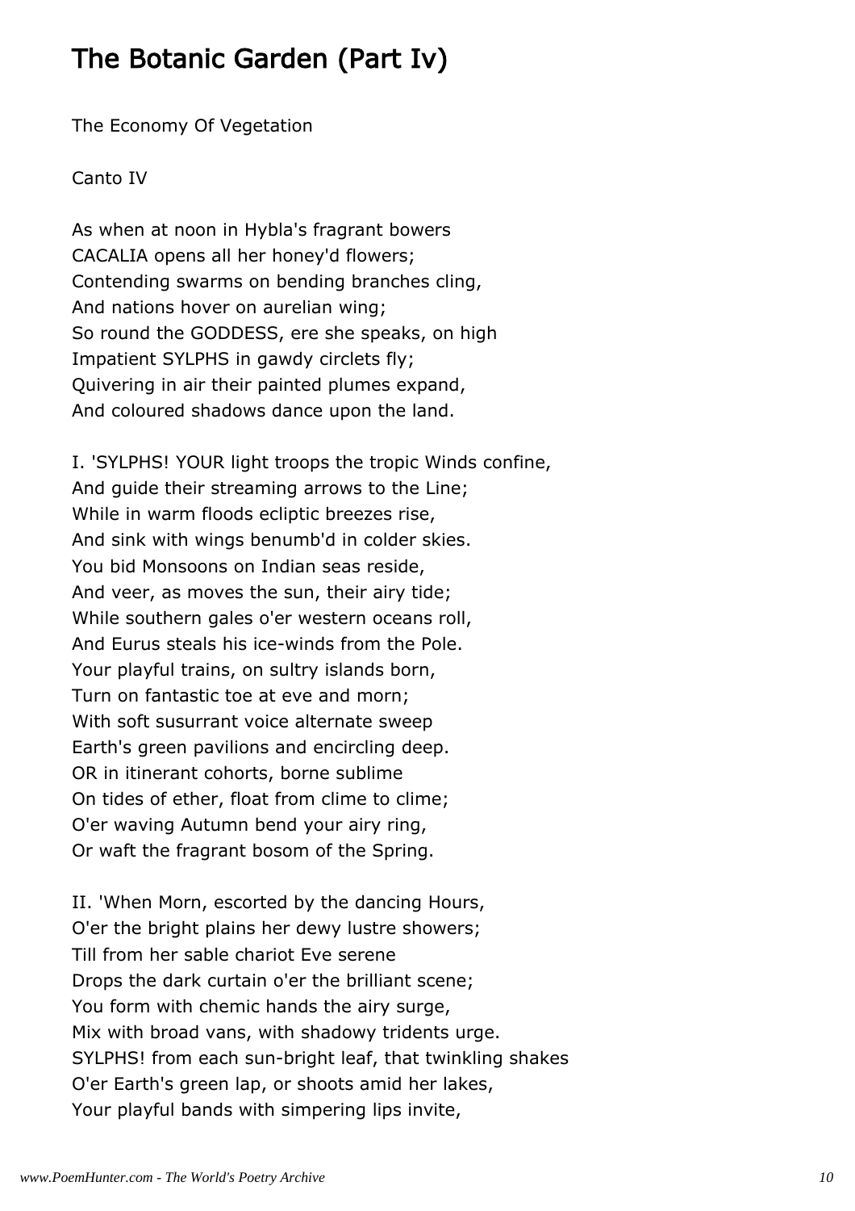# The Botanic Garden (Part Iv)

The Economy Of Vegetation

Canto IV

As when at noon in Hybla's fragrant bowers
CACALIA opens all her honey'd flowers;
Contending swarms on bending branches cling,
And nations hover on aurelian wing;
So round the GODDESS, ere she speaks, on high
Impatient SYLPHS in gawdy circlets fly;
Quivering in air their painted plumes expand,
And coloured shadows dance upon the land.

I. 'SYLPHS! YOUR light troops the tropic Winds confine,
And guide their streaming arrows to the Line;
While in warm floods ecliptic breezes rise,
And sink with wings benumb'd in colder skies.
You bid Monsoons on Indian seas reside,
And veer, as moves the sun, their airy tide;
While southern gales o'er western oceans roll,
And Eurus steals his ice-winds from the Pole.
Your playful trains, on sultry islands born,
Turn on fantastic toe at eve and morn;
With soft susurrant voice alternate sweep
Earth's green pavilions and encircling deep.
OR in itinerant cohorts, borne sublime
On tides of ether, float from clime to clime;
O'er waving Autumn bend your airy ring,
Or waft the fragrant bosom of the Spring.

II. 'When Morn, escorted by the dancing Hours,
O'er the bright plains her dewy lustre showers;
Till from her sable chariot Eve serene
Drops the dark curtain o'er the brilliant scene;
You form with chemic hands the airy surge,
Mix with broad vans, with shadowy tridents urge.
SYLPHS! from each sun-bright leaf, that twinkling shakes
O'er Earth's green lap, or shoots amid her lakes,
Your playful bands with simpering lips invite,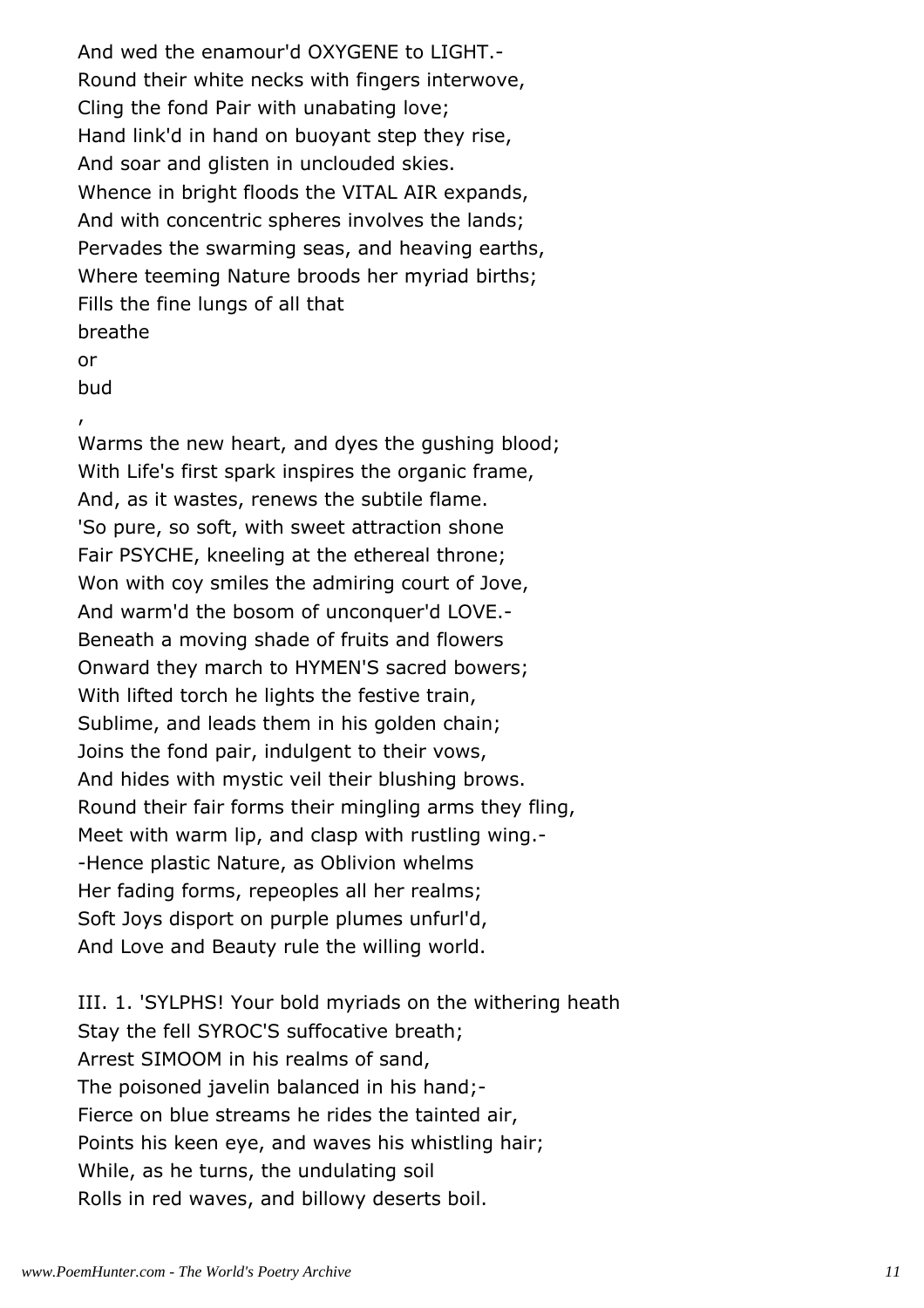And wed the enamour'd OXYGENE to LIGHT.-
Round their white necks with fingers interwove,
Cling the fond Pair with unabating love;
Hand link'd in hand on buoyant step they rise,
And soar and glisten in unclouded skies.
Whence in bright floods the VITAL AIR expands,
And with concentric spheres involves the lands;
Pervades the swarming seas, and heaving earths,
Where teeming Nature broods her myriad births;
Fills the fine lungs of all that
breathe
or
bud
,
Warms the new heart, and dyes the gushing blood;
With Life's first spark inspires the organic frame,
And, as it wastes, renews the subtile flame.
'So pure, so soft, with sweet attraction shone
Fair PSYCHE, kneeling at the ethereal throne;
Won with coy smiles the admiring court of Jove,
And warm'd the bosom of unconquer'd LOVE.-
Beneath a moving shade of fruits and flowers
Onward they march to HYMEN'S sacred bowers;
With lifted torch he lights the festive train,
Sublime, and leads them in his golden chain;
Joins the fond pair, indulgent to their vows,
And hides with mystic veil their blushing brows.
Round their fair forms their mingling arms they fling,
Meet with warm lip, and clasp with rustling wing.-
-Hence plastic Nature, as Oblivion whelms
Her fading forms, repeoples all her realms;
Soft Joys disport on purple plumes unfurl'd,
And Love and Beauty rule the willing world.

III. 1. 'SYLPHS! Your bold myriads on the withering heath
Stay the fell SYROC'S suffocative breath;
Arrest SIMOOM in his realms of sand,
The poisoned javelin balanced in his hand;-
Fierce on blue streams he rides the tainted air,
Points his keen eye, and waves his whistling hair;
While, as he turns, the undulating soil
Rolls in red waves, and billowy deserts boil.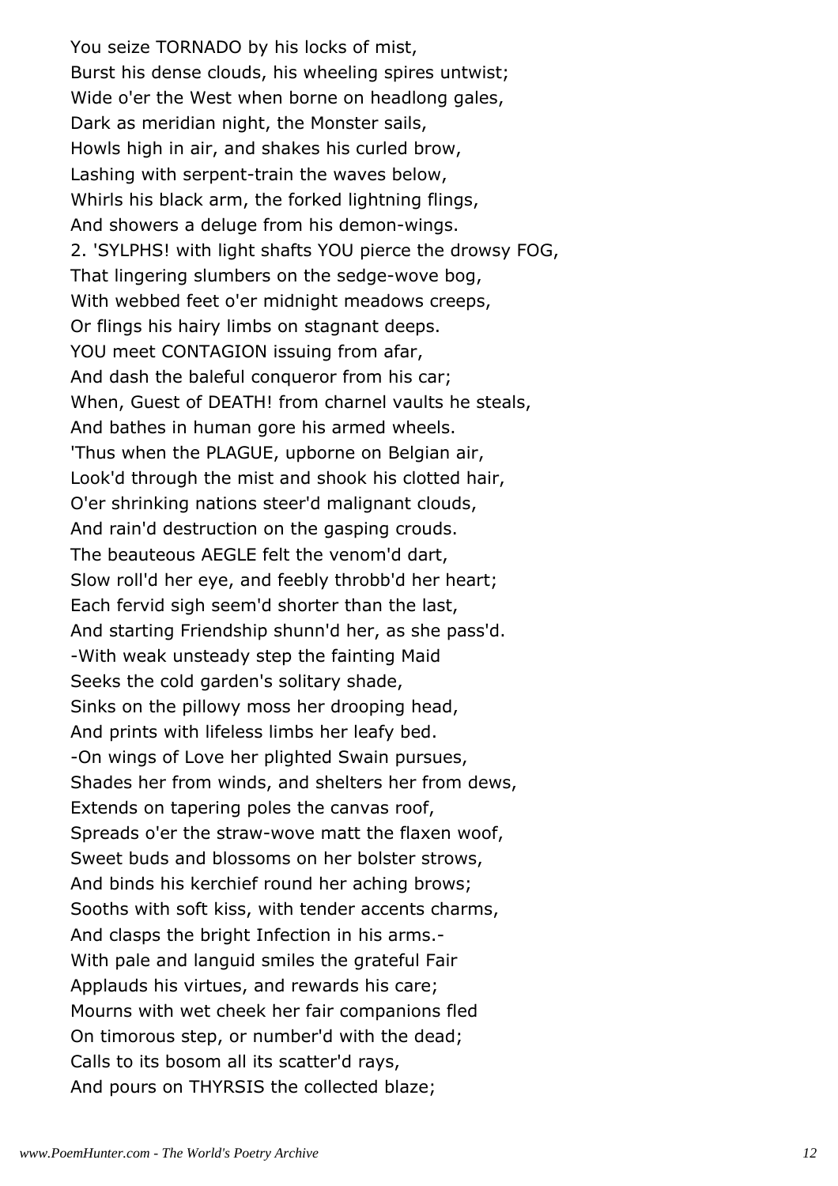You seize TORNADO by his locks of mist,  
Burst his dense clouds, his wheeling spires untwist;  
Wide o'er the West when borne on headlong gales,  
Dark as meridian night, the Monster sails,  
Howls high in air, and shakes his curled brow,  
Lashing with serpent-train the waves below,  
Whirls his black arm, the forked lightning flings,  
And showers a deluge from his demon-wings.  
2. 'SYLPHS! with light shafts YOU pierce the drowsy FOG,  
That lingering slumbers on the sedge-wove bog,  
With webbed feet o'er midnight meadows creeps,  
Or flings his hairy limbs on stagnant deeps.  
YOU meet CONTAGION issuing from afar,  
And dash the baleful conqueror from his car;  
When, Guest of DEATH! from charnel vaults he steals,  
And bathes in human gore his armed wheels.  
'Thus when the PLAGUE, upborne on Belgian air,  
Look'd through the mist and shook his clotted hair,  
O'er shrinking nations steer'd malignant clouds,  
And rain'd destruction on the gasping crouds.  
The beauteous AEGLE felt the venom'd dart,  
Slow roll'd her eye, and feebly throbb'd her heart;  
Each fervid sigh seem'd shorter than the last,  
And starting Friendship shunn'd her, as she pass'd.  
-With weak unsteady step the fainting Maid  
Seeks the cold garden's solitary shade,  
Sinks on the pillowy moss her drooping head,  
And prints with lifeless limbs her leafy bed.  
-On wings of Love her plighted Swain pursues,  
Shades her from winds, and shelters her from dews,  
Extends on tapering poles the canvas roof,  
Spreads o'er the straw-wove matt the flaxen woof,  
Sweet buds and blossoms on her bolster strows,  
And binds his kerchief round her aching brows;  
Sooths with soft kiss, with tender accents charms,  
And clasps the bright Infection in his arms.-  
With pale and languid smiles the grateful Fair  
Applauds his virtues, and rewards his care;  
Mourns with wet cheek her fair companions fled  
On timorous step, or number'd with the dead;  
Calls to its bosom all its scatter'd rays,  
And pours on THYRSIS the collected blaze;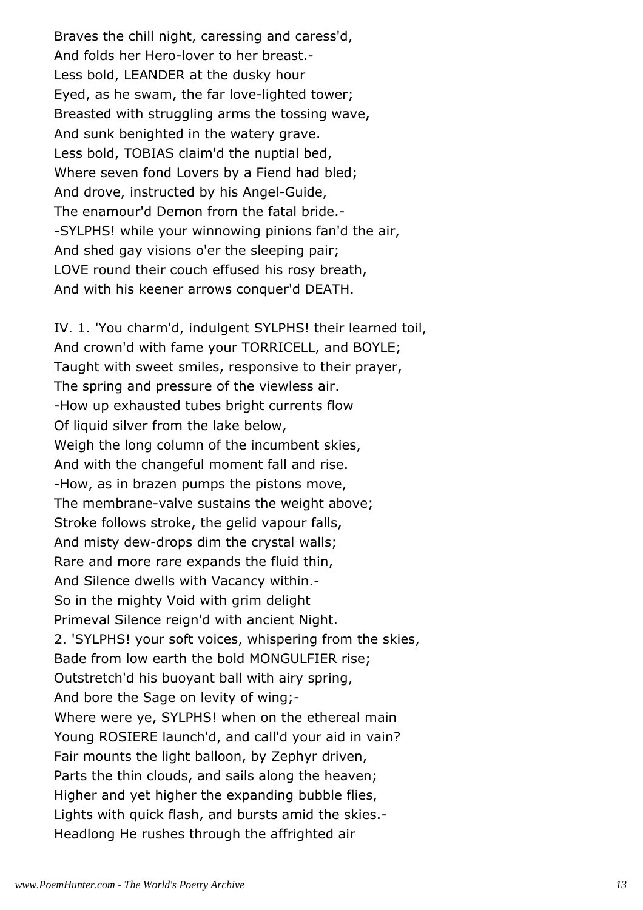Braves the chill night, caressing and caress'd,
And folds her Hero-lover to her breast.-
Less bold, LEANDER at the dusky hour
Eyed, as he swam, the far love-lighted tower;
Breasted with struggling arms the tossing wave,
And sunk benighted in the watery grave.
Less bold, TOBIAS claim'd the nuptial bed,
Where seven fond Lovers by a Fiend had bled;
And drove, instructed by his Angel-Guide,
The enamour'd Demon from the fatal bride.-
-SYLPHS! while your winnowing pinions fan'd the air,
And shed gay visions o'er the sleeping pair;
LOVE round their couch effused his rosy breath,
And with his keener arrows conquer'd DEATH.

IV. 1. 'You charm'd, indulgent SYLPHS! their learned toil,
And crown'd with fame your TORRICELL, and BOYLE;
Taught with sweet smiles, responsive to their prayer,
The spring and pressure of the viewless air.
-How up exhausted tubes bright currents flow
Of liquid silver from the lake below,
Weigh the long column of the incumbent skies,
And with the changeful moment fall and rise.
-How, as in brazen pumps the pistons move,
The membrane-valve sustains the weight above;
Stroke follows stroke, the gelid vapour falls,
And misty dew-drops dim the crystal walls;
Rare and more rare expands the fluid thin,
And Silence dwells with Vacancy within.-
So in the mighty Void with grim delight
Primeval Silence reign'd with ancient Night.
2. 'SYLPHS! your soft voices, whispering from the skies,
Bade from low earth the bold MONGULFIER rise;
Outstretch'd his buoyant ball with airy spring,
And bore the Sage on levity of wing;-
Where were ye, SYLPHS! when on the ethereal main
Young ROSIERE launch'd, and call'd your aid in vain?
Fair mounts the light balloon, by Zephyr driven,
Parts the thin clouds, and sails along the heaven;
Higher and yet higher the expanding bubble flies,
Lights with quick flash, and bursts amid the skies.-
Headlong He rushes through the affrighted air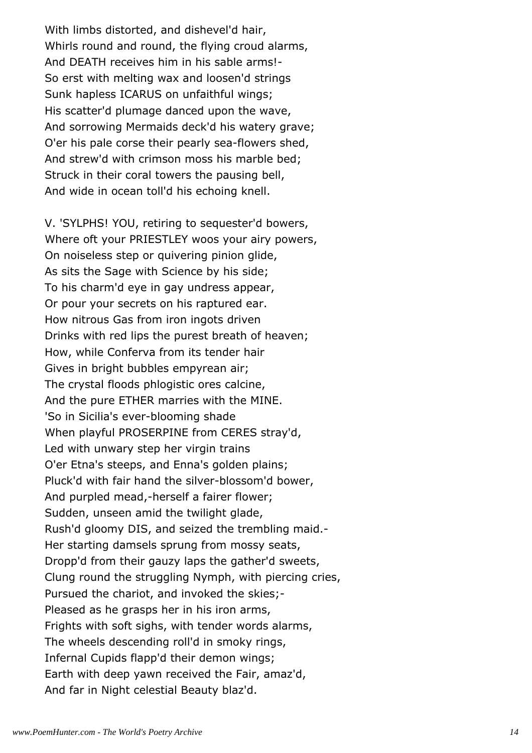With limbs distorted, and dishevel'd hair,
Whirls round and round, the flying croud alarms,
And DEATH receives him in his sable arms!-
So erst with melting wax and loosen'd strings
Sunk hapless ICARUS on unfaithful wings;
His scatter'd plumage danced upon the wave,
And sorrowing Mermaids deck'd his watery grave;
O'er his pale corse their pearly sea-flowers shed,
And strew'd with crimson moss his marble bed;
Struck in their coral towers the pausing bell,
And wide in ocean toll'd his echoing knell.

V. 'SYLPHS! YOU, retiring to sequester'd bowers,
Where oft your PRIESTLEY woos your airy powers,
On noiseless step or quivering pinion glide,
As sits the Sage with Science by his side;
To his charm'd eye in gay undress appear,
Or pour your secrets on his raptured ear.
How nitrous Gas from iron ingots driven
Drinks with red lips the purest breath of heaven;
How, while Conferva from its tender hair
Gives in bright bubbles empyrean air;
The crystal floods phlogistic ores calcine,
And the pure ETHER marries with the MINE.
'So in Sicilia's ever-blooming shade
When playful PROSERPINE from CERES stray'd,
Led with unwary step her virgin trains
O'er Etna's steeps, and Enna's golden plains;
Pluck'd with fair hand the silver-blossom'd bower,
And purpled mead,-herself a fairer flower;
Sudden, unseen amid the twilight glade,
Rush'd gloomy DIS, and seized the trembling maid.-
Her starting damsels sprung from mossy seats,
Dropp'd from their gauzy laps the gather'd sweets,
Clung round the struggling Nymph, with piercing cries,
Pursued the chariot, and invoked the skies;-
Pleased as he grasps her in his iron arms,
Frights with soft sighs, with tender words alarms,
The wheels descending roll'd in smoky rings,
Infernal Cupids flapp'd their demon wings;
Earth with deep yawn received the Fair, amaz'd,
And far in Night celestial Beauty blaz'd.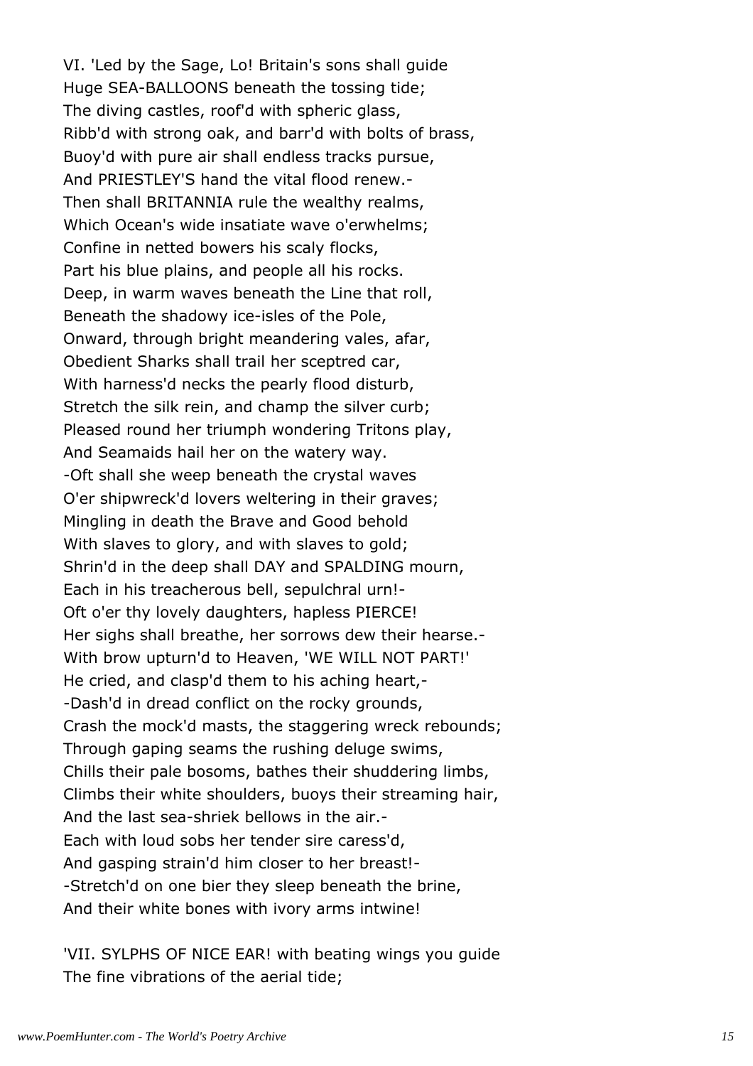VI. 'Led by the Sage, Lo! Britain's sons shall guide
Huge SEA-BALLOONS beneath the tossing tide;
The diving castles, roof'd with spheric glass,
Ribb'd with strong oak, and barr'd with bolts of brass,
Buoy'd with pure air shall endless tracks pursue,
And PRIESTLEY'S hand the vital flood renew.-
Then shall BRITANNIA rule the wealthy realms,
Which Ocean's wide insatiate wave o'erwhelms;
Confine in netted bowers his scaly flocks,
Part his blue plains, and people all his rocks.
Deep, in warm waves beneath the Line that roll,
Beneath the shadowy ice-isles of the Pole,
Onward, through bright meandering vales, afar,
Obedient Sharks shall trail her sceptred car,
With harness'd necks the pearly flood disturb,
Stretch the silk rein, and champ the silver curb;
Pleased round her triumph wondering Tritons play,
And Seamaids hail her on the watery way.
-Oft shall she weep beneath the crystal waves
O'er shipwreck'd lovers weltering in their graves;
Mingling in death the Brave and Good behold
With slaves to glory, and with slaves to gold;
Shrin'd in the deep shall DAY and SPALDING mourn,
Each in his treacherous bell, sepulchral urn!-
Oft o'er thy lovely daughters, hapless PIERCE!
Her sighs shall breathe, her sorrows dew their hearse.-
With brow upturn'd to Heaven, 'WE WILL NOT PART!'
He cried, and clasp'd them to his aching heart,-
-Dash'd in dread conflict on the rocky grounds,
Crash the mock'd masts, the staggering wreck rebounds;
Through gaping seams the rushing deluge swims,
Chills their pale bosoms, bathes their shuddering limbs,
Climbs their white shoulders, buoys their streaming hair,
And the last sea-shriek bellows in the air.-
Each with loud sobs her tender sire caress'd,
And gasping strain'd him closer to her breast!-
-Stretch'd on one bier they sleep beneath the brine,
And their white bones with ivory arms intwine!

'VII. SYLPHS OF NICE EAR! with beating wings you guide
The fine vibrations of the aerial tide;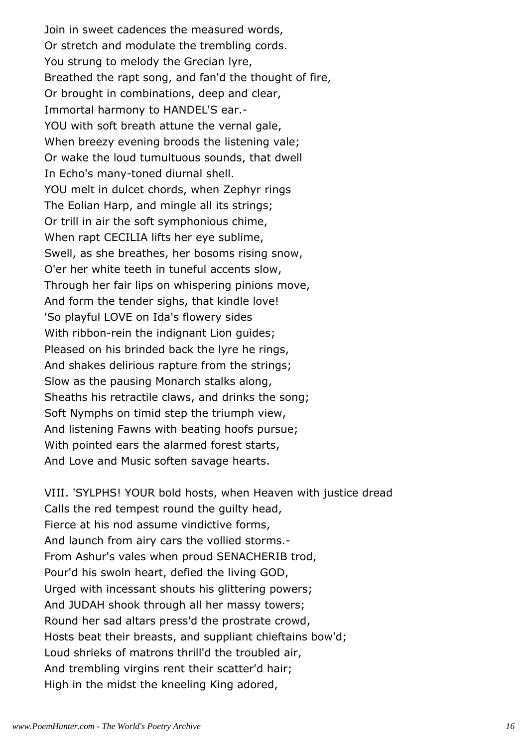Join in sweet cadences the measured words,
Or stretch and modulate the trembling cords.
You strung to melody the Grecian lyre,
Breathed the rapt song, and fan'd the thought of fire,
Or brought in combinations, deep and clear,
Immortal harmony to HANDEL'S ear.-
YOU with soft breath attune the vernal gale,
When breezy evening broods the listening vale;
Or wake the loud tumultuous sounds, that dwell
In Echo's many-toned diurnal shell.
YOU melt in dulcet chords, when Zephyr rings
The Eolian Harp, and mingle all its strings;
Or trill in air the soft symphonious chime,
When rapt CECILIA lifts her eye sublime,
Swell, as she breathes, her bosoms rising snow,
O'er her white teeth in tuneful accents slow,
Through her fair lips on whispering pinions move,
And form the tender sighs, that kindle love!
'So playful LOVE on Ida's flowery sides
With ribbon-rein the indignant Lion guides;
Pleased on his brinded back the lyre he rings,
And shakes delirious rapture from the strings;
Slow as the pausing Monarch stalks along,
Sheaths his retractile claws, and drinks the song;
Soft Nymphs on timid step the triumph view,
And listening Fawns with beating hoofs pursue;
With pointed ears the alarmed forest starts,
And Love and Music soften savage hearts.

VIII. 'SYLPHS! YOUR bold hosts, when Heaven with justice dread
Calls the red tempest round the guilty head,
Fierce at his nod assume vindictive forms,
And launch from airy cars the vollied storms.-
From Ashur's vales when proud SENACHERIB trod,
Pour'd his swoln heart, defied the living GOD,
Urged with incessant shouts his glittering powers;
And JUDAH shook through all her massy towers;
Round her sad altars press'd the prostrate crowd,
Hosts beat their breasts, and suppliant chieftains bow'd;
Loud shrieks of matrons thrill'd the troubled air,
And trembling virgins rent their scatter'd hair;
High in the midst the kneeling King adored,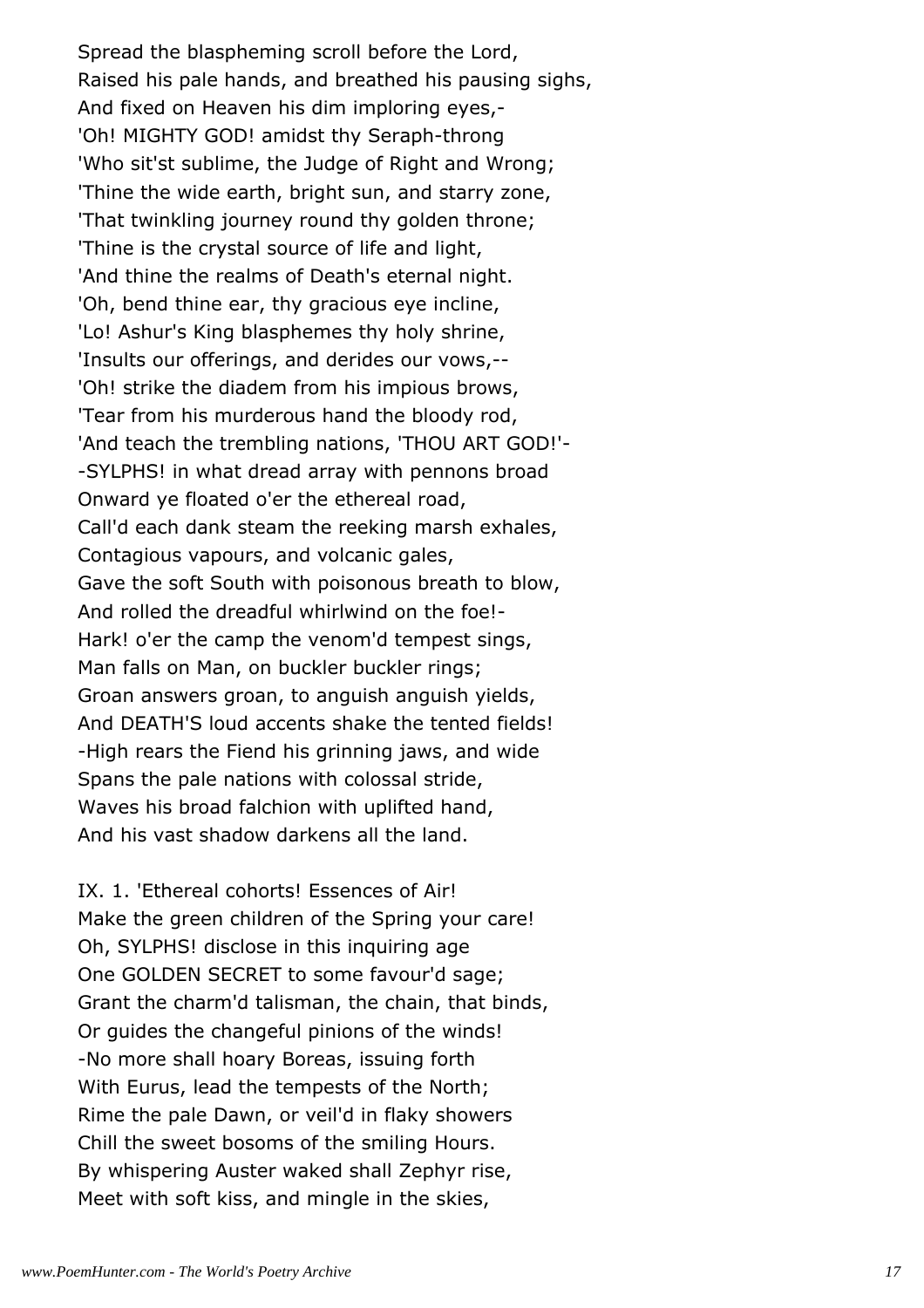Spread the blaspheming scroll before the Lord,
Raised his pale hands, and breathed his pausing sighs,
And fixed on Heaven his dim imploring eyes,-
'Oh! MIGHTY GOD! amidst thy Seraph-throng
'Who sit'st sublime, the Judge of Right and Wrong;
'Thine the wide earth, bright sun, and starry zone,
'That twinkling journey round thy golden throne;
'Thine is the crystal source of life and light,
'And thine the realms of Death's eternal night.
'Oh, bend thine ear, thy gracious eye incline,
'Lo! Ashur's King blasphemes thy holy shrine,
'Insults our offerings, and derides our vows,--
'Oh! strike the diadem from his impious brows,
'Tear from his murderous hand the bloody rod,
'And teach the trembling nations, 'THOU ART GOD!'-
-SYLPHS! in what dread array with pennons broad
Onward ye floated o'er the ethereal road,
Call'd each dank steam the reeking marsh exhales,
Contagious vapours, and volcanic gales,
Gave the soft South with poisonous breath to blow,
And rolled the dreadful whirlwind on the foe!-
Hark! o'er the camp the venom'd tempest sings,
Man falls on Man, on buckler buckler rings;
Groan answers groan, to anguish anguish yields,
And DEATH'S loud accents shake the tented fields!
-High rears the Fiend his grinning jaws, and wide
Spans the pale nations with colossal stride,
Waves his broad falchion with uplifted hand,
And his vast shadow darkens all the land.

IX. 1. 'Ethereal cohorts! Essences of Air!
Make the green children of the Spring your care!
Oh, SYLPHS! disclose in this inquiring age
One GOLDEN SECRET to some favour'd sage;
Grant the charm'd talisman, the chain, that binds,
Or guides the changeful pinions of the winds!
-No more shall hoary Boreas, issuing forth
With Eurus, lead the tempests of the North;
Rime the pale Dawn, or veil'd in flaky showers
Chill the sweet bosoms of the smiling Hours.
By whispering Auster waked shall Zephyr rise,
Meet with soft kiss, and mingle in the skies,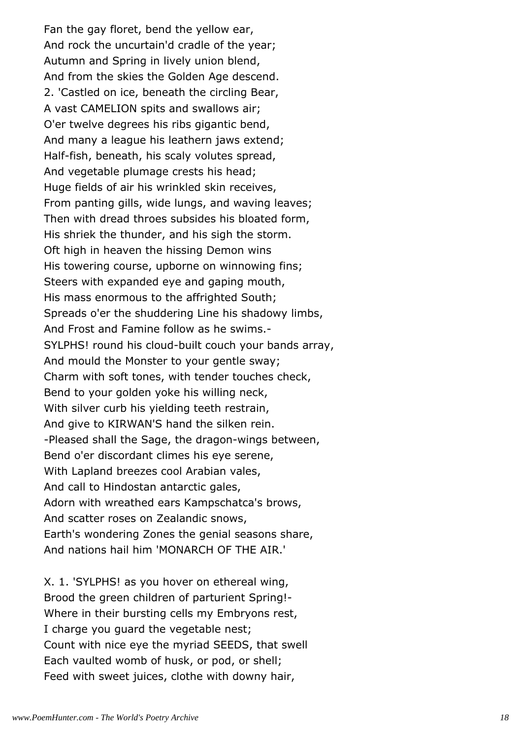Fan the gay floret, bend the yellow ear,
And rock the uncurtain'd cradle of the year;
Autumn and Spring in lively union blend,
And from the skies the Golden Age descend.
2. 'Castled on ice, beneath the circling Bear,
A vast CAMELION spits and swallows air;
O'er twelve degrees his ribs gigantic bend,
And many a league his leathern jaws extend;
Half-fish, beneath, his scaly volutes spread,
And vegetable plumage crests his head;
Huge fields of air his wrinkled skin receives,
From panting gills, wide lungs, and waving leaves;
Then with dread throes subsides his bloated form,
His shriek the thunder, and his sigh the storm.
Oft high in heaven the hissing Demon wins
His towering course, upborne on winnowing fins;
Steers with expanded eye and gaping mouth,
His mass enormous to the affrighted South;
Spreads o'er the shuddering Line his shadowy limbs,
And Frost and Famine follow as he swims.-
SYLPHS! round his cloud-built couch your bands array,
And mould the Monster to your gentle sway;
Charm with soft tones, with tender touches check,
Bend to your golden yoke his willing neck,
With silver curb his yielding teeth restrain,
And give to KIRWAN'S hand the silken rein.
-Pleased shall the Sage, the dragon-wings between,
Bend o'er discordant climes his eye serene,
With Lapland breezes cool Arabian vales,
And call to Hindostan antarctic gales,
Adorn with wreathed ears Kampschatca's brows,
And scatter roses on Zealandic snows,
Earth's wondering Zones the genial seasons share,
And nations hail him 'MONARCH OF THE AIR.'

X. 1. 'SYLPHS! as you hover on ethereal wing,
Brood the green children of parturient Spring!-
Where in their bursting cells my Embryons rest,
I charge you guard the vegetable nest;
Count with nice eye the myriad SEEDS, that swell
Each vaulted womb of husk, or pod, or shell;
Feed with sweet juices, clothe with downy hair,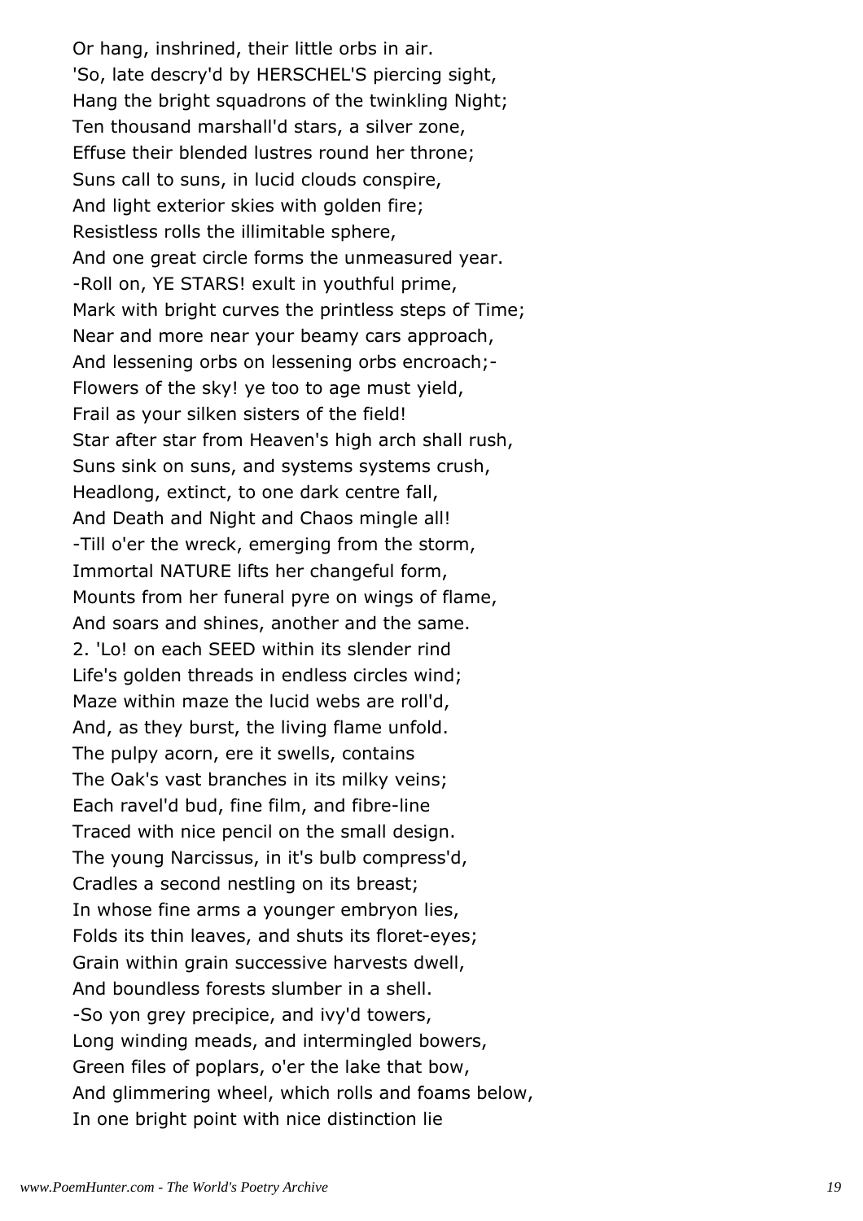Or hang, inshrined, their little orbs in air.
'So, late descry'd by HERSCHEL'S piercing sight,
Hang the bright squadrons of the twinkling Night;
Ten thousand marshall'd stars, a silver zone,
Effuse their blended lustres round her throne;
Suns call to suns, in lucid clouds conspire,
And light exterior skies with golden fire;
Resistless rolls the illimitable sphere,
And one great circle forms the unmeasured year.
-Roll on, YE STARS! exult in youthful prime,
Mark with bright curves the printless steps of Time;
Near and more near your beamy cars approach,
And lessening orbs on lessening orbs encroach;-
Flowers of the sky! ye too to age must yield,
Frail as your silken sisters of the field!
Star after star from Heaven's high arch shall rush,
Suns sink on suns, and systems systems crush,
Headlong, extinct, to one dark centre fall,
And Death and Night and Chaos mingle all!
-Till o'er the wreck, emerging from the storm,
Immortal NATURE lifts her changeful form,
Mounts from her funeral pyre on wings of flame,
And soars and shines, another and the same.
2. 'Lo! on each SEED within its slender rind
Life's golden threads in endless circles wind;
Maze within maze the lucid webs are roll'd,
And, as they burst, the living flame unfold.
The pulpy acorn, ere it swells, contains
The Oak's vast branches in its milky veins;
Each ravel'd bud, fine film, and fibre-line
Traced with nice pencil on the small design.
The young Narcissus, in it's bulb compress'd,
Cradles a second nestling on its breast;
In whose fine arms a younger embryon lies,
Folds its thin leaves, and shuts its floret-eyes;
Grain within grain successive harvests dwell,
And boundless forests slumber in a shell.
-So yon grey precipice, and ivy'd towers,
Long winding meads, and intermingled bowers,
Green files of poplars, o'er the lake that bow,
And glimmering wheel, which rolls and foams below,
In one bright point with nice distinction lie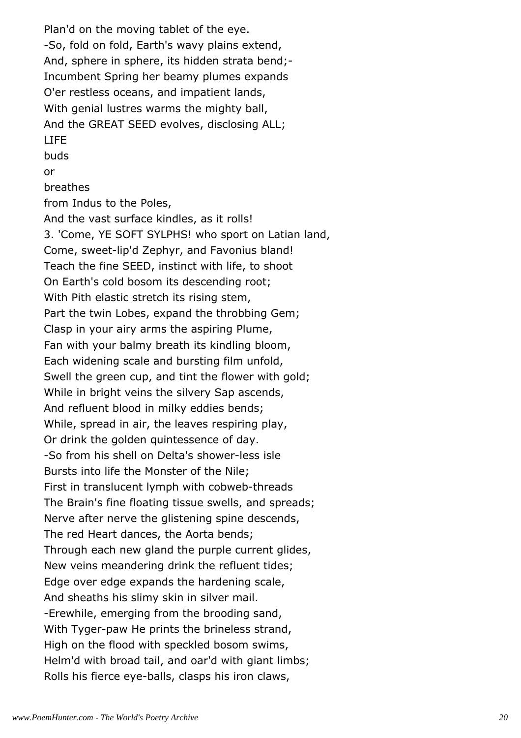Plan'd on the moving tablet of the eye.
-So, fold on fold, Earth's wavy plains extend,
And, sphere in sphere, its hidden strata bend;-
Incumbent Spring her beamy plumes expands
O'er restless oceans, and impatient lands,
With genial lustres warms the mighty ball,
And the GREAT SEED evolves, disclosing ALL;
LIFE
buds
or
breathes
from Indus to the Poles,
And the vast surface kindles, as it rolls!
3. 'Come, YE SOFT SYLPHS! who sport on Latian land,
Come, sweet-lip'd Zephyr, and Favonius bland!
Teach the fine SEED, instinct with life, to shoot
On Earth's cold bosom its descending root;
With Pith elastic stretch its rising stem,
Part the twin Lobes, expand the throbbing Gem;
Clasp in your airy arms the aspiring Plume,
Fan with your balmy breath its kindling bloom,
Each widening scale and bursting film unfold,
Swell the green cup, and tint the flower with gold;
While in bright veins the silvery Sap ascends,
And refluent blood in milky eddies bends;
While, spread in air, the leaves respiring play,
Or drink the golden quintessence of day.
-So from his shell on Delta's shower-less isle
Bursts into life the Monster of the Nile;
First in translucent lymph with cobweb-threads
The Brain's fine floating tissue swells, and spreads;
Nerve after nerve the glistening spine descends,
The red Heart dances, the Aorta bends;
Through each new gland the purple current glides,
New veins meandering drink the refluent tides;
Edge over edge expands the hardening scale,
And sheaths his slimy skin in silver mail.
-Erewhile, emerging from the brooding sand,
With Tyger-paw He prints the brineless strand,
High on the flood with speckled bosom swims,
Helm'd with broad tail, and oar'd with giant limbs;
Rolls his fierce eye-balls, clasps his iron claws,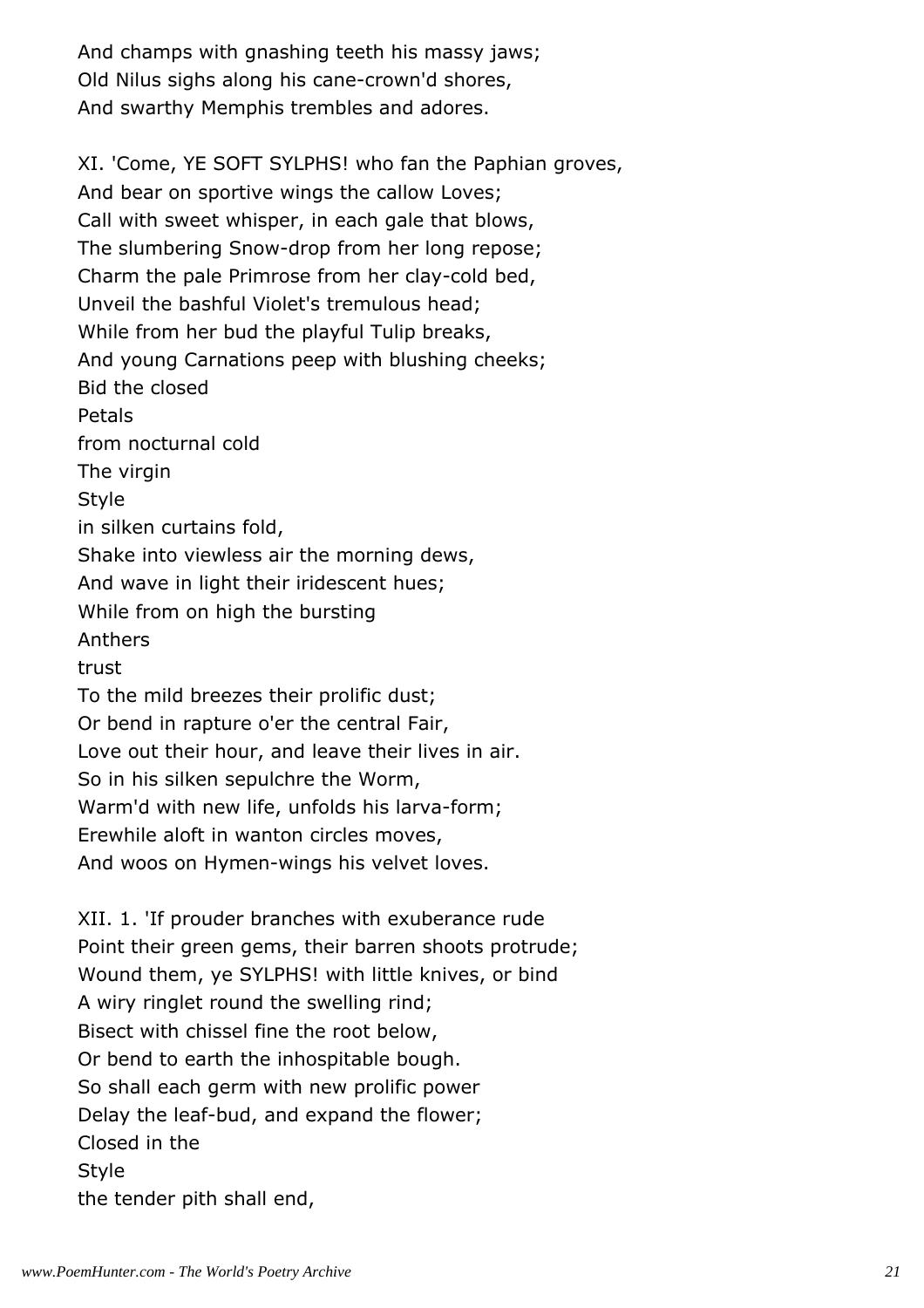And champs with gnashing teeth his massy jaws;
Old Nilus sighs along his cane-crown'd shores,
And swarthy Memphis trembles and adores.

XI. 'Come, YE SOFT SYLPHS! who fan the Paphian groves,
And bear on sportive wings the callow Loves;
Call with sweet whisper, in each gale that blows,
The slumbering Snow-drop from her long repose;
Charm the pale Primrose from her clay-cold bed,
Unveil the bashful Violet's tremulous head;
While from her bud the playful Tulip breaks,
And young Carnations peep with blushing cheeks;
Bid the closed
Petals
from nocturnal cold
The virgin
Style
in silken curtains fold,
Shake into viewless air the morning dews,
And wave in light their iridescent hues;
While from on high the bursting
Anthers
trust
To the mild breezes their prolific dust;
Or bend in rapture o'er the central Fair,
Love out their hour, and leave their lives in air.
So in his silken sepulchre the Worm,
Warm'd with new life, unfolds his larva-form;
Erewhile aloft in wanton circles moves,
And woos on Hymen-wings his velvet loves.

XII. 1. 'If prouder branches with exuberance rude
Point their green gems, their barren shoots protrude;
Wound them, ye SYLPHS! with little knives, or bind
A wiry ringlet round the swelling rind;
Bisect with chissel fine the root below,
Or bend to earth the inhospitable bough.
So shall each germ with new prolific power
Delay the leaf-bud, and expand the flower;
Closed in the
Style
the tender pith shall end,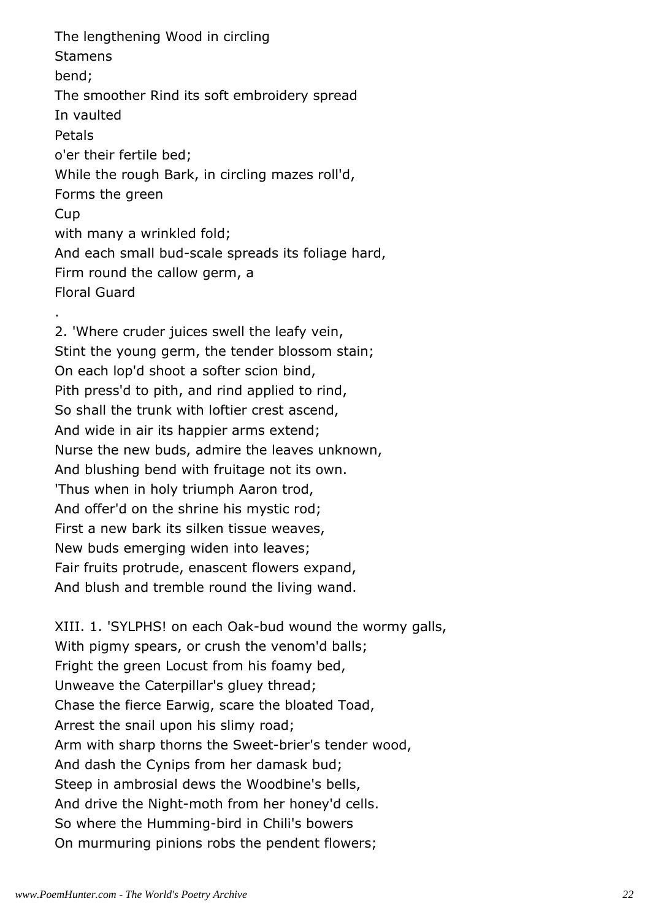The lengthening Wood in circling
Stamens
bend;
The smoother Rind its soft embroidery spread
In vaulted
Petals
o'er their fertile bed;
While the rough Bark, in circling mazes roll'd,
Forms the green
Cup
with many a wrinkled fold;
And each small bud-scale spreads its foliage hard,
Firm round the callow germ, a
Floral Guard
.

2. 'Where cruder juices swell the leafy vein,
Stint the young germ, the tender blossom stain;
On each lop'd shoot a softer scion bind,
Pith press'd to pith, and rind applied to rind,
So shall the trunk with loftier crest ascend,
And wide in air its happier arms extend;
Nurse the new buds, admire the leaves unknown,
And blushing bend with fruitage not its own.
'Thus when in holy triumph Aaron trod,
And offer'd on the shrine his mystic rod;
First a new bark its silken tissue weaves,
New buds emerging widen into leaves;
Fair fruits protrude, enascent flowers expand,
And blush and tremble round the living wand.

XIII. 1. 'SYLPHS! on each Oak-bud wound the wormy galls,
With pigmy spears, or crush the venom'd balls;
Fright the green Locust from his foamy bed,
Unweave the Caterpillar's gluey thread;
Chase the fierce Earwig, scare the bloated Toad,
Arrest the snail upon his slimy road;
Arm with sharp thorns the Sweet-brier's tender wood,
And dash the Cynips from her damask bud;
Steep in ambrosial dews the Woodbine's bells,
And drive the Night-moth from her honey'd cells.
So where the Humming-bird in Chili's bowers
On murmuring pinions robs the pendent flowers;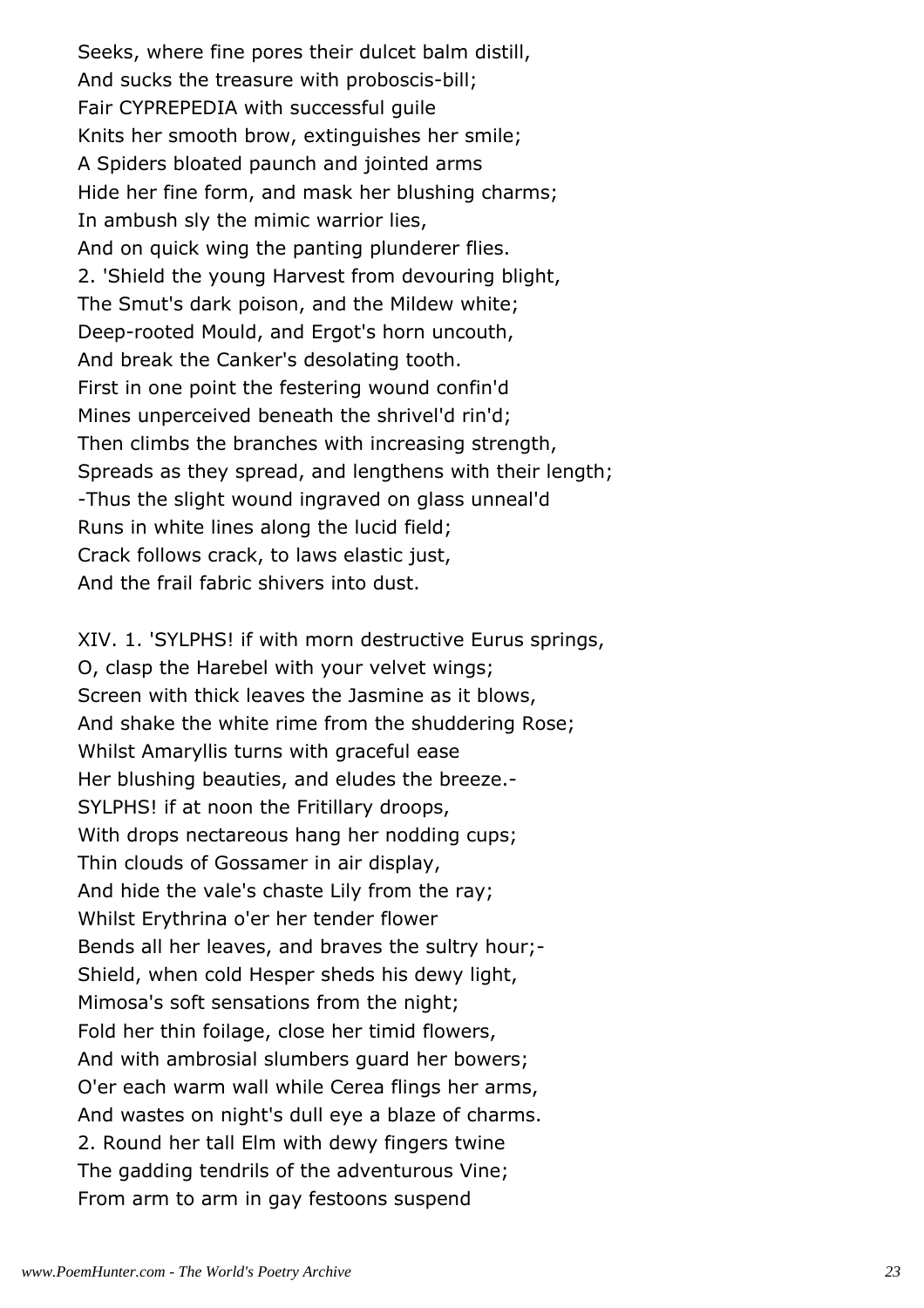Seeks, where fine pores their dulcet balm distill,
And sucks the treasure with proboscis-bill;
Fair CYPREPEDIA with successful guile
Knits her smooth brow, extinguishes her smile;
A Spiders bloated paunch and jointed arms
Hide her fine form, and mask her blushing charms;
In ambush sly the mimic warrior lies,
And on quick wing the panting plunderer flies.
2. 'Shield the young Harvest from devouring blight,
The Smut's dark poison, and the Mildew white;
Deep-rooted Mould, and Ergot's horn uncouth,
And break the Canker's desolating tooth.
First in one point the festering wound confin'd
Mines unperceived beneath the shrivel'd rin'd;
Then climbs the branches with increasing strength,
Spreads as they spread, and lengthens with their length;
-Thus the slight wound ingraved on glass unneal'd
Runs in white lines along the lucid field;
Crack follows crack, to laws elastic just,
And the frail fabric shivers into dust.

XIV. 1. 'SYLPHS! if with morn destructive Eurus springs,
O, clasp the Harebel with your velvet wings;
Screen with thick leaves the Jasmine as it blows,
And shake the white rime from the shuddering Rose;
Whilst Amaryllis turns with graceful ease
Her blushing beauties, and eludes the breeze.-
SYLPHS! if at noon the Fritillary droops,
With drops nectareous hang her nodding cups;
Thin clouds of Gossamer in air display,
And hide the vale's chaste Lily from the ray;
Whilst Erythrina o'er her tender flower
Bends all her leaves, and braves the sultry hour;-
Shield, when cold Hesper sheds his dewy light,
Mimosa's soft sensations from the night;
Fold her thin foilage, close her timid flowers,
And with ambrosial slumbers guard her bowers;
O'er each warm wall while Cerea flings her arms,
And wastes on night's dull eye a blaze of charms.
2. Round her tall Elm with dewy fingers twine
The gadding tendrils of the adventurous Vine;
From arm to arm in gay festoons suspend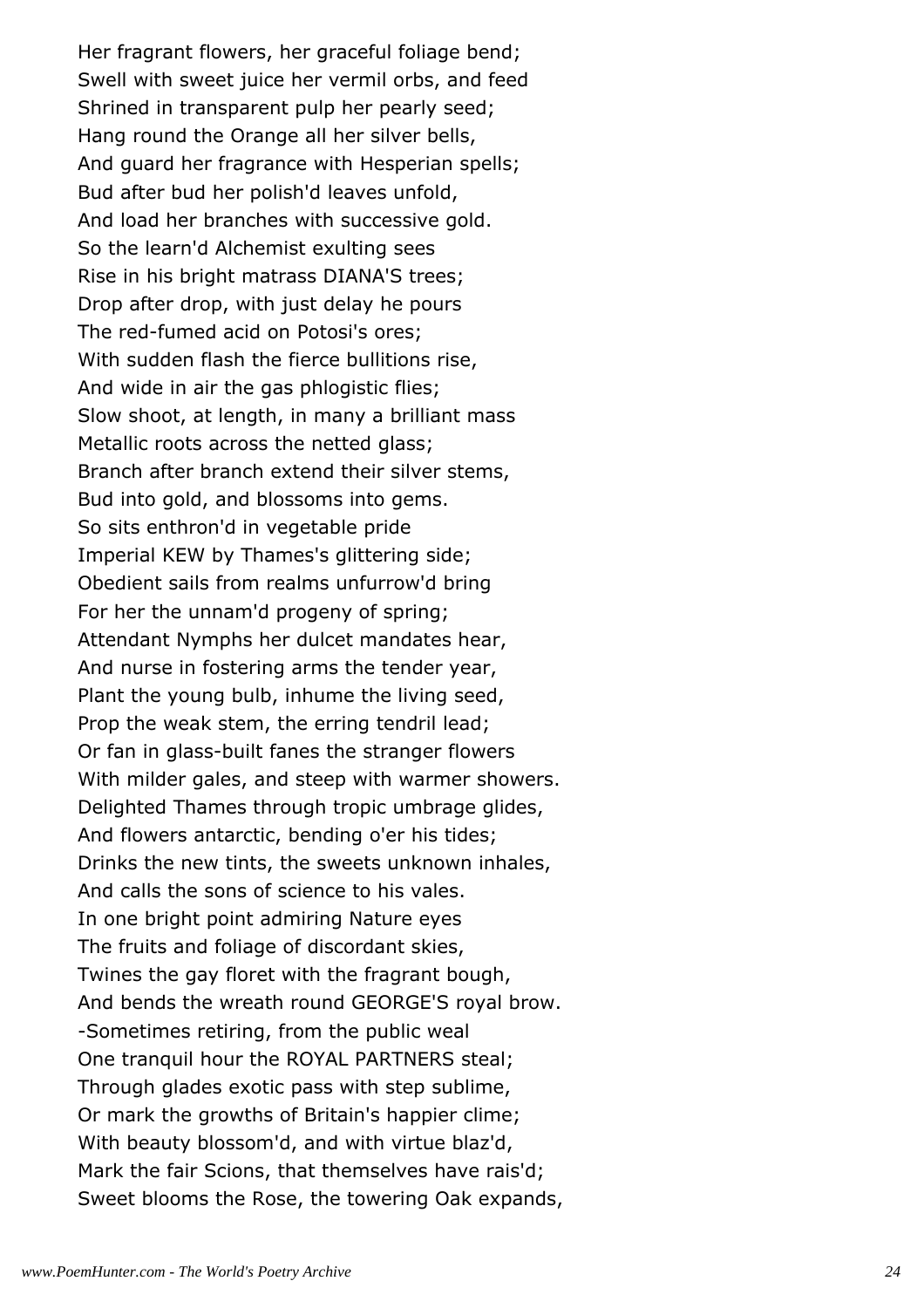Her fragrant flowers, her graceful foliage bend;
Swell with sweet juice her vermil orbs, and feed
Shrined in transparent pulp her pearly seed;
Hang round the Orange all her silver bells,
And guard her fragrance with Hesperian spells;
Bud after bud her polish'd leaves unfold,
And load her branches with successive gold.
So the learn'd Alchemist exulting sees
Rise in his bright matrass DIANA'S trees;
Drop after drop, with just delay he pours
The red-fumed acid on Potosi's ores;
With sudden flash the fierce bullitions rise,
And wide in air the gas phlogistic flies;
Slow shoot, at length, in many a brilliant mass
Metallic roots across the netted glass;
Branch after branch extend their silver stems,
Bud into gold, and blossoms into gems.
So sits enthron'd in vegetable pride
Imperial KEW by Thames's glittering side;
Obedient sails from realms unfurrow'd bring
For her the unnam'd progeny of spring;
Attendant Nymphs her dulcet mandates hear,
And nurse in fostering arms the tender year,
Plant the young bulb, inhume the living seed,
Prop the weak stem, the erring tendril lead;
Or fan in glass-built fanes the stranger flowers
With milder gales, and steep with warmer showers.
Delighted Thames through tropic umbrage glides,
And flowers antarctic, bending o'er his tides;
Drinks the new tints, the sweets unknown inhales,
And calls the sons of science to his vales.
In one bright point admiring Nature eyes
The fruits and foliage of discordant skies,
Twines the gay floret with the fragrant bough,
And bends the wreath round GEORGE'S royal brow.
-Sometimes retiring, from the public weal
One tranquil hour the ROYAL PARTNERS steal;
Through glades exotic pass with step sublime,
Or mark the growths of Britain's happier clime;
With beauty blossom'd, and with virtue blaz'd,
Mark the fair Scions, that themselves have rais'd;
Sweet blooms the Rose, the towering Oak expands,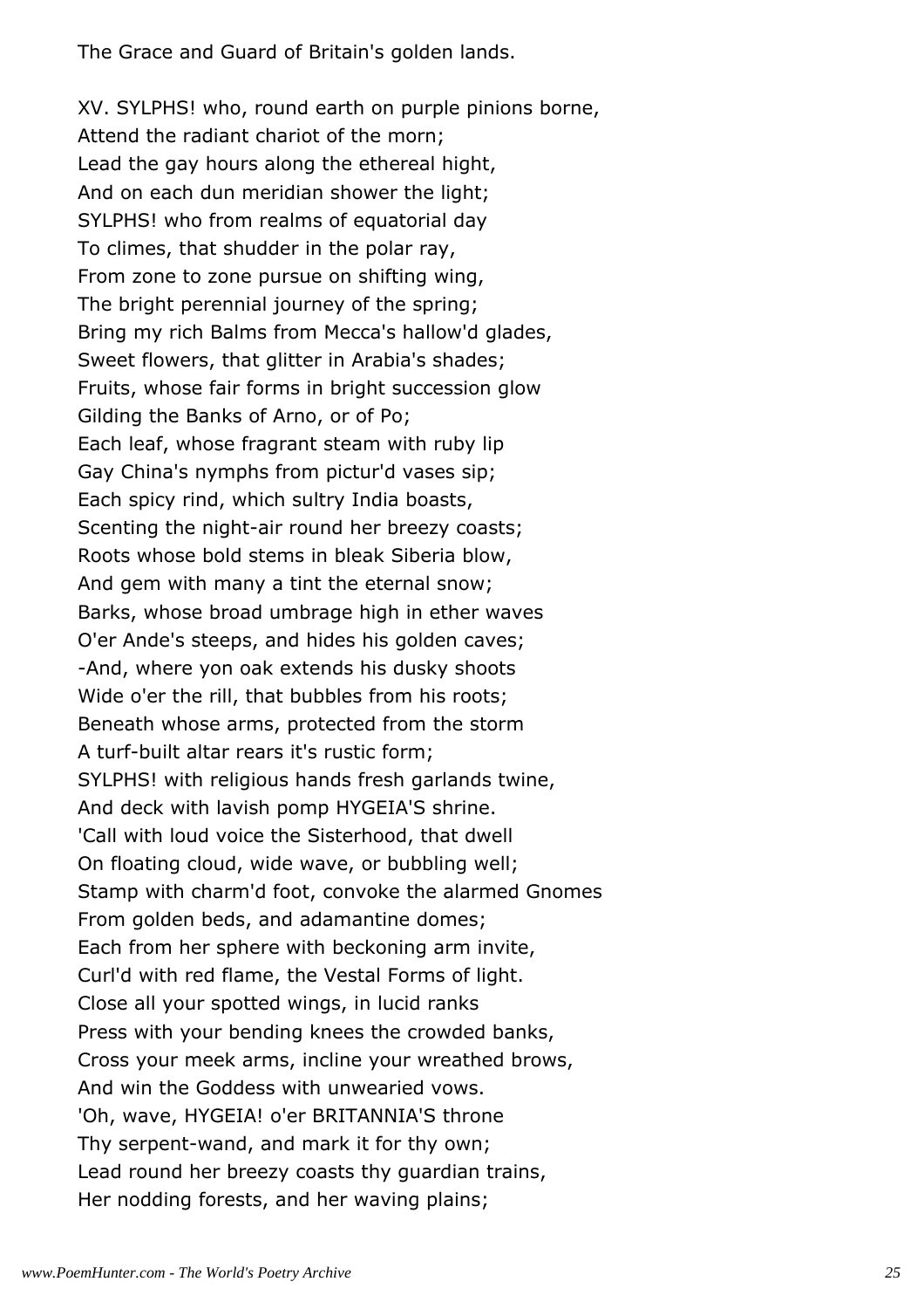The Grace and Guard of Britain's golden lands.

XV. SYLPHS! who, round earth on purple pinions borne,
Attend the radiant chariot of the morn;
Lead the gay hours along the ethereal hight,
And on each dun meridian shower the light;
SYLPHS! who from realms of equatorial day
To climes, that shudder in the polar ray,
From zone to zone pursue on shifting wing,
The bright perennial journey of the spring;
Bring my rich Balms from Mecca's hallow'd glades,
Sweet flowers, that glitter in Arabia's shades;
Fruits, whose fair forms in bright succession glow
Gilding the Banks of Arno, or of Po;
Each leaf, whose fragrant steam with ruby lip
Gay China's nymphs from pictur'd vases sip;
Each spicy rind, which sultry India boasts,
Scenting the night-air round her breezy coasts;
Roots whose bold stems in bleak Siberia blow,
And gem with many a tint the eternal snow;
Barks, whose broad umbrage high in ether waves
O'er Ande's steeps, and hides his golden caves;
-And, where yon oak extends his dusky shoots
Wide o'er the rill, that bubbles from his roots;
Beneath whose arms, protected from the storm
A turf-built altar rears it's rustic form;
SYLPHS! with religious hands fresh garlands twine,
And deck with lavish pomp HYGEIA'S shrine.
'Call with loud voice the Sisterhood, that dwell
On floating cloud, wide wave, or bubbling well;
Stamp with charm'd foot, convoke the alarmed Gnomes
From golden beds, and adamantine domes;
Each from her sphere with beckoning arm invite,
Curl'd with red flame, the Vestal Forms of light.
Close all your spotted wings, in lucid ranks
Press with your bending knees the crowded banks,
Cross your meek arms, incline your wreathed brows,
And win the Goddess with unwearied vows.
'Oh, wave, HYGEIA! o'er BRITANNIA'S throne
Thy serpent-wand, and mark it for thy own;
Lead round her breezy coasts thy guardian trains,
Her nodding forests, and her waving plains;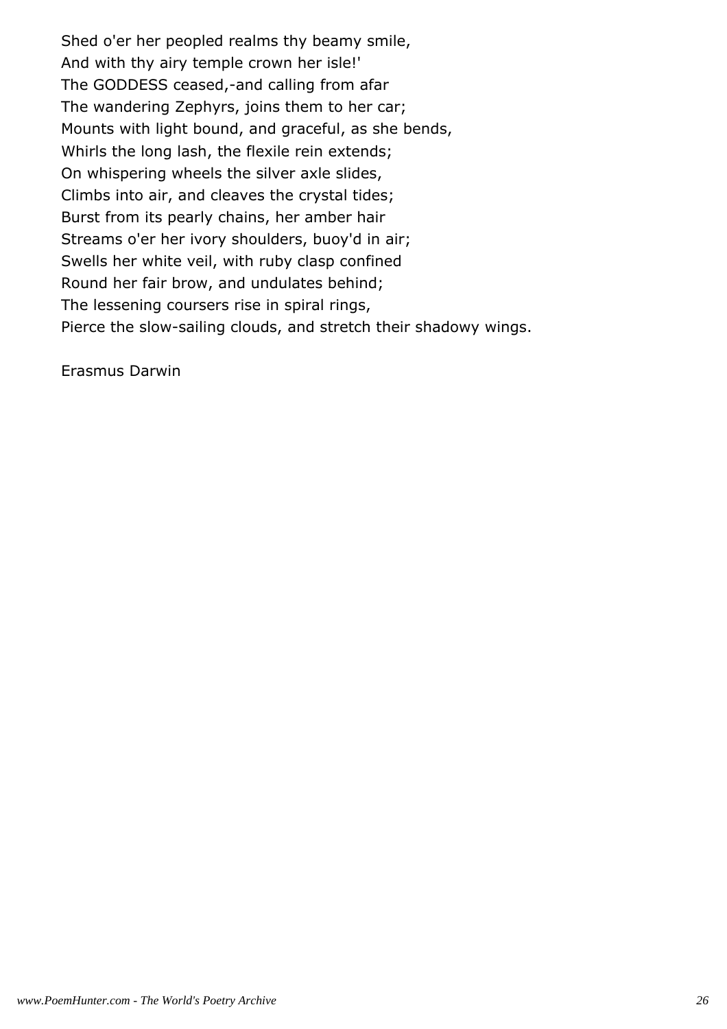Shed o'er her peopled realms thy beamy smile,
And with thy airy temple crown her isle!'
The GODDESS ceased,-and calling from afar
The wandering Zephyrs, joins them to her car;
Mounts with light bound, and graceful, as she bends,
Whirls the long lash, the flexile rein extends;
On whispering wheels the silver axle slides,
Climbs into air, and cleaves the crystal tides;
Burst from its pearly chains, her amber hair
Streams o'er her ivory shoulders, buoy'd in air;
Swells her white veil, with ruby clasp confined
Round her fair brow, and undulates behind;
The lessening coursers rise in spiral rings,
Pierce the slow-sailing clouds, and stretch their shadowy wings.

Erasmus Darwin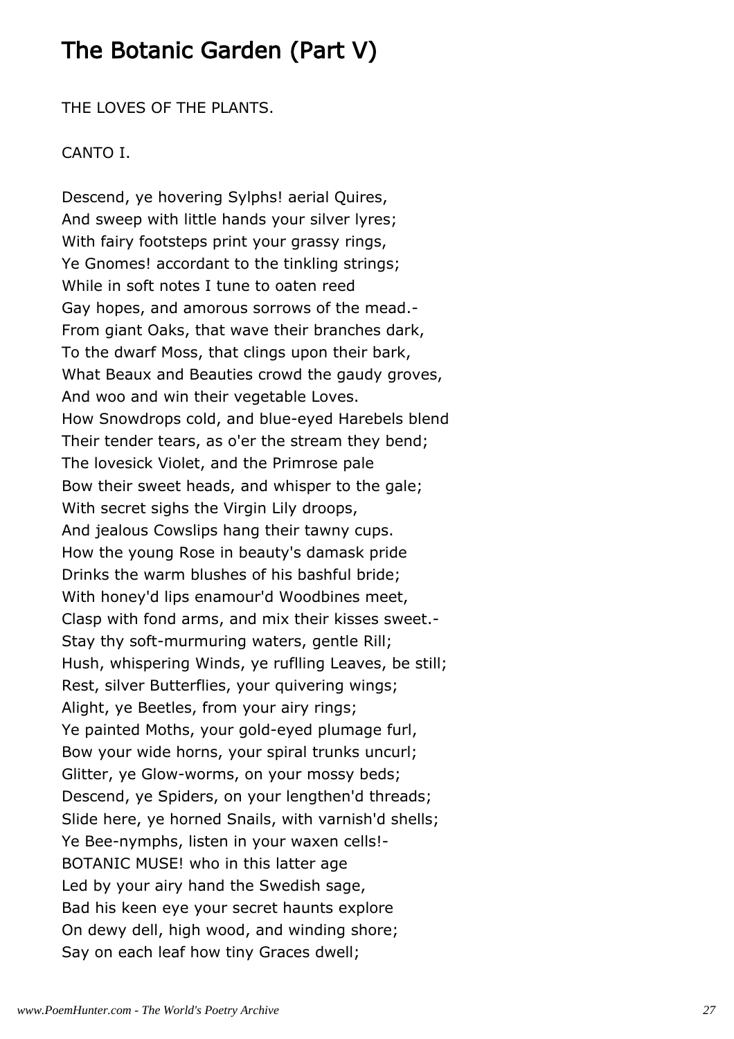# The Botanic Garden (Part V)

THE LOVES OF THE PLANTS.

CANTO I.

Descend, ye hovering Sylphs! aerial Quires,  
And sweep with little hands your silver lyres;  
With fairy footsteps print your grassy rings,  
Ye Gnomes! accordant to the tinkling strings;  
While in soft notes I tune to oaten reed  
Gay hopes, and amorous sorrows of the mead.-  
From giant Oaks, that wave their branches dark,  
To the dwarf Moss, that clings upon their bark,  
What Beaux and Beauties crowd the gaudy groves,  
And woo and win their vegetable Loves.  
How Snowdrops cold, and blue-eyed Harebels blend  
Their tender tears, as o'er the stream they bend;  
The lovesick Violet, and the Primrose pale  
Bow their sweet heads, and whisper to the gale;  
With secret sighs the Virgin Lily droops,  
And jealous Cowslips hang their tawny cups.  
How the young Rose in beauty's damask pride  
Drinks the warm blushes of his bashful bride;  
With honey'd lips enamour'd Woodbines meet,  
Clasp with fond arms, and mix their kisses sweet.-  
Stay thy soft-murmuring waters, gentle Rill;  
Hush, whispering Winds, ye ruflling Leaves, be still;  
Rest, silver Butterflies, your quivering wings;  
Alight, ye Beetles, from your airy rings;  
Ye painted Moths, your gold-eyed plumage furl,  
Bow your wide horns, your spiral trunks uncurl;  
Glitter, ye Glow-worms, on your mossy beds;  
Descend, ye Spiders, on your lengthen'd threads;  
Slide here, ye horned Snails, with varnish'd shells;  
Ye Bee-nymphs, listen in your waxen cells!-  
BOTANIC MUSE! who in this latter age  
Led by your airy hand the Swedish sage,  
Bad his keen eye your secret haunts explore  
On dewy dell, high wood, and winding shore;  
Say on each leaf how tiny Graces dwell;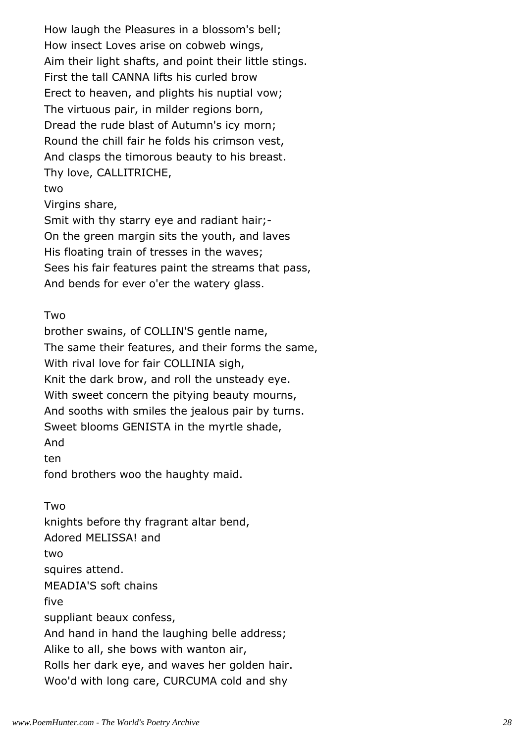How laugh the Pleasures in a blossom's bell;
How insect Loves arise on cobweb wings,
Aim their light shafts, and point their little stings.
First the tall CANNA lifts his curled brow
Erect to heaven, and plights his nuptial vow;
The virtuous pair, in milder regions born,
Dread the rude blast of Autumn's icy morn;
Round the chill fair he folds his crimson vest,
And clasps the timorous beauty to his breast.
Thy love, CALLITRICHE,
two
Virgins share,
Smit with thy starry eye and radiant hair;-
On the green margin sits the youth, and laves
His floating train of tresses in the waves;
Sees his fair features paint the streams that pass,
And bends for ever o'er the watery glass.

Two
brother swains, of COLLIN'S gentle name,
The same their features, and their forms the same,
With rival love for fair COLLINIA sigh,
Knit the dark brow, and roll the unsteady eye.
With sweet concern the pitying beauty mourns,
And sooths with smiles the jealous pair by turns.
Sweet blooms GENISTA in the myrtle shade,
And
ten
fond brothers woo the haughty maid.

Two
knights before thy fragrant altar bend,
Adored MELISSA! and
two
squires attend.
MEADIA'S soft chains
five
suppliant beaux confess,
And hand in hand the laughing belle address;
Alike to all, she bows with wanton air,
Rolls her dark eye, and waves her golden hair.
Woo'd with long care, CURCUMA cold and shy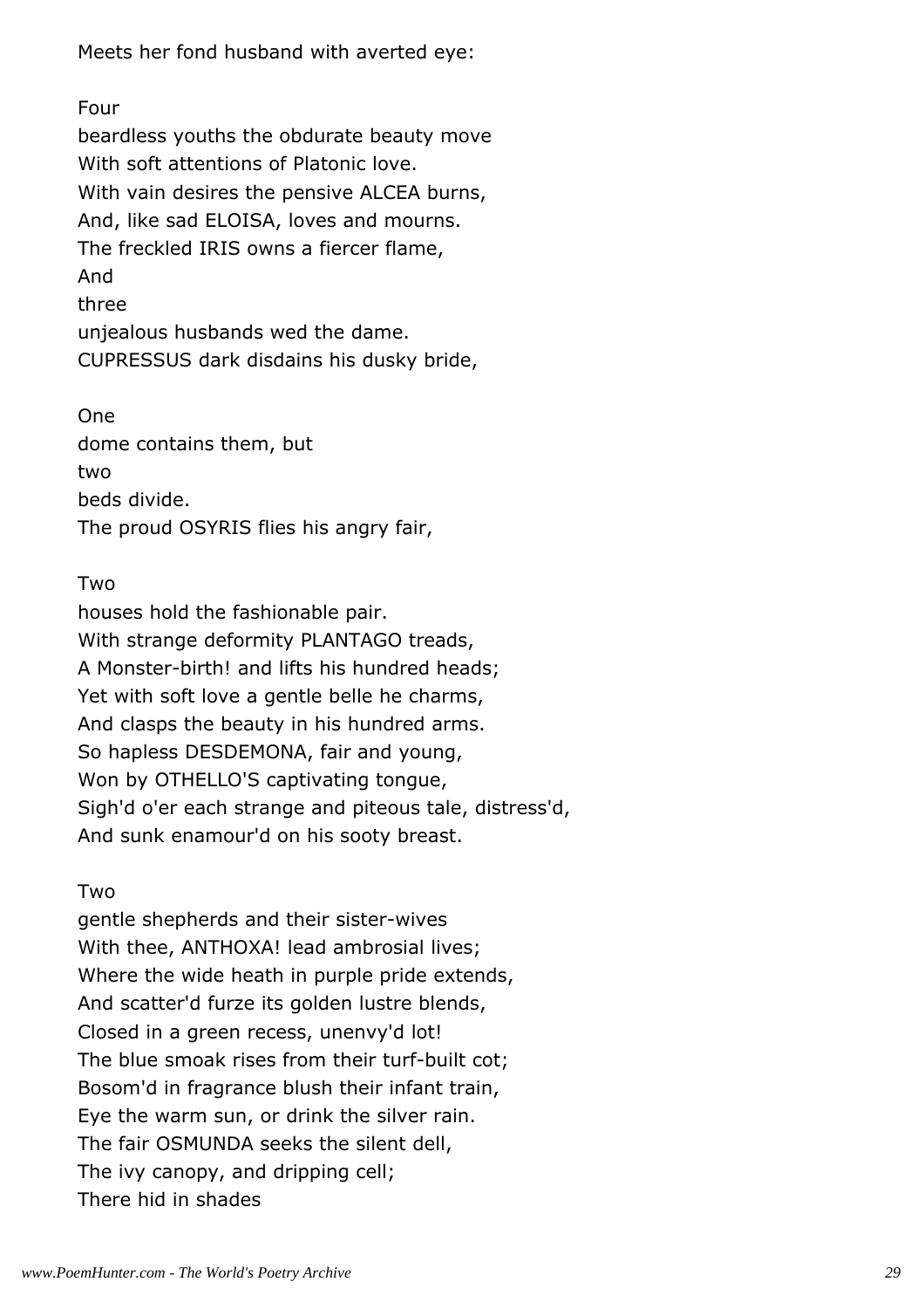Meets her fond husband with averted eye:

Four
beardless youths the obdurate beauty move
With soft attentions of Platonic love.
With vain desires the pensive ALCEA burns,
And, like sad ELOISA, loves and mourns.
The freckled IRIS owns a fiercer flame,
And
three
unjealous husbands wed the dame.
CUPRESSUS dark disdains his dusky bride,

One
dome contains them, but
two
beds divide.
The proud OSYRIS flies his angry fair,

Two
houses hold the fashionable pair.
With strange deformity PLANTAGO treads,
A Monster-birth! and lifts his hundred heads;
Yet with soft love a gentle belle he charms,
And clasps the beauty in his hundred arms.
So hapless DESDEMONA, fair and young,
Won by OTHELLO'S captivating tongue,
Sigh'd o'er each strange and piteous tale, distress'd,
And sunk enamour'd on his sooty breast.

Two
gentle shepherds and their sister-wives
With thee, ANTHOXA! lead ambrosial lives;
Where the wide heath in purple pride extends,
And scatter'd furze its golden lustre blends,
Closed in a green recess, unenvy'd lot!
The blue smoak rises from their turf-built cot;
Bosom'd in fragrance blush their infant train,
Eye the warm sun, or drink the silver rain.
The fair OSMUNDA seeks the silent dell,
The ivy canopy, and dripping cell;
There hid in shades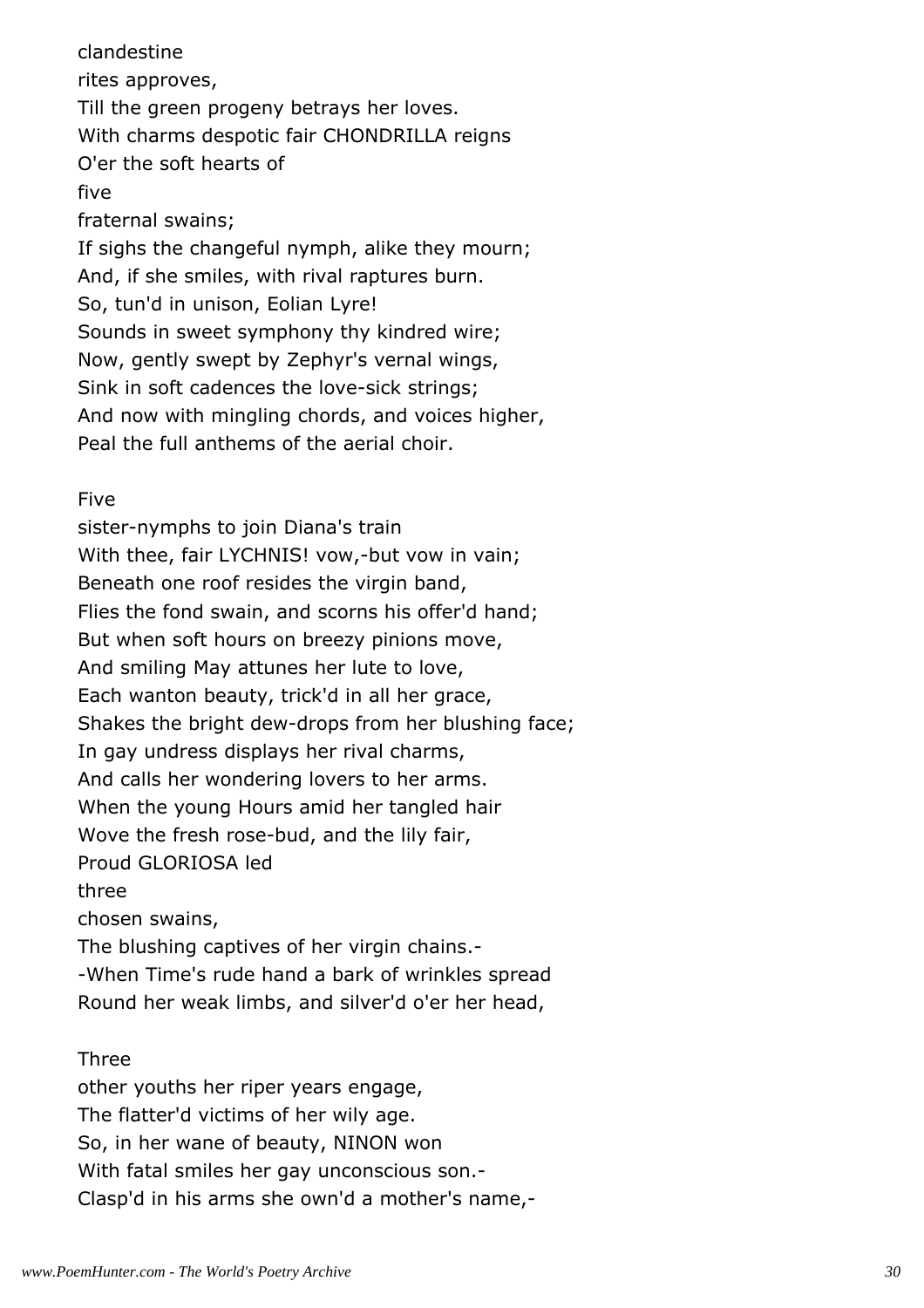clandestine
rites approves,
Till the green progeny betrays her loves.
With charms despotic fair CHONDRILLA reigns
O'er the soft hearts of
five
fraternal swains;
If sighs the changeful nymph, alike they mourn;
And, if she smiles, with rival raptures burn.
So, tun'd in unison, Eolian Lyre!
Sounds in sweet symphony thy kindred wire;
Now, gently swept by Zephyr's vernal wings,
Sink in soft cadences the love-sick strings;
And now with mingling chords, and voices higher,
Peal the full anthems of the aerial choir.

Five
sister-nymphs to join Diana's train
With thee, fair LYCHNIS! vow,-but vow in vain;
Beneath one roof resides the virgin band,
Flies the fond swain, and scorns his offer'd hand;
But when soft hours on breezy pinions move,
And smiling May attunes her lute to love,
Each wanton beauty, trick'd in all her grace,
Shakes the bright dew-drops from her blushing face;
In gay undress displays her rival charms,
And calls her wondering lovers to her arms.
When the young Hours amid her tangled hair
Wove the fresh rose-bud, and the lily fair,
Proud GLORIOSA led
three
chosen swains,
The blushing captives of her virgin chains.-
-When Time's rude hand a bark of wrinkles spread
Round her weak limbs, and silver'd o'er her head,

Three
other youths her riper years engage,
The flatter'd victims of her wily age.
So, in her wane of beauty, NINON won
With fatal smiles her gay unconscious son.-
Clasp'd in his arms she own'd a mother's name,-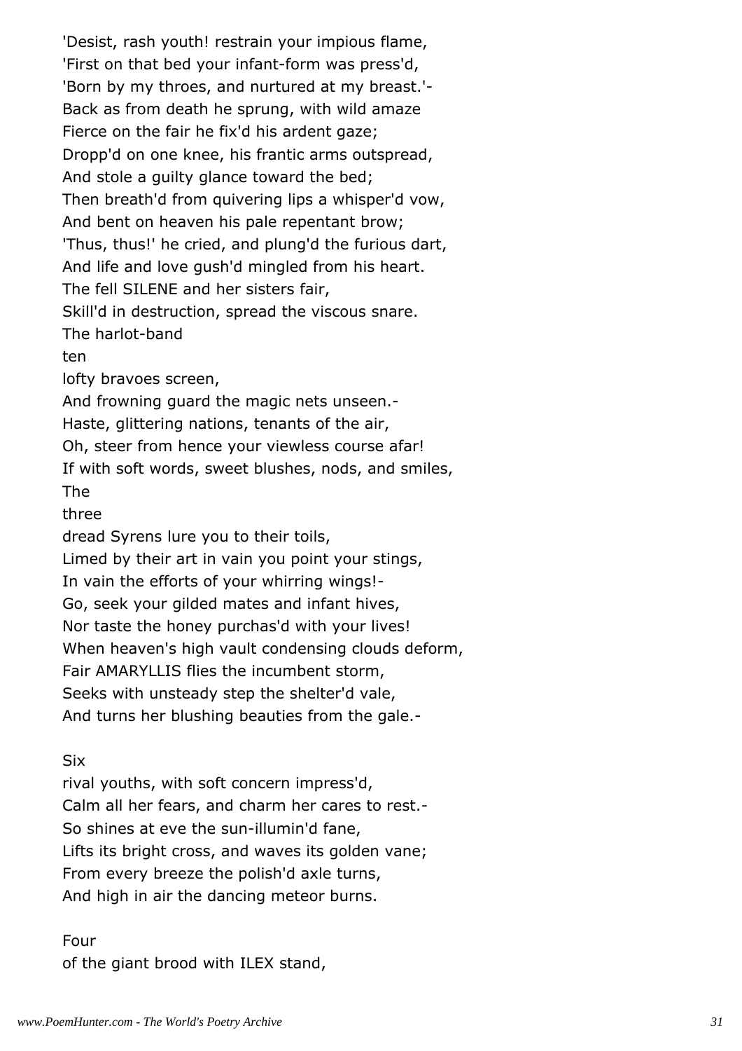'Desist, rash youth! restrain your impious flame,
'First on that bed your infant-form was press'd,
'Born by my throes, and nurtured at my breast.'-
Back as from death he sprung, with wild amaze
Fierce on the fair he fix'd his ardent gaze;
Dropp'd on one knee, his frantic arms outspread,
And stole a guilty glance toward the bed;
Then breath'd from quivering lips a whisper'd vow,
And bent on heaven his pale repentant brow;
'Thus, thus!' he cried, and plung'd the furious dart,
And life and love gush'd mingled from his heart.
The fell SILENE and her sisters fair,
Skill'd in destruction, spread the viscous snare.
The harlot-band
ten
lofty bravoes screen,
And frowning guard the magic nets unseen.-
Haste, glittering nations, tenants of the air,
Oh, steer from hence your viewless course afar!
If with soft words, sweet blushes, nods, and smiles,
The
three
dread Syrens lure you to their toils,
Limed by their art in vain you point your stings,
In vain the efforts of your whirring wings!-
Go, seek your gilded mates and infant hives,
Nor taste the honey purchas'd with your lives!
When heaven's high vault condensing clouds deform,
Fair AMARYLLIS flies the incumbent storm,
Seeks with unsteady step the shelter'd vale,
And turns her blushing beauties from the gale.-

Six
rival youths, with soft concern impress'd,
Calm all her fears, and charm her cares to rest.-
So shines at eve the sun-illumin'd fane,
Lifts its bright cross, and waves its golden vane;
From every breeze the polish'd axle turns,
And high in air the dancing meteor burns.

Four
of the giant brood with ILEX stand,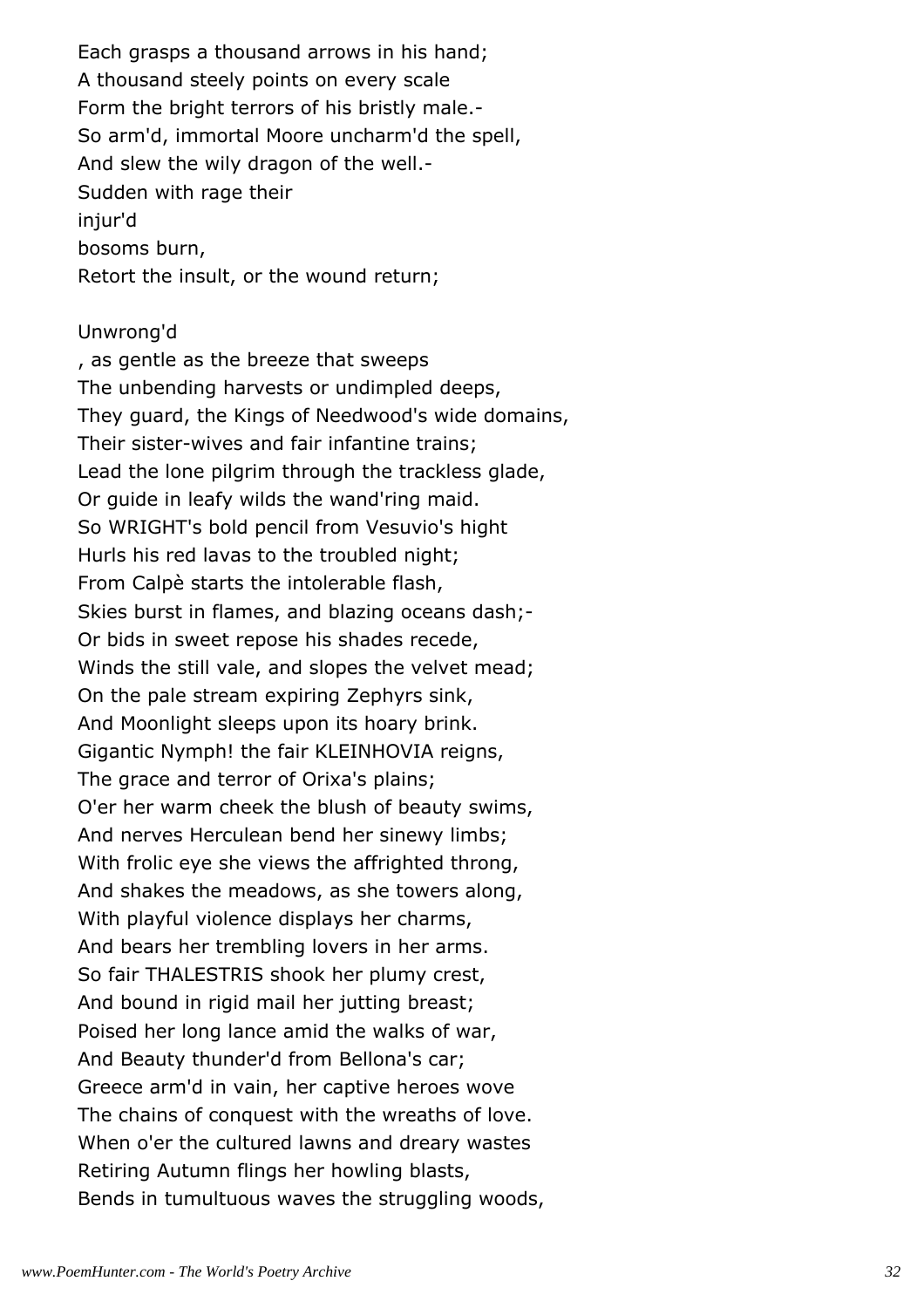Each grasps a thousand arrows in his hand;
A thousand steely points on every scale
Form the bright terrors of his bristly male.-
So arm'd, immortal Moore uncharm'd the spell,
And slew the wily dragon of the well.-
Sudden with rage their
injur'd
bosoms burn,
Retort the insult, or the wound return;

Unwrong'd
, as gentle as the breeze that sweeps
The unbending harvests or undimpled deeps,
They guard, the Kings of Needwood's wide domains,
Their sister-wives and fair infantine trains;
Lead the lone pilgrim through the trackless glade,
Or guide in leafy wilds the wand'ring maid.
So WRIGHT's bold pencil from Vesuvio's hight
Hurls his red lavas to the troubled night;
From Calpè starts the intolerable flash,
Skies burst in flames, and blazing oceans dash;-
Or bids in sweet repose his shades recede,
Winds the still vale, and slopes the velvet mead;
On the pale stream expiring Zephyrs sink,
And Moonlight sleeps upon its hoary brink.
Gigantic Nymph! the fair KLEINHOVIA reigns,
The grace and terror of Orixa's plains;
O'er her warm cheek the blush of beauty swims,
And nerves Herculean bend her sinewy limbs;
With frolic eye she views the affrighted throng,
And shakes the meadows, as she towers along,
With playful violence displays her charms,
And bears her trembling lovers in her arms.
So fair THALESTRIS shook her plumy crest,
And bound in rigid mail her jutting breast;
Poised her long lance amid the walks of war,
And Beauty thunder'd from Bellona's car;
Greece arm'd in vain, her captive heroes wove
The chains of conquest with the wreaths of love.
When o'er the cultured lawns and dreary wastes
Retiring Autumn flings her howling blasts,
Bends in tumultuous waves the struggling woods,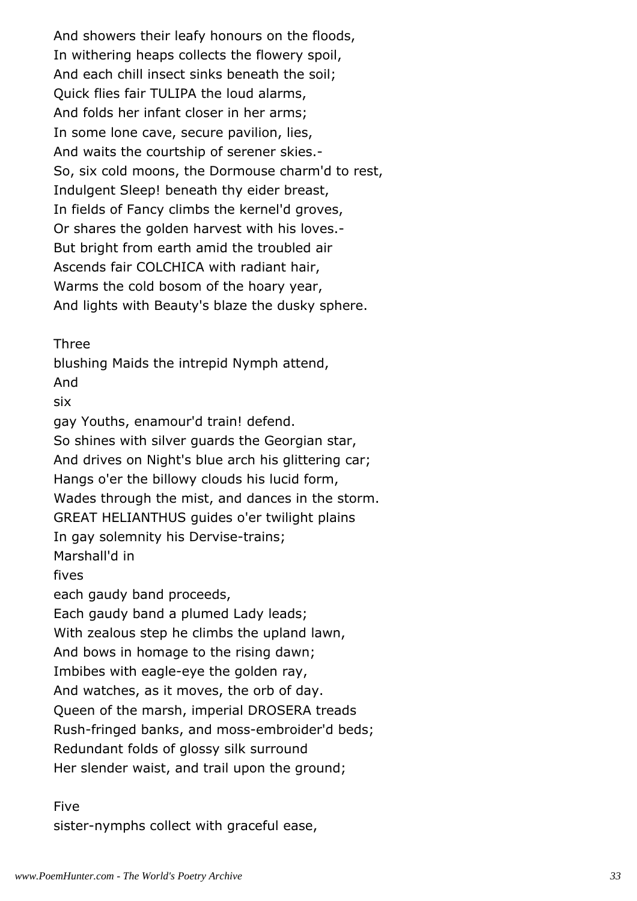And showers their leafy honours on the floods,
In withering heaps collects the flowery spoil,
And each chill insect sinks beneath the soil;
Quick flies fair TULIPA the loud alarms,
And folds her infant closer in her arms;
In some lone cave, secure pavilion, lies,
And waits the courtship of serener skies.-
So, six cold moons, the Dormouse charm'd to rest,
Indulgent Sleep! beneath thy eider breast,
In fields of Fancy climbs the kernel'd groves,
Or shares the golden harvest with his loves.-
But bright from earth amid the troubled air
Ascends fair COLCHICA with radiant hair,
Warms the cold bosom of the hoary year,
And lights with Beauty's blaze the dusky sphere.

Three
blushing Maids the intrepid Nymph attend,
And
six
gay Youths, enamour'd train! defend.
So shines with silver guards the Georgian star,
And drives on Night's blue arch his glittering car;
Hangs o'er the billowy clouds his lucid form,
Wades through the mist, and dances in the storm.
GREAT HELIANTHUS guides o'er twilight plains
In gay solemnity his Dervise-trains;
Marshall'd in
fives
each gaudy band proceeds,
Each gaudy band a plumed Lady leads;
With zealous step he climbs the upland lawn,
And bows in homage to the rising dawn;
Imbibes with eagle-eye the golden ray,
And watches, as it moves, the orb of day.
Queen of the marsh, imperial DROSERA treads
Rush-fringed banks, and moss-embroider'd beds;
Redundant folds of glossy silk surround
Her slender waist, and trail upon the ground;

Five
sister-nymphs collect with graceful ease,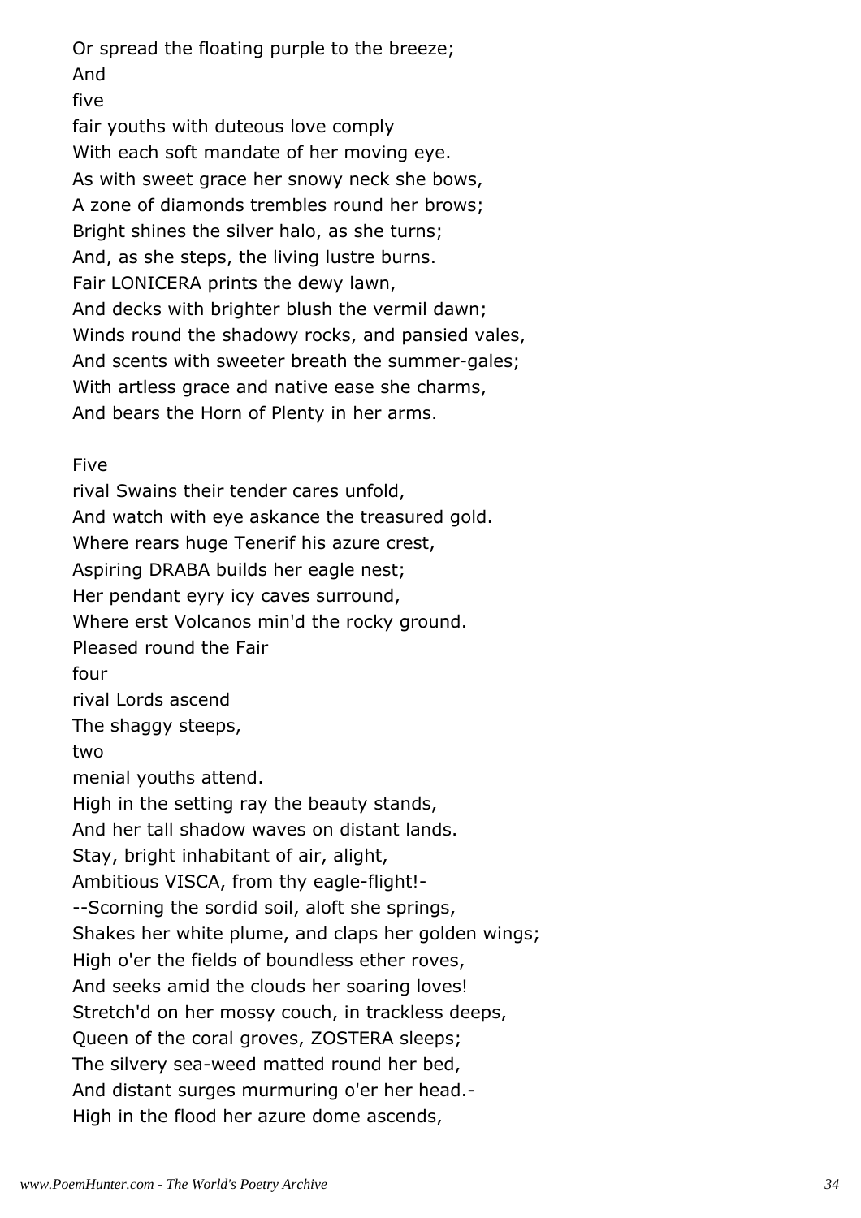Or spread the floating purple to the breeze;
And
five
fair youths with duteous love comply
With each soft mandate of her moving eye.
As with sweet grace her snowy neck she bows,
A zone of diamonds trembles round her brows;
Bright shines the silver halo, as she turns;
And, as she steps, the living lustre burns.
Fair LONICERA prints the dewy lawn,
And decks with brighter blush the vermil dawn;
Winds round the shadowy rocks, and pansied vales,
And scents with sweeter breath the summer-gales;
With artless grace and native ease she charms,
And bears the Horn of Plenty in her arms.

Five
rival Swains their tender cares unfold,
And watch with eye askance the treasured gold.
Where rears huge Tenerif his azure crest,
Aspiring DRABA builds her eagle nest;
Her pendant eyry icy caves surround,
Where erst Volcanos min'd the rocky ground.
Pleased round the Fair
four
rival Lords ascend
The shaggy steeps,
two
menial youths attend.
High in the setting ray the beauty stands,
And her tall shadow waves on distant lands.
Stay, bright inhabitant of air, alight,
Ambitious VISCA, from thy eagle-flight!-
--Scorning the sordid soil, aloft she springs,
Shakes her white plume, and claps her golden wings;
High o'er the fields of boundless ether roves,
And seeks amid the clouds her soaring loves!
Stretch'd on her mossy couch, in trackless deeps,
Queen of the coral groves, ZOSTERA sleeps;
The silvery sea-weed matted round her bed,
And distant surges murmuring o'er her head.-
High in the flood her azure dome ascends,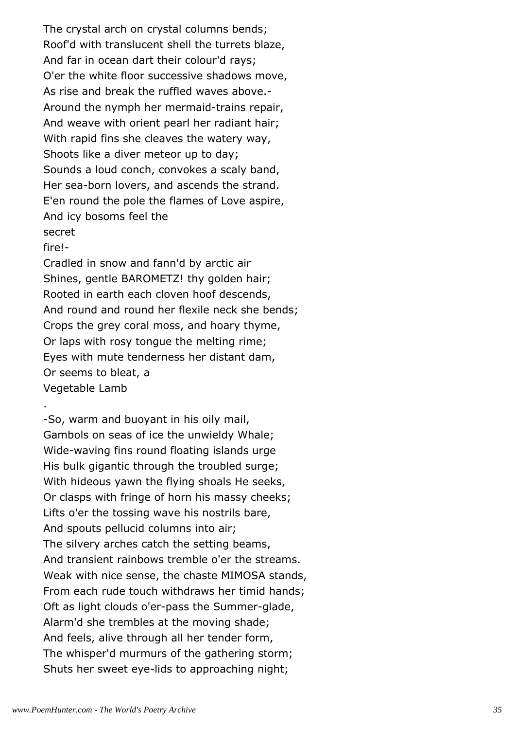The crystal arch on crystal columns bends;
Roof'd with translucent shell the turrets blaze,
And far in ocean dart their colour'd rays;
O'er the white floor successive shadows move,
As rise and break the ruffled waves above.-
Around the nymph her mermaid-trains repair,
And weave with orient pearl her radiant hair;
With rapid fins she cleaves the watery way,
Shoots like a diver meteor up to day;
Sounds a loud conch, convokes a scaly band,
Her sea-born lovers, and ascends the strand.
E'en round the pole the flames of Love aspire,
And icy bosoms feel the
secret
fire!-
Cradled in snow and fann'd by arctic air
Shines, gentle BAROMETZ! thy golden hair;
Rooted in earth each cloven hoof descends,
And round and round her flexile neck she bends;
Crops the grey coral moss, and hoary thyme,
Or laps with rosy tongue the melting rime;
Eyes with mute tenderness her distant dam,
Or seems to bleat, a
Vegetable Lamb
.
-So, warm and buoyant in his oily mail,
Gambols on seas of ice the unwieldy Whale;
Wide-waving fins round floating islands urge
His bulk gigantic through the troubled surge;
With hideous yawn the flying shoals He seeks,
Or clasps with fringe of horn his massy cheeks;
Lifts o'er the tossing wave his nostrils bare,
And spouts pellucid columns into air;
The silvery arches catch the setting beams,
And transient rainbows tremble o'er the streams.
Weak with nice sense, the chaste MIMOSA stands,
From each rude touch withdraws her timid hands;
Oft as light clouds o'er-pass the Summer-glade,
Alarm'd she trembles at the moving shade;
And feels, alive through all her tender form,
The whisper'd murmurs of the gathering storm;
Shuts her sweet eye-lids to approaching night;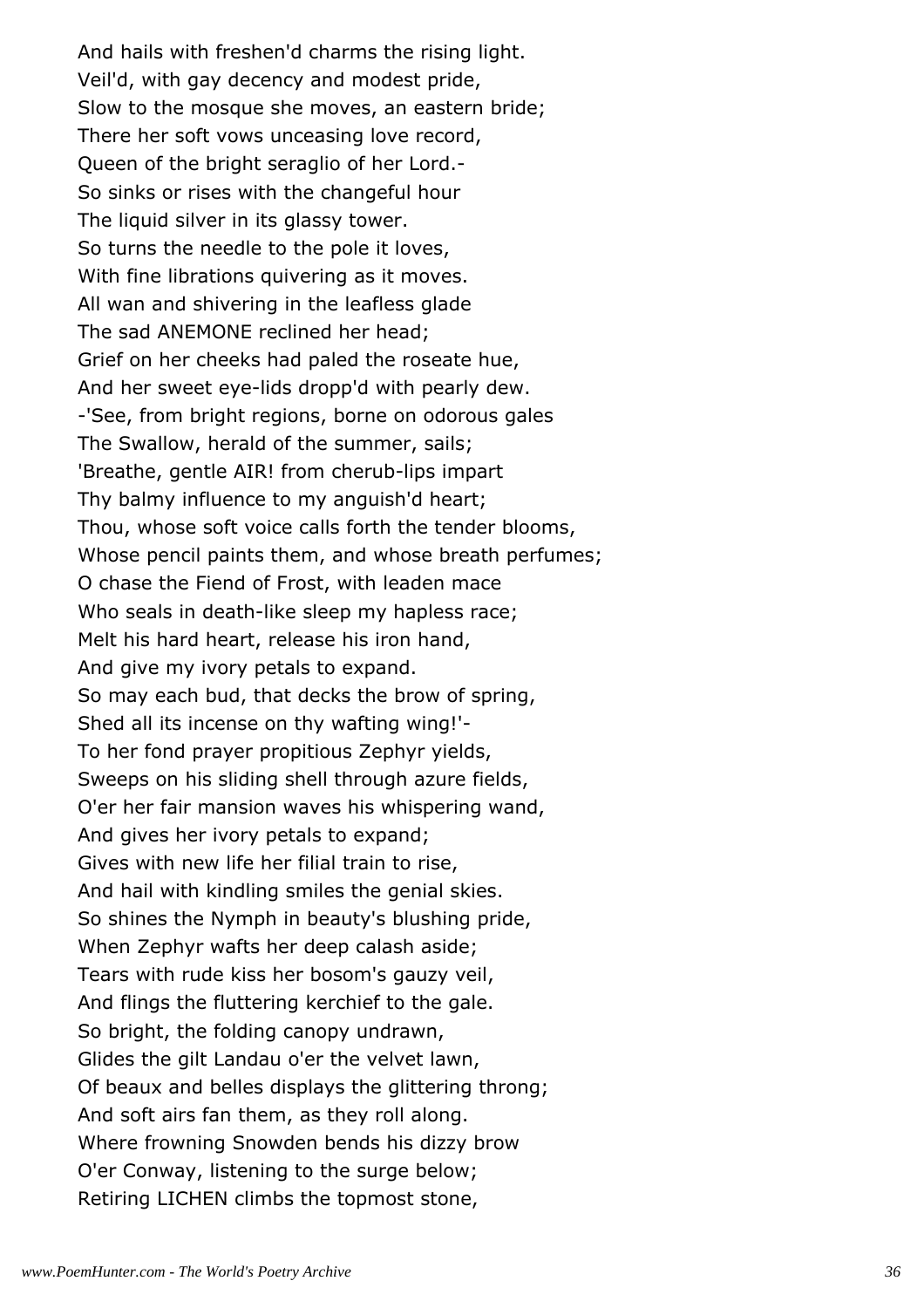And hails with freshen'd charms the rising light.
Veil'd, with gay decency and modest pride,
Slow to the mosque she moves, an eastern bride;
There her soft vows unceasing love record,
Queen of the bright seraglio of her Lord.-
So sinks or rises with the changeful hour
The liquid silver in its glassy tower.
So turns the needle to the pole it loves,
With fine librations quivering as it moves.
All wan and shivering in the leafless glade
The sad ANEMONE reclined her head;
Grief on her cheeks had paled the roseate hue,
And her sweet eye-lids dropp'd with pearly dew.
-'See, from bright regions, borne on odorous gales
The Swallow, herald of the summer, sails;
'Breathe, gentle AIR! from cherub-lips impart
Thy balmy influence to my anguish'd heart;
Thou, whose soft voice calls forth the tender blooms,
Whose pencil paints them, and whose breath perfumes;
O chase the Fiend of Frost, with leaden mace
Who seals in death-like sleep my hapless race;
Melt his hard heart, release his iron hand,
And give my ivory petals to expand.
So may each bud, that decks the brow of spring,
Shed all its incense on thy wafting wing!'-
To her fond prayer propitious Zephyr yields,
Sweeps on his sliding shell through azure fields,
O'er her fair mansion waves his whispering wand,
And gives her ivory petals to expand;
Gives with new life her filial train to rise,
And hail with kindling smiles the genial skies.
So shines the Nymph in beauty's blushing pride,
When Zephyr wafts her deep calash aside;
Tears with rude kiss her bosom's gauzy veil,
And flings the fluttering kerchief to the gale.
So bright, the folding canopy undrawn,
Glides the gilt Landau o'er the velvet lawn,
Of beaux and belles displays the glittering throng;
And soft airs fan them, as they roll along.
Where frowning Snowden bends his dizzy brow
O'er Conway, listening to the surge below;
Retiring LICHEN climbs the topmost stone,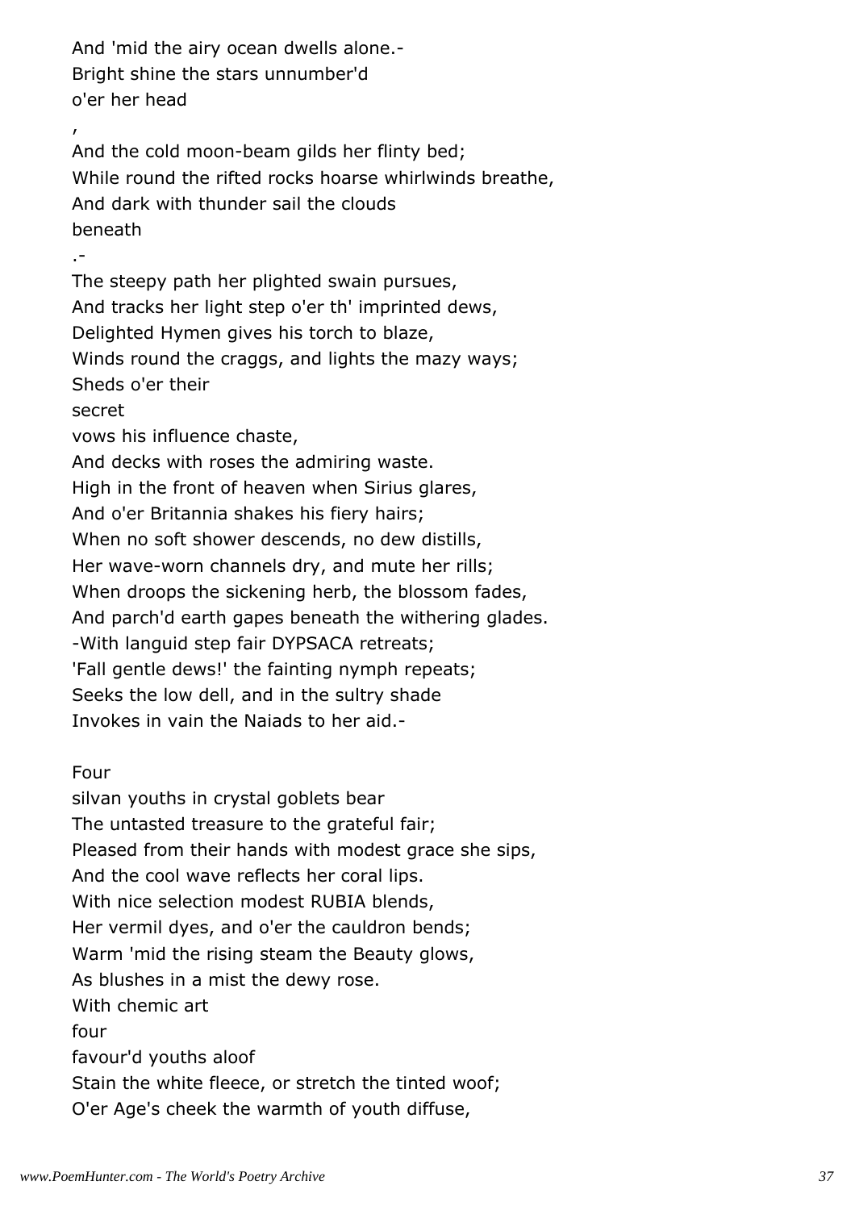And 'mid the airy ocean dwells alone.-  
Bright shine the stars unnumber'd  
o'er her head  
,  
And the cold moon-beam gilds her flinty bed;  
While round the rifted rocks hoarse whirlwinds breathe,  
And dark with thunder sail the clouds  
beneath  
.-  
The steepy path her plighted swain pursues,  
And tracks her light step o'er th' imprinted dews,  
Delighted Hymen gives his torch to blaze,  
Winds round the craggs, and lights the mazy ways;  
Sheds o'er their  
secret  
vows his influence chaste,  
And decks with roses the admiring waste.  
High in the front of heaven when Sirius glares,  
And o'er Britannia shakes his fiery hairs;  
When no soft shower descends, no dew distills,  
Her wave-worn channels dry, and mute her rills;  
When droops the sickening herb, the blossom fades,  
And parch'd earth gapes beneath the withering glades.  
-With languid step fair DYPSACA retreats;  
'Fall gentle dews!' the fainting nymph repeats;  
Seeks the low dell, and in the sultry shade  
Invokes in vain the Naiads to her aid.-

Four  
silvan youths in crystal goblets bear  
The untasted treasure to the grateful fair;  
Pleased from their hands with modest grace she sips,  
And the cool wave reflects her coral lips.  
With nice selection modest RUBIA blends,  
Her vermil dyes, and o'er the cauldron bends;  
Warm 'mid the rising steam the Beauty glows,  
As blushes in a mist the dewy rose.  
With chemic art  
four  
favour'd youths aloof  
Stain the white fleece, or stretch the tinted woof;  
O'er Age's cheek the warmth of youth diffuse,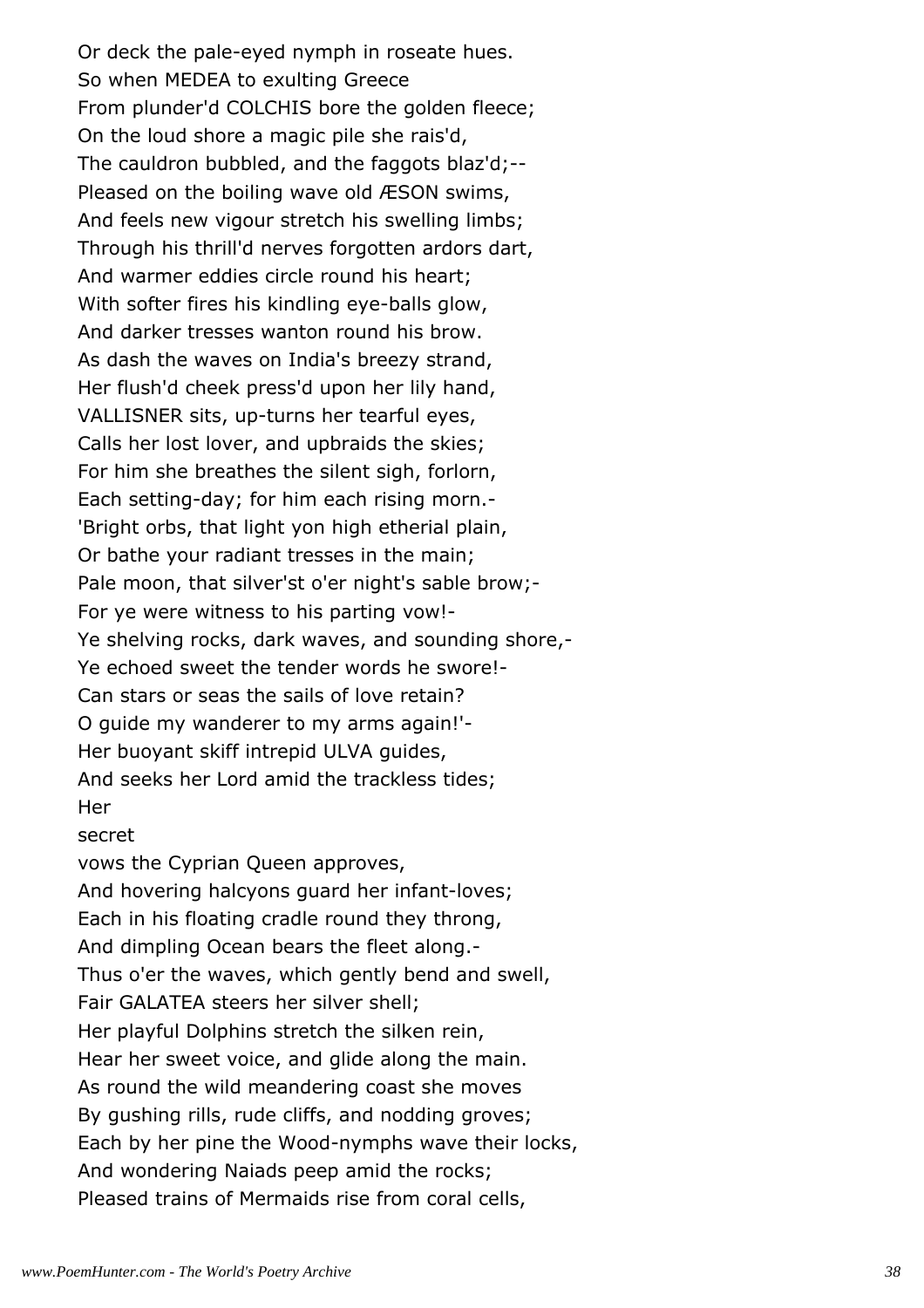Or deck the pale-eyed nymph in roseate hues.
So when MEDEA to exulting Greece
From plunder'd COLCHIS bore the golden fleece;
On the loud shore a magic pile she rais'd,
The cauldron bubbled, and the faggots blaz'd;--
Pleased on the boiling wave old ÆSON swims,
And feels new vigour stretch his swelling limbs;
Through his thrill'd nerves forgotten ardors dart,
And warmer eddies circle round his heart;
With softer fires his kindling eye-balls glow,
And darker tresses wanton round his brow.
As dash the waves on India's breezy strand,
Her flush'd cheek press'd upon her lily hand,
VALLISNER sits, up-turns her tearful eyes,
Calls her lost lover, and upbraids the skies;
For him she breathes the silent sigh, forlorn,
Each setting-day; for him each rising morn.-
'Bright orbs, that light yon high etherial plain,
Or bathe your radiant tresses in the main;
Pale moon, that silver'st o'er night's sable brow;-
For ye were witness to his parting vow!-
Ye shelving rocks, dark waves, and sounding shore,-
Ye echoed sweet the tender words he swore!-
Can stars or seas the sails of love retain?
O guide my wanderer to my arms again!'-
Her buoyant skiff intrepid ULVA guides,
And seeks her Lord amid the trackless tides;
Her
secret
vows the Cyprian Queen approves,
And hovering halcyons guard her infant-loves;
Each in his floating cradle round they throng,
And dimpling Ocean bears the fleet along.-
Thus o'er the waves, which gently bend and swell,
Fair GALATEA steers her silver shell;
Her playful Dolphins stretch the silken rein,
Hear her sweet voice, and glide along the main.
As round the wild meandering coast she moves
By gushing rills, rude cliffs, and nodding groves;
Each by her pine the Wood-nymphs wave their locks,
And wondering Naiads peep amid the rocks;
Pleased trains of Mermaids rise from coral cells,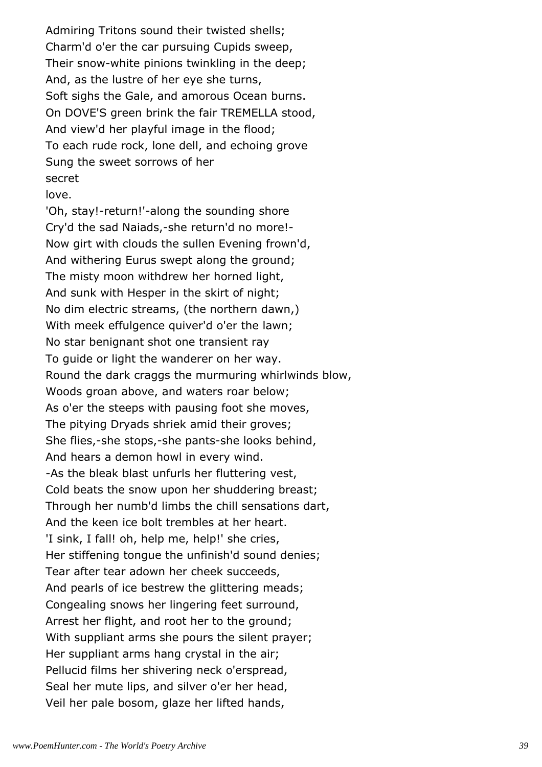Admiring Tritons sound their twisted shells;
Charm'd o'er the car pursuing Cupids sweep,
Their snow-white pinions twinkling in the deep;
And, as the lustre of her eye she turns,
Soft sighs the Gale, and amorous Ocean burns.
On DOVE'S green brink the fair TREMELLA stood,
And view'd her playful image in the flood;
To each rude rock, lone dell, and echoing grove
Sung the sweet sorrows of her
secret
love.
'Oh, stay!-return!'-along the sounding shore
Cry'd the sad Naiads,-she return'd no more!-
Now girt with clouds the sullen Evening frown'd,
And withering Eurus swept along the ground;
The misty moon withdrew her horned light,
And sunk with Hesper in the skirt of night;
No dim electric streams, (the northern dawn,)
With meek effulgence quiver'd o'er the lawn;
No star benignant shot one transient ray
To guide or light the wanderer on her way.
Round the dark craggs the murmuring whirlwinds blow,
Woods groan above, and waters roar below;
As o'er the steeps with pausing foot she moves,
The pitying Dryads shriek amid their groves;
She flies,-she stops,-she pants-she looks behind,
And hears a demon howl in every wind.
-As the bleak blast unfurls her fluttering vest,
Cold beats the snow upon her shuddering breast;
Through her numb'd limbs the chill sensations dart,
And the keen ice bolt trembles at her heart.
'I sink, I fall! oh, help me, help!' she cries,
Her stiffening tongue the unfinish'd sound denies;
Tear after tear adown her cheek succeeds,
And pearls of ice bestrew the glittering meads;
Congealing snows her lingering feet surround,
Arrest her flight, and root her to the ground;
With suppliant arms she pours the silent prayer;
Her suppliant arms hang crystal in the air;
Pellucid films her shivering neck o'erspread,
Seal her mute lips, and silver o'er her head,
Veil her pale bosom, glaze her lifted hands,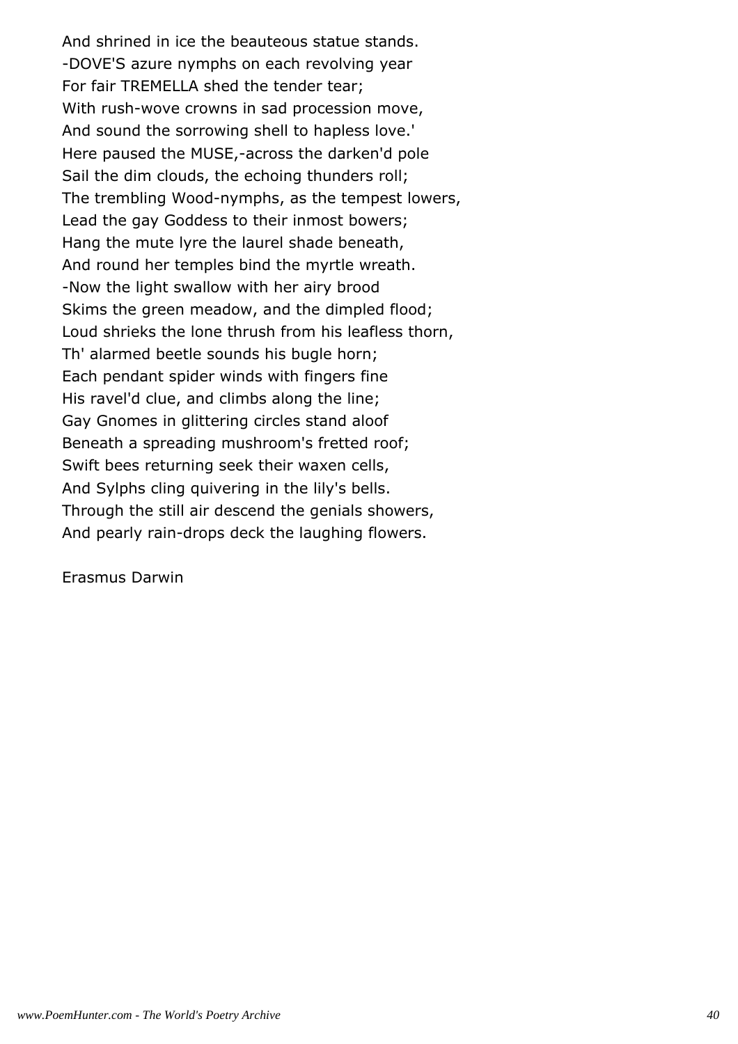And shrined in ice the beauteous statue stands.
-DOVE'S azure nymphs on each revolving year
For fair TREMELLA shed the tender tear;
With rush-wove crowns in sad procession move,
And sound the sorrowing shell to hapless love.'
Here paused the MUSE,-across the darken'd pole
Sail the dim clouds, the echoing thunders roll;
The trembling Wood-nymphs, as the tempest lowers,
Lead the gay Goddess to their inmost bowers;
Hang the mute lyre the laurel shade beneath,
And round her temples bind the myrtle wreath.
-Now the light swallow with her airy brood
Skims the green meadow, and the dimpled flood;
Loud shrieks the lone thrush from his leafless thorn,
Th' alarmed beetle sounds his bugle horn;
Each pendant spider winds with fingers fine
His ravel'd clue, and climbs along the line;
Gay Gnomes in glittering circles stand aloof
Beneath a spreading mushroom's fretted roof;
Swift bees returning seek their waxen cells,
And Sylphs cling quivering in the lily's bells.
Through the still air descend the genials showers,
And pearly rain-drops deck the laughing flowers.

Erasmus Darwin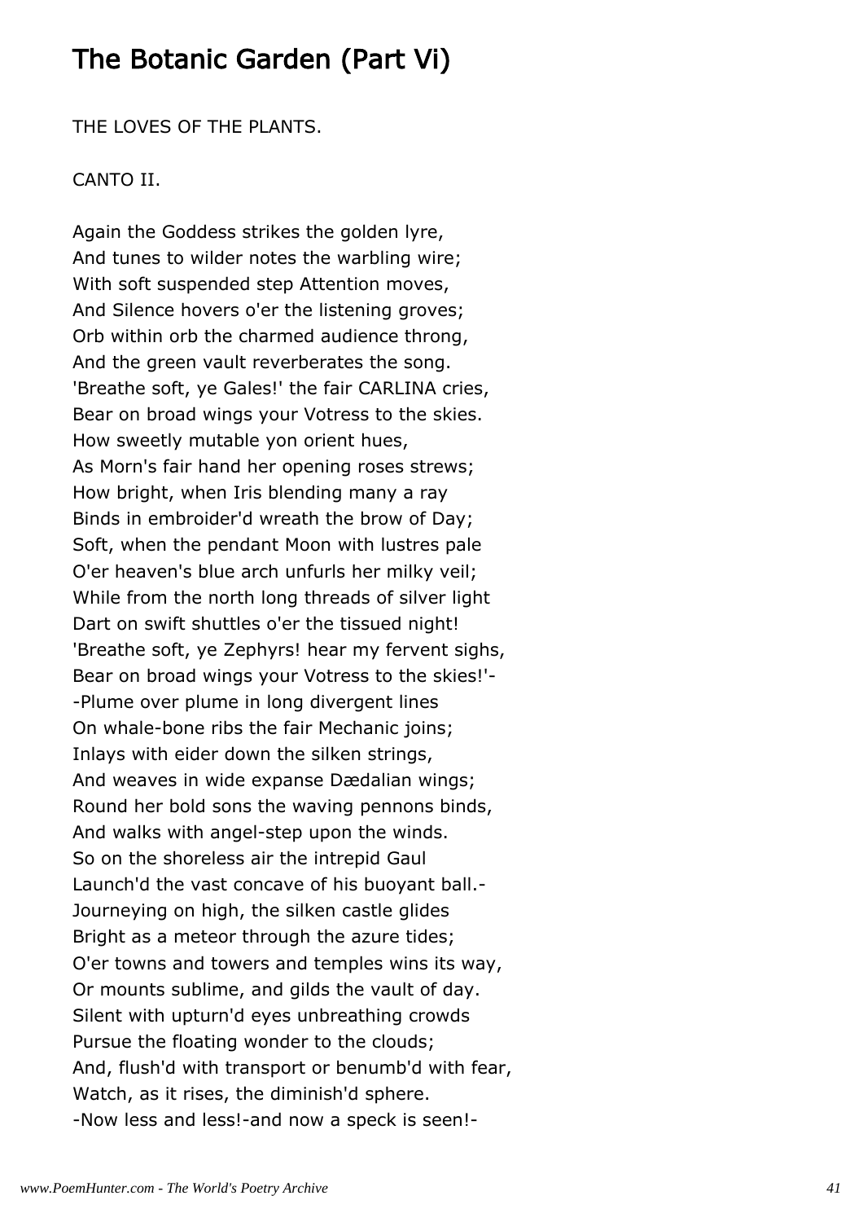# The Botanic Garden (Part Vi)

THE LOVES OF THE PLANTS.

CANTO II.

Again the Goddess strikes the golden lyre,  
And tunes to wilder notes the warbling wire;  
With soft suspended step Attention moves,  
And Silence hovers o'er the listening groves;  
Orb within orb the charmed audience throng,  
And the green vault reverberates the song.  
'Breathe soft, ye Gales!' the fair CARLINA cries,  
Bear on broad wings your Votress to the skies.  
How sweetly mutable yon orient hues,  
As Morn's fair hand her opening roses strews;  
How bright, when Iris blending many a ray  
Binds in embroider'd wreath the brow of Day;  
Soft, when the pendant Moon with lustres pale  
O'er heaven's blue arch unfurls her milky veil;  
While from the north long threads of silver light  
Dart on swift shuttles o'er the tissued night!  
'Breathe soft, ye Zephyrs! hear my fervent sighs,  
Bear on broad wings your Votress to the skies!'-  
-Plume over plume in long divergent lines  
On whale-bone ribs the fair Mechanic joins;  
Inlays with eider down the silken strings,  
And weaves in wide expanse Dædalian wings;  
Round her bold sons the waving pennons binds,  
And walks with angel-step upon the winds.  
So on the shoreless air the intrepid Gaul  
Launch'd the vast concave of his buoyant ball.-  
Journeying on high, the silken castle glides  
Bright as a meteor through the azure tides;  
O'er towns and towers and temples wins its way,  
Or mounts sublime, and gilds the vault of day.  
Silent with upturn'd eyes unbreathing crowds  
Pursue the floating wonder to the clouds;  
And, flush'd with transport or benumb'd with fear,  
Watch, as it rises, the diminish'd sphere.  
-Now less and less!-and now a speck is seen!-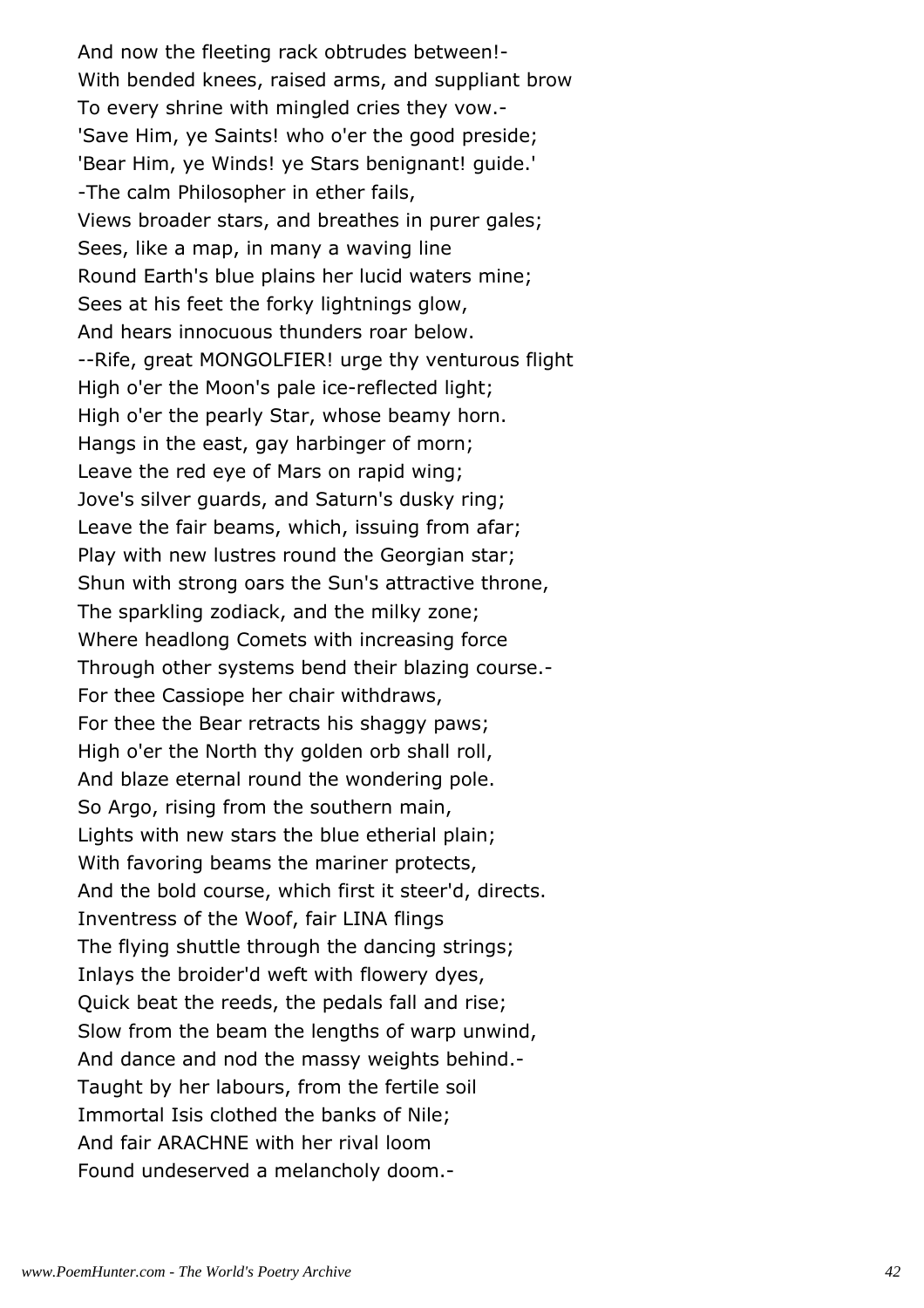And now the fleeting rack obtrudes between!-  
With bended knees, raised arms, and suppliant brow  
To every shrine with mingled cries they vow.-  
'Save Him, ye Saints! who o'er the good preside;  
'Bear Him, ye Winds! ye Stars benignant! guide.'  
-The calm Philosopher in ether fails,  
Views broader stars, and breathes in purer gales;  
Sees, like a map, in many a waving line  
Round Earth's blue plains her lucid waters mine;  
Sees at his feet the forky lightnings glow,  
And hears innocuous thunders roar below.  
--Rife, great MONGOLFIER! urge thy venturous flight  
High o'er the Moon's pale ice-reflected light;  
High o'er the pearly Star, whose beamy horn.  
Hangs in the east, gay harbinger of morn;  
Leave the red eye of Mars on rapid wing;  
Jove's silver guards, and Saturn's dusky ring;  
Leave the fair beams, which, issuing from afar;  
Play with new lustres round the Georgian star;  
Shun with strong oars the Sun's attractive throne,  
The sparkling zodiack, and the milky zone;  
Where headlong Comets with increasing force  
Through other systems bend their blazing course.-  
For thee Cassiope her chair withdraws,  
For thee the Bear retracts his shaggy paws;  
High o'er the North thy golden orb shall roll,  
And blaze eternal round the wondering pole.  
So Argo, rising from the southern main,  
Lights with new stars the blue etherial plain;  
With favoring beams the mariner protects,  
And the bold course, which first it steer'd, directs.  
Inventress of the Woof, fair LINA flings  
The flying shuttle through the dancing strings;  
Inlays the broider'd weft with flowery dyes,  
Quick beat the reeds, the pedals fall and rise;  
Slow from the beam the lengths of warp unwind,  
And dance and nod the massy weights behind.-  
Taught by her labours, from the fertile soil  
Immortal Isis clothed the banks of Nile;  
And fair ARACHNE with her rival loom  
Found undeserved a melancholy doom.-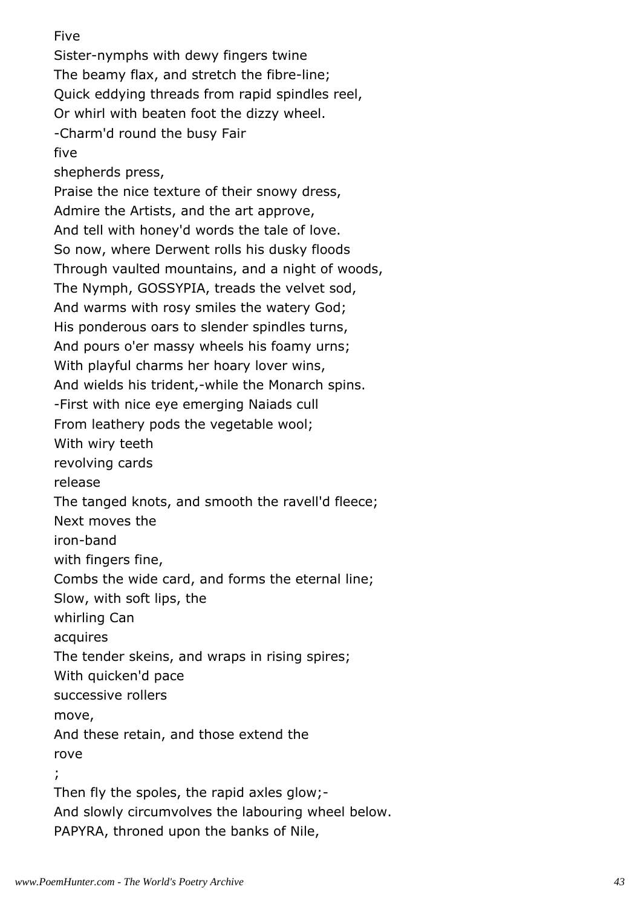Five

Sister-nymphs with dewy fingers twine

The beamy flax, and stretch the fibre-line;

Quick eddying threads from rapid spindles reel,

Or whirl with beaten foot the dizzy wheel.

-Charm'd round the busy Fair

five

shepherds press,

Praise the nice texture of their snowy dress,

Admire the Artists, and the art approve,

And tell with honey'd words the tale of love.

So now, where Derwent rolls his dusky floods

Through vaulted mountains, and a night of woods,

The Nymph, GOSSYPIA, treads the velvet sod,

And warms with rosy smiles the watery God;

His ponderous oars to slender spindles turns,

And pours o'er massy wheels his foamy urns;

With playful charms her hoary lover wins,

And wields his trident,-while the Monarch spins.

-First with nice eye emerging Naiads cull

From leathery pods the vegetable wool;

With wiry teeth

revolving cards

release

The tanged knots, and smooth the ravell'd fleece;

Next moves the

iron-band

with fingers fine,

Combs the wide card, and forms the eternal line;

Slow, with soft lips, the

whirling Can

acquires

The tender skeins, and wraps in rising spires;

With quicken'd pace

successive rollers

move,

And these retain, and those extend the

rove

;

Then fly the spoles, the rapid axles glow;-

And slowly circumvolves the labouring wheel below.

PAPYRA, throned upon the banks of Nile,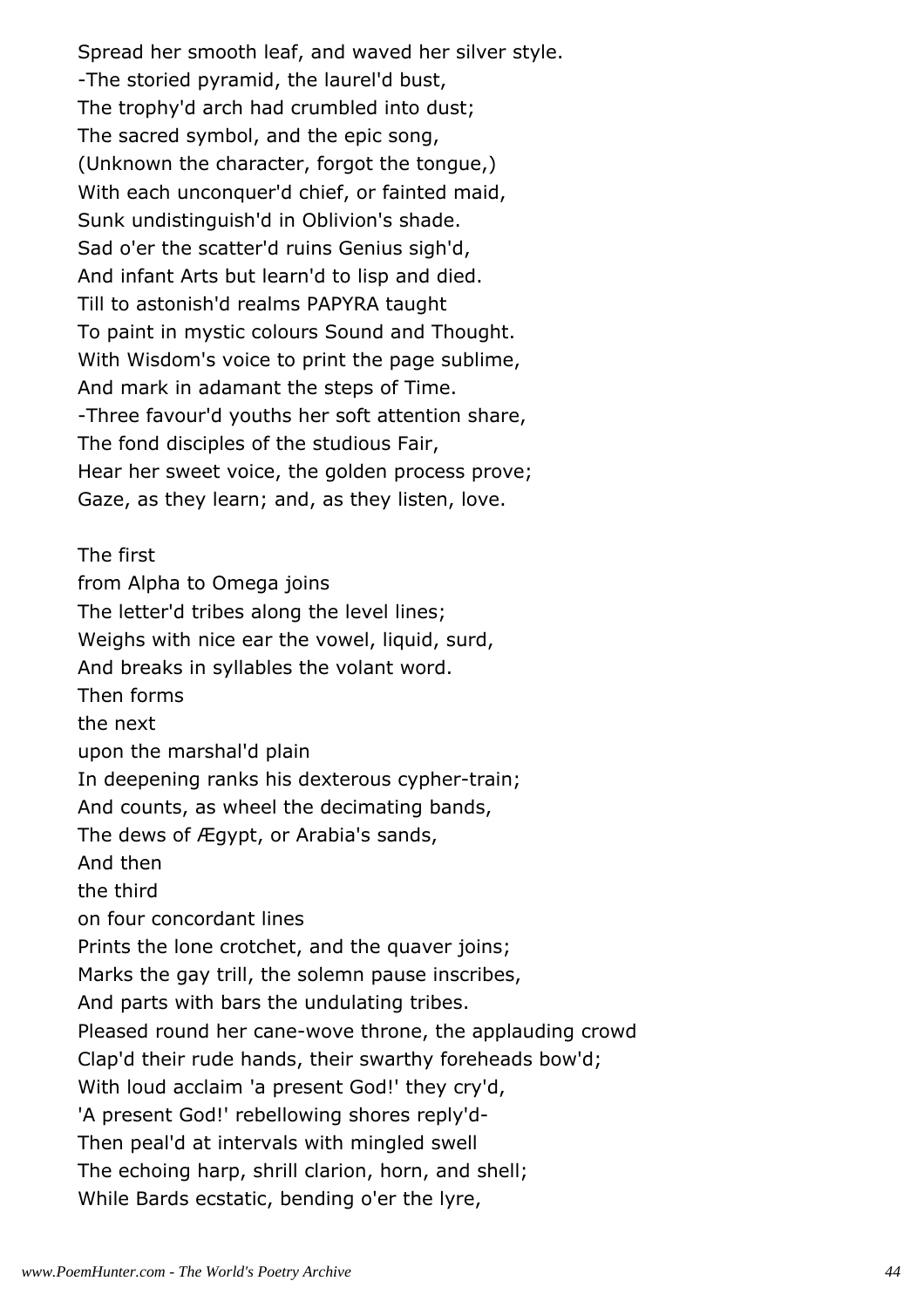Spread her smooth leaf, and waved her silver style.
-The storied pyramid, the laurel'd bust,
The trophy'd arch had crumbled into dust;
The sacred symbol, and the epic song,
(Unknown the character, forgot the tongue,)
With each unconquer'd chief, or fainted maid,
Sunk undistinguish'd in Oblivion's shade.
Sad o'er the scatter'd ruins Genius sigh'd,
And infant Arts but learn'd to lisp and died.
Till to astonish'd realms PAPYRA taught
To paint in mystic colours Sound and Thought.
With Wisdom's voice to print the page sublime,
And mark in adamant the steps of Time.
-Three favour'd youths her soft attention share,
The fond disciples of the studious Fair,
Hear her sweet voice, the golden process prove;
Gaze, as they learn; and, as they listen, love.

The first
from Alpha to Omega joins
The letter'd tribes along the level lines;
Weighs with nice ear the vowel, liquid, surd,
And breaks in syllables the volant word.
Then forms
the next
upon the marshal'd plain
In deepening ranks his dexterous cypher-train;
And counts, as wheel the decimating bands,
The dews of Ægypt, or Arabia's sands,
And then
the third
on four concordant lines
Prints the lone crotchet, and the quaver joins;
Marks the gay trill, the solemn pause inscribes,
And parts with bars the undulating tribes.
Pleased round her cane-wove throne, the applauding crowd
Clap'd their rude hands, their swarthy foreheads bow'd;
With loud acclaim 'a present God!' they cry'd,
'A present God!' rebellowing shores reply'd-
Then peal'd at intervals with mingled swell
The echoing harp, shrill clarion, horn, and shell;
While Bards ecstatic, bending o'er the lyre,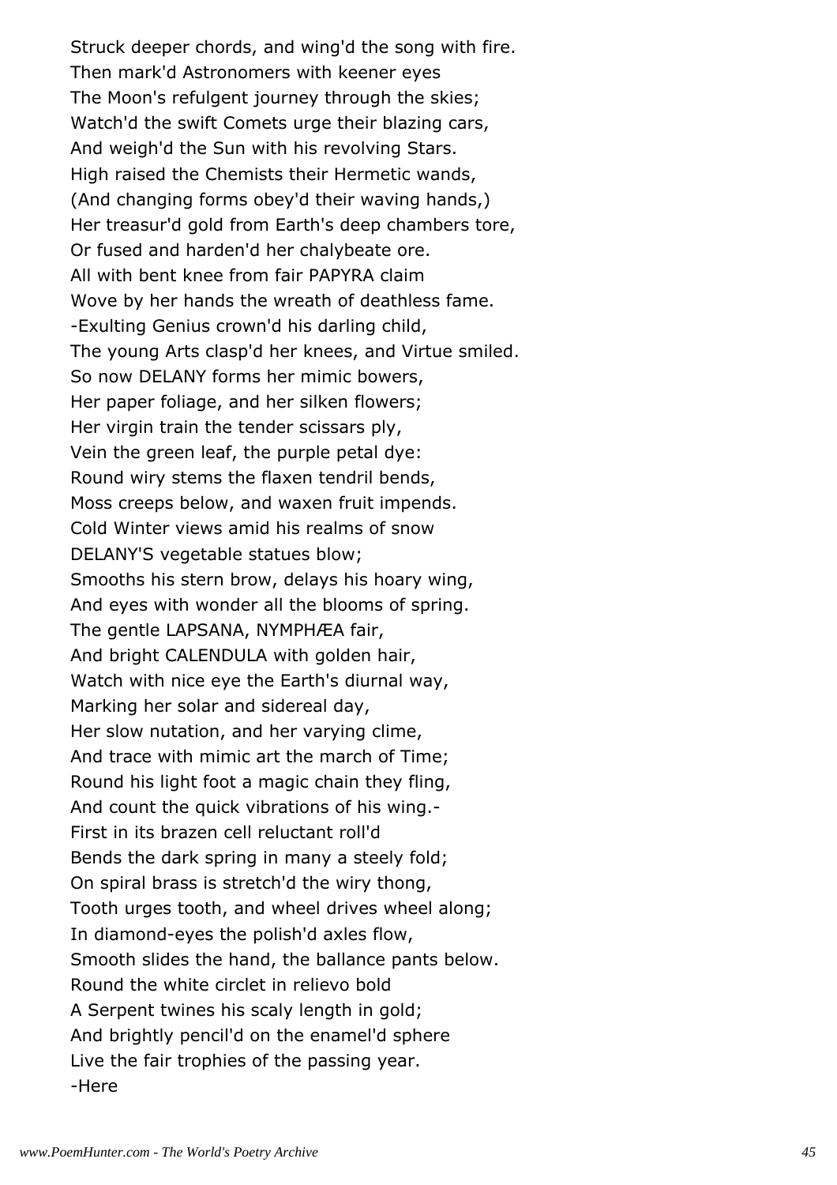Struck deeper chords, and wing'd the song with fire.
Then mark'd Astronomers with keener eyes
The Moon's refulgent journey through the skies;
Watch'd the swift Comets urge their blazing cars,
And weigh'd the Sun with his revolving Stars.
High raised the Chemists their Hermetic wands,
(And changing forms obey'd their waving hands,)
Her treasur'd gold from Earth's deep chambers tore,
Or fused and harden'd her chalybeate ore.
All with bent knee from fair PAPYRA claim
Wove by her hands the wreath of deathless fame.
-Exulting Genius crown'd his darling child,
The young Arts clasp'd her knees, and Virtue smiled.
So now DELANY forms her mimic bowers,
Her paper foliage, and her silken flowers;
Her virgin train the tender scissars ply,
Vein the green leaf, the purple petal dye:
Round wiry stems the flaxen tendril bends,
Moss creeps below, and waxen fruit impends.
Cold Winter views amid his realms of snow
DELANY'S vegetable statues blow;
Smooths his stern brow, delays his hoary wing,
And eyes with wonder all the blooms of spring.
The gentle LAPSANA, NYMPHÆA fair,
And bright CALENDULA with golden hair,
Watch with nice eye the Earth's diurnal way,
Marking her solar and sidereal day,
Her slow nutation, and her varying clime,
And trace with mimic art the march of Time;
Round his light foot a magic chain they fling,
And count the quick vibrations of his wing.-
First in its brazen cell reluctant roll'd
Bends the dark spring in many a steely fold;
On spiral brass is stretch'd the wiry thong,
Tooth urges tooth, and wheel drives wheel along;
In diamond-eyes the polish'd axles flow,
Smooth slides the hand, the ballance pants below.
Round the white circlet in relievo bold
A Serpent twines his scaly length in gold;
And brightly pencil'd on the enamel'd sphere
Live the fair trophies of the passing year.
-Here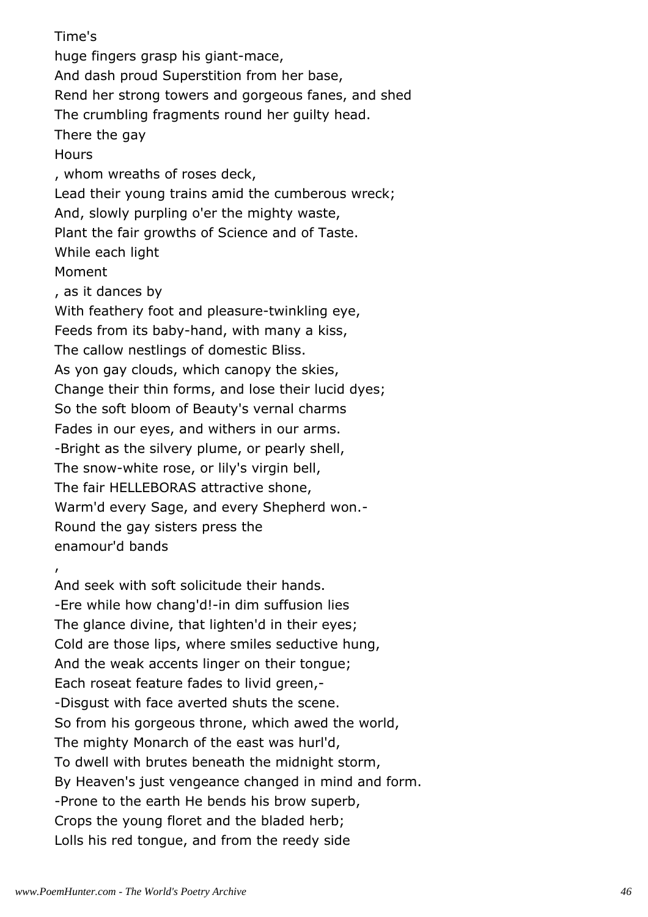Time's
huge fingers grasp his giant-mace,
And dash proud Superstition from her base,
Rend her strong towers and gorgeous fanes, and shed
The crumbling fragments round her guilty head.
There the gay
Hours
, whom wreaths of roses deck,
Lead their young trains amid the cumberous wreck;
And, slowly purpling o'er the mighty waste,
Plant the fair growths of Science and of Taste.
While each light
Moment
, as it dances by
With feathery foot and pleasure-twinkling eye,
Feeds from its baby-hand, with many a kiss,
The callow nestlings of domestic Bliss.
As yon gay clouds, which canopy the skies,
Change their thin forms, and lose their lucid dyes;
So the soft bloom of Beauty's vernal charms
Fades in our eyes, and withers in our arms.
-Bright as the silvery plume, or pearly shell,
The snow-white rose, or lily's virgin bell,
The fair HELLEBORAS attractive shone,
Warm'd every Sage, and every Shepherd won.-
Round the gay sisters press the
enamour'd bands
,
And seek with soft solicitude their hands.
-Ere while how chang'd!-in dim suffusion lies
The glance divine, that lighten'd in their eyes;
Cold are those lips, where smiles seductive hung,
And the weak accents linger on their tongue;
Each roseat feature fades to livid green,-
-Disgust with face averted shuts the scene.
So from his gorgeous throne, which awed the world,
The mighty Monarch of the east was hurl'd,
To dwell with brutes beneath the midnight storm,
By Heaven's just vengeance changed in mind and form.
-Prone to the earth He bends his brow superb,
Crops the young floret and the bladed herb;
Lolls his red tongue, and from the reedy side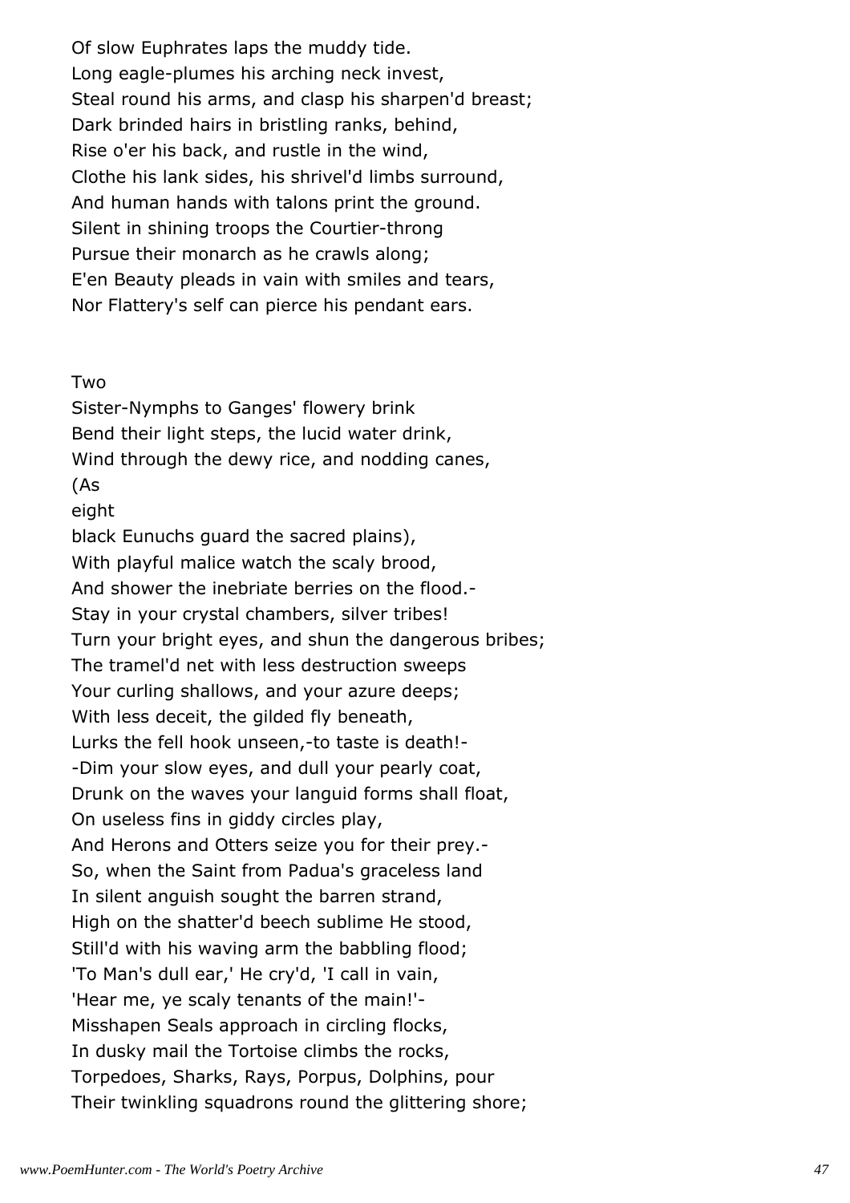Of slow Euphrates laps the muddy tide.
Long eagle-plumes his arching neck invest,
Steal round his arms, and clasp his sharpen'd breast;
Dark brinded hairs in bristling ranks, behind,
Rise o'er his back, and rustle in the wind,
Clothe his lank sides, his shrivel'd limbs surround,
And human hands with talons print the ground.
Silent in shining troops the Courtier-throng
Pursue their monarch as he crawls along;
E'en Beauty pleads in vain with smiles and tears,
Nor Flattery's self can pierce his pendant ears.

Two
Sister-Nymphs to Ganges' flowery brink
Bend their light steps, the lucid water drink,
Wind through the dewy rice, and nodding canes,
(As
eight
black Eunuchs guard the sacred plains),
With playful malice watch the scaly brood,
And shower the inebriate berries on the flood.-
Stay in your crystal chambers, silver tribes!
Turn your bright eyes, and shun the dangerous bribes;
The tramel'd net with less destruction sweeps
Your curling shallows, and your azure deeps;
With less deceit, the gilded fly beneath,
Lurks the fell hook unseen,-to taste is death!-
-Dim your slow eyes, and dull your pearly coat,
Drunk on the waves your languid forms shall float,
On useless fins in giddy circles play,
And Herons and Otters seize you for their prey.-
So, when the Saint from Padua's graceless land
In silent anguish sought the barren strand,
High on the shatter'd beech sublime He stood,
Still'd with his waving arm the babbling flood;
'To Man's dull ear,' He cry'd, 'I call in vain,
'Hear me, ye scaly tenants of the main!'-
Misshapen Seals approach in circling flocks,
In dusky mail the Tortoise climbs the rocks,
Torpedoes, Sharks, Rays, Porpus, Dolphins, pour
Their twinkling squadrons round the glittering shore;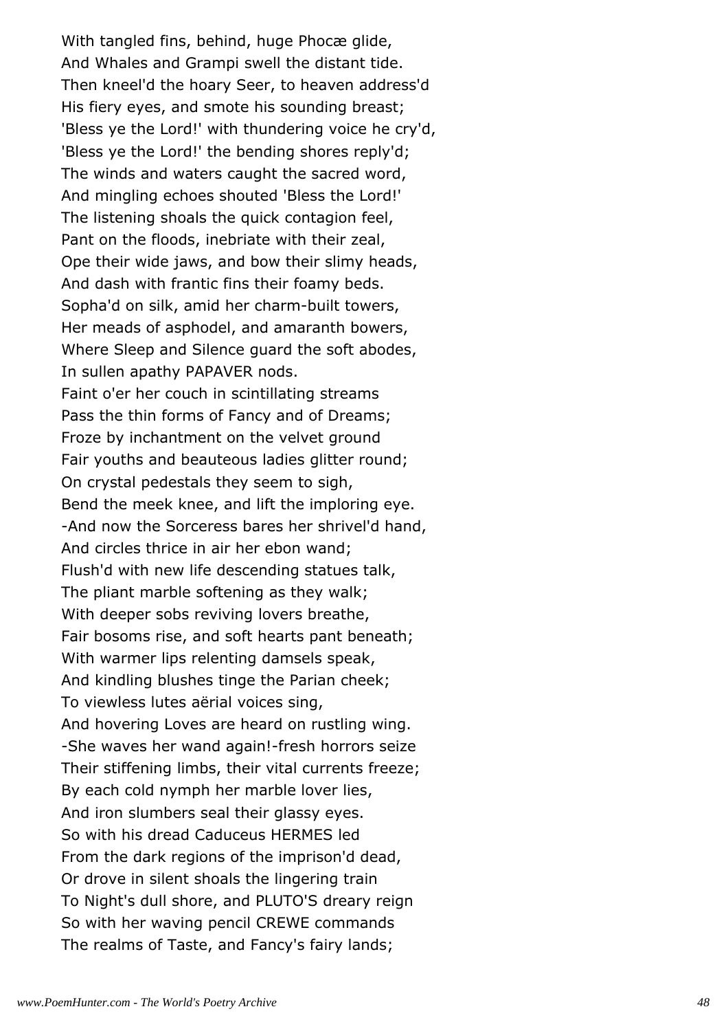With tangled fins, behind, huge Phocæ glide,
And Whales and Grampi swell the distant tide.
Then kneel'd the hoary Seer, to heaven address'd
His fiery eyes, and smote his sounding breast;
'Bless ye the Lord!' with thundering voice he cry'd,
'Bless ye the Lord!' the bending shores reply'd;
The winds and waters caught the sacred word,
And mingling echoes shouted 'Bless the Lord!'
The listening shoals the quick contagion feel,
Pant on the floods, inebriate with their zeal,
Ope their wide jaws, and bow their slimy heads,
And dash with frantic fins their foamy beds.
Sopha'd on silk, amid her charm-built towers,
Her meads of asphodel, and amaranth bowers,
Where Sleep and Silence guard the soft abodes,
In sullen apathy PAPAVER nods.
Faint o'er her couch in scintillating streams
Pass the thin forms of Fancy and of Dreams;
Froze by inchantment on the velvet ground
Fair youths and beauteous ladies glitter round;
On crystal pedestals they seem to sigh,
Bend the meek knee, and lift the imploring eye.
-And now the Sorceress bares her shrivel'd hand,
And circles thrice in air her ebon wand;
Flush'd with new life descending statues talk,
The pliant marble softening as they walk;
With deeper sobs reviving lovers breathe,
Fair bosoms rise, and soft hearts pant beneath;
With warmer lips relenting damsels speak,
And kindling blushes tinge the Parian cheek;
To viewless lutes aërial voices sing,
And hovering Loves are heard on rustling wing.
-She waves her wand again!-fresh horrors seize
Their stiffening limbs, their vital currents freeze;
By each cold nymph her marble lover lies,
And iron slumbers seal their glassy eyes.
So with his dread Caduceus HERMES led
From the dark regions of the imprison'd dead,
Or drove in silent shoals the lingering train
To Night's dull shore, and PLUTO'S dreary reign
So with her waving pencil CREWE commands
The realms of Taste, and Fancy's fairy lands;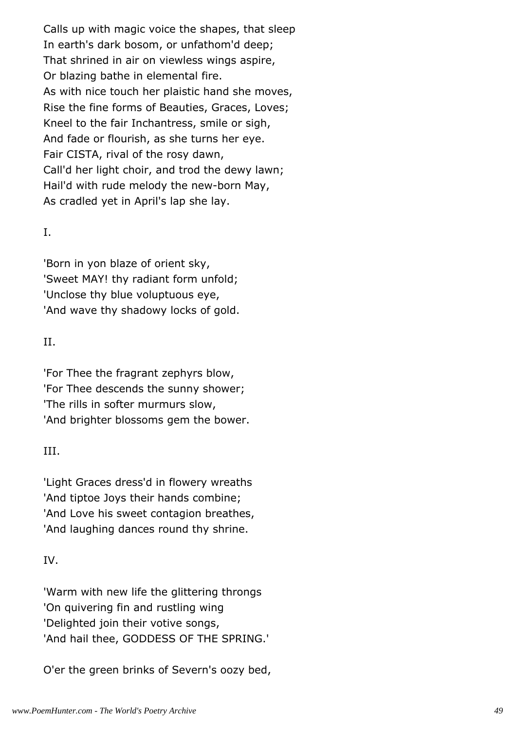Calls up with magic voice the shapes, that sleep  
In earth's dark bosom, or unfathom'd deep;  
That shrined in air on viewless wings aspire,  
Or blazing bathe in elemental fire.  
As with nice touch her plaistic hand she moves,  
Rise the fine forms of Beauties, Graces, Loves;  
Kneel to the fair Inchantress, smile or sigh,  
And fade or flourish, as she turns her eye.  
Fair CISTA, rival of the rosy dawn,  
Call'd her light choir, and trod the dewy lawn;  
Hail'd with rude melody the new-born May,  
As cradled yet in April's lap she lay.

I.

'Born in yon blaze of orient sky,  
'Sweet MAY! thy radiant form unfold;  
'Unclose thy blue voluptuous eye,  
'And wave thy shadowy locks of gold.

II.

'For Thee the fragrant zephyrs blow,  
'For Thee descends the sunny shower;  
'The rills in softer murmurs slow,  
'And brighter blossoms gem the bower.

III.

'Light Graces dress'd in flowery wreaths  
'And tiptoe Joys their hands combine;  
'And Love his sweet contagion breathes,  
'And laughing dances round thy shrine.

IV.

'Warm with new life the glittering throngs  
'On quivering fin and rustling wing  
'Delighted join their votive songs,  
'And hail thee, GODDESS OF THE SPRING.'

O'er the green brinks of Severn's oozy bed,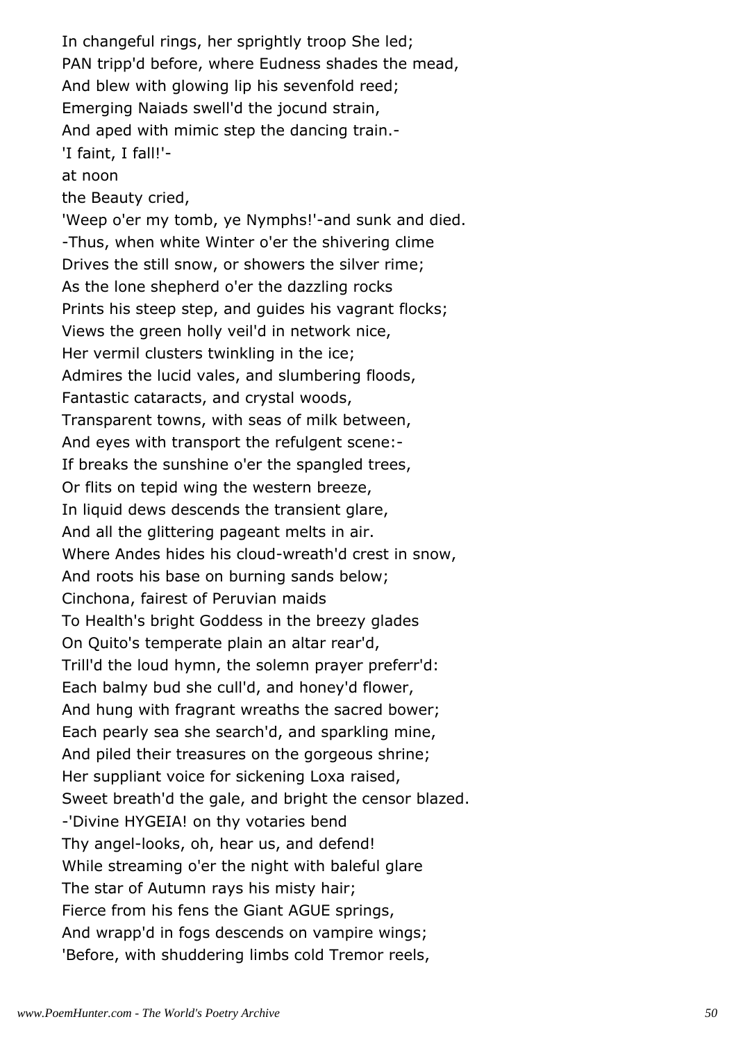In changeful rings, her sprightly troop She led;
PAN tripp'd before, where Eudness shades the mead,
And blew with glowing lip his sevenfold reed;
Emerging Naiads swell'd the jocund strain,
And aped with mimic step the dancing train.-
'I faint, I fall!'-
at noon
the Beauty cried,
'Weep o'er my tomb, ye Nymphs!'-and sunk and died.
-Thus, when white Winter o'er the shivering clime
Drives the still snow, or showers the silver rime;
As the lone shepherd o'er the dazzling rocks
Prints his steep step, and guides his vagrant flocks;
Views the green holly veil'd in network nice,
Her vermil clusters twinkling in the ice;
Admires the lucid vales, and slumbering floods,
Fantastic cataracts, and crystal woods,
Transparent towns, with seas of milk between,
And eyes with transport the refulgent scene:-
If breaks the sunshine o'er the spangled trees,
Or flits on tepid wing the western breeze,
In liquid dews descends the transient glare,
And all the glittering pageant melts in air.
Where Andes hides his cloud-wreath'd crest in snow,
And roots his base on burning sands below;
Cinchona, fairest of Peruvian maids
To Health's bright Goddess in the breezy glades
On Quito's temperate plain an altar rear'd,
Trill'd the loud hymn, the solemn prayer preferr'd:
Each balmy bud she cull'd, and honey'd flower,
And hung with fragrant wreaths the sacred bower;
Each pearly sea she search'd, and sparkling mine,
And piled their treasures on the gorgeous shrine;
Her suppliant voice for sickening Loxa raised,
Sweet breath'd the gale, and bright the censor blazed.
-'Divine HYGEIA! on thy votaries bend
Thy angel-looks, oh, hear us, and defend!
While streaming o'er the night with baleful glare
The star of Autumn rays his misty hair;
Fierce from his fens the Giant AGUE springs,
And wrapp'd in fogs descends on vampire wings;
'Before, with shuddering limbs cold Tremor reels,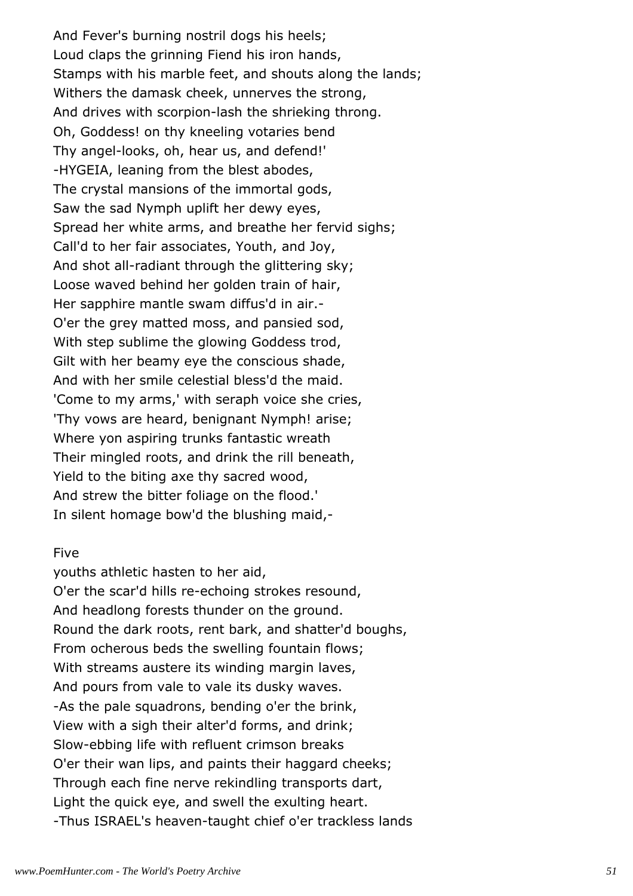And Fever's burning nostril dogs his heels;
Loud claps the grinning Fiend his iron hands,
Stamps with his marble feet, and shouts along the lands;
Withers the damask cheek, unnerves the strong,
And drives with scorpion-lash the shrieking throng.
Oh, Goddess! on thy kneeling votaries bend
Thy angel-looks, oh, hear us, and defend!'
-HYGEIA, leaning from the blest abodes,
The crystal mansions of the immortal gods,
Saw the sad Nymph uplift her dewy eyes,
Spread her white arms, and breathe her fervid sighs;
Call'd to her fair associates, Youth, and Joy,
And shot all-radiant through the glittering sky;
Loose waved behind her golden train of hair,
Her sapphire mantle swam diffus'd in air.-
O'er the grey matted moss, and pansied sod,
With step sublime the glowing Goddess trod,
Gilt with her beamy eye the conscious shade,
And with her smile celestial bless'd the maid.
'Come to my arms,' with seraph voice she cries,
'Thy vows are heard, benignant Nymph! arise;
Where yon aspiring trunks fantastic wreath
Their mingled roots, and drink the rill beneath,
Yield to the biting axe thy sacred wood,
And strew the bitter foliage on the flood.'
In silent homage bow'd the blushing maid,-

Five
youths athletic hasten to her aid,
O'er the scar'd hills re-echoing strokes resound,
And headlong forests thunder on the ground.
Round the dark roots, rent bark, and shatter'd boughs,
From ocherous beds the swelling fountain flows;
With streams austere its winding margin laves,
And pours from vale to vale its dusky waves.
-As the pale squadrons, bending o'er the brink,
View with a sigh their alter'd forms, and drink;
Slow-ebbing life with refluent crimson breaks
O'er their wan lips, and paints their haggard cheeks;
Through each fine nerve rekindling transports dart,
Light the quick eye, and swell the exulting heart.
-Thus ISRAEL's heaven-taught chief o'er trackless lands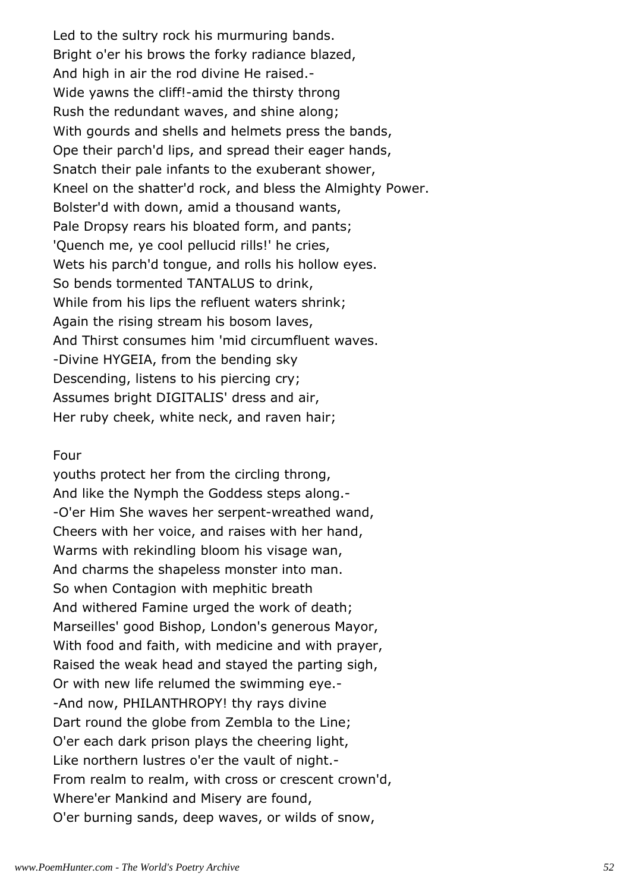Led to the sultry rock his murmuring bands.
Bright o'er his brows the forky radiance blazed,
And high in air the rod divine He raised.-
Wide yawns the cliff!-amid the thirsty throng
Rush the redundant waves, and shine along;
With gourds and shells and helmets press the bands,
Ope their parch'd lips, and spread their eager hands,
Snatch their pale infants to the exuberant shower,
Kneel on the shatter'd rock, and bless the Almighty Power.
Bolster'd with down, amid a thousand wants,
Pale Dropsy rears his bloated form, and pants;
'Quench me, ye cool pellucid rills!' he cries,
Wets his parch'd tongue, and rolls his hollow eyes.
So bends tormented TANTALUS to drink,
While from his lips the refluent waters shrink;
Again the rising stream his bosom laves,
And Thirst consumes him 'mid circumfluent waves.
-Divine HYGEIA, from the bending sky
Descending, listens to his piercing cry;
Assumes bright DIGITALIS' dress and air,
Her ruby cheek, white neck, and raven hair;

Four

youths protect her from the circling throng,
And like the Nymph the Goddess steps along.-
-O'er Him She waves her serpent-wreathed wand,
Cheers with her voice, and raises with her hand,
Warms with rekindling bloom his visage wan,
And charms the shapeless monster into man.
So when Contagion with mephitic breath
And withered Famine urged the work of death;
Marseilles' good Bishop, London's generous Mayor,
With food and faith, with medicine and with prayer,
Raised the weak head and stayed the parting sigh,
Or with new life relumed the swimming eye.-
-And now, PHILANTHROPY! thy rays divine
Dart round the globe from Zembla to the Line;
O'er each dark prison plays the cheering light,
Like northern lustres o'er the vault of night.-
From realm to realm, with cross or crescent crown'd,
Where'er Mankind and Misery are found,
O'er burning sands, deep waves, or wilds of snow,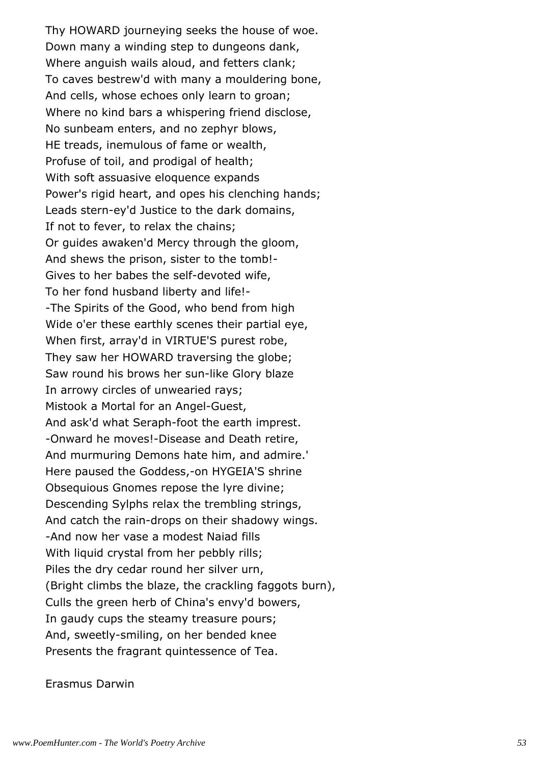Thy HOWARD journeying seeks the house of woe.
Down many a winding step to dungeons dank,
Where anguish wails aloud, and fetters clank;
To caves bestrew'd with many a mouldering bone,
And cells, whose echoes only learn to groan;
Where no kind bars a whispering friend disclose,
No sunbeam enters, and no zephyr blows,
HE treads, inemulous of fame or wealth,
Profuse of toil, and prodigal of health;
With soft assuasive eloquence expands
Power's rigid heart, and opes his clenching hands;
Leads stern-ey'd Justice to the dark domains,
If not to fever, to relax the chains;
Or guides awaken'd Mercy through the gloom,
And shews the prison, sister to the tomb!-
Gives to her babes the self-devoted wife,
To her fond husband liberty and life!-
-The Spirits of the Good, who bend from high
Wide o'er these earthly scenes their partial eye,
When first, array'd in VIRTUE'S purest robe,
They saw her HOWARD traversing the globe;
Saw round his brows her sun-like Glory blaze
In arrowy circles of unwearied rays;
Mistook a Mortal for an Angel-Guest,
And ask'd what Seraph-foot the earth imprest.
-Onward he moves!-Disease and Death retire,
And murmuring Demons hate him, and admire.'
Here paused the Goddess,-on HYGEIA'S shrine
Obsequious Gnomes repose the lyre divine;
Descending Sylphs relax the trembling strings,
And catch the rain-drops on their shadowy wings.
-And now her vase a modest Naiad fills
With liquid crystal from her pebbly rills;
Piles the dry cedar round her silver urn,
(Bright climbs the blaze, the crackling faggots burn),
Culls the green herb of China's envy'd bowers,
In gaudy cups the steamy treasure pours;
And, sweetly-smiling, on her bended knee
Presents the fragrant quintessence of Tea.

Erasmus Darwin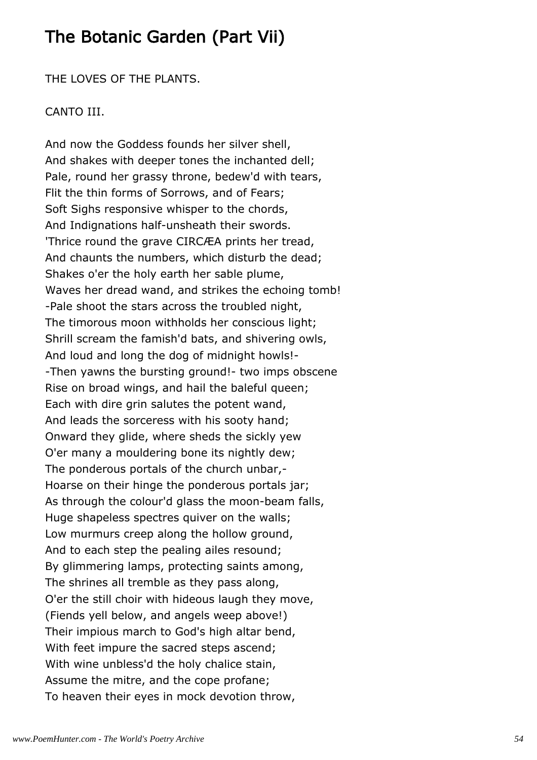# The Botanic Garden (Part Vii)

THE LOVES OF THE PLANTS.

CANTO III.

And now the Goddess founds her silver shell,  
And shakes with deeper tones the inchanted dell;  
Pale, round her grassy throne, bedew'd with tears,  
Flit the thin forms of Sorrows, and of Fears;  
Soft Sighs responsive whisper to the chords,  
And Indignations half-unsheath their swords.  
'Thrice round the grave CIRCÆA prints her tread,  
And chaunts the numbers, which disturb the dead;  
Shakes o'er the holy earth her sable plume,  
Waves her dread wand, and strikes the echoing tomb!  
-Pale shoot the stars across the troubled night,  
The timorous moon withholds her conscious light;  
Shrill scream the famish'd bats, and shivering owls,  
And loud and long the dog of midnight howls!-  
-Then yawns the bursting ground!- two imps obscene  
Rise on broad wings, and hail the baleful queen;  
Each with dire grin salutes the potent wand,  
And leads the sorceress with his sooty hand;  
Onward they glide, where sheds the sickly yew  
O'er many a mouldering bone its nightly dew;  
The ponderous portals of the church unbar,-  
Hoarse on their hinge the ponderous portals jar;  
As through the colour'd glass the moon-beam falls,  
Huge shapeless spectres quiver on the walls;  
Low murmurs creep along the hollow ground,  
And to each step the pealing ailes resound;  
By glimmering lamps, protecting saints among,  
The shrines all tremble as they pass along,  
O'er the still choir with hideous laugh they move,  
(Fiends yell below, and angels weep above!)  
Their impious march to God's high altar bend,  
With feet impure the sacred steps ascend;  
With wine unbless'd the holy chalice stain,  
Assume the mitre, and the cope profane;  
To heaven their eyes in mock devotion throw,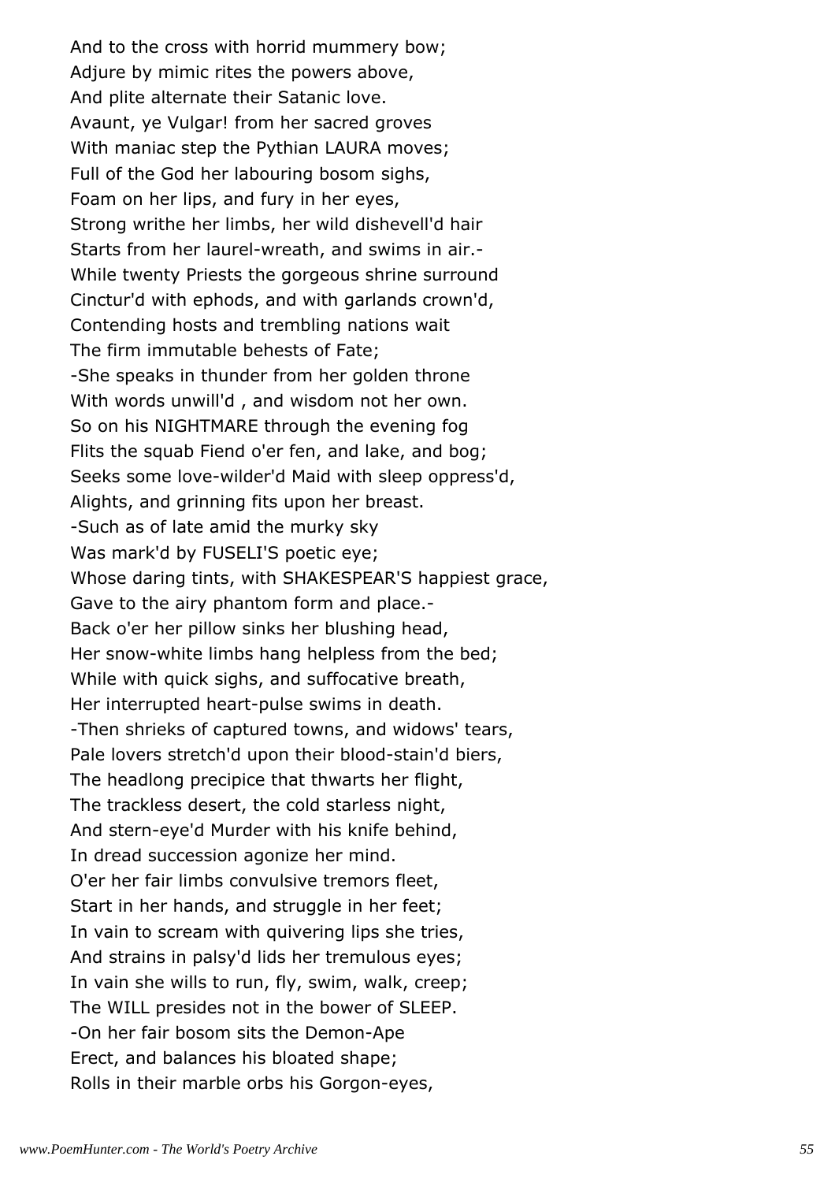And to the cross with horrid mummery bow;  
Adjure by mimic rites the powers above,  
And plite alternate their Satanic love.  
Avaunt, ye Vulgar! from her sacred groves  
With maniac step the Pythian LAURA moves;  
Full of the God her labouring bosom sighs,  
Foam on her lips, and fury in her eyes,  
Strong writhe her limbs, her wild dishevell'd hair  
Starts from her laurel-wreath, and swims in air.-  
While twenty Priests the gorgeous shrine surround  
Cinctur'd with ephods, and with garlands crown'd,  
Contending hosts and trembling nations wait  
The firm immutable behests of Fate;  
-She speaks in thunder from her golden throne  
With words unwill'd , and wisdom not her own.  
So on his NIGHTMARE through the evening fog  
Flits the squab Fiend o'er fen, and lake, and bog;  
Seeks some love-wilder'd Maid with sleep oppress'd,  
Alights, and grinning fits upon her breast.  
-Such as of late amid the murky sky  
Was mark'd by FUSELI'S poetic eye;  
Whose daring tints, with SHAKESPEAR'S happiest grace,  
Gave to the airy phantom form and place.-  
Back o'er her pillow sinks her blushing head,  
Her snow-white limbs hang helpless from the bed;  
While with quick sighs, and suffocative breath,  
Her interrupted heart-pulse swims in death.  
-Then shrieks of captured towns, and widows' tears,  
Pale lovers stretch'd upon their blood-stain'd biers,  
The headlong precipice that thwarts her flight,  
The trackless desert, the cold starless night,  
And stern-eye'd Murder with his knife behind,  
In dread succession agonize her mind.  
O'er her fair limbs convulsive tremors fleet,  
Start in her hands, and struggle in her feet;  
In vain to scream with quivering lips she tries,  
And strains in palsy'd lids her tremulous eyes;  
In vain she wills to run, fly, swim, walk, creep;  
The WILL presides not in the bower of SLEEP.  
-On her fair bosom sits the Demon-Ape  
Erect, and balances his bloated shape;  
Rolls in their marble orbs his Gorgon-eyes,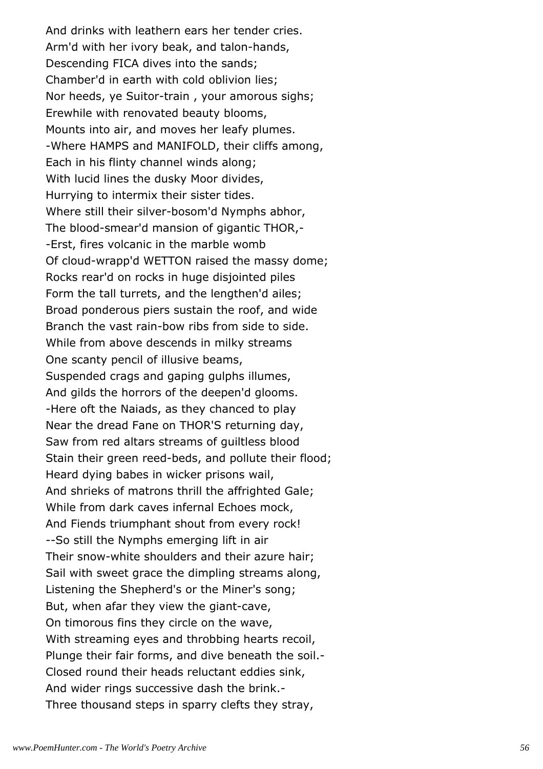And drinks with leathern ears her tender cries.  
Arm'd with her ivory beak, and talon-hands,  
Descending FICA dives into the sands;  
Chamber'd in earth with cold oblivion lies;  
Nor heeds, ye Suitor-train , your amorous sighs;  
Erewhile with renovated beauty blooms,  
Mounts into air, and moves her leafy plumes.  
-Where HAMPS and MANIFOLD, their cliffs among,  
Each in his flinty channel winds along;  
With lucid lines the dusky Moor divides,  
Hurrying to intermix their sister tides.  
Where still their silver-bosom'd Nymphs abhor,  
The blood-smear'd mansion of gigantic THOR,-  
-Erst, fires volcanic in the marble womb  
Of cloud-wrapp'd WETTON raised the massy dome;  
Rocks rear'd on rocks in huge disjointed piles  
Form the tall turrets, and the lengthen'd ailes;  
Broad ponderous piers sustain the roof, and wide  
Branch the vast rain-bow ribs from side to side.  
While from above descends in milky streams  
One scanty pencil of illusive beams,  
Suspended crags and gaping gulphs illumes,  
And gilds the horrors of the deepen'd glooms.  
-Here oft the Naiads, as they chanced to play  
Near the dread Fane on THOR'S returning day,  
Saw from red altars streams of guiltless blood  
Stain their green reed-beds, and pollute their flood;  
Heard dying babes in wicker prisons wail,  
And shrieks of matrons thrill the affrighted Gale;  
While from dark caves infernal Echoes mock,  
And Fiends triumphant shout from every rock!  
--So still the Nymphs emerging lift in air  
Their snow-white shoulders and their azure hair;  
Sail with sweet grace the dimpling streams along,  
Listening the Shepherd's or the Miner's song;  
But, when afar they view the giant-cave,  
On timorous fins they circle on the wave,  
With streaming eyes and throbbing hearts recoil,  
Plunge their fair forms, and dive beneath the soil.-  
Closed round their heads reluctant eddies sink,  
And wider rings successive dash the brink.-  
Three thousand steps in sparry clefts they stray,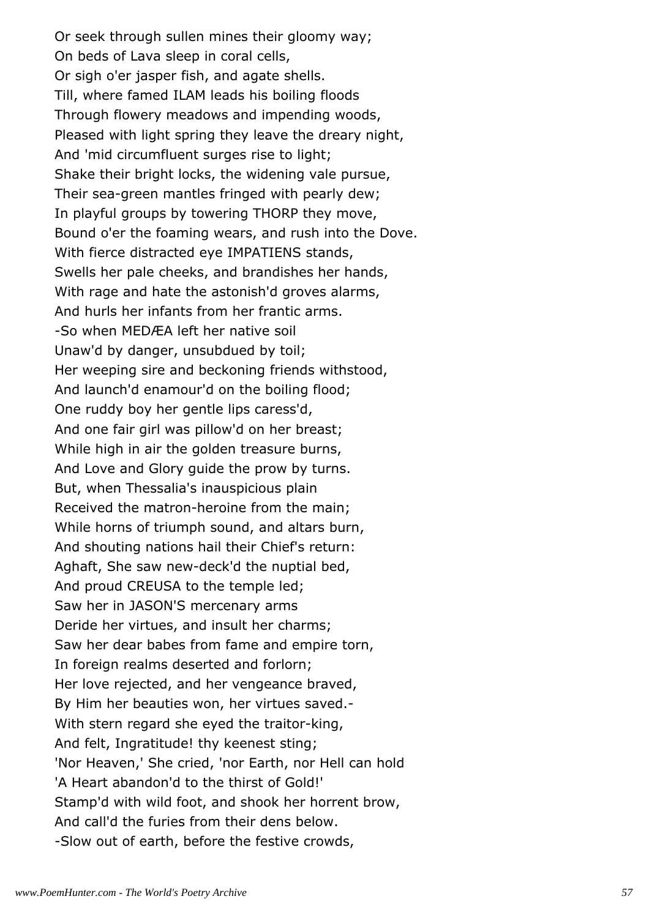Or seek through sullen mines their gloomy way;
On beds of Lava sleep in coral cells,
Or sigh o'er jasper fish, and agate shells.
Till, where famed ILAM leads his boiling floods
Through flowery meadows and impending woods,
Pleased with light spring they leave the dreary night,
And 'mid circumfluent surges rise to light;
Shake their bright locks, the widening vale pursue,
Their sea-green mantles fringed with pearly dew;
In playful groups by towering THORP they move,
Bound o'er the foaming wears, and rush into the Dove.
With fierce distracted eye IMPATIENS stands,
Swells her pale cheeks, and brandishes her hands,
With rage and hate the astonish'd groves alarms,
And hurls her infants from her frantic arms.
-So when MEDÆA left her native soil
Unaw'd by danger, unsubdued by toil;
Her weeping sire and beckoning friends withstood,
And launch'd enamour'd on the boiling flood;
One ruddy boy her gentle lips caress'd,
And one fair girl was pillow'd on her breast;
While high in air the golden treasure burns,
And Love and Glory guide the prow by turns.
But, when Thessalia's inauspicious plain
Received the matron-heroine from the main;
While horns of triumph sound, and altars burn,
And shouting nations hail their Chief's return:
Aghaft, She saw new-deck'd the nuptial bed,
And proud CREUSA to the temple led;
Saw her in JASON'S mercenary arms
Deride her virtues, and insult her charms;
Saw her dear babes from fame and empire torn,
In foreign realms deserted and forlorn;
Her love rejected, and her vengeance braved,
By Him her beauties won, her virtues saved.-
With stern regard she eyed the traitor-king,
And felt, Ingratitude! thy keenest sting;
'Nor Heaven,' She cried, 'nor Earth, nor Hell can hold
'A Heart abandon'd to the thirst of Gold!'
Stamp'd with wild foot, and shook her horrent brow,
And call'd the furies from their dens below.
-Slow out of earth, before the festive crowds,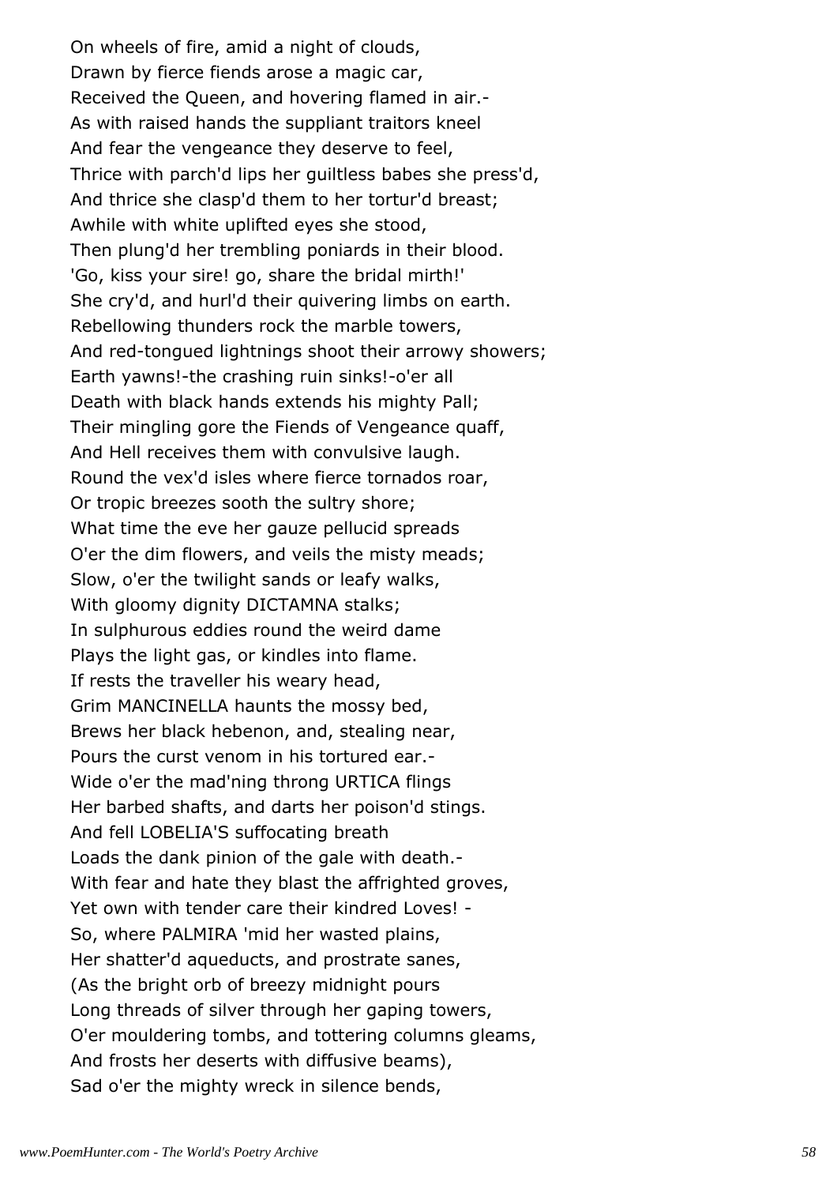On wheels of fire, amid a night of clouds,
Drawn by fierce fiends arose a magic car,
Received the Queen, and hovering flamed in air.-
As with raised hands the suppliant traitors kneel
And fear the vengeance they deserve to feel,
Thrice with parch'd lips her guiltless babes she press'd,
And thrice she clasp'd them to her tortur'd breast;
Awhile with white uplifted eyes she stood,
Then plung'd her trembling poniards in their blood.
'Go, kiss your sire! go, share the bridal mirth!'
She cry'd, and hurl'd their quivering limbs on earth.
Rebellowing thunders rock the marble towers,
And red-tongued lightnings shoot their arrowy showers;
Earth yawns!-the crashing ruin sinks!-o'er all
Death with black hands extends his mighty Pall;
Their mingling gore the Fiends of Vengeance quaff,
And Hell receives them with convulsive laugh.
Round the vex'd isles where fierce tornados roar,
Or tropic breezes sooth the sultry shore;
What time the eve her gauze pellucid spreads
O'er the dim flowers, and veils the misty meads;
Slow, o'er the twilight sands or leafy walks,
With gloomy dignity DICTAMNA stalks;
In sulphurous eddies round the weird dame
Plays the light gas, or kindles into flame.
If rests the traveller his weary head,
Grim MANCINELLA haunts the mossy bed,
Brews her black hebenon, and, stealing near,
Pours the curst venom in his tortured ear.-
Wide o'er the mad'ning throng URTICA flings
Her barbed shafts, and darts her poison'd stings.
And fell LOBELIA'S suffocating breath
Loads the dank pinion of the gale with death.-
With fear and hate they blast the affrighted groves,
Yet own with tender care their kindred Loves! -
So, where PALMIRA 'mid her wasted plains,
Her shatter'd aqueducts, and prostrate sanes,
(As the bright orb of breezy midnight pours
Long threads of silver through her gaping towers,
O'er mouldering tombs, and tottering columns gleams,
And frosts her deserts with diffusive beams),
Sad o'er the mighty wreck in silence bends,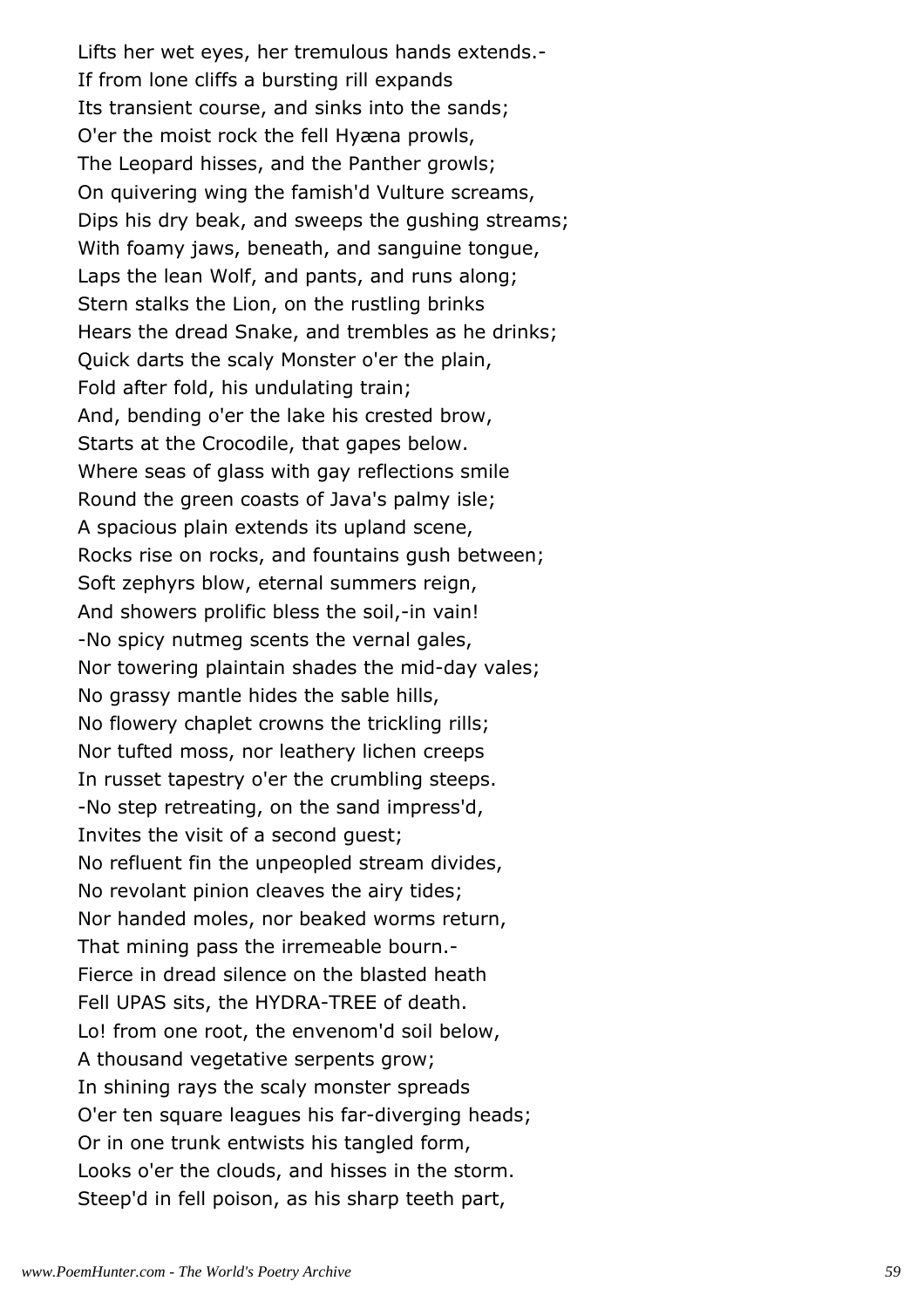Lifts her wet eyes, her tremulous hands extends.-
If from lone cliffs a bursting rill expands
Its transient course, and sinks into the sands;
O'er the moist rock the fell Hyæna prowls,
The Leopard hisses, and the Panther growls;
On quivering wing the famish'd Vulture screams,
Dips his dry beak, and sweeps the gushing streams;
With foamy jaws, beneath, and sanguine tongue,
Laps the lean Wolf, and pants, and runs along;
Stern stalks the Lion, on the rustling brinks
Hears the dread Snake, and trembles as he drinks;
Quick darts the scaly Monster o'er the plain,
Fold after fold, his undulating train;
And, bending o'er the lake his crested brow,
Starts at the Crocodile, that gapes below.
Where seas of glass with gay reflections smile
Round the green coasts of Java's palmy isle;
A spacious plain extends its upland scene,
Rocks rise on rocks, and fountains gush between;
Soft zephyrs blow, eternal summers reign,
And showers prolific bless the soil,-in vain!
-No spicy nutmeg scents the vernal gales,
Nor towering plaintain shades the mid-day vales;
No grassy mantle hides the sable hills,
No flowery chaplet crowns the trickling rills;
Nor tufted moss, nor leathery lichen creeps
In russet tapestry o'er the crumbling steeps.
-No step retreating, on the sand impress'd,
Invites the visit of a second guest;
No refluent fin the unpeopled stream divides,
No revolant pinion cleaves the airy tides;
Nor handed moles, nor beaked worms return,
That mining pass the irremeable bourn.-
Fierce in dread silence on the blasted heath
Fell UPAS sits, the HYDRA-TREE of death.
Lo! from one root, the envenom'd soil below,
A thousand vegetative serpents grow;
In shining rays the scaly monster spreads
O'er ten square leagues his far-diverging heads;
Or in one trunk entwists his tangled form,
Looks o'er the clouds, and hisses in the storm.
Steep'd in fell poison, as his sharp teeth part,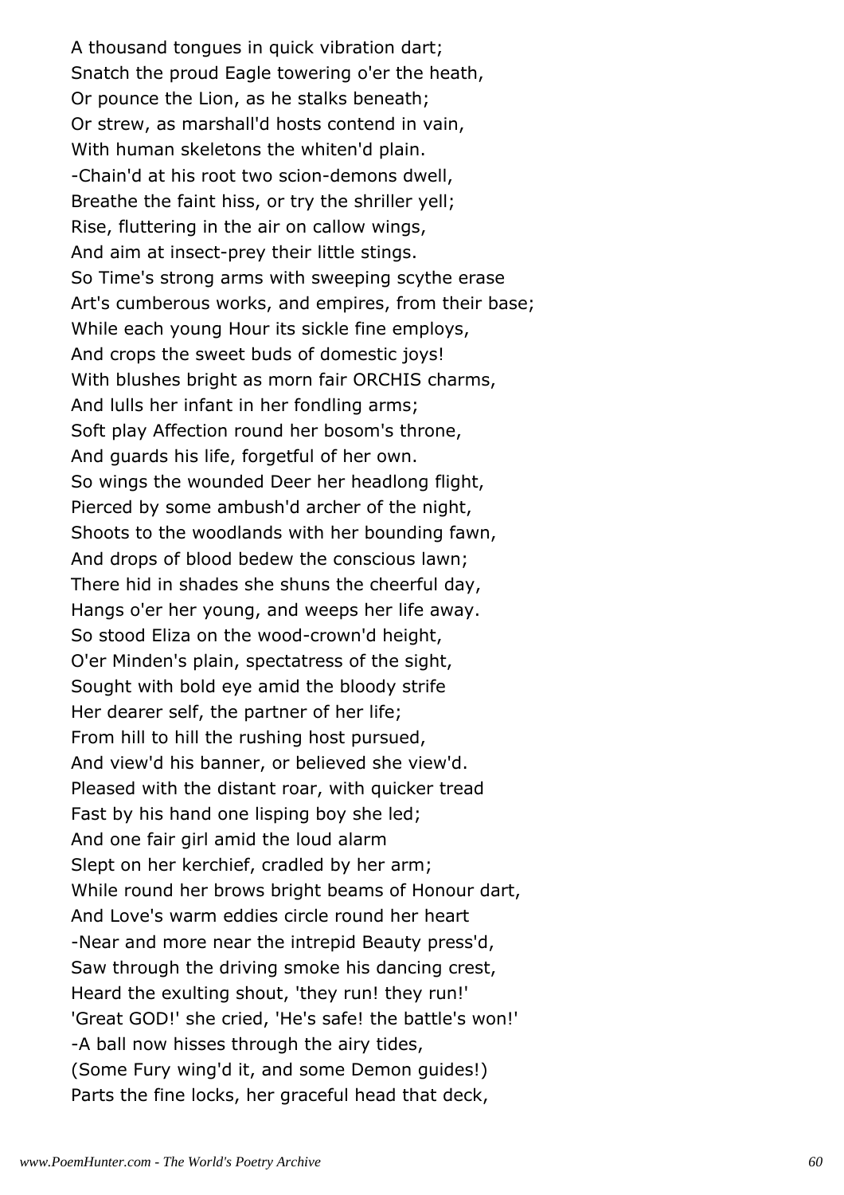A thousand tongues in quick vibration dart;
Snatch the proud Eagle towering o'er the heath,
Or pounce the Lion, as he stalks beneath;
Or strew, as marshall'd hosts contend in vain,
With human skeletons the whiten'd plain.
-Chain'd at his root two scion-demons dwell,
Breathe the faint hiss, or try the shriller yell;
Rise, fluttering in the air on callow wings,
And aim at insect-prey their little stings.
So Time's strong arms with sweeping scythe erase
Art's cumberous works, and empires, from their base;
While each young Hour its sickle fine employs,
And crops the sweet buds of domestic joys!
With blushes bright as morn fair ORCHIS charms,
And lulls her infant in her fondling arms;
Soft play Affection round her bosom's throne,
And guards his life, forgetful of her own.
So wings the wounded Deer her headlong flight,
Pierced by some ambush'd archer of the night,
Shoots to the woodlands with her bounding fawn,
And drops of blood bedew the conscious lawn;
There hid in shades she shuns the cheerful day,
Hangs o'er her young, and weeps her life away.
So stood Eliza on the wood-crown'd height,
O'er Minden's plain, spectatress of the sight,
Sought with bold eye amid the bloody strife
Her dearer self, the partner of her life;
From hill to hill the rushing host pursued,
And view'd his banner, or believed she view'd.
Pleased with the distant roar, with quicker tread
Fast by his hand one lisping boy she led;
And one fair girl amid the loud alarm
Slept on her kerchief, cradled by her arm;
While round her brows bright beams of Honour dart,
And Love's warm eddies circle round her heart
-Near and more near the intrepid Beauty press'd,
Saw through the driving smoke his dancing crest,
Heard the exulting shout, 'they run! they run!'
'Great GOD!' she cried, 'He's safe! the battle's won!'
-A ball now hisses through the airy tides,
(Some Fury wing'd it, and some Demon guides!)
Parts the fine locks, her graceful head that deck,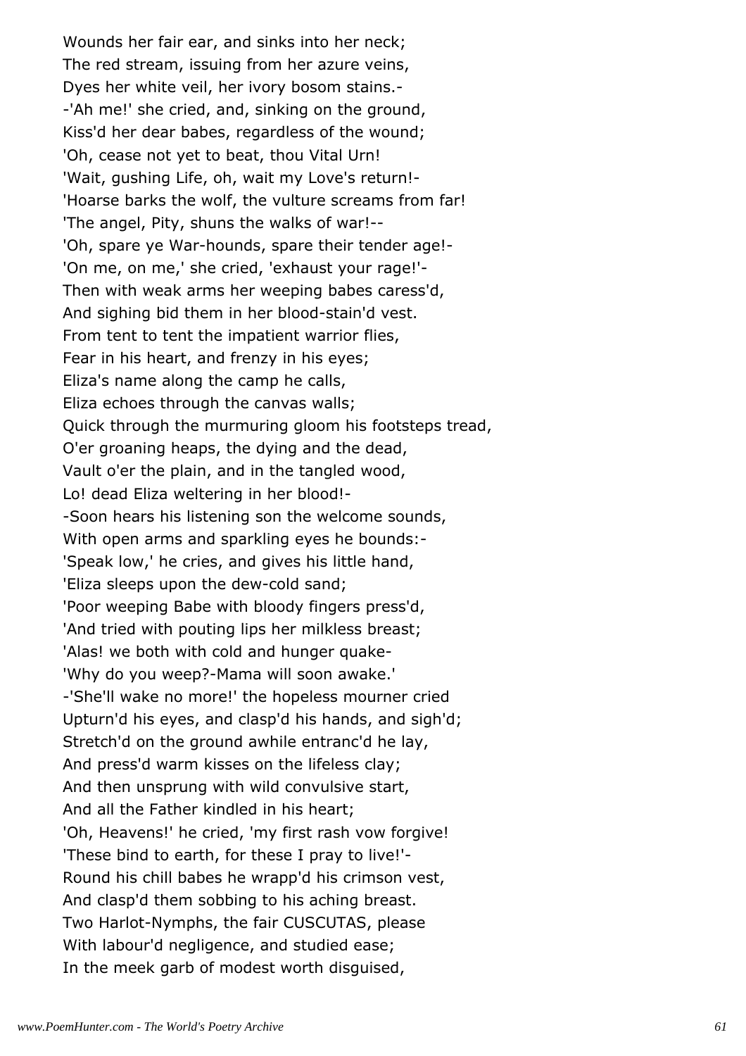Wounds her fair ear, and sinks into her neck;
The red stream, issuing from her azure veins,
Dyes her white veil, her ivory bosom stains.-
-'Ah me!' she cried, and, sinking on the ground,
Kiss'd her dear babes, regardless of the wound;
'Oh, cease not yet to beat, thou Vital Urn!
'Wait, gushing Life, oh, wait my Love's return!-
'Hoarse barks the wolf, the vulture screams from far!
'The angel, Pity, shuns the walks of war!--
'Oh, spare ye War-hounds, spare their tender age!-
'On me, on me,' she cried, 'exhaust your rage!'-
Then with weak arms her weeping babes caress'd,
And sighing bid them in her blood-stain'd vest.
From tent to tent the impatient warrior flies,
Fear in his heart, and frenzy in his eyes;
Eliza's name along the camp he calls,
Eliza echoes through the canvas walls;
Quick through the murmuring gloom his footsteps tread,
O'er groaning heaps, the dying and the dead,
Vault o'er the plain, and in the tangled wood,
Lo! dead Eliza weltering in her blood!-
-Soon hears his listening son the welcome sounds,
With open arms and sparkling eyes he bounds:-
'Speak low,' he cries, and gives his little hand,
'Eliza sleeps upon the dew-cold sand;
'Poor weeping Babe with bloody fingers press'd,
'And tried with pouting lips her milkless breast;
'Alas! we both with cold and hunger quake-
'Why do you weep?-Mama will soon awake.'
-'She'll wake no more!' the hopeless mourner cried
Upturn'd his eyes, and clasp'd his hands, and sigh'd;
Stretch'd on the ground awhile entranc'd he lay,
And press'd warm kisses on the lifeless clay;
And then unsprung with wild convulsive start,
And all the Father kindled in his heart;
'Oh, Heavens!' he cried, 'my first rash vow forgive!
'These bind to earth, for these I pray to live!'-
Round his chill babes he wrapp'd his crimson vest,
And clasp'd them sobbing to his aching breast.
Two Harlot-Nymphs, the fair CUSCUTAS, please
With labour'd negligence, and studied ease;
In the meek garb of modest worth disguised,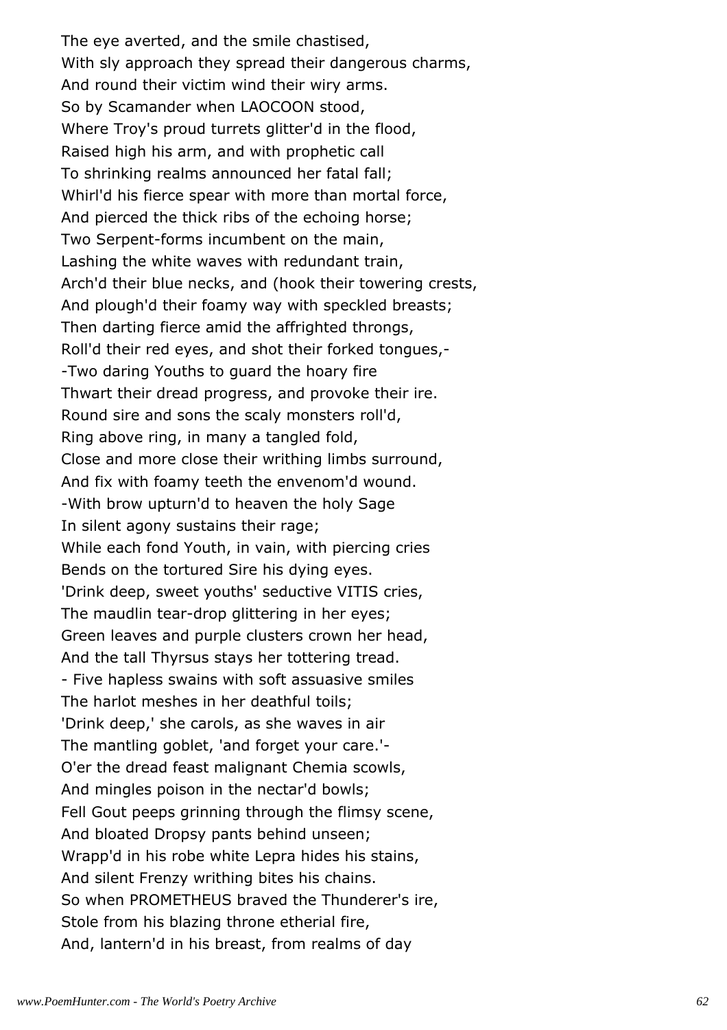The eye averted, and the smile chastised,
With sly approach they spread their dangerous charms,
And round their victim wind their wiry arms.
So by Scamander when LAOCOON stood,
Where Troy's proud turrets glitter'd in the flood,
Raised high his arm, and with prophetic call
To shrinking realms announced her fatal fall;
Whirl'd his fierce spear with more than mortal force,
And pierced the thick ribs of the echoing horse;
Two Serpent-forms incumbent on the main,
Lashing the white waves with redundant train,
Arch'd their blue necks, and (hook their towering crests,
And plough'd their foamy way with speckled breasts;
Then darting fierce amid the affrighted throngs,
Roll'd their red eyes, and shot their forked tongues,-
-Two daring Youths to guard the hoary fire
Thwart their dread progress, and provoke their ire.
Round sire and sons the scaly monsters roll'd,
Ring above ring, in many a tangled fold,
Close and more close their writhing limbs surround,
And fix with foamy teeth the envenom'd wound.
-With brow upturn'd to heaven the holy Sage
In silent agony sustains their rage;
While each fond Youth, in vain, with piercing cries
Bends on the tortured Sire his dying eyes.
'Drink deep, sweet youths' seductive VITIS cries,
The maudlin tear-drop glittering in her eyes;
Green leaves and purple clusters crown her head,
And the tall Thyrsus stays her tottering tread.
- Five hapless swains with soft assuasive smiles
The harlot meshes in her deathful toils;
'Drink deep,' she carols, as she waves in air
The mantling goblet, 'and forget your care.'-
O'er the dread feast malignant Chemia scowls,
And mingles poison in the nectar'd bowls;
Fell Gout peeps grinning through the flimsy scene,
And bloated Dropsy pants behind unseen;
Wrapp'd in his robe white Lepra hides his stains,
And silent Frenzy writhing bites his chains.
So when PROMETHEUS braved the Thunderer's ire,
Stole from his blazing throne etherial fire,
And, lantern'd in his breast, from realms of day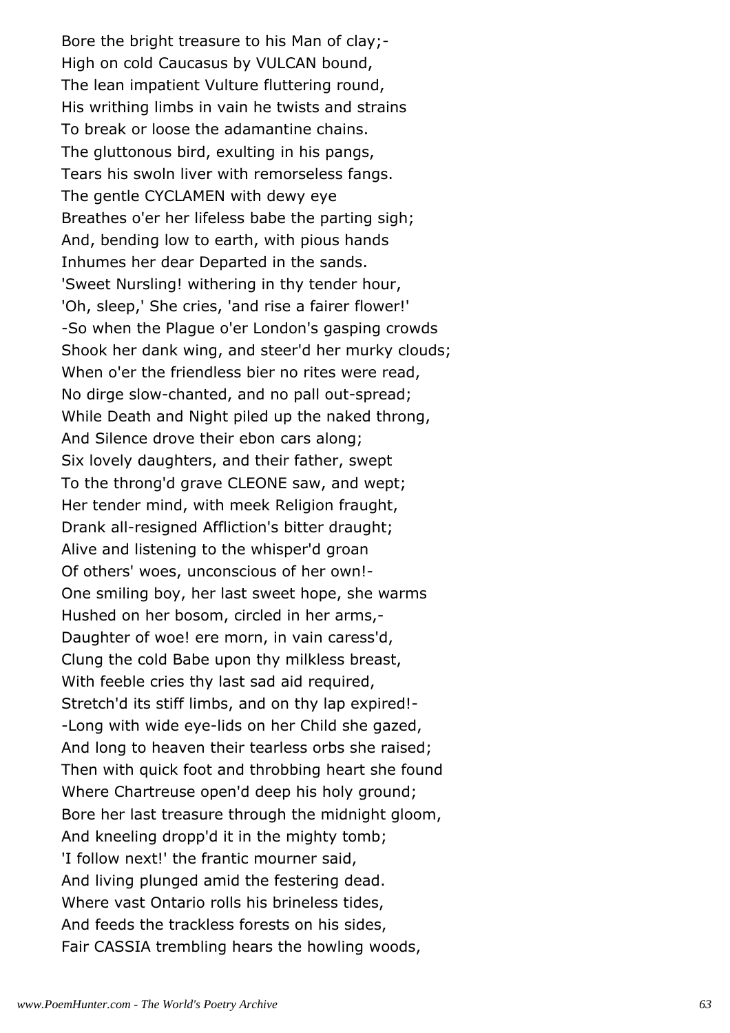Bore the bright treasure to his Man of clay;-
High on cold Caucasus by VULCAN bound,
The lean impatient Vulture fluttering round,
His writhing limbs in vain he twists and strains
To break or loose the adamantine chains.
The gluttonous bird, exulting in his pangs,
Tears his swoln liver with remorseless fangs.
The gentle CYCLAMEN with dewy eye
Breathes o'er her lifeless babe the parting sigh;
And, bending low to earth, with pious hands
Inhumes her dear Departed in the sands.
'Sweet Nursling! withering in thy tender hour,
'Oh, sleep,' She cries, 'and rise a fairer flower!'
-So when the Plague o'er London's gasping crowds
Shook her dank wing, and steer'd her murky clouds;
When o'er the friendless bier no rites were read,
No dirge slow-chanted, and no pall out-spread;
While Death and Night piled up the naked throng,
And Silence drove their ebon cars along;
Six lovely daughters, and their father, swept
To the throng'd grave CLEONE saw, and wept;
Her tender mind, with meek Religion fraught,
Drank all-resigned Affliction's bitter draught;
Alive and listening to the whisper'd groan
Of others' woes, unconscious of her own!-
One smiling boy, her last sweet hope, she warms
Hushed on her bosom, circled in her arms,-
Daughter of woe! ere morn, in vain caress'd,
Clung the cold Babe upon thy milkless breast,
With feeble cries thy last sad aid required,
Stretch'd its stiff limbs, and on thy lap expired!-
-Long with wide eye-lids on her Child she gazed,
And long to heaven their tearless orbs she raised;
Then with quick foot and throbbing heart she found
Where Chartreuse open'd deep his holy ground;
Bore her last treasure through the midnight gloom,
And kneeling dropp'd it in the mighty tomb;
'I follow next!' the frantic mourner said,
And living plunged amid the festering dead.
Where vast Ontario rolls his brineless tides,
And feeds the trackless forests on his sides,
Fair CASSIA trembling hears the howling woods,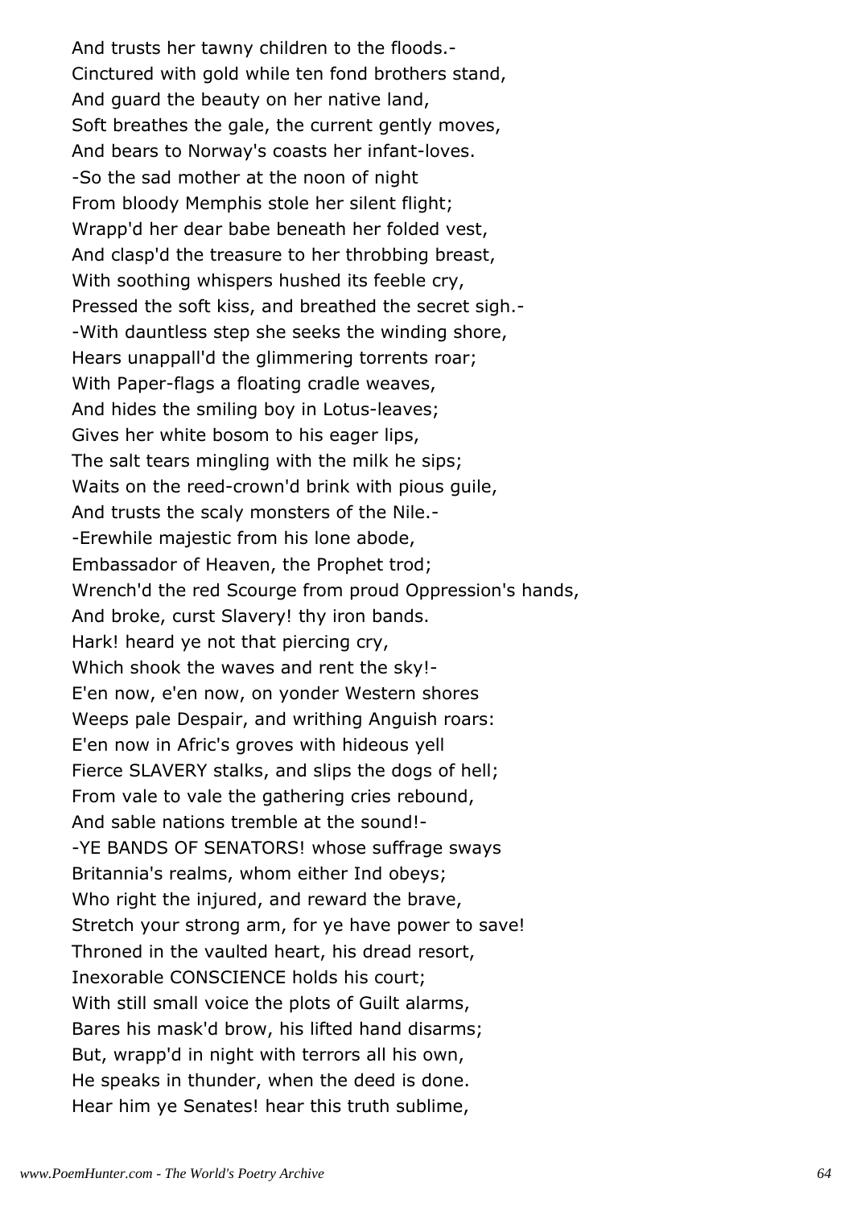And trusts her tawny children to the floods.-
Cinctured with gold while ten fond brothers stand,
And guard the beauty on her native land,
Soft breathes the gale, the current gently moves,
And bears to Norway's coasts her infant-loves.
-So the sad mother at the noon of night
From bloody Memphis stole her silent flight;
Wrapp'd her dear babe beneath her folded vest,
And clasp'd the treasure to her throbbing breast,
With soothing whispers hushed its feeble cry,
Pressed the soft kiss, and breathed the secret sigh.-
-With dauntless step she seeks the winding shore,
Hears unappall'd the glimmering torrents roar;
With Paper-flags a floating cradle weaves,
And hides the smiling boy in Lotus-leaves;
Gives her white bosom to his eager lips,
The salt tears mingling with the milk he sips;
Waits on the reed-crown'd brink with pious guile,
And trusts the scaly monsters of the Nile.-
-Erewhile majestic from his lone abode,
Embassador of Heaven, the Prophet trod;
Wrench'd the red Scourge from proud Oppression's hands,
And broke, curst Slavery! thy iron bands.
Hark! heard ye not that piercing cry,
Which shook the waves and rent the sky!-
E'en now, e'en now, on yonder Western shores
Weeps pale Despair, and writhing Anguish roars:
E'en now in Afric's groves with hideous yell
Fierce SLAVERY stalks, and slips the dogs of hell;
From vale to vale the gathering cries rebound,
And sable nations tremble at the sound!-
-YE BANDS OF SENATORS! whose suffrage sways
Britannia's realms, whom either Ind obeys;
Who right the injured, and reward the brave,
Stretch your strong arm, for ye have power to save!
Throned in the vaulted heart, his dread resort,
Inexorable CONSCIENCE holds his court;
With still small voice the plots of Guilt alarms,
Bares his mask'd brow, his lifted hand disarms;
But, wrapp'd in night with terrors all his own,
He speaks in thunder, when the deed is done.
Hear him ye Senates! hear this truth sublime,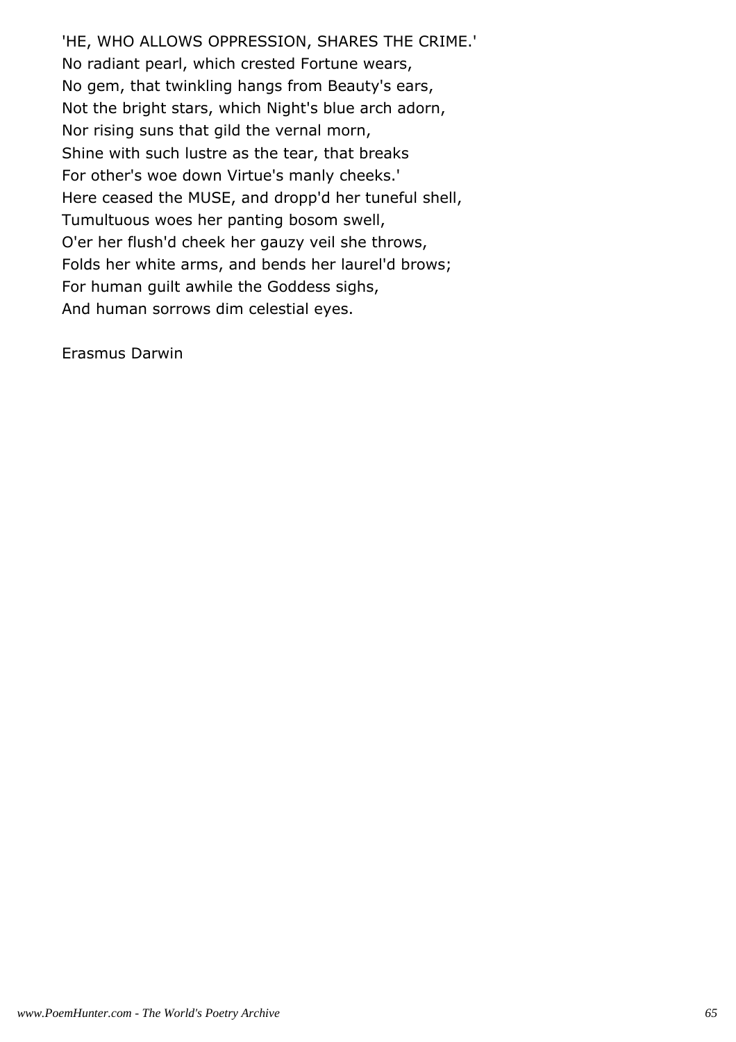'HE, WHO ALLOWS OPPRESSION, SHARES THE CRIME.'
No radiant pearl, which crested Fortune wears,
No gem, that twinkling hangs from Beauty's ears,
Not the bright stars, which Night's blue arch adorn,
Nor rising suns that gild the vernal morn,
Shine with such lustre as the tear, that breaks
For other's woe down Virtue's manly cheeks.'
Here ceased the MUSE, and dropp'd her tuneful shell,
Tumultuous woes her panting bosom swell,
O'er her flush'd cheek her gauzy veil she throws,
Folds her white arms, and bends her laurel'd brows;
For human guilt awhile the Goddess sighs,
And human sorrows dim celestial eyes.

Erasmus Darwin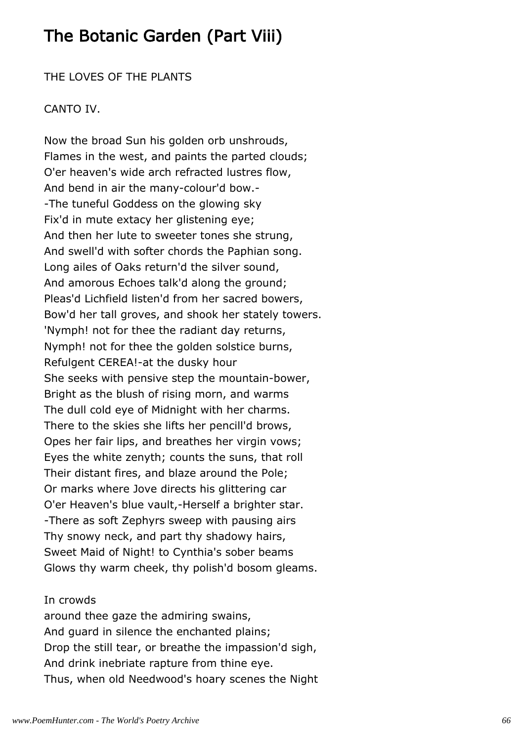# The Botanic Garden (Part Viii)

THE LOVES OF THE PLANTS

CANTO IV.

Now the broad Sun his golden orb unshrouds,
Flames in the west, and paints the parted clouds;
O'er heaven's wide arch refracted lustres flow,
And bend in air the many-colour'd bow.-
-The tuneful Goddess on the glowing sky
Fix'd in mute extacy her glistening eye;
And then her lute to sweeter tones she strung,
And swell'd with softer chords the Paphian song.
Long ailes of Oaks return'd the silver sound,
And amorous Echoes talk'd along the ground;
Pleas'd Lichfield listen'd from her sacred bowers,
Bow'd her tall groves, and shook her stately towers.
'Nymph! not for thee the radiant day returns,
Nymph! not for thee the golden solstice burns,
Refulgent CEREA!-at the dusky hour
She seeks with pensive step the mountain-bower,
Bright as the blush of rising morn, and warms
The dull cold eye of Midnight with her charms.
There to the skies she lifts her pencill'd brows,
Opes her fair lips, and breathes her virgin vows;
Eyes the white zenyth; counts the suns, that roll
Their distant fires, and blaze around the Pole;
Or marks where Jove directs his glittering car
O'er Heaven's blue vault,-Herself a brighter star.
-There as soft Zephyrs sweep with pausing airs
Thy snowy neck, and part thy shadowy hairs,
Sweet Maid of Night! to Cynthia's sober beams
Glows thy warm cheek, thy polish'd bosom gleams.

In crowds
around thee gaze the admiring swains,
And guard in silence the enchanted plains;
Drop the still tear, or breathe the impassion'd sigh,
And drink inebriate rapture from thine eye.
Thus, when old Needwood's hoary scenes the Night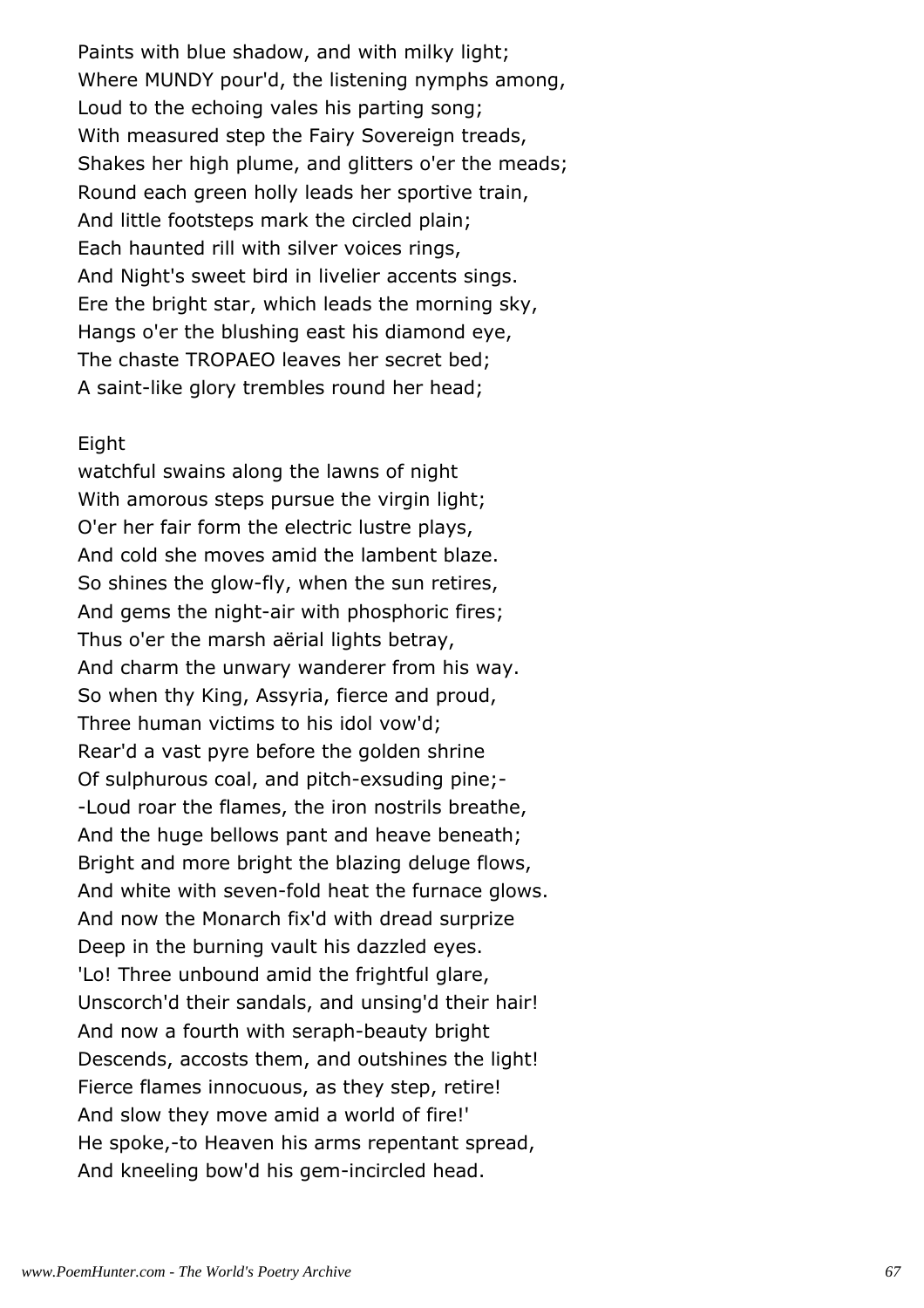Paints with blue shadow, and with milky light;
Where MUNDY pour'd, the listening nymphs among,
Loud to the echoing vales his parting song;
With measured step the Fairy Sovereign treads,
Shakes her high plume, and glitters o'er the meads;
Round each green holly leads her sportive train,
And little footsteps mark the circled plain;
Each haunted rill with silver voices rings,
And Night's sweet bird in livelier accents sings.
Ere the bright star, which leads the morning sky,
Hangs o'er the blushing east his diamond eye,
The chaste TROPAEO leaves her secret bed;
A saint-like glory trembles round her head;

Eight
watchful swains along the lawns of night
With amorous steps pursue the virgin light;
O'er her fair form the electric lustre plays,
And cold she moves amid the lambent blaze.
So shines the glow-fly, when the sun retires,
And gems the night-air with phosphoric fires;
Thus o'er the marsh aërial lights betray,
And charm the unwary wanderer from his way.
So when thy King, Assyria, fierce and proud,
Three human victims to his idol vow'd;
Rear'd a vast pyre before the golden shrine
Of sulphurous coal, and pitch-exsuding pine;-
-Loud roar the flames, the iron nostrils breathe,
And the huge bellows pant and heave beneath;
Bright and more bright the blazing deluge flows,
And white with seven-fold heat the furnace glows.
And now the Monarch fix'd with dread surprize
Deep in the burning vault his dazzled eyes.
'Lo! Three unbound amid the frightful glare,
Unscorch'd their sandals, and unsing'd their hair!
And now a fourth with seraph-beauty bright
Descends, accosts them, and outshines the light!
Fierce flames innocuous, as they step, retire!
And slow they move amid a world of fire!'
He spoke,-to Heaven his arms repentant spread,
And kneeling bow'd his gem-incircled head.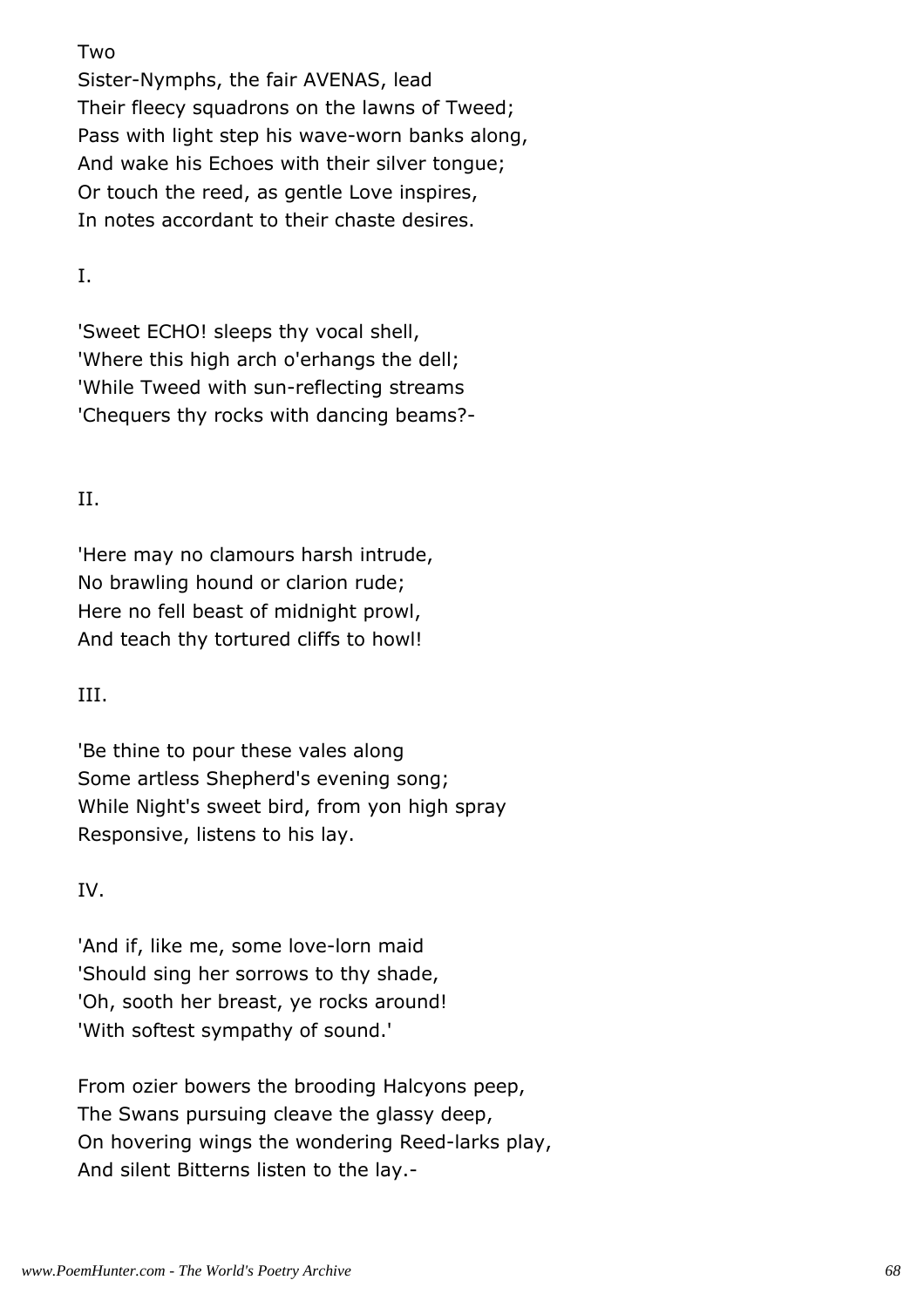Two
Sister-Nymphs, the fair AVENAS, lead
Their fleecy squadrons on the lawns of Tweed;
Pass with light step his wave-worn banks along,
And wake his Echoes with their silver tongue;
Or touch the reed, as gentle Love inspires,
In notes accordant to their chaste desires.

I.

'Sweet ECHO! sleeps thy vocal shell,
'Where this high arch o'erhangs the dell;
'While Tweed with sun-reflecting streams
'Chequers thy rocks with dancing beams?-

II.

'Here may no clamours harsh intrude,
No brawling hound or clarion rude;
Here no fell beast of midnight prowl,
And teach thy tortured cliffs to howl!

III.

'Be thine to pour these vales along
Some artless Shepherd's evening song;
While Night's sweet bird, from yon high spray
Responsive, listens to his lay.

IV.

'And if, like me, some love-lorn maid
'Should sing her sorrows to thy shade,
'Oh, sooth her breast, ye rocks around!
'With softest sympathy of sound.'

From ozier bowers the brooding Halcyons peep,
The Swans pursuing cleave the glassy deep,
On hovering wings the wondering Reed-larks play,
And silent Bitterns listen to the lay.-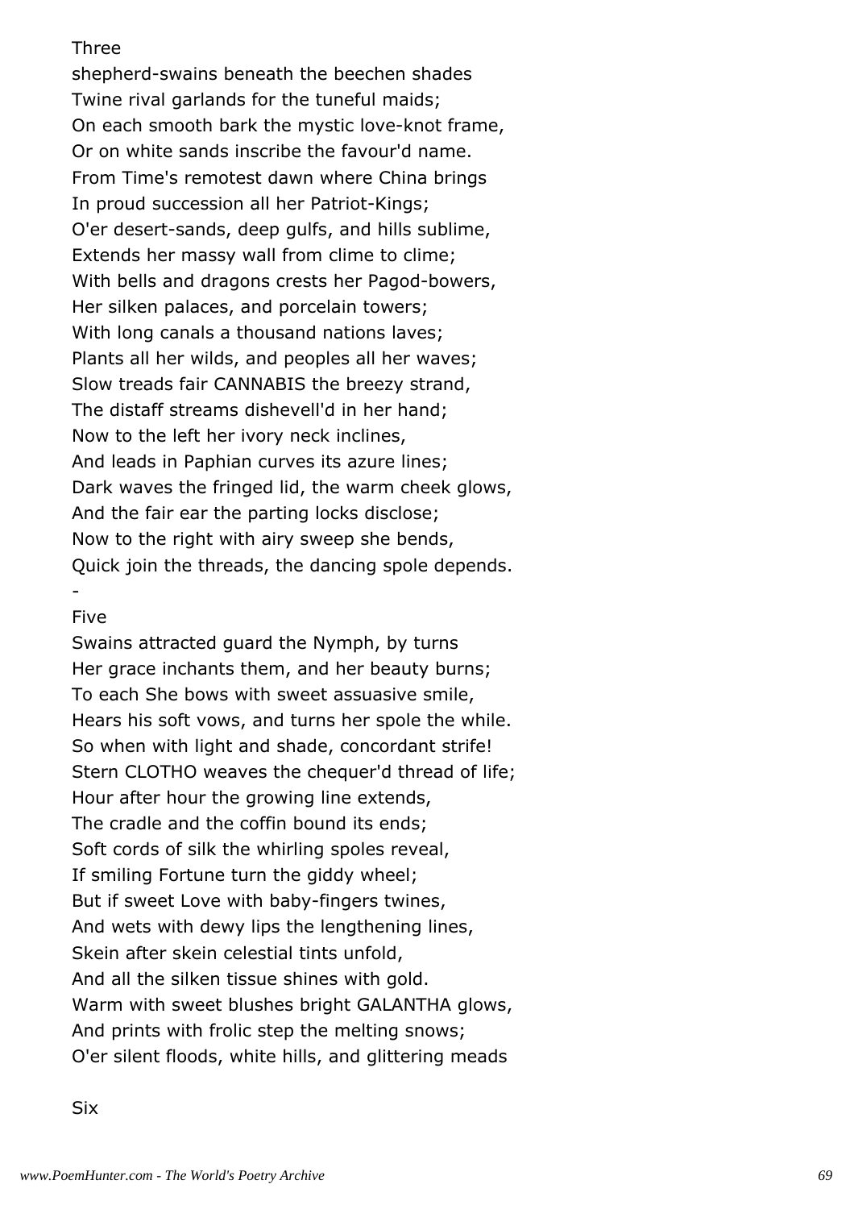Three

shepherd-swains beneath the beechen shades
Twine rival garlands for the tuneful maids;
On each smooth bark the mystic love-knot frame,
Or on white sands inscribe the favour'd name.
From Time's remotest dawn where China brings
In proud succession all her Patriot-Kings;
O'er desert-sands, deep gulfs, and hills sublime,
Extends her massy wall from clime to clime;
With bells and dragons crests her Pagod-bowers,
Her silken palaces, and porcelain towers;
With long canals a thousand nations laves;
Plants all her wilds, and peoples all her waves;
Slow treads fair CANNABIS the breezy strand,
The distaff streams dishevell'd in her hand;
Now to the left her ivory neck inclines,
And leads in Paphian curves its azure lines;
Dark waves the fringed lid, the warm cheek glows,
And the fair ear the parting locks disclose;
Now to the right with airy sweep she bends,
Quick join the threads, the dancing spole depends.
-

Five

Swains attracted guard the Nymph, by turns
Her grace inchants them, and her beauty burns;
To each She bows with sweet assuasive smile,
Hears his soft vows, and turns her spole the while.
So when with light and shade, concordant strife!
Stern CLOTHO weaves the chequer'd thread of life;
Hour after hour the growing line extends,
The cradle and the coffin bound its ends;
Soft cords of silk the whirling spoles reveal,
If smiling Fortune turn the giddy wheel;
But if sweet Love with baby-fingers twines,
And wets with dewy lips the lengthening lines,
Skein after skein celestial tints unfold,
And all the silken tissue shines with gold.
Warm with sweet blushes bright GALANTHA glows,
And prints with frolic step the melting snows;
O'er silent floods, white hills, and glittering meads

Six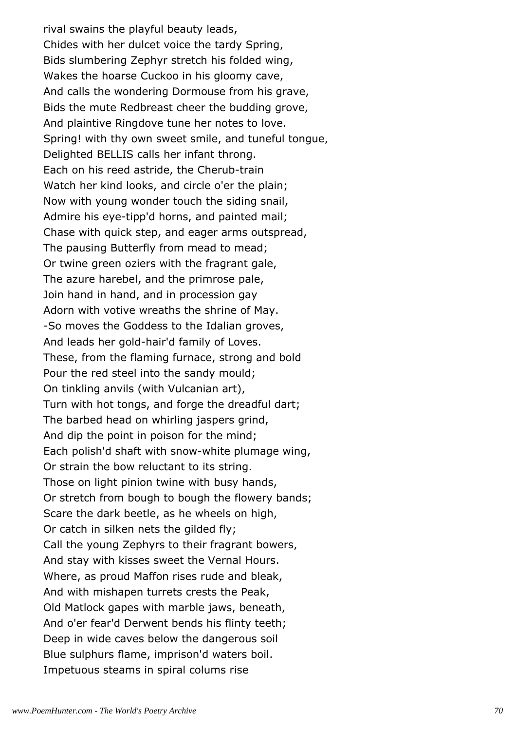rival swains the playful beauty leads,
Chides with her dulcet voice the tardy Spring,
Bids slumbering Zephyr stretch his folded wing,
Wakes the hoarse Cuckoo in his gloomy cave,
And calls the wondering Dormouse from his grave,
Bids the mute Redbreast cheer the budding grove,
And plaintive Ringdove tune her notes to love.
Spring! with thy own sweet smile, and tuneful tongue,
Delighted BELLIS calls her infant throng.
Each on his reed astride, the Cherub-train
Watch her kind looks, and circle o'er the plain;
Now with young wonder touch the siding snail,
Admire his eye-tipp'd horns, and painted mail;
Chase with quick step, and eager arms outspread,
The pausing Butterfly from mead to mead;
Or twine green oziers with the fragrant gale,
The azure harebel, and the primrose pale,
Join hand in hand, and in procession gay
Adorn with votive wreaths the shrine of May.
-So moves the Goddess to the Idalian groves,
And leads her gold-hair'd family of Loves.
These, from the flaming furnace, strong and bold
Pour the red steel into the sandy mould;
On tinkling anvils (with Vulcanian art),
Turn with hot tongs, and forge the dreadful dart;
The barbed head on whirling jaspers grind,
And dip the point in poison for the mind;
Each polish'd shaft with snow-white plumage wing,
Or strain the bow reluctant to its string.
Those on light pinion twine with busy hands,
Or stretch from bough to bough the flowery bands;
Scare the dark beetle, as he wheels on high,
Or catch in silken nets the gilded fly;
Call the young Zephyrs to their fragrant bowers,
And stay with kisses sweet the Vernal Hours.
Where, as proud Maffon rises rude and bleak,
And with mishapen turrets crests the Peak,
Old Matlock gapes with marble jaws, beneath,
And o'er fear'd Derwent bends his flinty teeth;
Deep in wide caves below the dangerous soil
Blue sulphurs flame, imprison'd waters boil.
Impetuous steams in spiral colums rise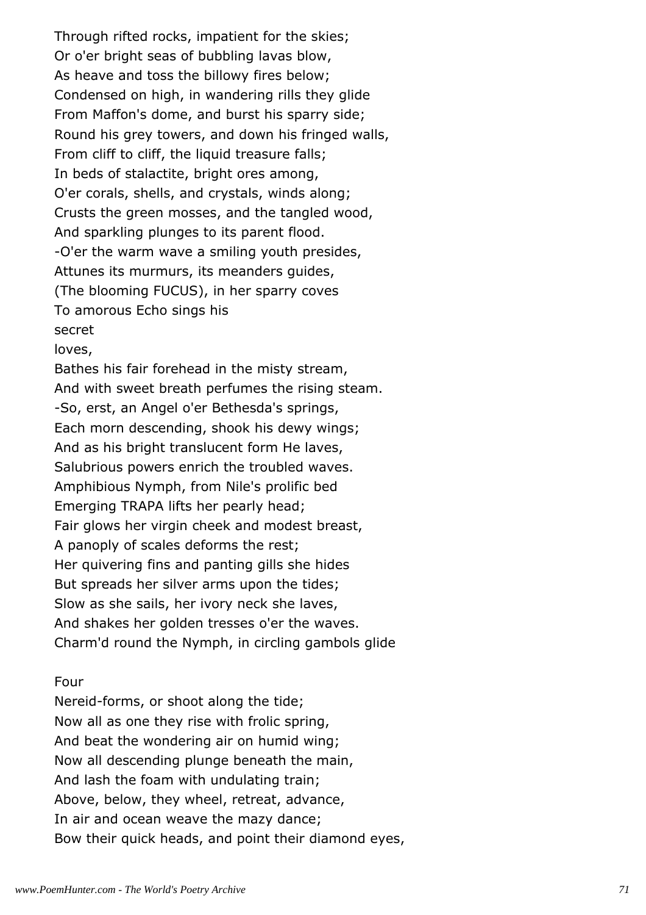Through rifted rocks, impatient for the skies;
Or o'er bright seas of bubbling lavas blow,
As heave and toss the billowy fires below;
Condensed on high, in wandering rills they glide
From Maffon's dome, and burst his sparry side;
Round his grey towers, and down his fringed walls,
From cliff to cliff, the liquid treasure falls;
In beds of stalactite, bright ores among,
O'er corals, shells, and crystals, winds along;
Crusts the green mosses, and the tangled wood,
And sparkling plunges to its parent flood.
-O'er the warm wave a smiling youth presides,
Attunes its murmurs, its meanders guides,
(The blooming FUCUS), in her sparry coves
To amorous Echo sings his
secret
loves,
Bathes his fair forehead in the misty stream,
And with sweet breath perfumes the rising steam.
-So, erst, an Angel o'er Bethesda's springs,
Each morn descending, shook his dewy wings;
And as his bright translucent form He laves,
Salubrious powers enrich the troubled waves.
Amphibious Nymph, from Nile's prolific bed
Emerging TRAPA lifts her pearly head;
Fair glows her virgin cheek and modest breast,
A panoply of scales deforms the rest;
Her quivering fins and panting gills she hides
But spreads her silver arms upon the tides;
Slow as she sails, her ivory neck she laves,
And shakes her golden tresses o'er the waves.
Charm'd round the Nymph, in circling gambols glide

Four
Nereid-forms, or shoot along the tide;
Now all as one they rise with frolic spring,
And beat the wondering air on humid wing;
Now all descending plunge beneath the main,
And lash the foam with undulating train;
Above, below, they wheel, retreat, advance,
In air and ocean weave the mazy dance;
Bow their quick heads, and point their diamond eyes,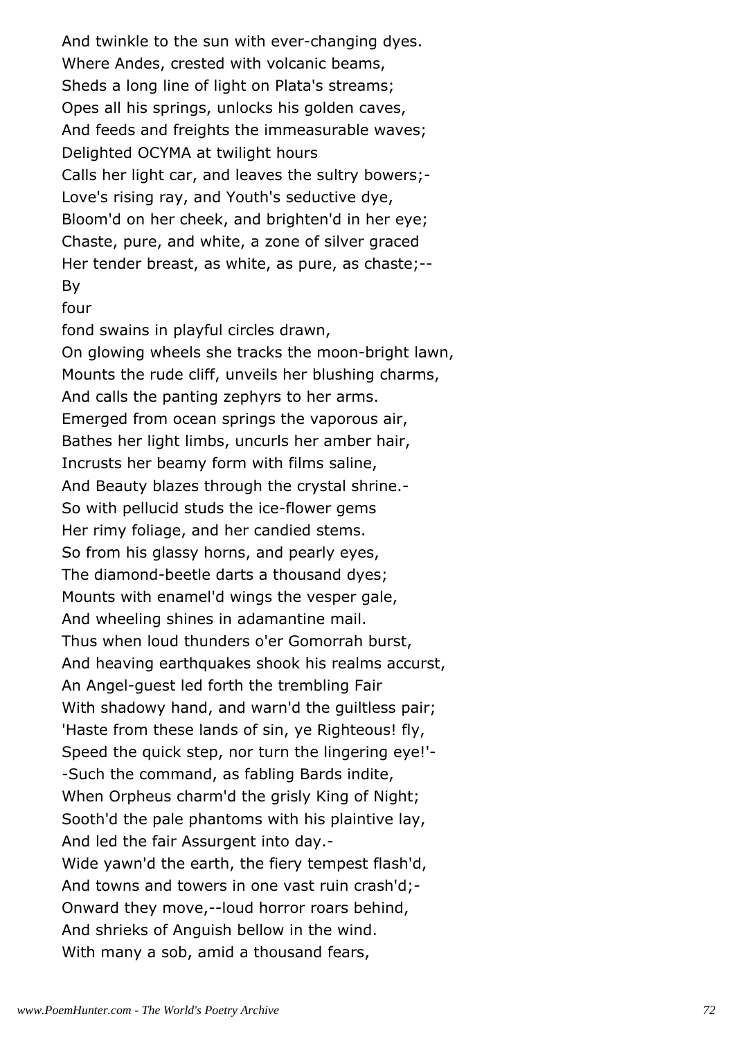And twinkle to the sun with ever-changing dyes.  
Where Andes, crested with volcanic beams,  
Sheds a long line of light on Plata's streams;  
Opes all his springs, unlocks his golden caves,  
And feeds and freights the immeasurable waves;  
Delighted OCYMA at twilight hours  
Calls her light car, and leaves the sultry bowers;-  
Love's rising ray, and Youth's seductive dye,  
Bloom'd on her cheek, and brighten'd in her eye;  
Chaste, pure, and white, a zone of silver graced  
Her tender breast, as white, as pure, as chaste;--  
By  
four  
fond swains in playful circles drawn,  
On glowing wheels she tracks the moon-bright lawn,  
Mounts the rude cliff, unveils her blushing charms,  
And calls the panting zephyrs to her arms.  
Emerged from ocean springs the vaporous air,  
Bathes her light limbs, uncurls her amber hair,  
Incrusts her beamy form with films saline,  
And Beauty blazes through the crystal shrine.-  
So with pellucid studs the ice-flower gems  
Her rimy foliage, and her candied stems.  
So from his glassy horns, and pearly eyes,  
The diamond-beetle darts a thousand dyes;  
Mounts with enamel'd wings the vesper gale,  
And wheeling shines in adamantine mail.  
Thus when loud thunders o'er Gomorrah burst,  
And heaving earthquakes shook his realms accurst,  
An Angel-guest led forth the trembling Fair  
With shadowy hand, and warn'd the guiltless pair;  
'Haste from these lands of sin, ye Righteous! fly,  
Speed the quick step, nor turn the lingering eye!'-  
-Such the command, as fabling Bards indite,  
When Orpheus charm'd the grisly King of Night;  
Sooth'd the pale phantoms with his plaintive lay,  
And led the fair Assurgent into day.-  
Wide yawn'd the earth, the fiery tempest flash'd,  
And towns and towers in one vast ruin crash'd;-  
Onward they move,--loud horror roars behind,  
And shrieks of Anguish bellow in the wind.  
With many a sob, amid a thousand fears,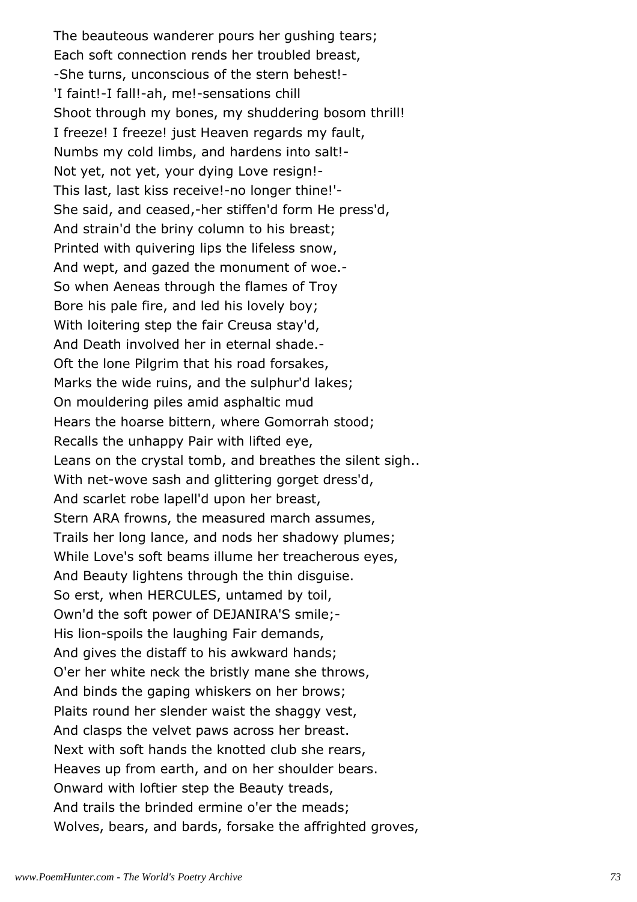The beauteous wanderer pours her gushing tears;
Each soft connection rends her troubled breast,
-She turns, unconscious of the stern behest!-
'I faint!-I fall!-ah, me!-sensations chill
Shoot through my bones, my shuddering bosom thrill!
I freeze! I freeze! just Heaven regards my fault,
Numbs my cold limbs, and hardens into salt!-
Not yet, not yet, your dying Love resign!-
This last, last kiss receive!-no longer thine!'-
She said, and ceased,-her stiffen'd form He press'd,
And strain'd the briny column to his breast;
Printed with quivering lips the lifeless snow,
And wept, and gazed the monument of woe.-
So when Aeneas through the flames of Troy
Bore his pale fire, and led his lovely boy;
With loitering step the fair Creusa stay'd,
And Death involved her in eternal shade.-
Oft the lone Pilgrim that his road forsakes,
Marks the wide ruins, and the sulphur'd lakes;
On mouldering piles amid asphaltic mud
Hears the hoarse bittern, where Gomorrah stood;
Recalls the unhappy Pair with lifted eye,
Leans on the crystal tomb, and breathes the silent sigh..
With net-wove sash and glittering gorget dress'd,
And scarlet robe lapell'd upon her breast,
Stern ARA frowns, the measured march assumes,
Trails her long lance, and nods her shadowy plumes;
While Love's soft beams illume her treacherous eyes,
And Beauty lightens through the thin disguise.
So erst, when HERCULES, untamed by toil,
Own'd the soft power of DEJANIRA'S smile;-
His lion-spoils the laughing Fair demands,
And gives the distaff to his awkward hands;
O'er her white neck the bristly mane she throws,
And binds the gaping whiskers on her brows;
Plaits round her slender waist the shaggy vest,
And clasps the velvet paws across her breast.
Next with soft hands the knotted club she rears,
Heaves up from earth, and on her shoulder bears.
Onward with loftier step the Beauty treads,
And trails the brinded ermine o'er the meads;
Wolves, bears, and bards, forsake the affrighted groves,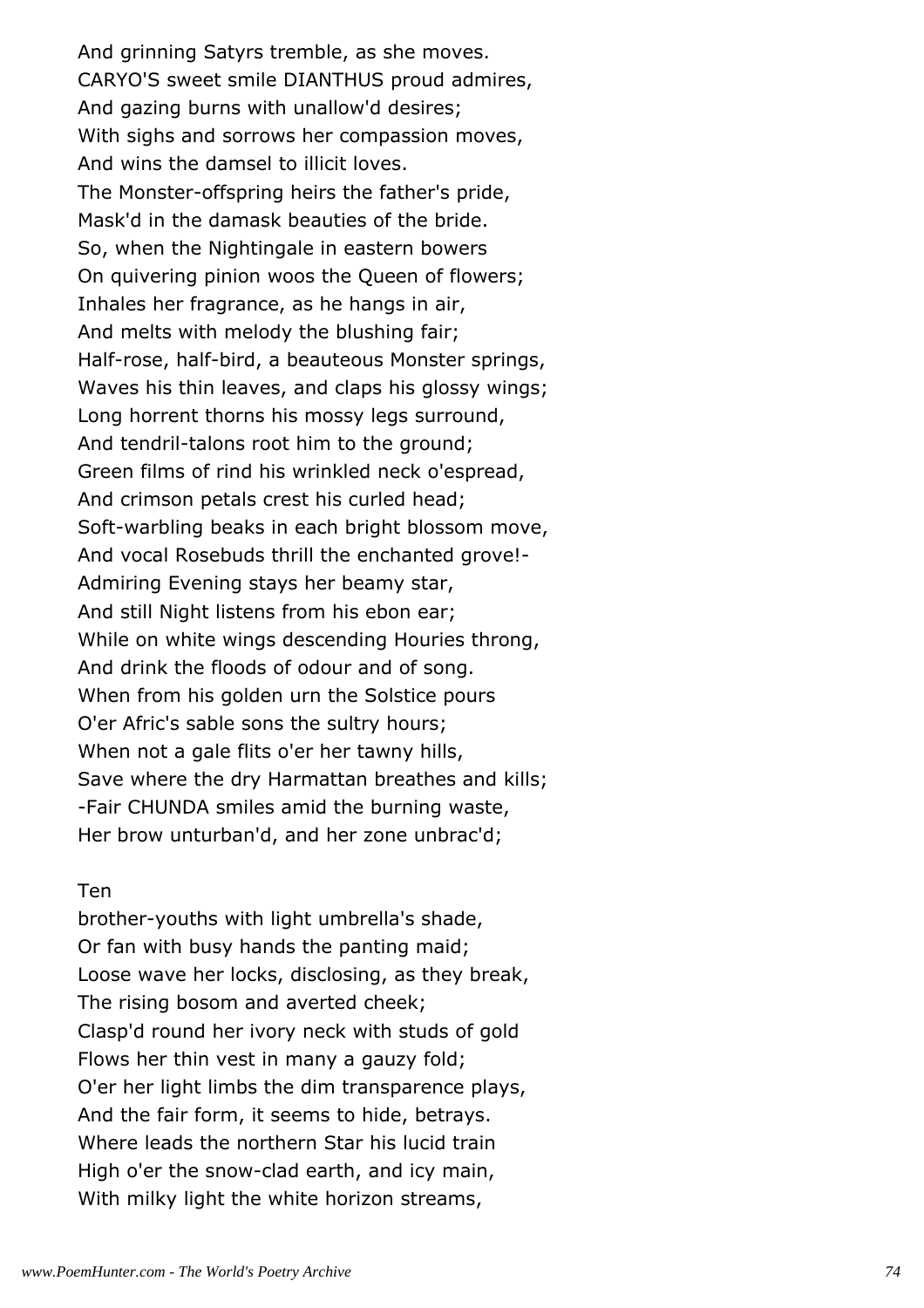And grinning Satyrs tremble, as she moves.
CARYO'S sweet smile DIANTHUS proud admires,
And gazing burns with unallow'd desires;
With sighs and sorrows her compassion moves,
And wins the damsel to illicit loves.
The Monster-offspring heirs the father's pride,
Mask'd in the damask beauties of the bride.
So, when the Nightingale in eastern bowers
On quivering pinion woos the Queen of flowers;
Inhales her fragrance, as he hangs in air,
And melts with melody the blushing fair;
Half-rose, half-bird, a beauteous Monster springs,
Waves his thin leaves, and claps his glossy wings;
Long horrent thorns his mossy legs surround,
And tendril-talons root him to the ground;
Green films of rind his wrinkled neck o'espread,
And crimson petals crest his curled head;
Soft-warbling beaks in each bright blossom move,
And vocal Rosebuds thrill the enchanted grove!-
Admiring Evening stays her beamy star,
And still Night listens from his ebon ear;
While on white wings descending Houries throng,
And drink the floods of odour and of song.
When from his golden urn the Solstice pours
O'er Afric's sable sons the sultry hours;
When not a gale flits o'er her tawny hills,
Save where the dry Harmattan breathes and kills;
-Fair CHUNDA smiles amid the burning waste,
Her brow unturban'd, and her zone unbrac'd;

Ten
brother-youths with light umbrella's shade,
Or fan with busy hands the panting maid;
Loose wave her locks, disclosing, as they break,
The rising bosom and averted cheek;
Clasp'd round her ivory neck with studs of gold
Flows her thin vest in many a gauzy fold;
O'er her light limbs the dim transparence plays,
And the fair form, it seems to hide, betrays.
Where leads the northern Star his lucid train
High o'er the snow-clad earth, and icy main,
With milky light the white horizon streams,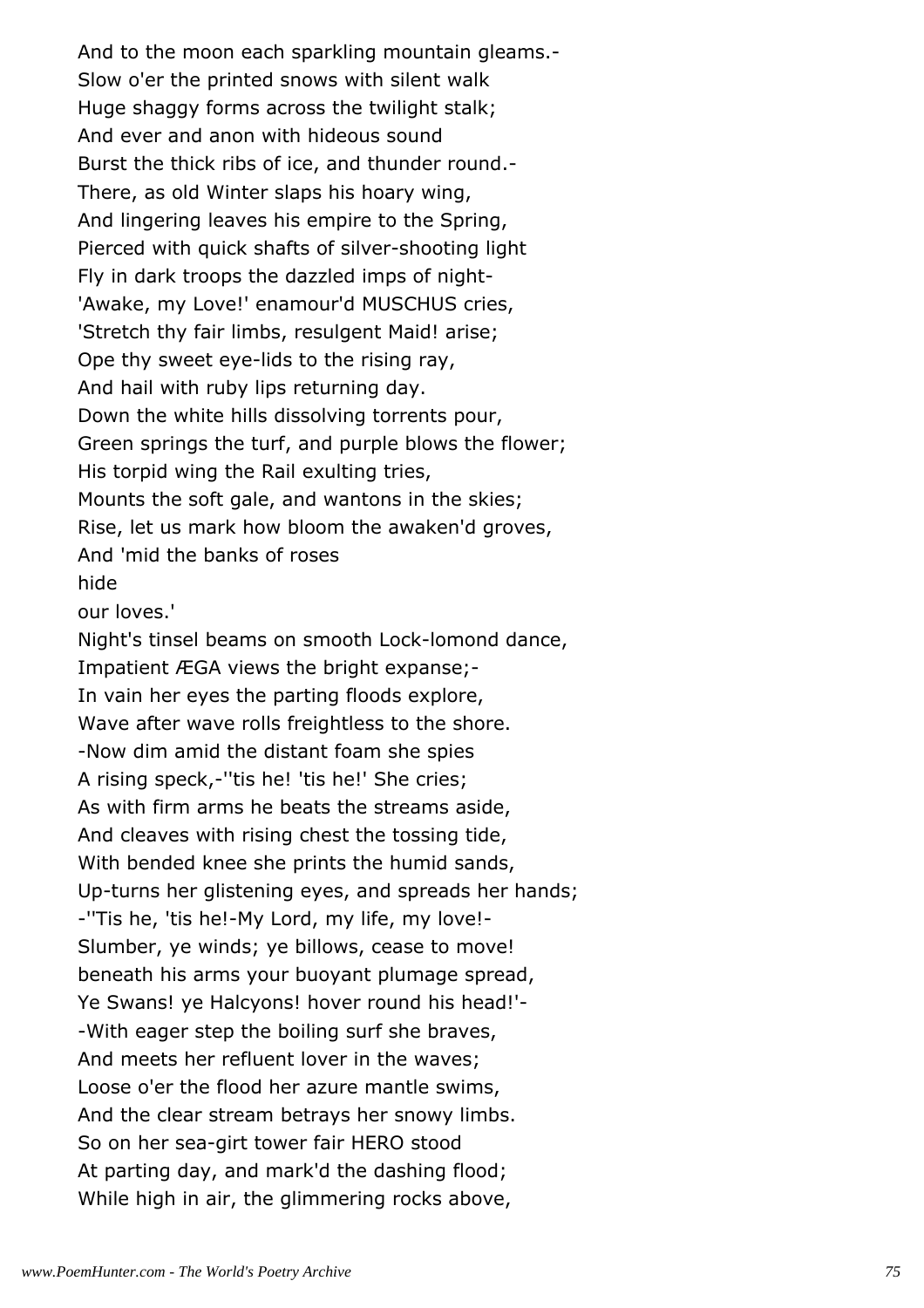And to the moon each sparkling mountain gleams.-
Slow o'er the printed snows with silent walk
Huge shaggy forms across the twilight stalk;
And ever and anon with hideous sound
Burst the thick ribs of ice, and thunder round.-
There, as old Winter slaps his hoary wing,
And lingering leaves his empire to the Spring,
Pierced with quick shafts of silver-shooting light
Fly in dark troops the dazzled imps of night-
'Awake, my Love!' enamour'd MUSCHUS cries,
'Stretch thy fair limbs, resulgent Maid! arise;
Ope thy sweet eye-lids to the rising ray,
And hail with ruby lips returning day.
Down the white hills dissolving torrents pour,
Green springs the turf, and purple blows the flower;
His torpid wing the Rail exulting tries,
Mounts the soft gale, and wantons in the skies;
Rise, let us mark how bloom the awaken'd groves,
And 'mid the banks of roses
hide
our loves.'
Night's tinsel beams on smooth Lock-lomond dance,
Impatient ÆGA views the bright expanse;-
In vain her eyes the parting floods explore,
Wave after wave rolls freightless to the shore.
-Now dim amid the distant foam she spies
A rising speck,-''tis he! 'tis he!' She cries;
As with firm arms he beats the streams aside,
And cleaves with rising chest the tossing tide,
With bended knee she prints the humid sands,
Up-turns her glistening eyes, and spreads her hands;
-''Tis he, 'tis he!-My Lord, my life, my love!-
Slumber, ye winds; ye billows, cease to move!
beneath his arms your buoyant plumage spread,
Ye Swans! ye Halcyons! hover round his head!'-
-With eager step the boiling surf she braves,
And meets her refluent lover in the waves;
Loose o'er the flood her azure mantle swims,
And the clear stream betrays her snowy limbs.
So on her sea-girt tower fair HERO stood
At parting day, and mark'd the dashing flood;
While high in air, the glimmering rocks above,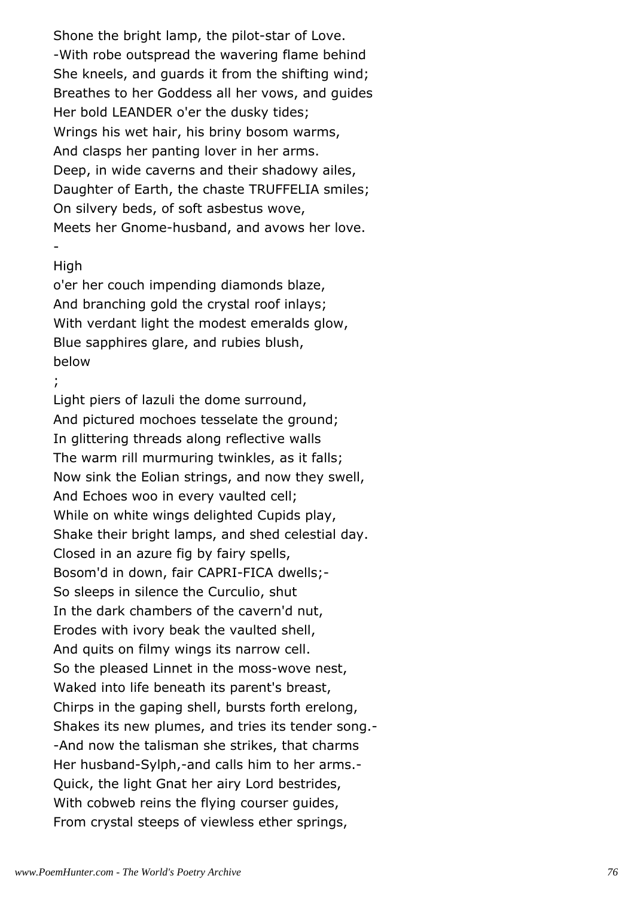Shone the bright lamp, the pilot-star of Love.
-With robe outspread the wavering flame behind
She kneels, and guards it from the shifting wind;
Breathes to her Goddess all her vows, and guides
Her bold LEANDER o'er the dusky tides;
Wrings his wet hair, his briny bosom warms,
And clasps her panting lover in her arms.
Deep, in wide caverns and their shadowy ailes,
Daughter of Earth, the chaste TRUFFELIA smiles;
On silvery beds, of soft asbestus wove,
Meets her Gnome-husband, and avows her love.
-
High
o'er her couch impending diamonds blaze,
And branching gold the crystal roof inlays;
With verdant light the modest emeralds glow,
Blue sapphires glare, and rubies blush,
below
;
Light piers of lazuli the dome surround,
And pictured mochoes tesselate the ground;
In glittering threads along reflective walls
The warm rill murmuring twinkles, as it falls;
Now sink the Eolian strings, and now they swell,
And Echoes woo in every vaulted cell;
While on white wings delighted Cupids play,
Shake their bright lamps, and shed celestial day.
Closed in an azure fig by fairy spells,
Bosom'd in down, fair CAPRI-FICA dwells;-
So sleeps in silence the Curculio, shut
In the dark chambers of the cavern'd nut,
Erodes with ivory beak the vaulted shell,
And quits on filmy wings its narrow cell.
So the pleased Linnet in the moss-wove nest,
Waked into life beneath its parent's breast,
Chirps in the gaping shell, bursts forth erelong,
Shakes its new plumes, and tries its tender song.-
-And now the talisman she strikes, that charms
Her husband-Sylph,-and calls him to her arms.-
Quick, the light Gnat her airy Lord bestrides,
With cobweb reins the flying courser guides,
From crystal steeps of viewless ether springs,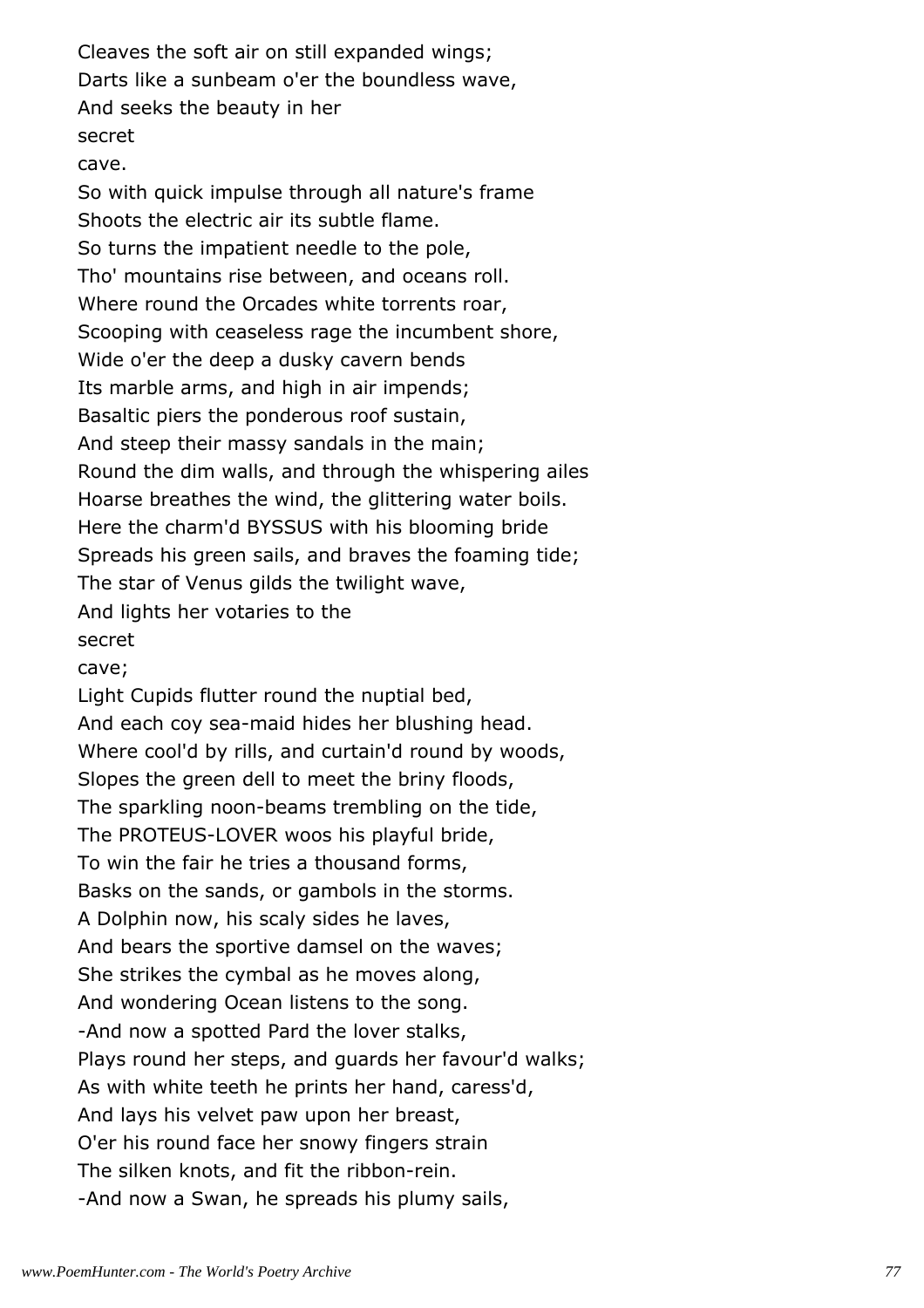Cleaves the soft air on still expanded wings;  
Darts like a sunbeam o'er the boundless wave,  
And seeks the beauty in her  
secret  
cave.  
So with quick impulse through all nature's frame  
Shoots the electric air its subtle flame.  
So turns the impatient needle to the pole,  
Tho' mountains rise between, and oceans roll.  
Where round the Orcades white torrents roar,  
Scooping with ceaseless rage the incumbent shore,  
Wide o'er the deep a dusky cavern bends  
Its marble arms, and high in air impends;  
Basaltic piers the ponderous roof sustain,  
And steep their massy sandals in the main;  
Round the dim walls, and through the whispering ailes  
Hoarse breathes the wind, the glittering water boils.  
Here the charm'd BYSSUS with his blooming bride  
Spreads his green sails, and braves the foaming tide;  
The star of Venus gilds the twilight wave,  
And lights her votaries to the  
secret  
cave;  
Light Cupids flutter round the nuptial bed,  
And each coy sea-maid hides her blushing head.  
Where cool'd by rills, and curtain'd round by woods,  
Slopes the green dell to meet the briny floods,  
The sparkling noon-beams trembling on the tide,  
The PROTEUS-LOVER woos his playful bride,  
To win the fair he tries a thousand forms,  
Basks on the sands, or gambols in the storms.  
A Dolphin now, his scaly sides he laves,  
And bears the sportive damsel on the waves;  
She strikes the cymbal as he moves along,  
And wondering Ocean listens to the song.  
-And now a spotted Pard the lover stalks,  
Plays round her steps, and guards her favour'd walks;  
As with white teeth he prints her hand, caress'd,  
And lays his velvet paw upon her breast,  
O'er his round face her snowy fingers strain  
The silken knots, and fit the ribbon-rein.  
-And now a Swan, he spreads his plumy sails,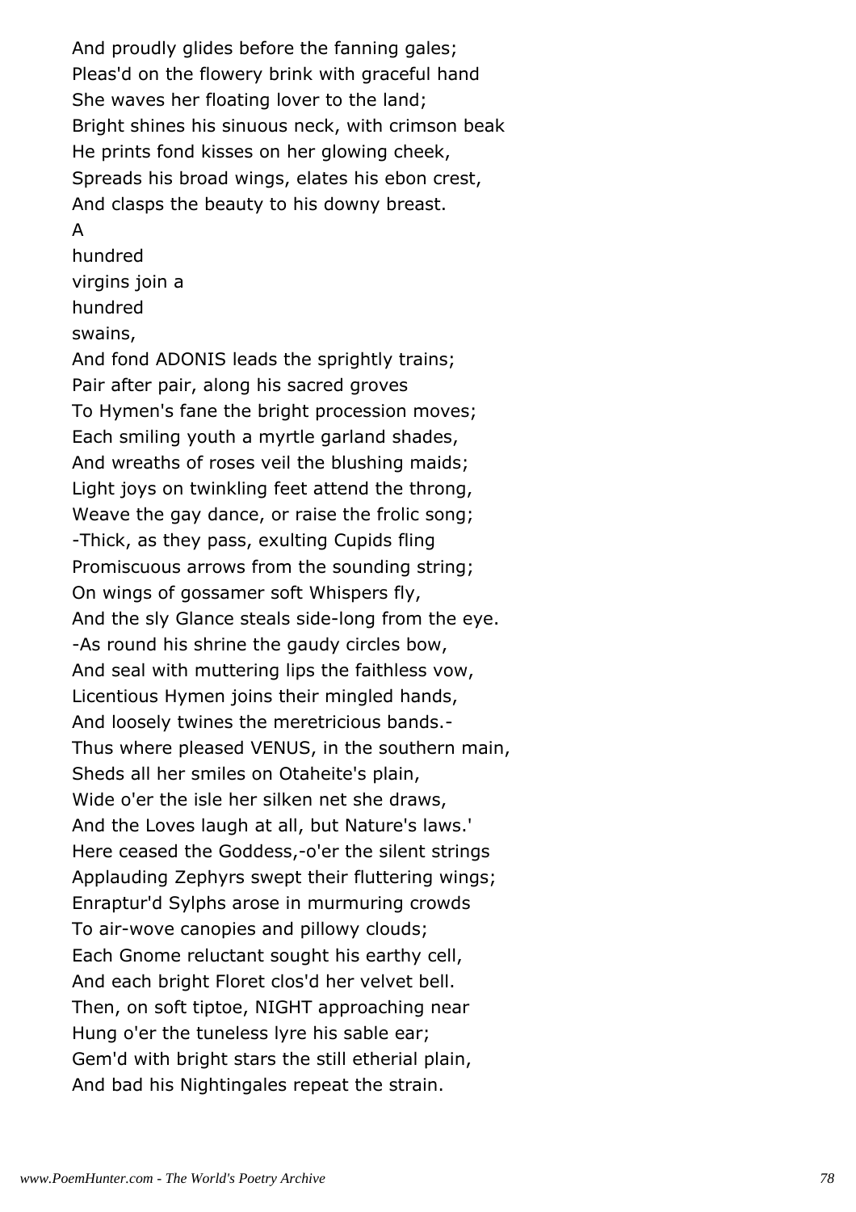And proudly glides before the fanning gales;
Pleas'd on the flowery brink with graceful hand
She waves her floating lover to the land;
Bright shines his sinuous neck, with crimson beak
He prints fond kisses on her glowing cheek,
Spreads his broad wings, elates his ebon crest,
And clasps the beauty to his downy breast.
A
hundred
virgins join a
hundred
swains,
And fond ADONIS leads the sprightly trains;
Pair after pair, along his sacred groves
To Hymen's fane the bright procession moves;
Each smiling youth a myrtle garland shades,
And wreaths of roses veil the blushing maids;
Light joys on twinkling feet attend the throng,
Weave the gay dance, or raise the frolic song;
-Thick, as they pass, exulting Cupids fling
Promiscuous arrows from the sounding string;
On wings of gossamer soft Whispers fly,
And the sly Glance steals side-long from the eye.
-As round his shrine the gaudy circles bow,
And seal with muttering lips the faithless vow,
Licentious Hymen joins their mingled hands,
And loosely twines the meretricious bands.-
Thus where pleased VENUS, in the southern main,
Sheds all her smiles on Otaheite's plain,
Wide o'er the isle her silken net she draws,
And the Loves laugh at all, but Nature's laws.'
Here ceased the Goddess,-o'er the silent strings
Applauding Zephyrs swept their fluttering wings;
Enraptur'd Sylphs arose in murmuring crowds
To air-wove canopies and pillowy clouds;
Each Gnome reluctant sought his earthy cell,
And each bright Floret clos'd her velvet bell.
Then, on soft tiptoe, NIGHT approaching near
Hung o'er the tuneless lyre his sable ear;
Gem'd with bright stars the still etherial plain,
And bad his Nightingales repeat the strain.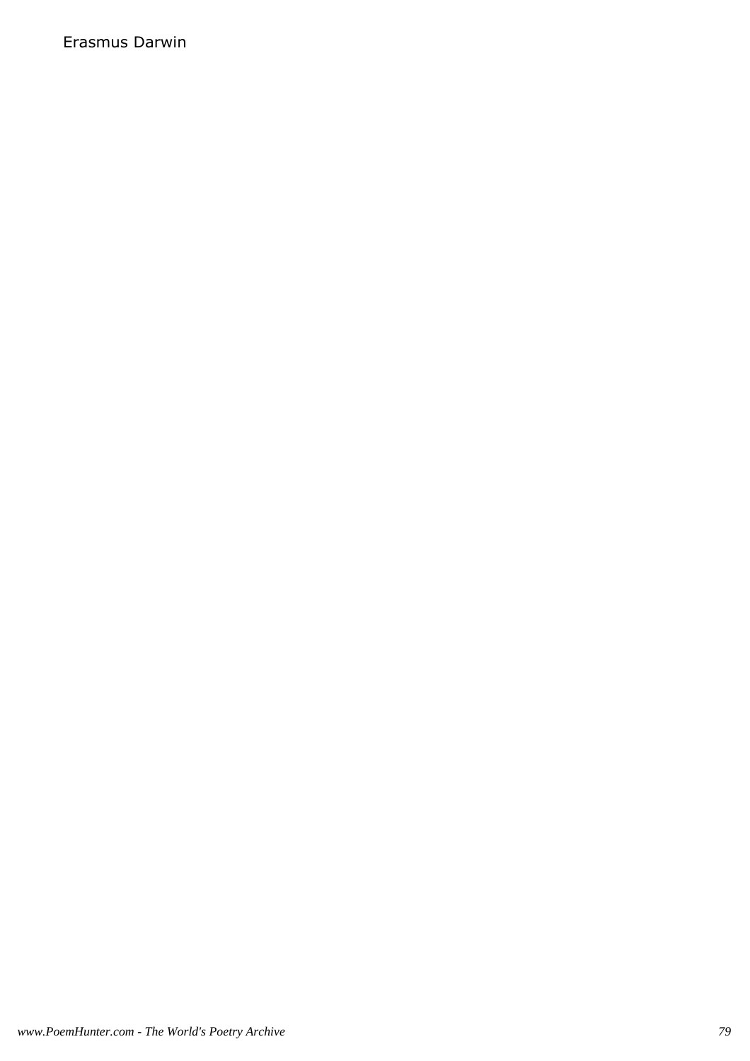Erasmus Darwin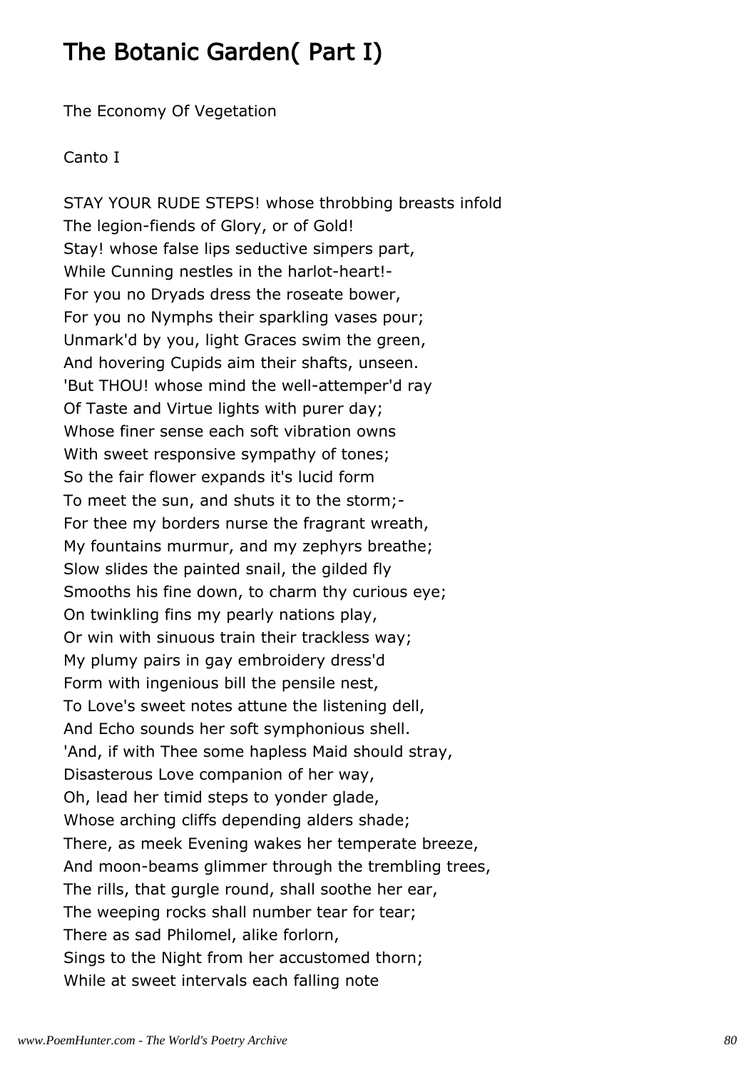# The Botanic Garden( Part I)

The Economy Of Vegetation

Canto I

STAY YOUR RUDE STEPS! whose throbbing breasts infold  
The legion-fiends of Glory, or of Gold!  
Stay! whose false lips seductive simpers part,  
While Cunning nestles in the harlot-heart!-  
For you no Dryads dress the roseate bower,  
For you no Nymphs their sparkling vases pour;  
Unmark'd by you, light Graces swim the green,  
And hovering Cupids aim their shafts, unseen.  
'But THOU! whose mind the well-attemper'd ray  
Of Taste and Virtue lights with purer day;  
Whose finer sense each soft vibration owns  
With sweet responsive sympathy of tones;  
So the fair flower expands it's lucid form  
To meet the sun, and shuts it to the storm;-  
For thee my borders nurse the fragrant wreath,  
My fountains murmur, and my zephyrs breathe;  
Slow slides the painted snail, the gilded fly  
Smooths his fine down, to charm thy curious eye;  
On twinkling fins my pearly nations play,  
Or win with sinuous train their trackless way;  
My plumy pairs in gay embroidery dress'd  
Form with ingenious bill the pensile nest,  
To Love's sweet notes attune the listening dell,  
And Echo sounds her soft symphonious shell.  
'And, if with Thee some hapless Maid should stray,  
Disasterous Love companion of her way,  
Oh, lead her timid steps to yonder glade,  
Whose arching cliffs depending alders shade;  
There, as meek Evening wakes her temperate breeze,  
And moon-beams glimmer through the trembling trees,  
The rills, that gurgle round, shall soothe her ear,  
The weeping rocks shall number tear for tear;  
There as sad Philomel, alike forlorn,  
Sings to the Night from her accustomed thorn;  
While at sweet intervals each falling note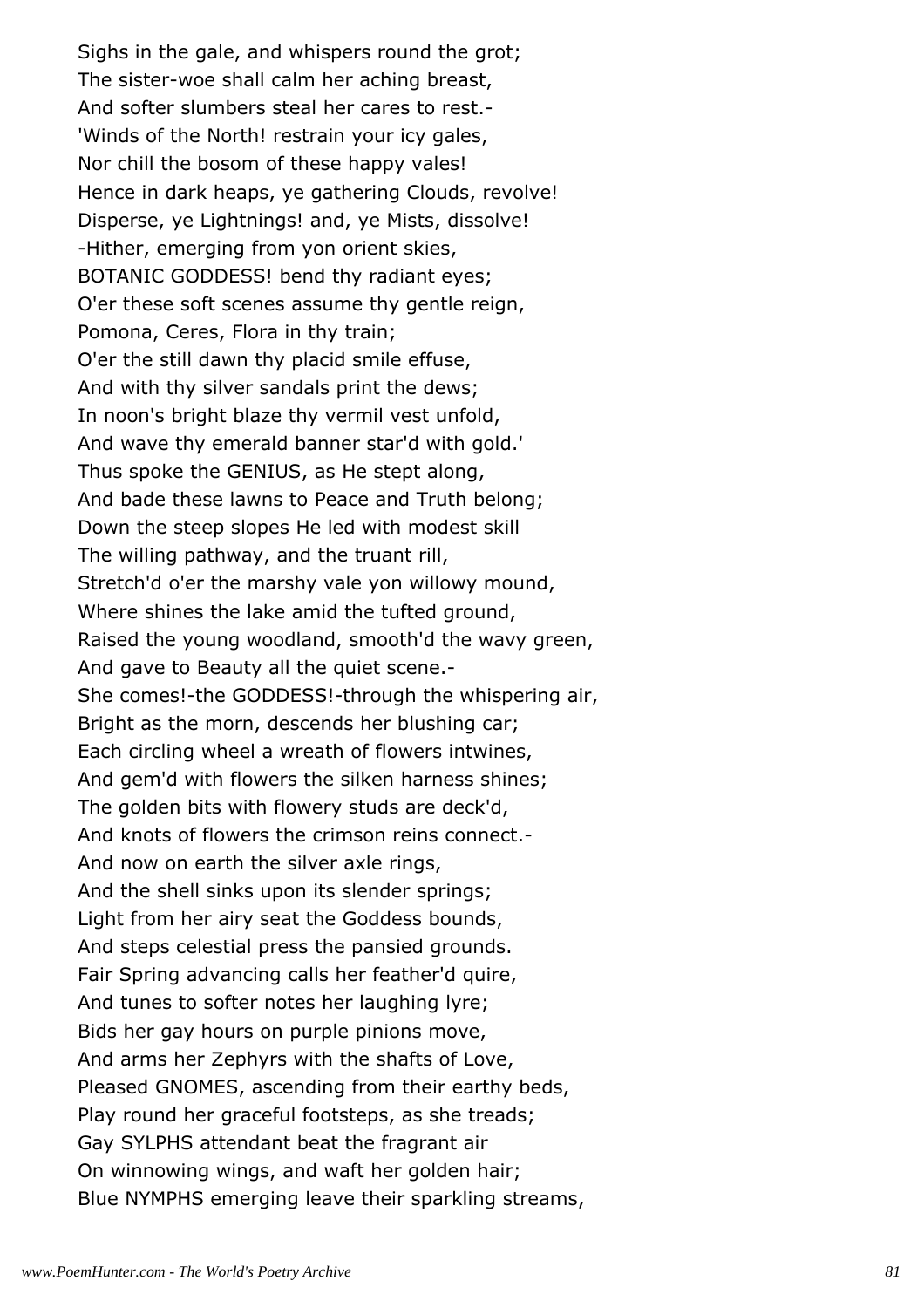Sighs in the gale, and whispers round the grot;
The sister-woe shall calm her aching breast,
And softer slumbers steal her cares to rest.-
'Winds of the North! restrain your icy gales,
Nor chill the bosom of these happy vales!
Hence in dark heaps, ye gathering Clouds, revolve!
Disperse, ye Lightnings! and, ye Mists, dissolve!
-Hither, emerging from yon orient skies,
BOTANIC GODDESS! bend thy radiant eyes;
O'er these soft scenes assume thy gentle reign,
Pomona, Ceres, Flora in thy train;
O'er the still dawn thy placid smile effuse,
And with thy silver sandals print the dews;
In noon's bright blaze thy vermil vest unfold,
And wave thy emerald banner star'd with gold.'
Thus spoke the GENIUS, as He stept along,
And bade these lawns to Peace and Truth belong;
Down the steep slopes He led with modest skill
The willing pathway, and the truant rill,
Stretch'd o'er the marshy vale yon willowy mound,
Where shines the lake amid the tufted ground,
Raised the young woodland, smooth'd the wavy green,
And gave to Beauty all the quiet scene.-
She comes!-the GODDESS!-through the whispering air,
Bright as the morn, descends her blushing car;
Each circling wheel a wreath of flowers intwines,
And gem'd with flowers the silken harness shines;
The golden bits with flowery studs are deck'd,
And knots of flowers the crimson reins connect.-
And now on earth the silver axle rings,
And the shell sinks upon its slender springs;
Light from her airy seat the Goddess bounds,
And steps celestial press the pansied grounds.
Fair Spring advancing calls her feather'd quire,
And tunes to softer notes her laughing lyre;
Bids her gay hours on purple pinions move,
And arms her Zephyrs with the shafts of Love,
Pleased GNOMES, ascending from their earthy beds,
Play round her graceful footsteps, as she treads;
Gay SYLPHS attendant beat the fragrant air
On winnowing wings, and waft her golden hair;
Blue NYMPHS emerging leave their sparkling streams,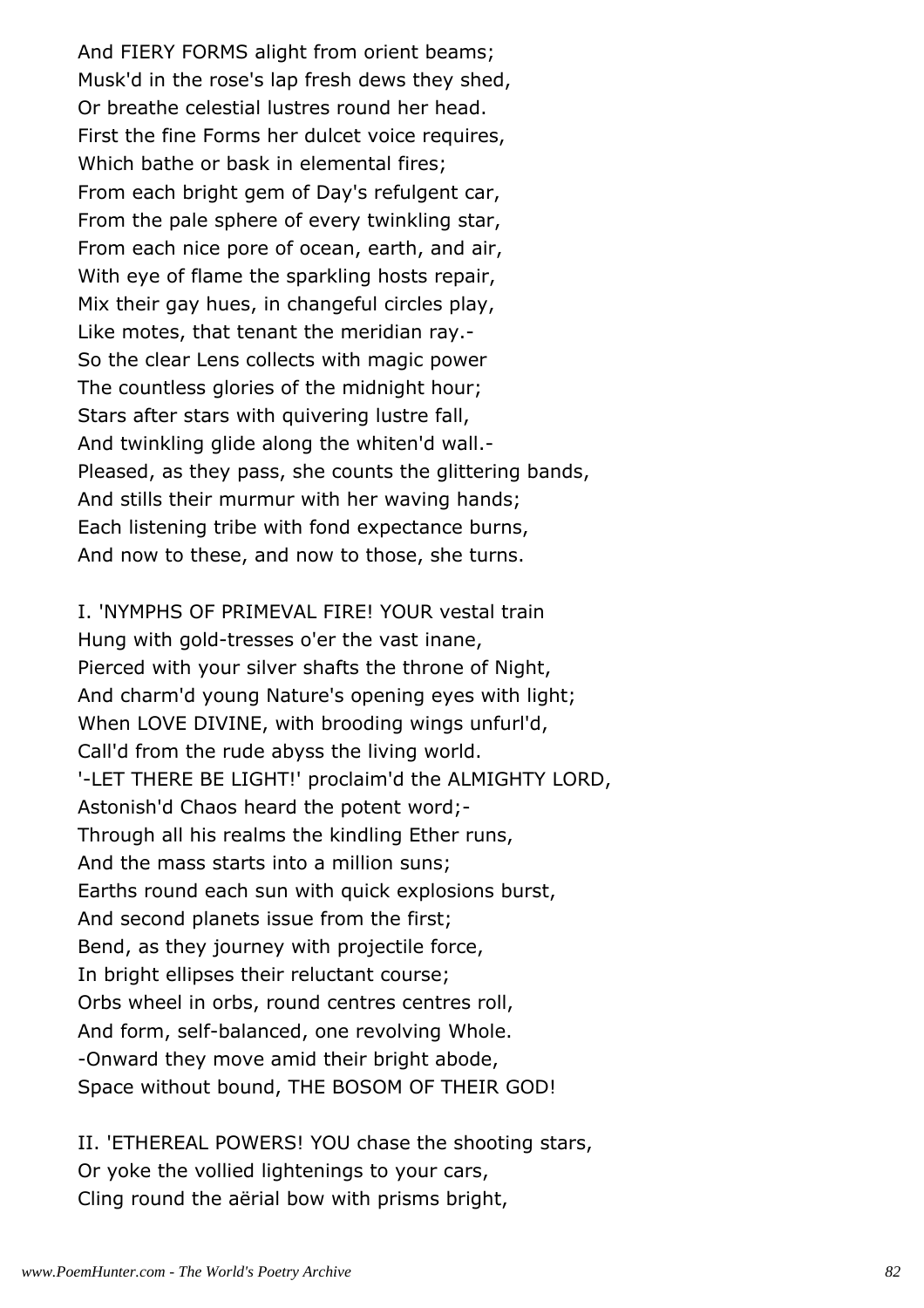And FIERY FORMS alight from orient beams;  
Musk'd in the rose's lap fresh dews they shed,  
Or breathe celestial lustres round her head.  
First the fine Forms her dulcet voice requires,  
Which bathe or bask in elemental fires;  
From each bright gem of Day's refulgent car,  
From the pale sphere of every twinkling star,  
From each nice pore of ocean, earth, and air,  
With eye of flame the sparkling hosts repair,  
Mix their gay hues, in changeful circles play,  
Like motes, that tenant the meridian ray.-  
So the clear Lens collects with magic power  
The countless glories of the midnight hour;  
Stars after stars with quivering lustre fall,  
And twinkling glide along the whiten'd wall.-  
Pleased, as they pass, she counts the glittering bands,  
And stills their murmur with her waving hands;  
Each listening tribe with fond expectance burns,  
And now to these, and now to those, she turns.

I. 'NYMPHS OF PRIMEVAL FIRE! YOUR vestal train  
Hung with gold-tresses o'er the vast inane,  
Pierced with your silver shafts the throne of Night,  
And charm'd young Nature's opening eyes with light;  
When LOVE DIVINE, with brooding wings unfurl'd,  
Call'd from the rude abyss the living world.  
'-LET THERE BE LIGHT!' proclaim'd the ALMIGHTY LORD,  
Astonish'd Chaos heard the potent word;-  
Through all his realms the kindling Ether runs,  
And the mass starts into a million suns;  
Earths round each sun with quick explosions burst,  
And second planets issue from the first;  
Bend, as they journey with projectile force,  
In bright ellipses their reluctant course;  
Orbs wheel in orbs, round centres centres roll,  
And form, self-balanced, one revolving Whole.  
-Onward they move amid their bright abode,  
Space without bound, THE BOSOM OF THEIR GOD!

II. 'ETHEREAL POWERS! YOU chase the shooting stars,  
Or yoke the vollied lightenings to your cars,  
Cling round the aërial bow with prisms bright,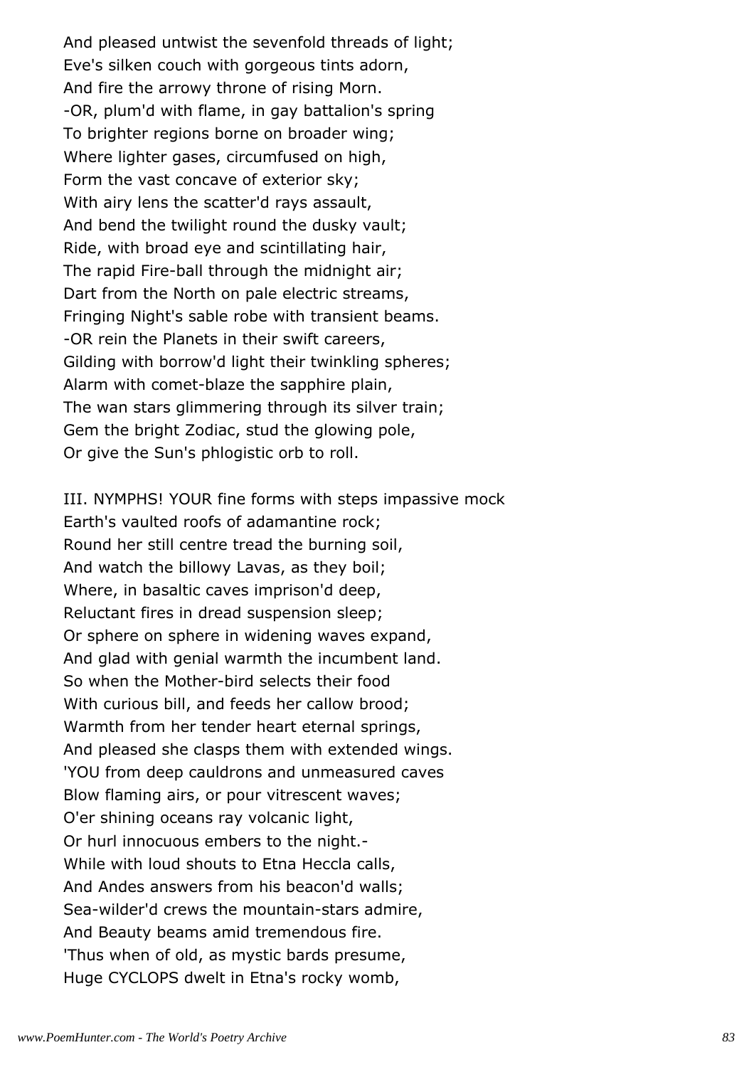And pleased untwist the sevenfold threads of light;
Eve's silken couch with gorgeous tints adorn,
And fire the arrowy throne of rising Morn.
-OR, plum'd with flame, in gay battalion's spring
To brighter regions borne on broader wing;
Where lighter gases, circumfused on high,
Form the vast concave of exterior sky;
With airy lens the scatter'd rays assault,
And bend the twilight round the dusky vault;
Ride, with broad eye and scintillating hair,
The rapid Fire-ball through the midnight air;
Dart from the North on pale electric streams,
Fringing Night's sable robe with transient beams.
-OR rein the Planets in their swift careers,
Gilding with borrow'd light their twinkling spheres;
Alarm with comet-blaze the sapphire plain,
The wan stars glimmering through its silver train;
Gem the bright Zodiac, stud the glowing pole,
Or give the Sun's phlogistic orb to roll.

III. NYMPHS! YOUR fine forms with steps impassive mock
Earth's vaulted roofs of adamantine rock;
Round her still centre tread the burning soil,
And watch the billowy Lavas, as they boil;
Where, in basaltic caves imprison'd deep,
Reluctant fires in dread suspension sleep;
Or sphere on sphere in widening waves expand,
And glad with genial warmth the incumbent land.
So when the Mother-bird selects their food
With curious bill, and feeds her callow brood;
Warmth from her tender heart eternal springs,
And pleased she clasps them with extended wings.
'YOU from deep cauldrons and unmeasured caves
Blow flaming airs, or pour vitrescent waves;
O'er shining oceans ray volcanic light,
Or hurl innocuous embers to the night.-
While with loud shouts to Etna Heccla calls,
And Andes answers from his beacon'd walls;
Sea-wilder'd crews the mountain-stars admire,
And Beauty beams amid tremendous fire.
'Thus when of old, as mystic bards presume,
Huge CYCLOPS dwelt in Etna's rocky womb,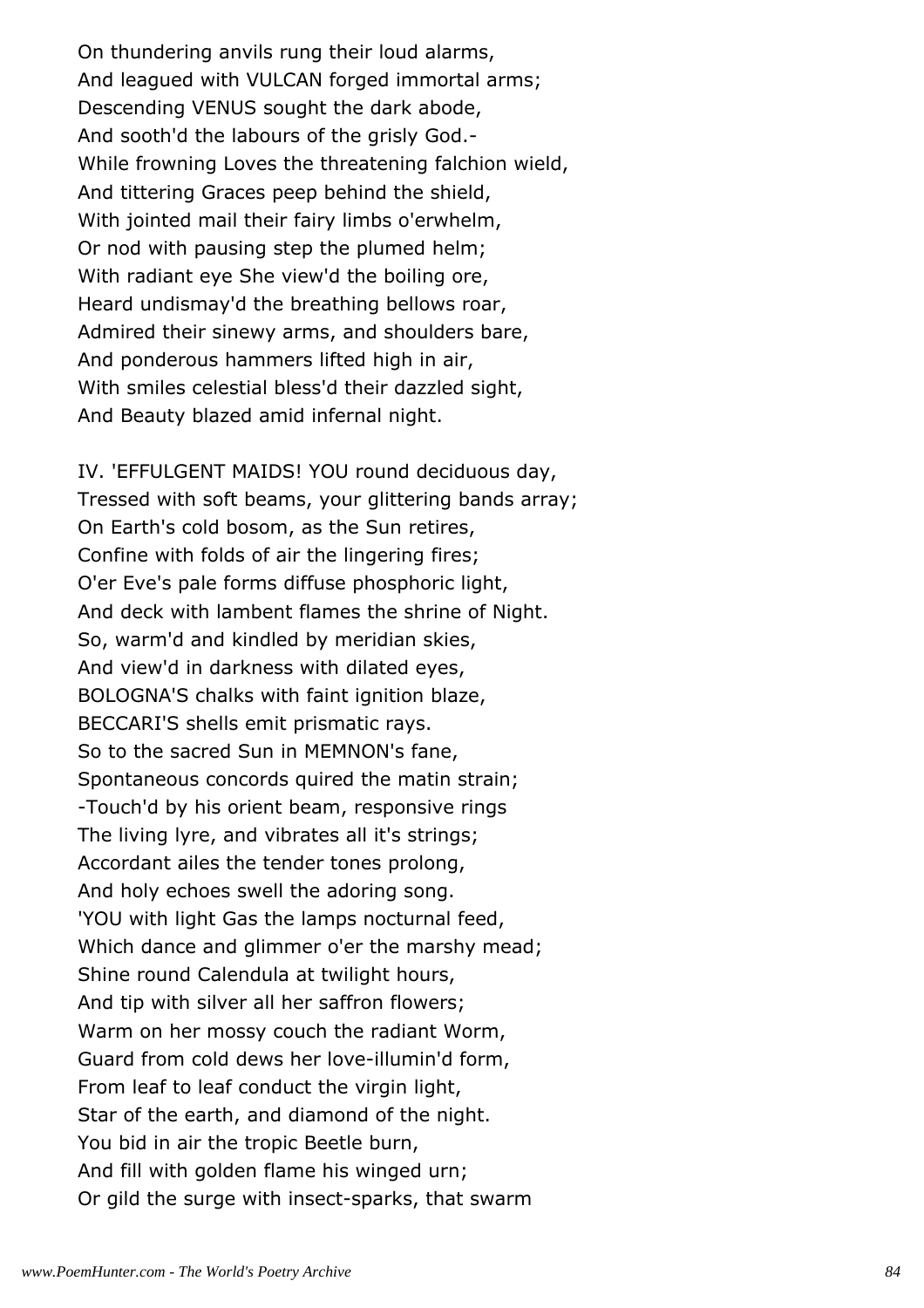On thundering anvils rung their loud alarms,
And leagued with VULCAN forged immortal arms;
Descending VENUS sought the dark abode,
And sooth'd the labours of the grisly God.-
While frowning Loves the threatening falchion wield,
And tittering Graces peep behind the shield,
With jointed mail their fairy limbs o'erwhelm,
Or nod with pausing step the plumed helm;
With radiant eye She view'd the boiling ore,
Heard undismay'd the breathing bellows roar,
Admired their sinewy arms, and shoulders bare,
And ponderous hammers lifted high in air,
With smiles celestial bless'd their dazzled sight,
And Beauty blazed amid infernal night.

IV. 'EFFULGENT MAIDS! YOU round deciduous day,
Tressed with soft beams, your glittering bands array;
On Earth's cold bosom, as the Sun retires,
Confine with folds of air the lingering fires;
O'er Eve's pale forms diffuse phosphoric light,
And deck with lambent flames the shrine of Night.
So, warm'd and kindled by meridian skies,
And view'd in darkness with dilated eyes,
BOLOGNA'S chalks with faint ignition blaze,
BECCARI'S shells emit prismatic rays.
So to the sacred Sun in MEMNON's fane,
Spontaneous concords quired the matin strain;
-Touch'd by his orient beam, responsive rings
The living lyre, and vibrates all it's strings;
Accordant ailes the tender tones prolong,
And holy echoes swell the adoring song.
'YOU with light Gas the lamps nocturnal feed,
Which dance and glimmer o'er the marshy mead;
Shine round Calendula at twilight hours,
And tip with silver all her saffron flowers;
Warm on her mossy couch the radiant Worm,
Guard from cold dews her love-illumin'd form,
From leaf to leaf conduct the virgin light,
Star of the earth, and diamond of the night.
You bid in air the tropic Beetle burn,
And fill with golden flame his winged urn;
Or gild the surge with insect-sparks, that swarm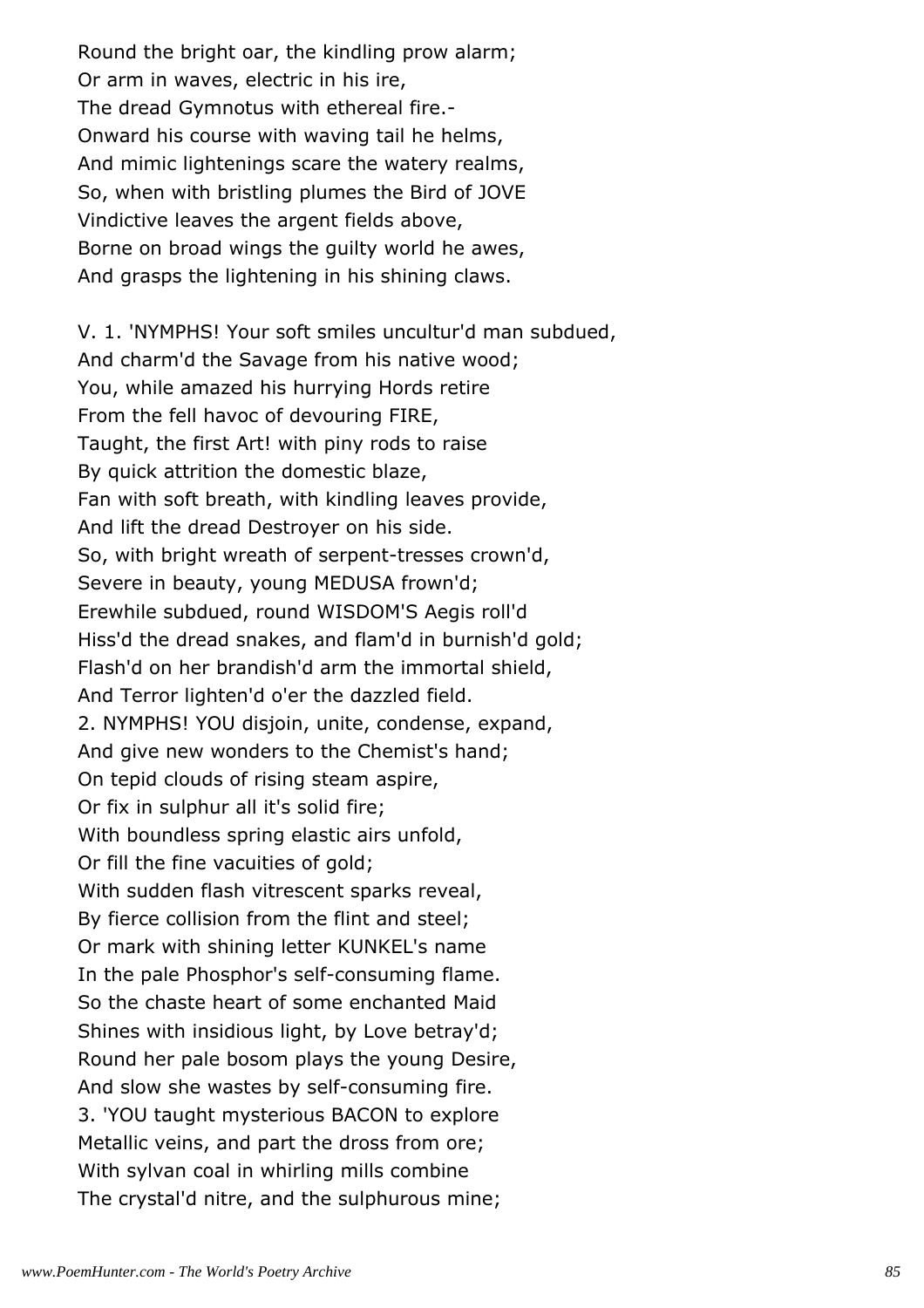Round the bright oar, the kindling prow alarm;
Or arm in waves, electric in his ire,
The dread Gymnotus with ethereal fire.-
Onward his course with waving tail he helms,
And mimic lightenings scare the watery realms,
So, when with bristling plumes the Bird of JOVE
Vindictive leaves the argent fields above,
Borne on broad wings the guilty world he awes,
And grasps the lightening in his shining claws.

V. 1. 'NYMPHS! Your soft smiles uncultur'd man subdued,
And charm'd the Savage from his native wood;
You, while amazed his hurrying Hords retire
From the fell havoc of devouring FIRE,
Taught, the first Art! with piny rods to raise
By quick attrition the domestic blaze,
Fan with soft breath, with kindling leaves provide,
And lift the dread Destroyer on his side.
So, with bright wreath of serpent-tresses crown'd,
Severe in beauty, young MEDUSA frown'd;
Erewhile subdued, round WISDOM'S Aegis roll'd
Hiss'd the dread snakes, and flam'd in burnish'd gold;
Flash'd on her brandish'd arm the immortal shield,
And Terror lighten'd o'er the dazzled field.
2. NYMPHS! YOU disjoin, unite, condense, expand,
And give new wonders to the Chemist's hand;
On tepid clouds of rising steam aspire,
Or fix in sulphur all it's solid fire;
With boundless spring elastic airs unfold,
Or fill the fine vacuities of gold;
With sudden flash vitrescent sparks reveal,
By fierce collision from the flint and steel;
Or mark with shining letter KUNKEL's name
In the pale Phosphor's self-consuming flame.
So the chaste heart of some enchanted Maid
Shines with insidious light, by Love betray'd;
Round her pale bosom plays the young Desire,
And slow she wastes by self-consuming fire.
3. 'YOU taught mysterious BACON to explore
Metallic veins, and part the dross from ore;
With sylvan coal in whirling mills combine
The crystal'd nitre, and the sulphurous mine;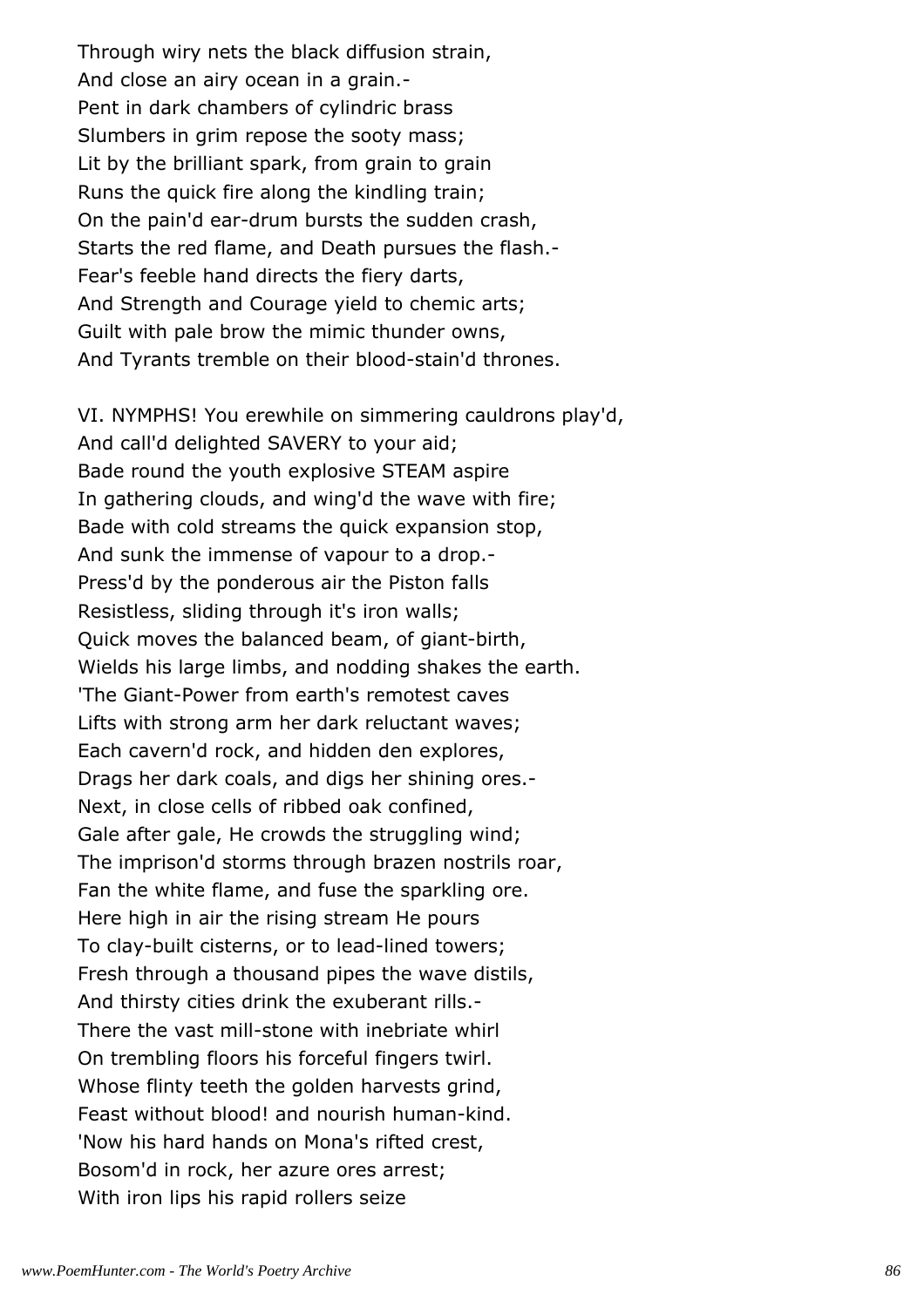Through wiry nets the black diffusion strain,
And close an airy ocean in a grain.-
Pent in dark chambers of cylindric brass
Slumbers in grim repose the sooty mass;
Lit by the brilliant spark, from grain to grain
Runs the quick fire along the kindling train;
On the pain'd ear-drum bursts the sudden crash,
Starts the red flame, and Death pursues the flash.-
Fear's feeble hand directs the fiery darts,
And Strength and Courage yield to chemic arts;
Guilt with pale brow the mimic thunder owns,
And Tyrants tremble on their blood-stain'd thrones.

VI. NYMPHS! You erewhile on simmering cauldrons play'd,
And call'd delighted SAVERY to your aid;
Bade round the youth explosive STEAM aspire
In gathering clouds, and wing'd the wave with fire;
Bade with cold streams the quick expansion stop,
And sunk the immense of vapour to a drop.-
Press'd by the ponderous air the Piston falls
Resistless, sliding through it's iron walls;
Quick moves the balanced beam, of giant-birth,
Wields his large limbs, and nodding shakes the earth.
'The Giant-Power from earth's remotest caves
Lifts with strong arm her dark reluctant waves;
Each cavern'd rock, and hidden den explores,
Drags her dark coals, and digs her shining ores.-
Next, in close cells of ribbed oak confined,
Gale after gale, He crowds the struggling wind;
The imprison'd storms through brazen nostrils roar,
Fan the white flame, and fuse the sparkling ore.
Here high in air the rising stream He pours
To clay-built cisterns, or to lead-lined towers;
Fresh through a thousand pipes the wave distils,
And thirsty cities drink the exuberant rills.-
There the vast mill-stone with inebriate whirl
On trembling floors his forceful fingers twirl.
Whose flinty teeth the golden harvests grind,
Feast without blood! and nourish human-kind.
'Now his hard hands on Mona's rifted crest,
Bosom'd in rock, her azure ores arrest;
With iron lips his rapid rollers seize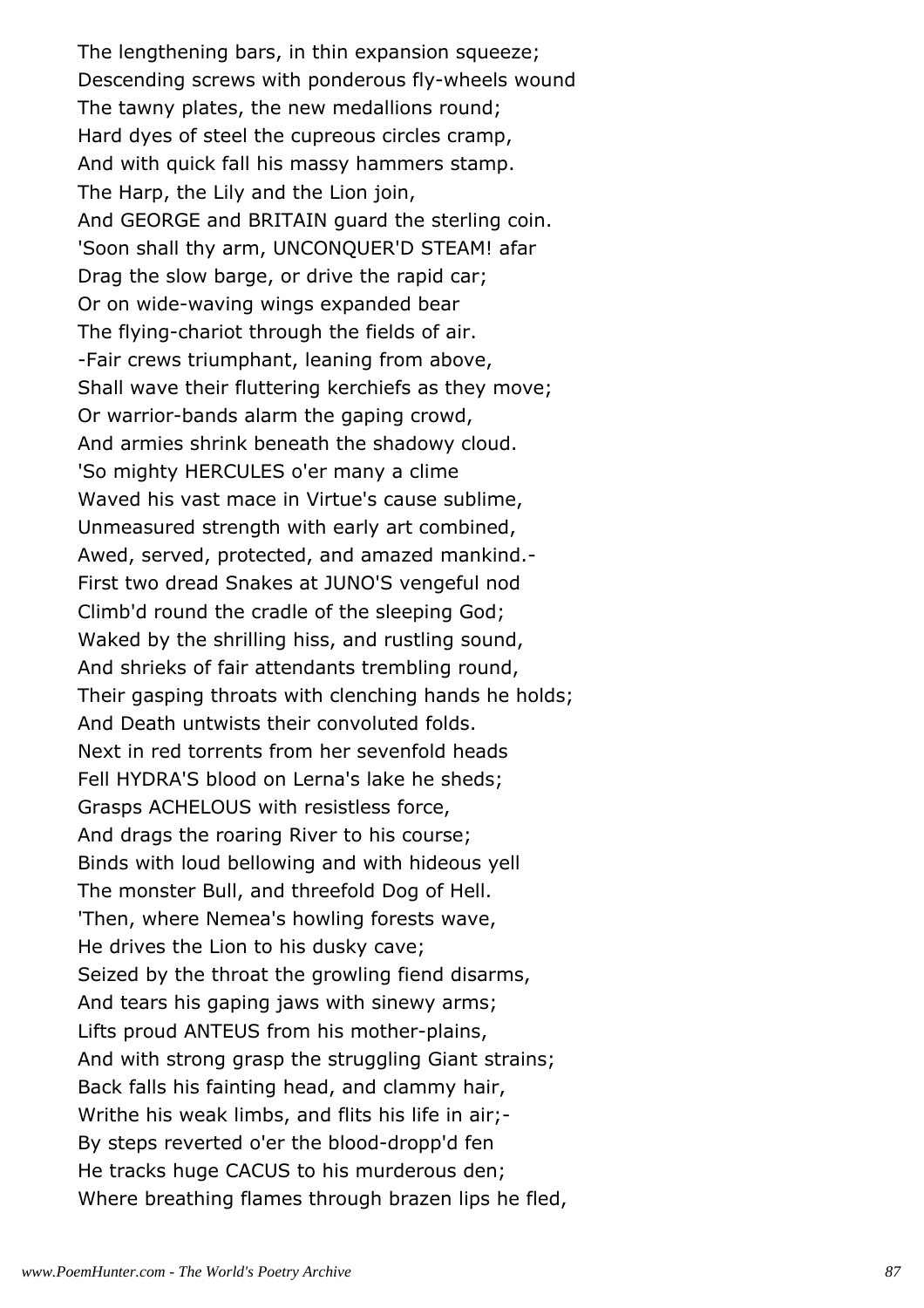The lengthening bars, in thin expansion squeeze;
Descending screws with ponderous fly-wheels wound
The tawny plates, the new medallions round;
Hard dyes of steel the cupreous circles cramp,
And with quick fall his massy hammers stamp.
The Harp, the Lily and the Lion join,
And GEORGE and BRITAIN guard the sterling coin.
'Soon shall thy arm, UNCONQUER'D STEAM! afar
Drag the slow barge, or drive the rapid car;
Or on wide-waving wings expanded bear
The flying-chariot through the fields of air.
-Fair crews triumphant, leaning from above,
Shall wave their fluttering kerchiefs as they move;
Or warrior-bands alarm the gaping crowd,
And armies shrink beneath the shadowy cloud.
'So mighty HERCULES o'er many a clime
Waved his vast mace in Virtue's cause sublime,
Unmeasured strength with early art combined,
Awed, served, protected, and amazed mankind.-
First two dread Snakes at JUNO'S vengeful nod
Climb'd round the cradle of the sleeping God;
Waked by the shrilling hiss, and rustling sound,
And shrieks of fair attendants trembling round,
Their gasping throats with clenching hands he holds;
And Death untwists their convoluted folds.
Next in red torrents from her sevenfold heads
Fell HYDRA'S blood on Lerna's lake he sheds;
Grasps ACHELOUS with resistless force,
And drags the roaring River to his course;
Binds with loud bellowing and with hideous yell
The monster Bull, and threefold Dog of Hell.
'Then, where Nemea's howling forests wave,
He drives the Lion to his dusky cave;
Seized by the throat the growling fiend disarms,
And tears his gaping jaws with sinewy arms;
Lifts proud ANTEUS from his mother-plains,
And with strong grasp the struggling Giant strains;
Back falls his fainting head, and clammy hair,
Writhe his weak limbs, and flits his life in air;-
By steps reverted o'er the blood-dropp'd fen
He tracks huge CACUS to his murderous den;
Where breathing flames through brazen lips he fled,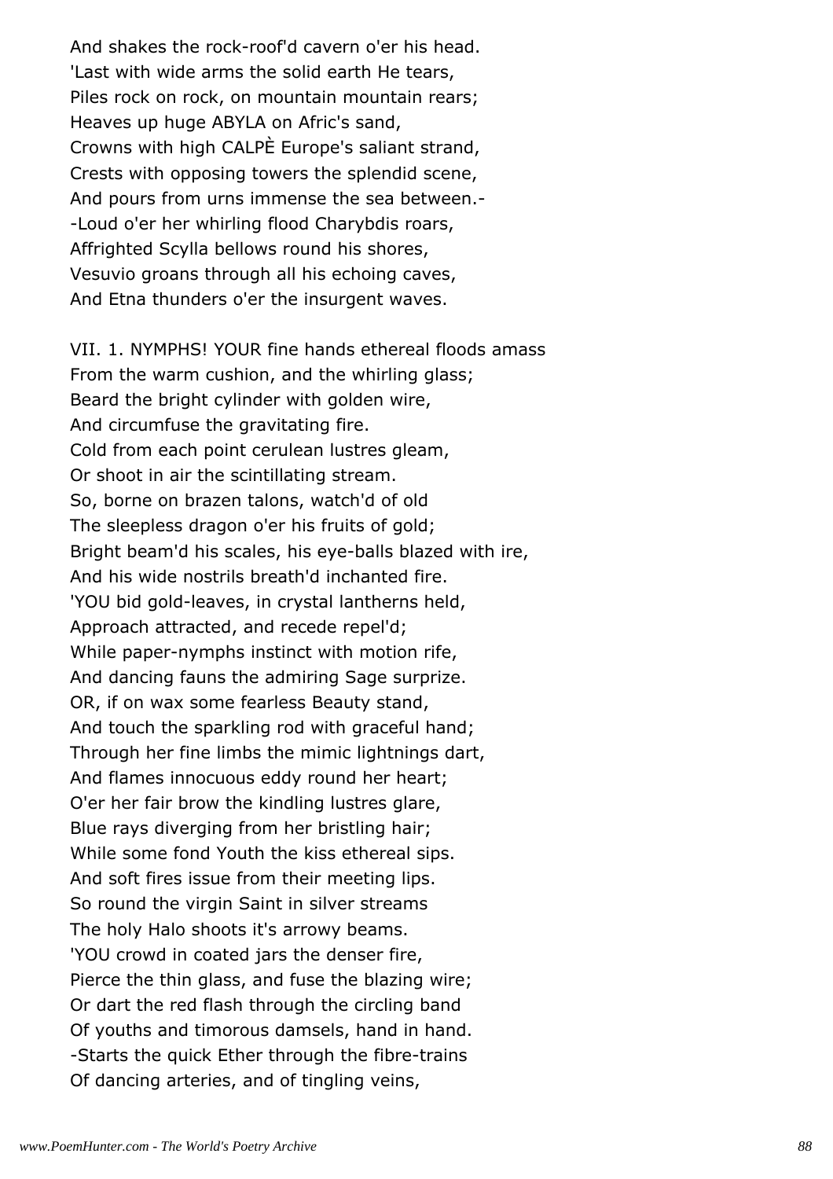And shakes the rock-roof'd cavern o'er his head.
'Last with wide arms the solid earth He tears,
Piles rock on rock, on mountain mountain rears;
Heaves up huge ABYLA on Afric's sand,
Crowns with high CALPÈ Europe's saliant strand,
Crests with opposing towers the splendid scene,
And pours from urns immense the sea between.-
-Loud o'er her whirling flood Charybdis roars,
Affrighted Scylla bellows round his shores,
Vesuvio groans through all his echoing caves,
And Etna thunders o'er the insurgent waves.

VII. 1. NYMPHS! YOUR fine hands ethereal floods amass
From the warm cushion, and the whirling glass;
Beard the bright cylinder with golden wire,
And circumfuse the gravitating fire.
Cold from each point cerulean lustres gleam,
Or shoot in air the scintillating stream.
So, borne on brazen talons, watch'd of old
The sleepless dragon o'er his fruits of gold;
Bright beam'd his scales, his eye-balls blazed with ire,
And his wide nostrils breath'd inchanted fire.
'YOU bid gold-leaves, in crystal lantherns held,
Approach attracted, and recede repel'd;
While paper-nymphs instinct with motion rife,
And dancing fauns the admiring Sage surprize.
OR, if on wax some fearless Beauty stand,
And touch the sparkling rod with graceful hand;
Through her fine limbs the mimic lightnings dart,
And flames innocuous eddy round her heart;
O'er her fair brow the kindling lustres glare,
Blue rays diverging from her bristling hair;
While some fond Youth the kiss ethereal sips.
And soft fires issue from their meeting lips.
So round the virgin Saint in silver streams
The holy Halo shoots it's arrowy beams.
'YOU crowd in coated jars the denser fire,
Pierce the thin glass, and fuse the blazing wire;
Or dart the red flash through the circling band
Of youths and timorous damsels, hand in hand.
-Starts the quick Ether through the fibre-trains
Of dancing arteries, and of tingling veins,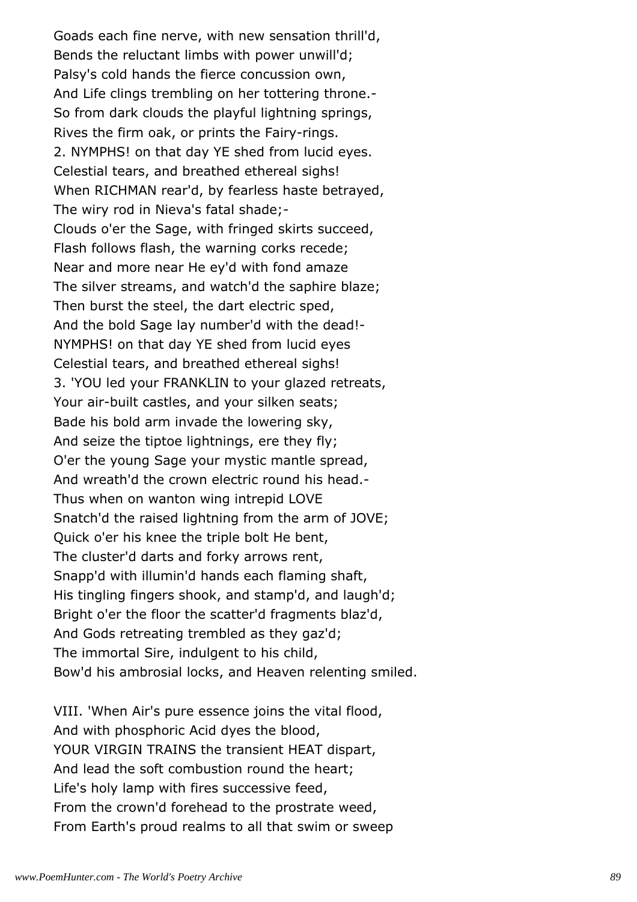Goads each fine nerve, with new sensation thrill'd,
Bends the reluctant limbs with power unwill'd;
Palsy's cold hands the fierce concussion own,
And Life clings trembling on her tottering throne.-
So from dark clouds the playful lightning springs,
Rives the firm oak, or prints the Fairy-rings.
2. NYMPHS! on that day YE shed from lucid eyes.
Celestial tears, and breathed ethereal sighs!
When RICHMAN rear'd, by fearless haste betrayed,
The wiry rod in Nieva's fatal shade;-
Clouds o'er the Sage, with fringed skirts succeed,
Flash follows flash, the warning corks recede;
Near and more near He ey'd with fond amaze
The silver streams, and watch'd the saphire blaze;
Then burst the steel, the dart electric sped,
And the bold Sage lay number'd with the dead!-
NYMPHS! on that day YE shed from lucid eyes
Celestial tears, and breathed ethereal sighs!
3. 'YOU led your FRANKLIN to your glazed retreats,
Your air-built castles, and your silken seats;
Bade his bold arm invade the lowering sky,
And seize the tiptoe lightnings, ere they fly;
O'er the young Sage your mystic mantle spread,
And wreath'd the crown electric round his head.-
Thus when on wanton wing intrepid LOVE
Snatch'd the raised lightning from the arm of JOVE;
Quick o'er his knee the triple bolt He bent,
The cluster'd darts and forky arrows rent,
Snapp'd with illumin'd hands each flaming shaft,
His tingling fingers shook, and stamp'd, and laugh'd;
Bright o'er the floor the scatter'd fragments blaz'd,
And Gods retreating trembled as they gaz'd;
The immortal Sire, indulgent to his child,
Bow'd his ambrosial locks, and Heaven relenting smiled.

VIII. 'When Air's pure essence joins the vital flood,
And with phosphoric Acid dyes the blood,
YOUR VIRGIN TRAINS the transient HEAT dispart,
And lead the soft combustion round the heart;
Life's holy lamp with fires successive feed,
From the crown'd forehead to the prostrate weed,
From Earth's proud realms to all that swim or sweep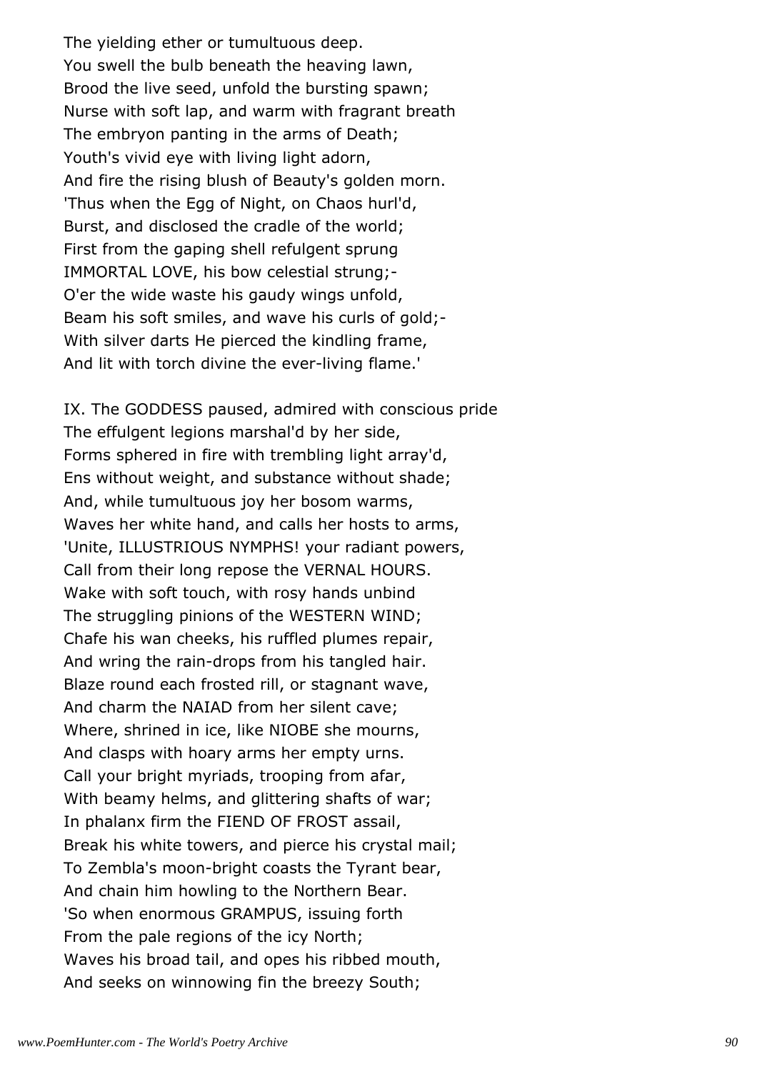The yielding ether or tumultuous deep.
You swell the bulb beneath the heaving lawn,
Brood the live seed, unfold the bursting spawn;
Nurse with soft lap, and warm with fragrant breath
The embryon panting in the arms of Death;
Youth's vivid eye with living light adorn,
And fire the rising blush of Beauty's golden morn.
'Thus when the Egg of Night, on Chaos hurl'd,
Burst, and disclosed the cradle of the world;
First from the gaping shell refulgent sprung
IMMORTAL LOVE, his bow celestial strung;-
O'er the wide waste his gaudy wings unfold,
Beam his soft smiles, and wave his curls of gold;-
With silver darts He pierced the kindling frame,
And lit with torch divine the ever-living flame.'

IX. The GODDESS paused, admired with conscious pride
The effulgent legions marshal'd by her side,
Forms sphered in fire with trembling light array'd,
Ens without weight, and substance without shade;
And, while tumultuous joy her bosom warms,
Waves her white hand, and calls her hosts to arms,
'Unite, ILLUSTRIOUS NYMPHS! your radiant powers,
Call from their long repose the VERNAL HOURS.
Wake with soft touch, with rosy hands unbind
The struggling pinions of the WESTERN WIND;
Chafe his wan cheeks, his ruffled plumes repair,
And wring the rain-drops from his tangled hair.
Blaze round each frosted rill, or stagnant wave,
And charm the NAIAD from her silent cave;
Where, shrined in ice, like NIOBE she mourns,
And clasps with hoary arms her empty urns.
Call your bright myriads, trooping from afar,
With beamy helms, and glittering shafts of war;
In phalanx firm the FIEND OF FROST assail,
Break his white towers, and pierce his crystal mail;
To Zembla's moon-bright coasts the Tyrant bear,
And chain him howling to the Northern Bear.
'So when enormous GRAMPUS, issuing forth
From the pale regions of the icy North;
Waves his broad tail, and opes his ribbed mouth,
And seeks on winnowing fin the breezy South;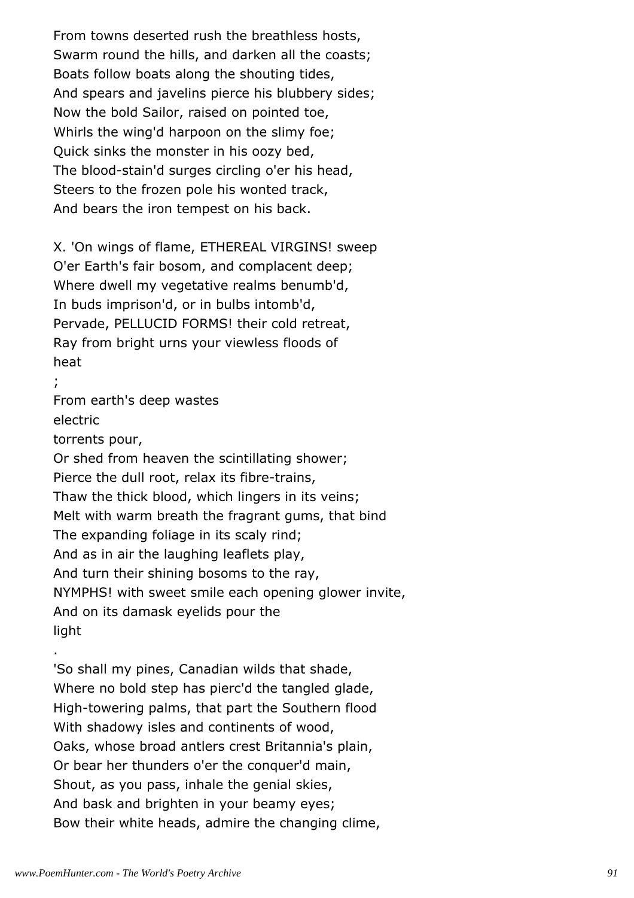From towns deserted rush the breathless hosts,
Swarm round the hills, and darken all the coasts;
Boats follow boats along the shouting tides,
And spears and javelins pierce his blubbery sides;
Now the bold Sailor, raised on pointed toe,
Whirls the wing'd harpoon on the slimy foe;
Quick sinks the monster in his oozy bed,
The blood-stain'd surges circling o'er his head,
Steers to the frozen pole his wonted track,
And bears the iron tempest on his back.

X. 'On wings of flame, ETHEREAL VIRGINS! sweep
O'er Earth's fair bosom, and complacent deep;
Where dwell my vegetative realms benumb'd,
In buds imprison'd, or in bulbs intomb'd,
Pervade, PELLUCID FORMS! their cold retreat,
Ray from bright urns your viewless floods of heat;
From earth's deep wastes electric torrents pour,
Or shed from heaven the scintillating shower;
Pierce the dull root, relax its fibre-trains,
Thaw the thick blood, which lingers in its veins;
Melt with warm breath the fragrant gums, that bind
The expanding foliage in its scaly rind;
And as in air the laughing leaflets play,
And turn their shining bosoms to the ray,
NYMPHS! with sweet smile each opening glower invite,
And on its damask eyelids pour the light.

'So shall my pines, Canadian wilds that shade,
Where no bold step has pierc'd the tangled glade,
High-towering palms, that part the Southern flood
With shadowy isles and continents of wood,
Oaks, whose broad antlers crest Britannia's plain,
Or bear her thunders o'er the conquer'd main,
Shout, as you pass, inhale the genial skies,
And bask and brighten in your beamy eyes;
Bow their white heads, admire the changing clime,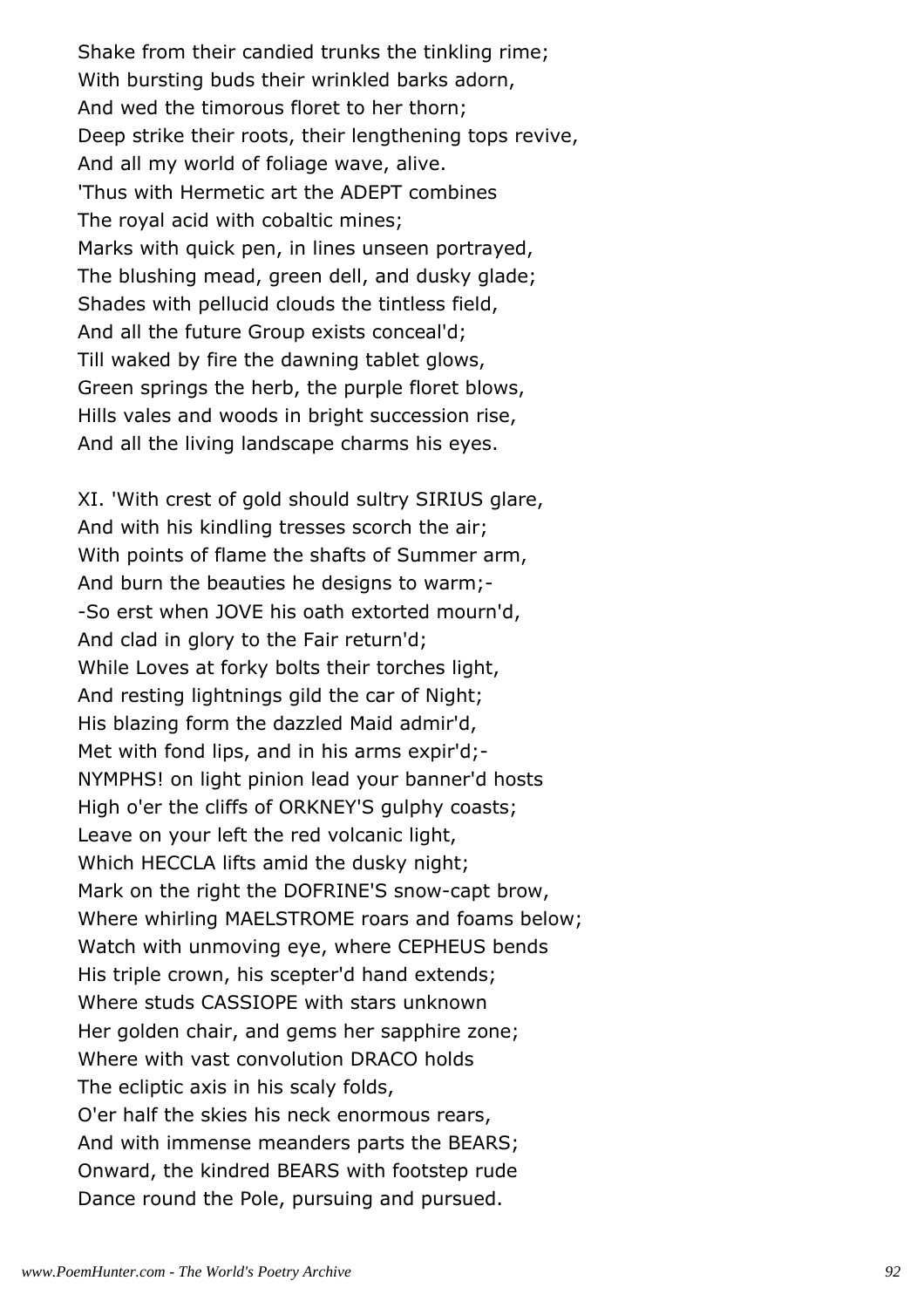Shake from their candied trunks the tinkling rime;
With bursting buds their wrinkled barks adorn,
And wed the timorous floret to her thorn;
Deep strike their roots, their lengthening tops revive,
And all my world of foliage wave, alive.
'Thus with Hermetic art the ADEPT combines
The royal acid with cobaltic mines;
Marks with quick pen, in lines unseen portrayed,
The blushing mead, green dell, and dusky glade;
Shades with pellucid clouds the tintless field,
And all the future Group exists conceal'd;
Till waked by fire the dawning tablet glows,
Green springs the herb, the purple floret blows,
Hills vales and woods in bright succession rise,
And all the living landscape charms his eyes.

XI. 'With crest of gold should sultry SIRIUS glare,
And with his kindling tresses scorch the air;
With points of flame the shafts of Summer arm,
And burn the beauties he designs to warm;-
-So erst when JOVE his oath extorted mourn'd,
And clad in glory to the Fair return'd;
While Loves at forky bolts their torches light,
And resting lightnings gild the car of Night;
His blazing form the dazzled Maid admir'd,
Met with fond lips, and in his arms expir'd;-
NYMPHS! on light pinion lead your banner'd hosts
High o'er the cliffs of ORKNEY'S gulphy coasts;
Leave on your left the red volcanic light,
Which HECCLA lifts amid the dusky night;
Mark on the right the DOFRINE'S snow-capt brow,
Where whirling MAELSTROME roars and foams below;
Watch with unmoving eye, where CEPHEUS bends
His triple crown, his scepter'd hand extends;
Where studs CASSIOPE with stars unknown
Her golden chair, and gems her sapphire zone;
Where with vast convolution DRACO holds
The ecliptic axis in his scaly folds,
O'er half the skies his neck enormous rears,
And with immense meanders parts the BEARS;
Onward, the kindred BEARS with footstep rude
Dance round the Pole, pursuing and pursued.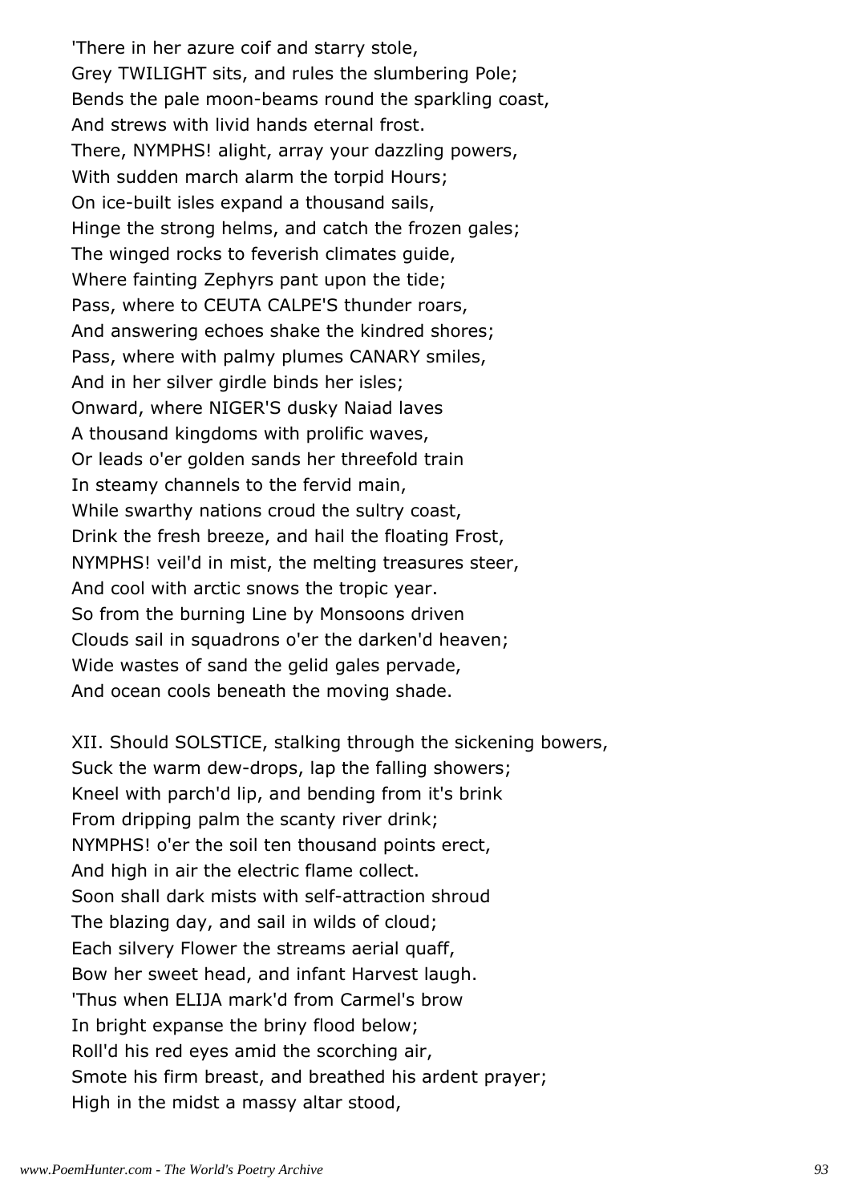'There in her azure coif and starry stole,
Grey TWILIGHT sits, and rules the slumbering Pole;
Bends the pale moon-beams round the sparkling coast,
And strews with livid hands eternal frost.
There, NYMPHS! alight, array your dazzling powers,
With sudden march alarm the torpid Hours;
On ice-built isles expand a thousand sails,
Hinge the strong helms, and catch the frozen gales;
The winged rocks to feverish climates guide,
Where fainting Zephyrs pant upon the tide;
Pass, where to CEUTA CALPE'S thunder roars,
And answering echoes shake the kindred shores;
Pass, where with palmy plumes CANARY smiles,
And in her silver girdle binds her isles;
Onward, where NIGER'S dusky Naiad laves
A thousand kingdoms with prolific waves,
Or leads o'er golden sands her threefold train
In steamy channels to the fervid main,
While swarthy nations croud the sultry coast,
Drink the fresh breeze, and hail the floating Frost,
NYMPHS! veil'd in mist, the melting treasures steer,
And cool with arctic snows the tropic year.
So from the burning Line by Monsoons driven
Clouds sail in squadrons o'er the darken'd heaven;
Wide wastes of sand the gelid gales pervade,
And ocean cools beneath the moving shade.

XII. Should SOLSTICE, stalking through the sickening bowers,
Suck the warm dew-drops, lap the falling showers;
Kneel with parch'd lip, and bending from it's brink
From dripping palm the scanty river drink;
NYMPHS! o'er the soil ten thousand points erect,
And high in air the electric flame collect.
Soon shall dark mists with self-attraction shroud
The blazing day, and sail in wilds of cloud;
Each silvery Flower the streams aerial quaff,
Bow her sweet head, and infant Harvest laugh.
'Thus when ELIJA mark'd from Carmel's brow
In bright expanse the briny flood below;
Roll'd his red eyes amid the scorching air,
Smote his firm breast, and breathed his ardent prayer;
High in the midst a massy altar stood,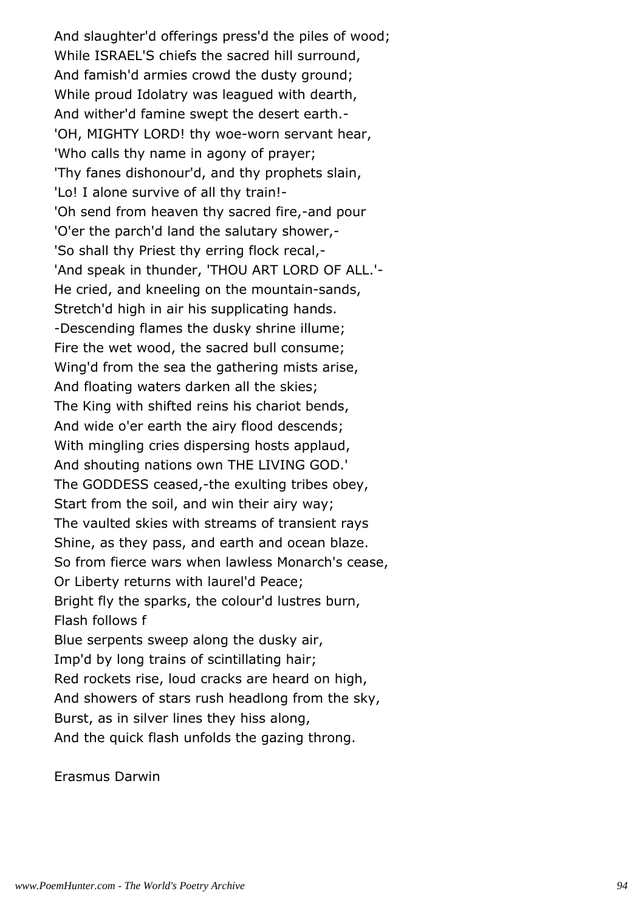And slaughter'd offerings press'd the piles of wood;
While ISRAEL'S chiefs the sacred hill surround,
And famish'd armies crowd the dusty ground;
While proud Idolatry was leagued with dearth,
And wither'd famine swept the desert earth.-
'OH, MIGHTY LORD! thy woe-worn servant hear,
'Who calls thy name in agony of prayer;
'Thy fanes dishonour'd, and thy prophets slain,
'Lo! I alone survive of all thy train!-
'Oh send from heaven thy sacred fire,-and pour
'O'er the parch'd land the salutary shower,-
'So shall thy Priest thy erring flock recal,-
'And speak in thunder, 'THOU ART LORD OF ALL.'-
He cried, and kneeling on the mountain-sands,
Stretch'd high in air his supplicating hands.
-Descending flames the dusky shrine illume;
Fire the wet wood, the sacred bull consume;
Wing'd from the sea the gathering mists arise,
And floating waters darken all the skies;
The King with shifted reins his chariot bends,
And wide o'er earth the airy flood descends;
With mingling cries dispersing hosts applaud,
And shouting nations own THE LIVING GOD.'
The GODDESS ceased,-the exulting tribes obey,
Start from the soil, and win their airy way;
The vaulted skies with streams of transient rays
Shine, as they pass, and earth and ocean blaze.
So from fierce wars when lawless Monarch's cease,
Or Liberty returns with laurel'd Peace;
Bright fly the sparks, the colour'd lustres burn,
Flash follows f
Blue serpents sweep along the dusky air,
Imp'd by long trains of scintillating hair;
Red rockets rise, loud cracks are heard on high,
And showers of stars rush headlong from the sky,
Burst, as in silver lines they hiss along,
And the quick flash unfolds the gazing throng.

Erasmus Darwin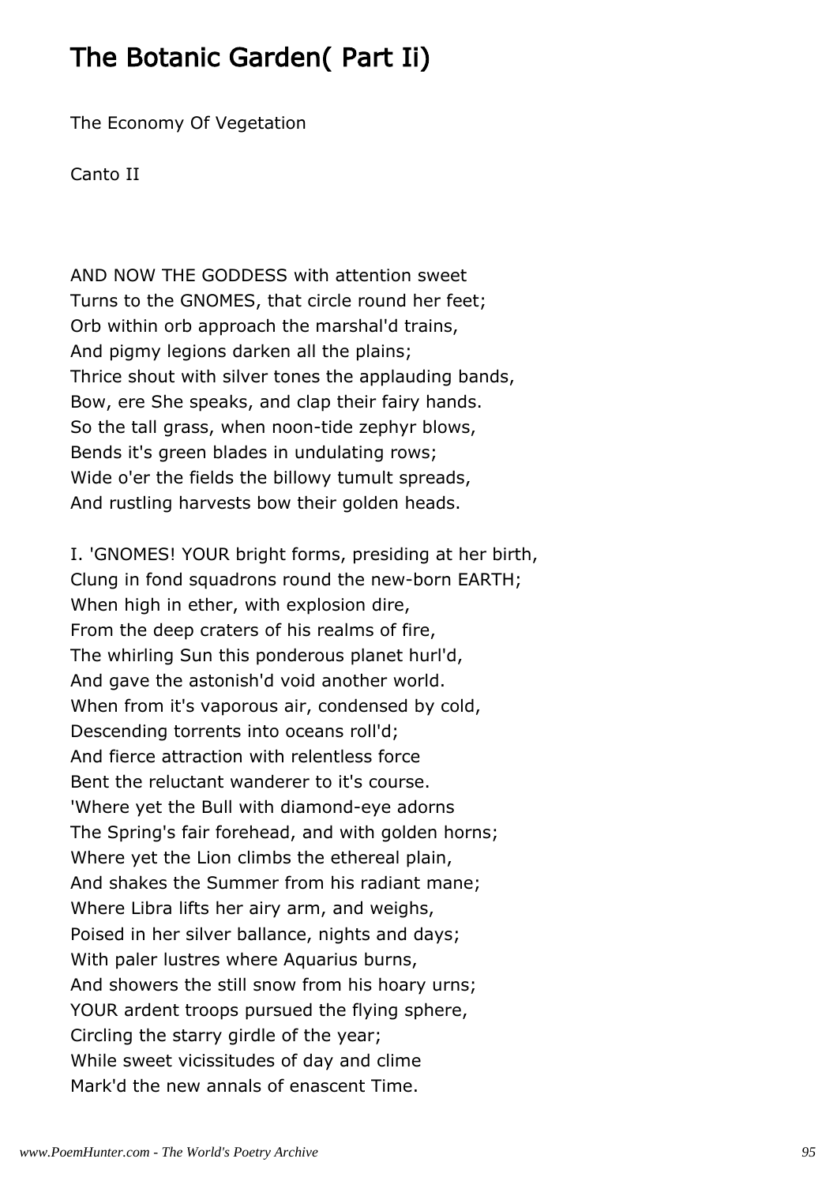# The Botanic Garden( Part Ii)

The Economy Of Vegetation

Canto II

AND NOW THE GODDESS with attention sweet
Turns to the GNOMES, that circle round her feet;
Orb within orb approach the marshal'd trains,
And pigmy legions darken all the plains;
Thrice shout with silver tones the applauding bands,
Bow, ere She speaks, and clap their fairy hands.
So the tall grass, when noon-tide zephyr blows,
Bends it's green blades in undulating rows;
Wide o'er the fields the billowy tumult spreads,
And rustling harvests bow their golden heads.

I. 'GNOMES! YOUR bright forms, presiding at her birth,
Clung in fond squadrons round the new-born EARTH;
When high in ether, with explosion dire,
From the deep craters of his realms of fire,
The whirling Sun this ponderous planet hurl'd,
And gave the astonish'd void another world.
When from it's vaporous air, condensed by cold,
Descending torrents into oceans roll'd;
And fierce attraction with relentless force
Bent the reluctant wanderer to it's course.
'Where yet the Bull with diamond-eye adorns
The Spring's fair forehead, and with golden horns;
Where yet the Lion climbs the ethereal plain,
And shakes the Summer from his radiant mane;
Where Libra lifts her airy arm, and weighs,
Poised in her silver ballance, nights and days;
With paler lustres where Aquarius burns,
And showers the still snow from his hoary urns;
YOUR ardent troops pursued the flying sphere,
Circling the starry girdle of the year;
While sweet vicissitudes of day and clime
Mark'd the new annals of enascent Time.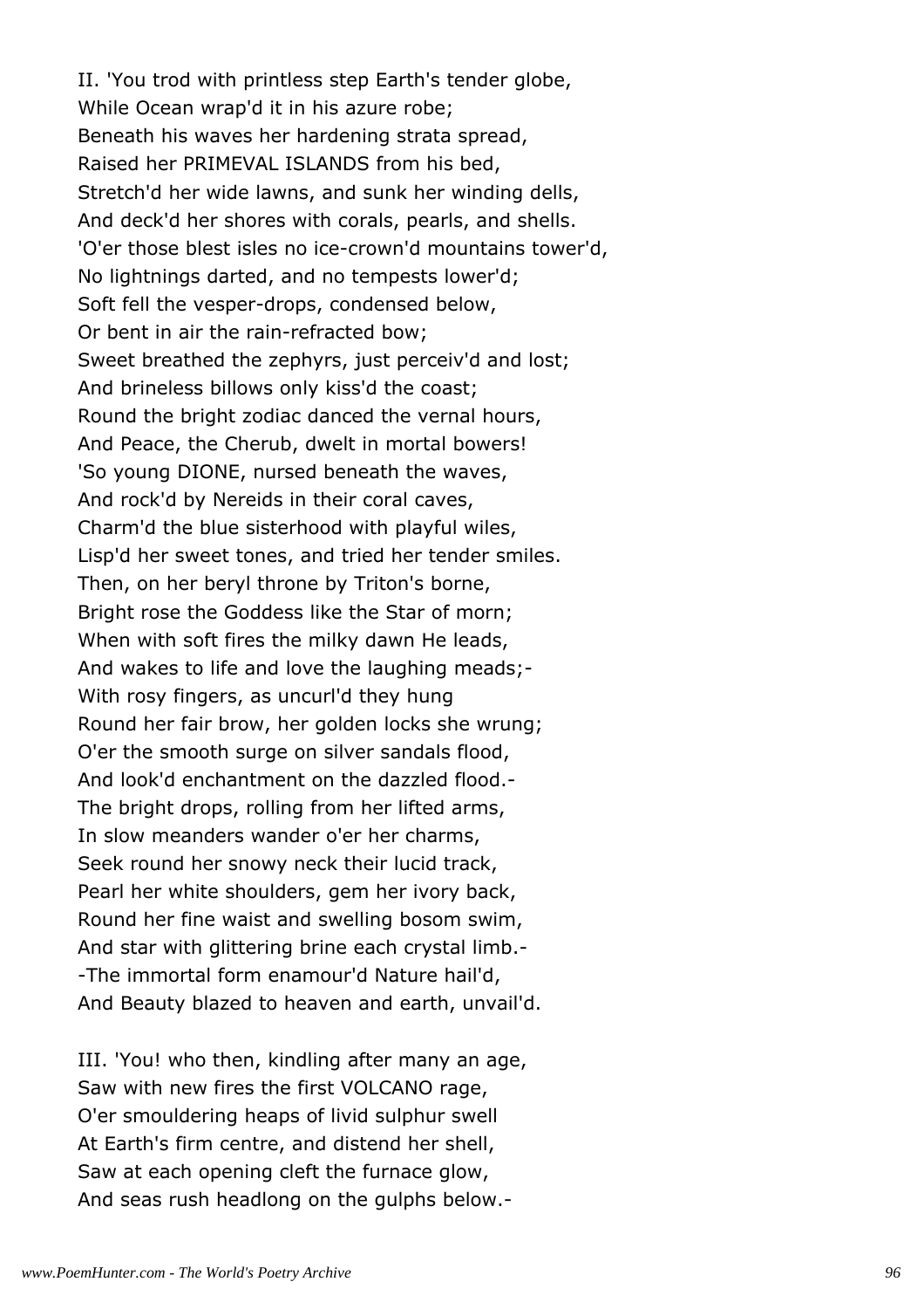II. 'You trod with printless step Earth's tender globe,
While Ocean wrap'd it in his azure robe;
Beneath his waves her hardening strata spread,
Raised her PRIMEVAL ISLANDS from his bed,
Stretch'd her wide lawns, and sunk her winding dells,
And deck'd her shores with corals, pearls, and shells.
'O'er those blest isles no ice-crown'd mountains tower'd,
No lightnings darted, and no tempests lower'd;
Soft fell the vesper-drops, condensed below,
Or bent in air the rain-refracted bow;
Sweet breathed the zephyrs, just perceiv'd and lost;
And brineless billows only kiss'd the coast;
Round the bright zodiac danced the vernal hours,
And Peace, the Cherub, dwelt in mortal bowers!
'So young DIONE, nursed beneath the waves,
And rock'd by Nereids in their coral caves,
Charm'd the blue sisterhood with playful wiles,
Lisp'd her sweet tones, and tried her tender smiles.
Then, on her beryl throne by Triton's borne,
Bright rose the Goddess like the Star of morn;
When with soft fires the milky dawn He leads,
And wakes to life and love the laughing meads;-
With rosy fingers, as uncurl'd they hung
Round her fair brow, her golden locks she wrung;
O'er the smooth surge on silver sandals flood,
And look'd enchantment on the dazzled flood.-
The bright drops, rolling from her lifted arms,
In slow meanders wander o'er her charms,
Seek round her snowy neck their lucid track,
Pearl her white shoulders, gem her ivory back,
Round her fine waist and swelling bosom swim,
And star with glittering brine each crystal limb.-
-The immortal form enamour'd Nature hail'd,
And Beauty blazed to heaven and earth, unvail'd.

III. 'You! who then, kindling after many an age,
Saw with new fires the first VOLCANO rage,
O'er smouldering heaps of livid sulphur swell
At Earth's firm centre, and distend her shell,
Saw at each opening cleft the furnace glow,
And seas rush headlong on the gulphs below.-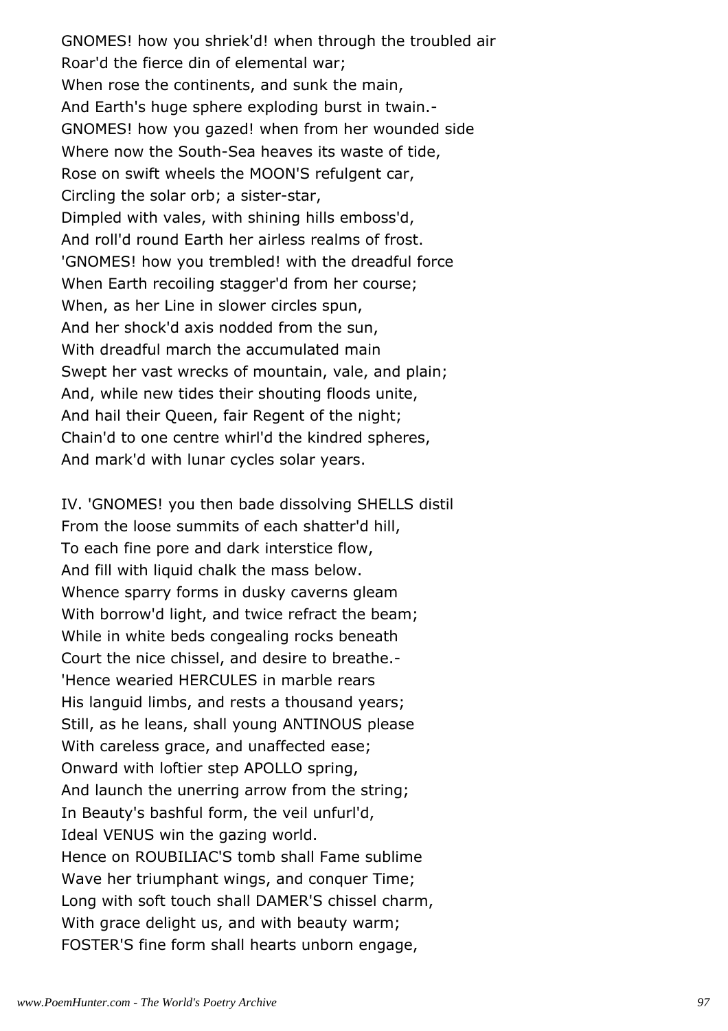GNOMES! how you shriek'd! when through the troubled air
Roar'd the fierce din of elemental war;
When rose the continents, and sunk the main,
And Earth's huge sphere exploding burst in twain.-
GNOMES! how you gazed! when from her wounded side
Where now the South-Sea heaves its waste of tide,
Rose on swift wheels the MOON'S refulgent car,
Circling the solar orb; a sister-star,
Dimpled with vales, with shining hills emboss'd,
And roll'd round Earth her airless realms of frost.
'GNOMES! how you trembled! with the dreadful force
When Earth recoiling stagger'd from her course;
When, as her Line in slower circles spun,
And her shock'd axis nodded from the sun,
With dreadful march the accumulated main
Swept her vast wrecks of mountain, vale, and plain;
And, while new tides their shouting floods unite,
And hail their Queen, fair Regent of the night;
Chain'd to one centre whirl'd the kindred spheres,
And mark'd with lunar cycles solar years.

IV. 'GNOMES! you then bade dissolving SHELLS distil
From the loose summits of each shatter'd hill,
To each fine pore and dark interstice flow,
And fill with liquid chalk the mass below.
Whence sparry forms in dusky caverns gleam
With borrow'd light, and twice refract the beam;
While in white beds congealing rocks beneath
Court the nice chissel, and desire to breathe.-
'Hence wearied HERCULES in marble rears
His languid limbs, and rests a thousand years;
Still, as he leans, shall young ANTINOUS please
With careless grace, and unaffected ease;
Onward with loftier step APOLLO spring,
And launch the unerring arrow from the string;
In Beauty's bashful form, the veil unfurl'd,
Ideal VENUS win the gazing world.
Hence on ROUBILIAC'S tomb shall Fame sublime
Wave her triumphant wings, and conquer Time;
Long with soft touch shall DAMER'S chissel charm,
With grace delight us, and with beauty warm;
FOSTER'S fine form shall hearts unborn engage,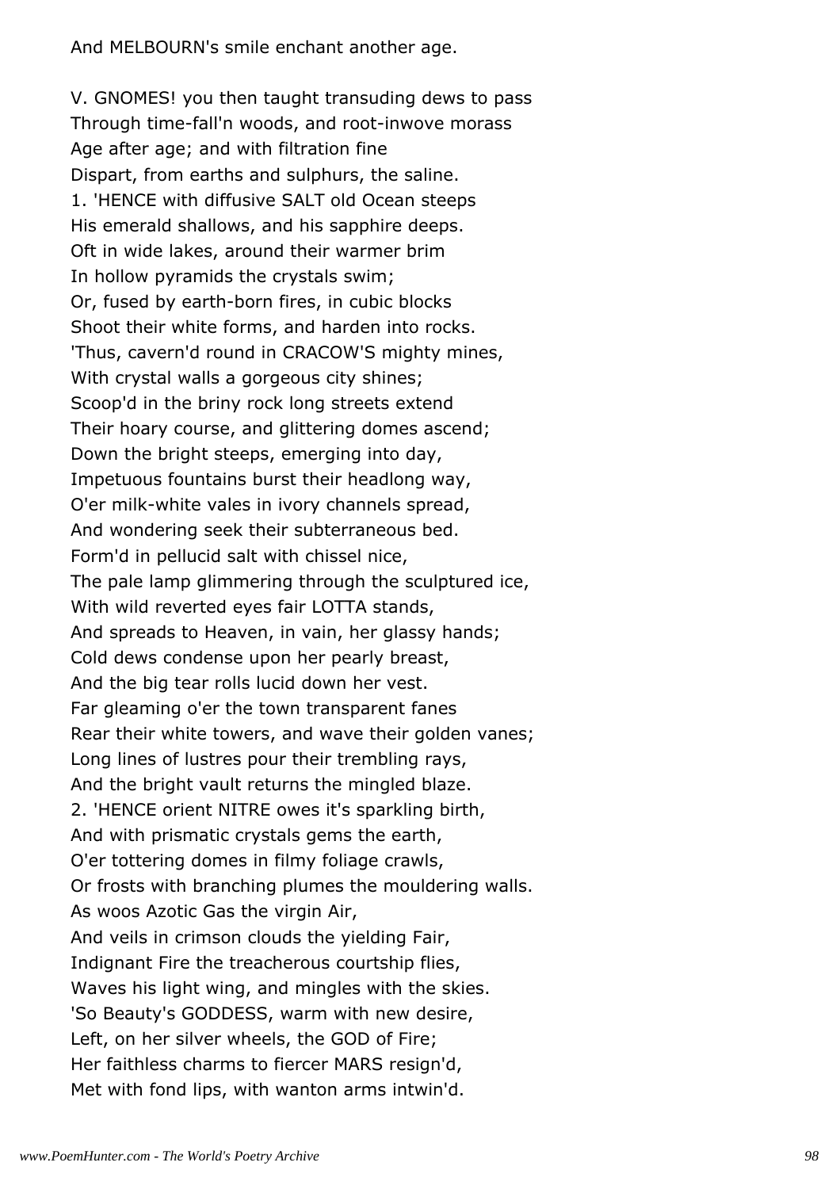And MELBOURN's smile enchant another age.

V. GNOMES! you then taught transuding dews to pass
Through time-fall'n woods, and root-inwove morass
Age after age; and with filtration fine
Dispart, from earths and sulphurs, the saline.
1. 'HENCE with diffusive SALT old Ocean steeps
His emerald shallows, and his sapphire deeps.
Oft in wide lakes, around their warmer brim
In hollow pyramids the crystals swim;
Or, fused by earth-born fires, in cubic blocks
Shoot their white forms, and harden into rocks.
'Thus, cavern'd round in CRACOW'S mighty mines,
With crystal walls a gorgeous city shines;
Scoop'd in the briny rock long streets extend
Their hoary course, and glittering domes ascend;
Down the bright steeps, emerging into day,
Impetuous fountains burst their headlong way,
O'er milk-white vales in ivory channels spread,
And wondering seek their subterraneous bed.
Form'd in pellucid salt with chissel nice,
The pale lamp glimmering through the sculptured ice,
With wild reverted eyes fair LOTTA stands,
And spreads to Heaven, in vain, her glassy hands;
Cold dews condense upon her pearly breast,
And the big tear rolls lucid down her vest.
Far gleaming o'er the town transparent fanes
Rear their white towers, and wave their golden vanes;
Long lines of lustres pour their trembling rays,
And the bright vault returns the mingled blaze.
2. 'HENCE orient NITRE owes it's sparkling birth,
And with prismatic crystals gems the earth,
O'er tottering domes in filmy foliage crawls,
Or frosts with branching plumes the mouldering walls.
As woos Azotic Gas the virgin Air,
And veils in crimson clouds the yielding Fair,
Indignant Fire the treacherous courtship flies,
Waves his light wing, and mingles with the skies.
'So Beauty's GODDESS, warm with new desire,
Left, on her silver wheels, the GOD of Fire;
Her faithless charms to fiercer MARS resign'd,
Met with fond lips, with wanton arms intwin'd.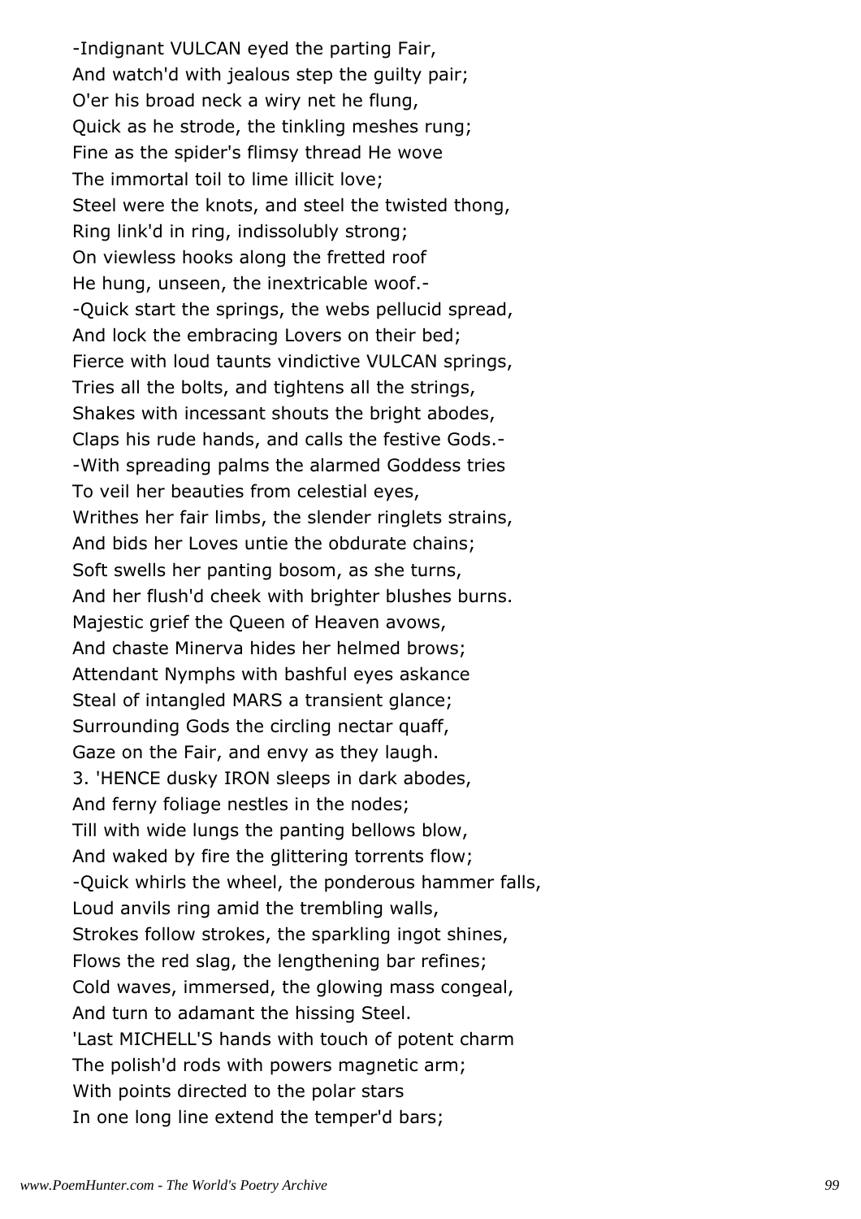-Indignant VULCAN eyed the parting Fair,
And watch'd with jealous step the guilty pair;
O'er his broad neck a wiry net he flung,
Quick as he strode, the tinkling meshes rung;
Fine as the spider's flimsy thread He wove
The immortal toil to lime illicit love;
Steel were the knots, and steel the twisted thong,
Ring link'd in ring, indissolubly strong;
On viewless hooks along the fretted roof
He hung, unseen, the inextricable woof.-
-Quick start the springs, the webs pellucid spread,
And lock the embracing Lovers on their bed;
Fierce with loud taunts vindictive VULCAN springs,
Tries all the bolts, and tightens all the strings,
Shakes with incessant shouts the bright abodes,
Claps his rude hands, and calls the festive Gods.-
-With spreading palms the alarmed Goddess tries
To veil her beauties from celestial eyes,
Writhes her fair limbs, the slender ringlets strains,
And bids her Loves untie the obdurate chains;
Soft swells her panting bosom, as she turns,
And her flush'd cheek with brighter blushes burns.
Majestic grief the Queen of Heaven avows,
And chaste Minerva hides her helmed brows;
Attendant Nymphs with bashful eyes askance
Steal of intangled MARS a transient glance;
Surrounding Gods the circling nectar quaff,
Gaze on the Fair, and envy as they laugh.
3. 'HENCE dusky IRON sleeps in dark abodes,
And ferny foliage nestles in the nodes;
Till with wide lungs the panting bellows blow,
And waked by fire the glittering torrents flow;
-Quick whirls the wheel, the ponderous hammer falls,
Loud anvils ring amid the trembling walls,
Strokes follow strokes, the sparkling ingot shines,
Flows the red slag, the lengthening bar refines;
Cold waves, immersed, the glowing mass congeal,
And turn to adamant the hissing Steel.
'Last MICHELL'S hands with touch of potent charm
The polish'd rods with powers magnetic arm;
With points directed to the polar stars
In one long line extend the temper'd bars;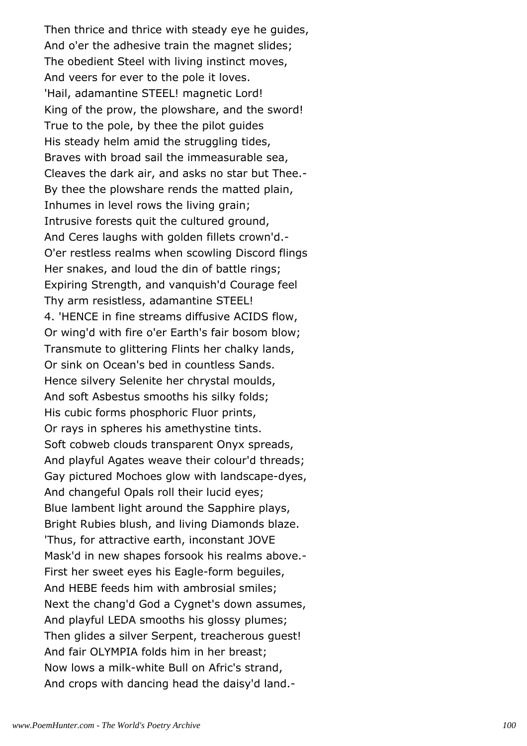Then thrice and thrice with steady eye he guides,
And o'er the adhesive train the magnet slides;
The obedient Steel with living instinct moves,
And veers for ever to the pole it loves.
'Hail, adamantine STEEL! magnetic Lord!
King of the prow, the plowshare, and the sword!
True to the pole, by thee the pilot guides
His steady helm amid the struggling tides,
Braves with broad sail the immeasurable sea,
Cleaves the dark air, and asks no star but Thee.-
By thee the plowshare rends the matted plain,
Inhumes in level rows the living grain;
Intrusive forests quit the cultured ground,
And Ceres laughs with golden fillets crown'd.-
O'er restless realms when scowling Discord flings
Her snakes, and loud the din of battle rings;
Expiring Strength, and vanquish'd Courage feel
Thy arm resistless, adamantine STEEL!
4. 'HENCE in fine streams diffusive ACIDS flow,
Or wing'd with fire o'er Earth's fair bosom blow;
Transmute to glittering Flints her chalky lands,
Or sink on Ocean's bed in countless Sands.
Hence silvery Selenite her chrystal moulds,
And soft Asbestus smooths his silky folds;
His cubic forms phosphoric Fluor prints,
Or rays in spheres his amethystine tints.
Soft cobweb clouds transparent Onyx spreads,
And playful Agates weave their colour'd threads;
Gay pictured Mochoes glow with landscape-dyes,
And changeful Opals roll their lucid eyes;
Blue lambent light around the Sapphire plays,
Bright Rubies blush, and living Diamonds blaze.
'Thus, for attractive earth, inconstant JOVE
Mask'd in new shapes forsook his realms above.-
First her sweet eyes his Eagle-form beguiles,
And HEBE feeds him with ambrosial smiles;
Next the chang'd God a Cygnet's down assumes,
And playful LEDA smooths his glossy plumes;
Then glides a silver Serpent, treacherous guest!
And fair OLYMPIA folds him in her breast;
Now lows a milk-white Bull on Afric's strand,
And crops with dancing head the daisy'd land.-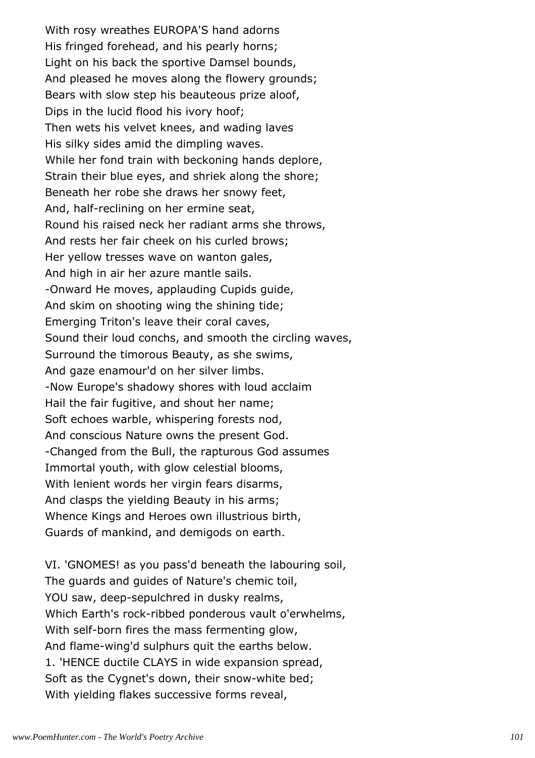With rosy wreathes EUROPA'S hand adorns
His fringed forehead, and his pearly horns;
Light on his back the sportive Damsel bounds,
And pleased he moves along the flowery grounds;
Bears with slow step his beauteous prize aloof,
Dips in the lucid flood his ivory hoof;
Then wets his velvet knees, and wading laves
His silky sides amid the dimpling waves.
While her fond train with beckoning hands deplore,
Strain their blue eyes, and shriek along the shore;
Beneath her robe she draws her snowy feet,
And, half-reclining on her ermine seat,
Round his raised neck her radiant arms she throws,
And rests her fair cheek on his curled brows;
Her yellow tresses wave on wanton gales,
And high in air her azure mantle sails.
-Onward He moves, applauding Cupids guide,
And skim on shooting wing the shining tide;
Emerging Triton's leave their coral caves,
Sound their loud conchs, and smooth the circling waves,
Surround the timorous Beauty, as she swims,
And gaze enamour'd on her silver limbs.
-Now Europe's shadowy shores with loud acclaim
Hail the fair fugitive, and shout her name;
Soft echoes warble, whispering forests nod,
And conscious Nature owns the present God.
-Changed from the Bull, the rapturous God assumes
Immortal youth, with glow celestial blooms,
With lenient words her virgin fears disarms,
And clasps the yielding Beauty in his arms;
Whence Kings and Heroes own illustrious birth,
Guards of mankind, and demigods on earth.

VI. 'GNOMES! as you pass'd beneath the labouring soil,
The guards and guides of Nature's chemic toil,
YOU saw, deep-sepulchred in dusky realms,
Which Earth's rock-ribbed ponderous vault o'erwhelms,
With self-born fires the mass fermenting glow,
And flame-wing'd sulphurs quit the earths below.
1. 'HENCE ductile CLAYS in wide expansion spread,
Soft as the Cygnet's down, their snow-white bed;
With yielding flakes successive forms reveal,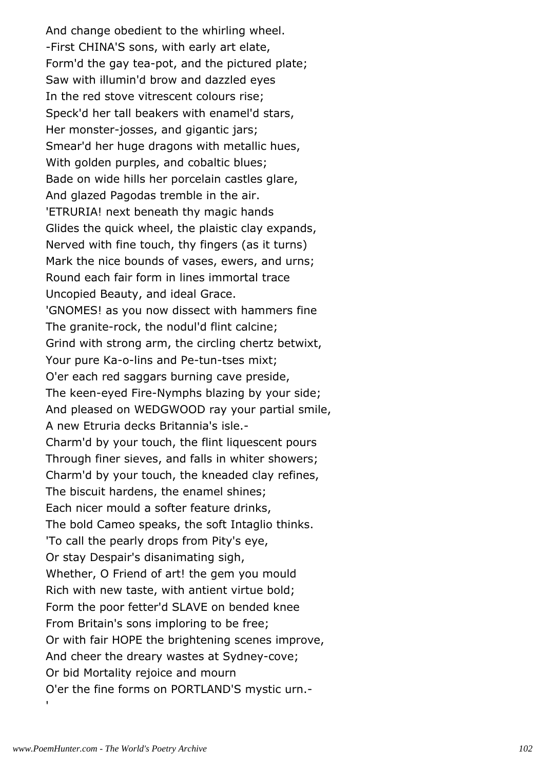And change obedient to the whirling wheel.  
-First CHINA'S sons, with early art elate,  
Form'd the gay tea-pot, and the pictured plate;  
Saw with illumin'd brow and dazzled eyes  
In the red stove vitrescent colours rise;  
Speck'd her tall beakers with enamel'd stars,  
Her monster-josses, and gigantic jars;  
Smear'd her huge dragons with metallic hues,  
With golden purples, and cobaltic blues;  
Bade on wide hills her porcelain castles glare,  
And glazed Pagodas tremble in the air.  
'ETRURIA! next beneath thy magic hands  
Glides the quick wheel, the plaistic clay expands,  
Nerved with fine touch, thy fingers (as it turns)  
Mark the nice bounds of vases, ewers, and urns;  
Round each fair form in lines immortal trace  
Uncopied Beauty, and ideal Grace.  
'GNOMES! as you now dissect with hammers fine  
The granite-rock, the nodul'd flint calcine;  
Grind with strong arm, the circling chertz betwixt,  
Your pure Ka-o-lins and Pe-tun-tses mixt;  
O'er each red saggars burning cave preside,  
The keen-eyed Fire-Nymphs blazing by your side;  
And pleased on WEDGWOOD ray your partial smile,  
A new Etruria decks Britannia's isle.-  
Charm'd by your touch, the flint liquescent pours  
Through finer sieves, and falls in whiter showers;  
Charm'd by your touch, the kneaded clay refines,  
The biscuit hardens, the enamel shines;  
Each nicer mould a softer feature drinks,  
The bold Cameo speaks, the soft Intaglio thinks.  
'To call the pearly drops from Pity's eye,  
Or stay Despair's disanimating sigh,  
Whether, O Friend of art! the gem you mould  
Rich with new taste, with antient virtue bold;  
Form the poor fetter'd SLAVE on bended knee  
From Britain's sons imploring to be free;  
Or with fair HOPE the brightening scenes improve,  
And cheer the dreary wastes at Sydney-cove;  
Or bid Mortality rejoice and mourn  
O'er the fine forms on PORTLAND'S mystic urn.-  
'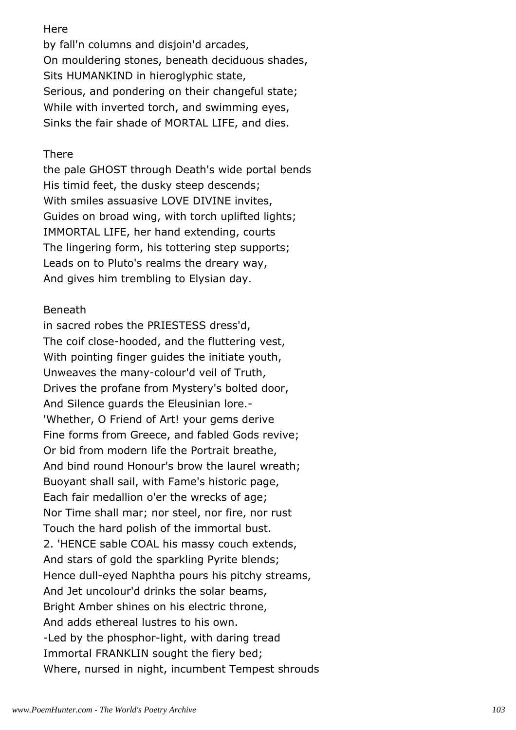Here

by fall'n columns and disjoin'd arcades,
On mouldering stones, beneath deciduous shades,
Sits HUMANKIND in hieroglyphic state,
Serious, and pondering on their changeful state;
While with inverted torch, and swimming eyes,
Sinks the fair shade of MORTAL LIFE, and dies.

There

the pale GHOST through Death's wide portal bends
His timid feet, the dusky steep descends;
With smiles assuasive LOVE DIVINE invites,
Guides on broad wing, with torch uplifted lights;
IMMORTAL LIFE, her hand extending, courts
The lingering form, his tottering step supports;
Leads on to Pluto's realms the dreary way,
And gives him trembling to Elysian day.

Beneath

in sacred robes the PRIESTESS dress'd,
The coif close-hooded, and the fluttering vest,
With pointing finger guides the initiate youth,
Unweaves the many-colour'd veil of Truth,
Drives the profane from Mystery's bolted door,
And Silence guards the Eleusinian lore.-
'Whether, O Friend of Art! your gems derive
Fine forms from Greece, and fabled Gods revive;
Or bid from modern life the Portrait breathe,
And bind round Honour's brow the laurel wreath;
Buoyant shall sail, with Fame's historic page,
Each fair medallion o'er the wrecks of age;
Nor Time shall mar; nor steel, nor fire, nor rust
Touch the hard polish of the immortal bust.
2. 'HENCE sable COAL his massy couch extends,
And stars of gold the sparkling Pyrite blends;
Hence dull-eyed Naphtha pours his pitchy streams,
And Jet uncolour'd drinks the solar beams,
Bright Amber shines on his electric throne,
And adds ethereal lustres to his own.
-Led by the phosphor-light, with daring tread
Immortal FRANKLIN sought the fiery bed;
Where, nursed in night, incumbent Tempest shrouds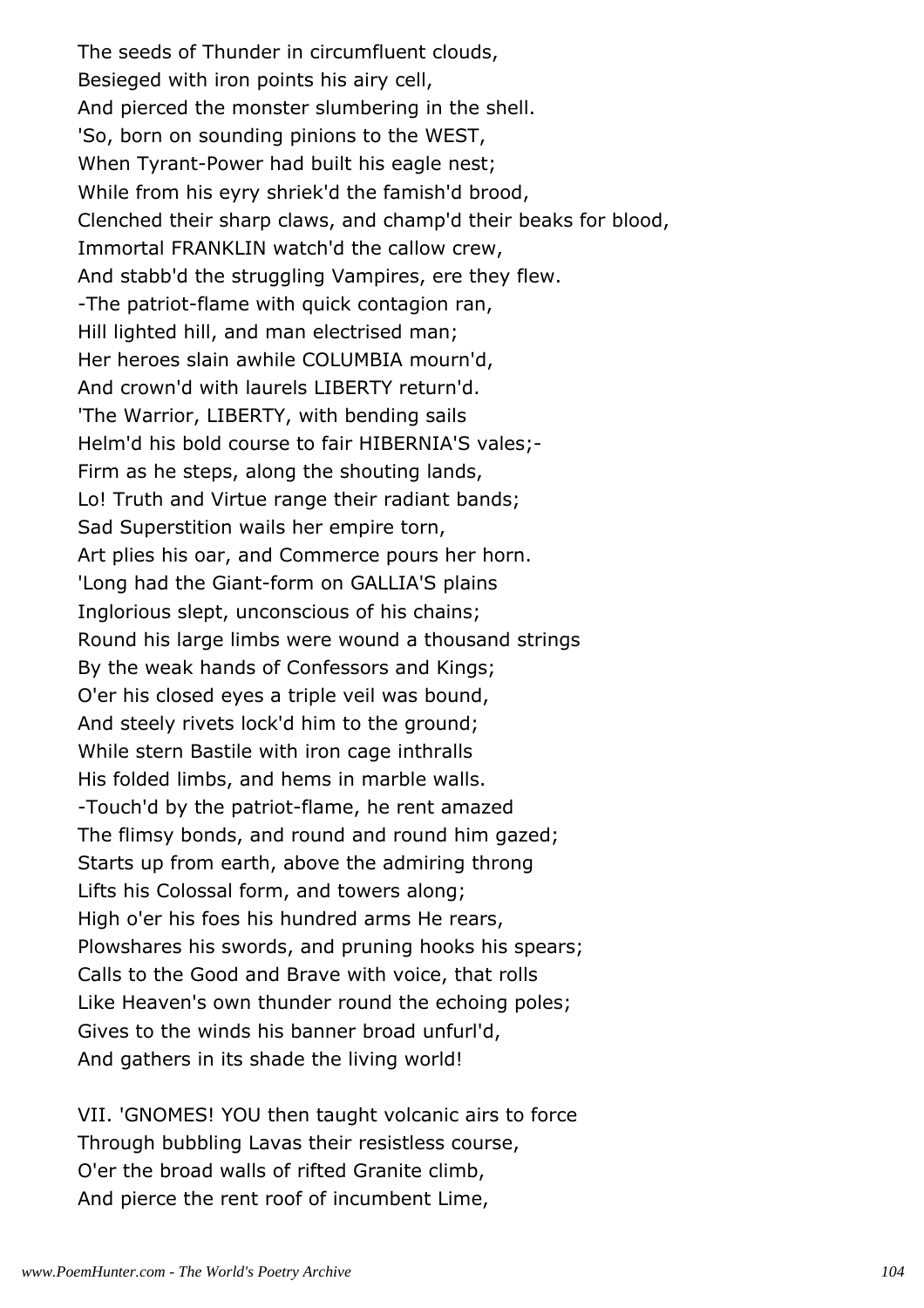The seeds of Thunder in circumfluent clouds,
Besieged with iron points his airy cell,
And pierced the monster slumbering in the shell.
'So, born on sounding pinions to the WEST,
When Tyrant-Power had built his eagle nest;
While from his eyry shriek'd the famish'd brood,
Clenched their sharp claws, and champ'd their beaks for blood,
Immortal FRANKLIN watch'd the callow crew,
And stabb'd the struggling Vampires, ere they flew.
-The patriot-flame with quick contagion ran,
Hill lighted hill, and man electrised man;
Her heroes slain awhile COLUMBIA mourn'd,
And crown'd with laurels LIBERTY return'd.
'The Warrior, LIBERTY, with bending sails
Helm'd his bold course to fair HIBERNIA'S vales;-
Firm as he steps, along the shouting lands,
Lo! Truth and Virtue range their radiant bands;
Sad Superstition wails her empire torn,
Art plies his oar, and Commerce pours her horn.
'Long had the Giant-form on GALLIA'S plains
Inglorious slept, unconscious of his chains;
Round his large limbs were wound a thousand strings
By the weak hands of Confessors and Kings;
O'er his closed eyes a triple veil was bound,
And steely rivets lock'd him to the ground;
While stern Bastile with iron cage inthralls
His folded limbs, and hems in marble walls.
-Touch'd by the patriot-flame, he rent amazed
The flimsy bonds, and round and round him gazed;
Starts up from earth, above the admiring throng
Lifts his Colossal form, and towers along;
High o'er his foes his hundred arms He rears,
Plowshares his swords, and pruning hooks his spears;
Calls to the Good and Brave with voice, that rolls
Like Heaven's own thunder round the echoing poles;
Gives to the winds his banner broad unfurl'd,
And gathers in its shade the living world!

VII. 'GNOMES! YOU then taught volcanic airs to force
Through bubbling Lavas their resistless course,
O'er the broad walls of rifted Granite climb,
And pierce the rent roof of incumbent Lime,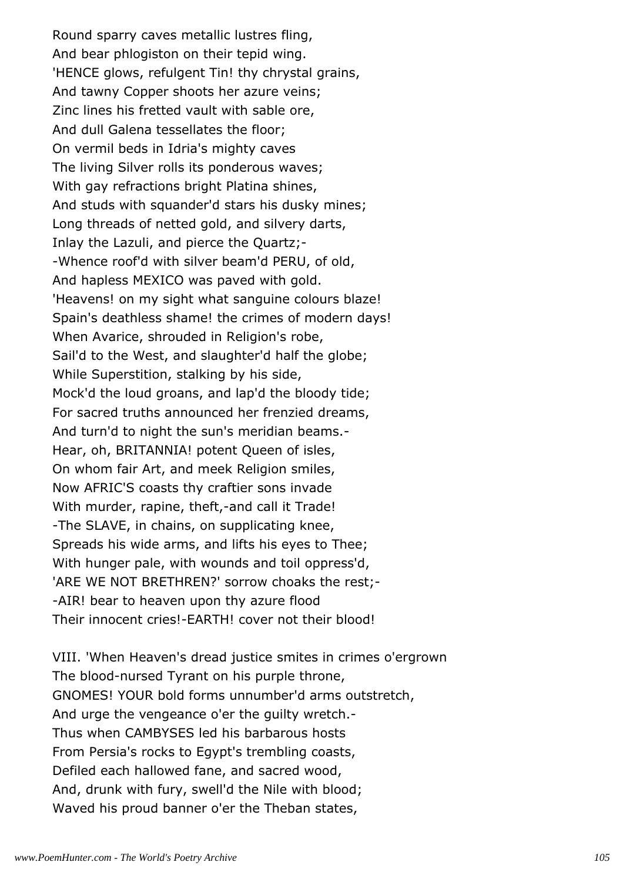Round sparry caves metallic lustres fling,  
And bear phlogiston on their tepid wing.  
'HENCE glows, refulgent Tin! thy chrystal grains,  
And tawny Copper shoots her azure veins;  
Zinc lines his fretted vault with sable ore,  
And dull Galena tessellates the floor;  
On vermil beds in Idria's mighty caves  
The living Silver rolls its ponderous waves;  
With gay refractions bright Platina shines,  
And studs with squander'd stars his dusky mines;  
Long threads of netted gold, and silvery darts,  
Inlay the Lazuli, and pierce the Quartz;-  
-Whence roof'd with silver beam'd PERU, of old,  
And hapless MEXICO was paved with gold.  
'Heavens! on my sight what sanguine colours blaze!  
Spain's deathless shame! the crimes of modern days!  
When Avarice, shrouded in Religion's robe,  
Sail'd to the West, and slaughter'd half the globe;  
While Superstition, stalking by his side,  
Mock'd the loud groans, and lap'd the bloody tide;  
For sacred truths announced her frenzied dreams,  
And turn'd to night the sun's meridian beams.-  
Hear, oh, BRITANNIA! potent Queen of isles,  
On whom fair Art, and meek Religion smiles,  
Now AFRIC'S coasts thy craftier sons invade  
With murder, rapine, theft,-and call it Trade!  
-The SLAVE, in chains, on supplicating knee,  
Spreads his wide arms, and lifts his eyes to Thee;  
With hunger pale, with wounds and toil oppress'd,  
'ARE WE NOT BRETHREN?' sorrow choaks the rest;-  
-AIR! bear to heaven upon thy azure flood  
Their innocent cries!-EARTH! cover not their blood!

VIII. 'When Heaven's dread justice smites in crimes o'ergrown  
The blood-nursed Tyrant on his purple throne,  
GNOMES! YOUR bold forms unnumber'd arms outstretch,  
And urge the vengeance o'er the guilty wretch.-  
Thus when CAMBYSES led his barbarous hosts  
From Persia's rocks to Egypt's trembling coasts,  
Defiled each hallowed fane, and sacred wood,  
And, drunk with fury, swell'd the Nile with blood;  
Waved his proud banner o'er the Theban states,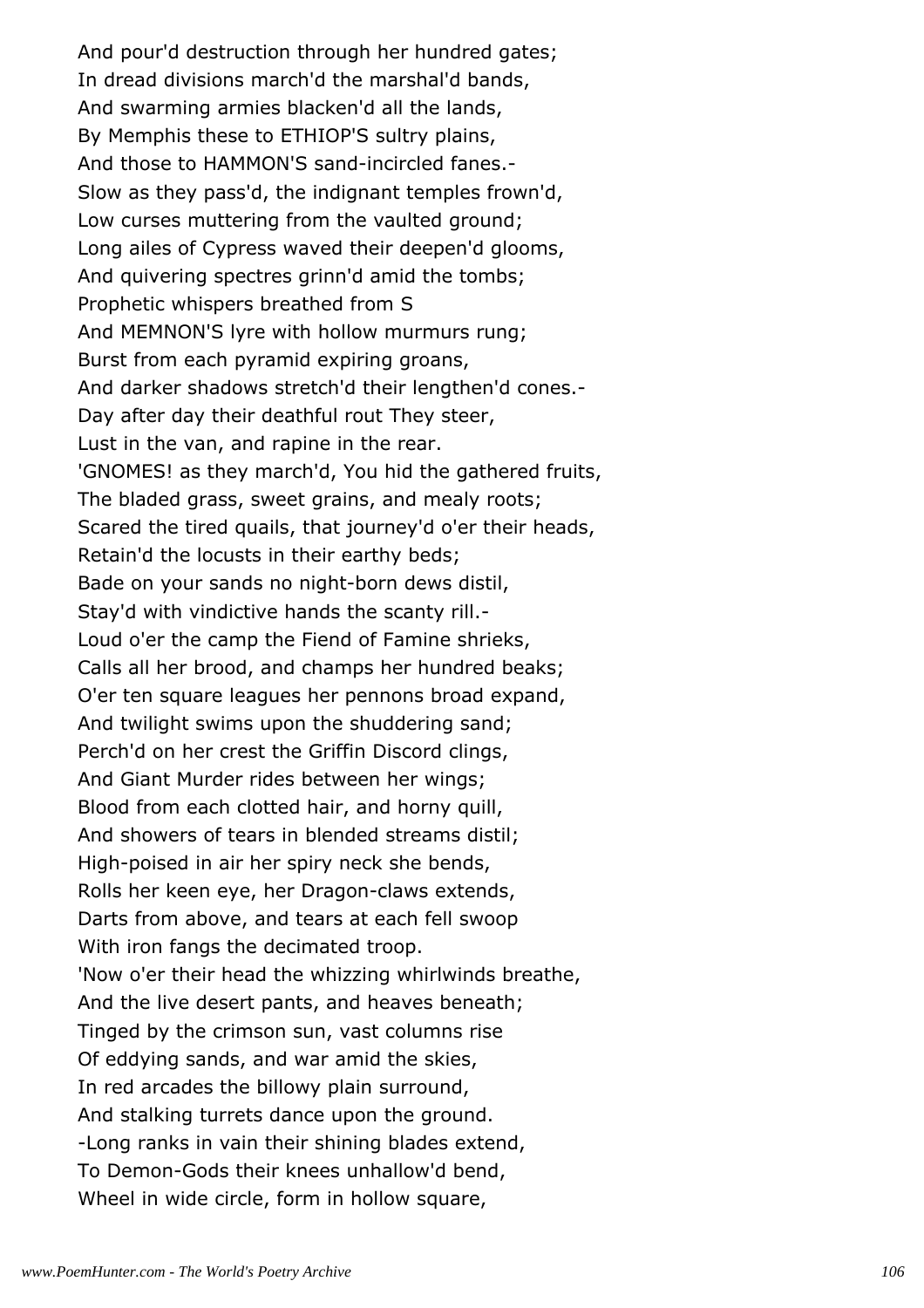And pour'd destruction through her hundred gates;
In dread divisions march'd the marshal'd bands,
And swarming armies blacken'd all the lands,
By Memphis these to ETHIOP'S sultry plains,
And those to HAMMON'S sand-incircled fanes.-
Slow as they pass'd, the indignant temples frown'd,
Low curses muttering from the vaulted ground;
Long ailes of Cypress waved their deepen'd glooms,
And quivering spectres grinn'd amid the tombs;
Prophetic whispers breathed from S
And MEMNON'S lyre with hollow murmurs rung;
Burst from each pyramid expiring groans,
And darker shadows stretch'd their lengthen'd cones.-
Day after day their deathful rout They steer,
Lust in the van, and rapine in the rear.
'GNOMES! as they march'd, You hid the gathered fruits,
The bladed grass, sweet grains, and mealy roots;
Scared the tired quails, that journey'd o'er their heads,
Retain'd the locusts in their earthy beds;
Bade on your sands no night-born dews distil,
Stay'd with vindictive hands the scanty rill.-
Loud o'er the camp the Fiend of Famine shrieks,
Calls all her brood, and champs her hundred beaks;
O'er ten square leagues her pennons broad expand,
And twilight swims upon the shuddering sand;
Perch'd on her crest the Griffin Discord clings,
And Giant Murder rides between her wings;
Blood from each clotted hair, and horny quill,
And showers of tears in blended streams distil;
High-poised in air her spiry neck she bends,
Rolls her keen eye, her Dragon-claws extends,
Darts from above, and tears at each fell swoop
With iron fangs the decimated troop.
'Now o'er their head the whizzing whirlwinds breathe,
And the live desert pants, and heaves beneath;
Tinged by the crimson sun, vast columns rise
Of eddying sands, and war amid the skies,
In red arcades the billowy plain surround,
And stalking turrets dance upon the ground.
-Long ranks in vain their shining blades extend,
To Demon-Gods their knees unhallow'd bend,
Wheel in wide circle, form in hollow square,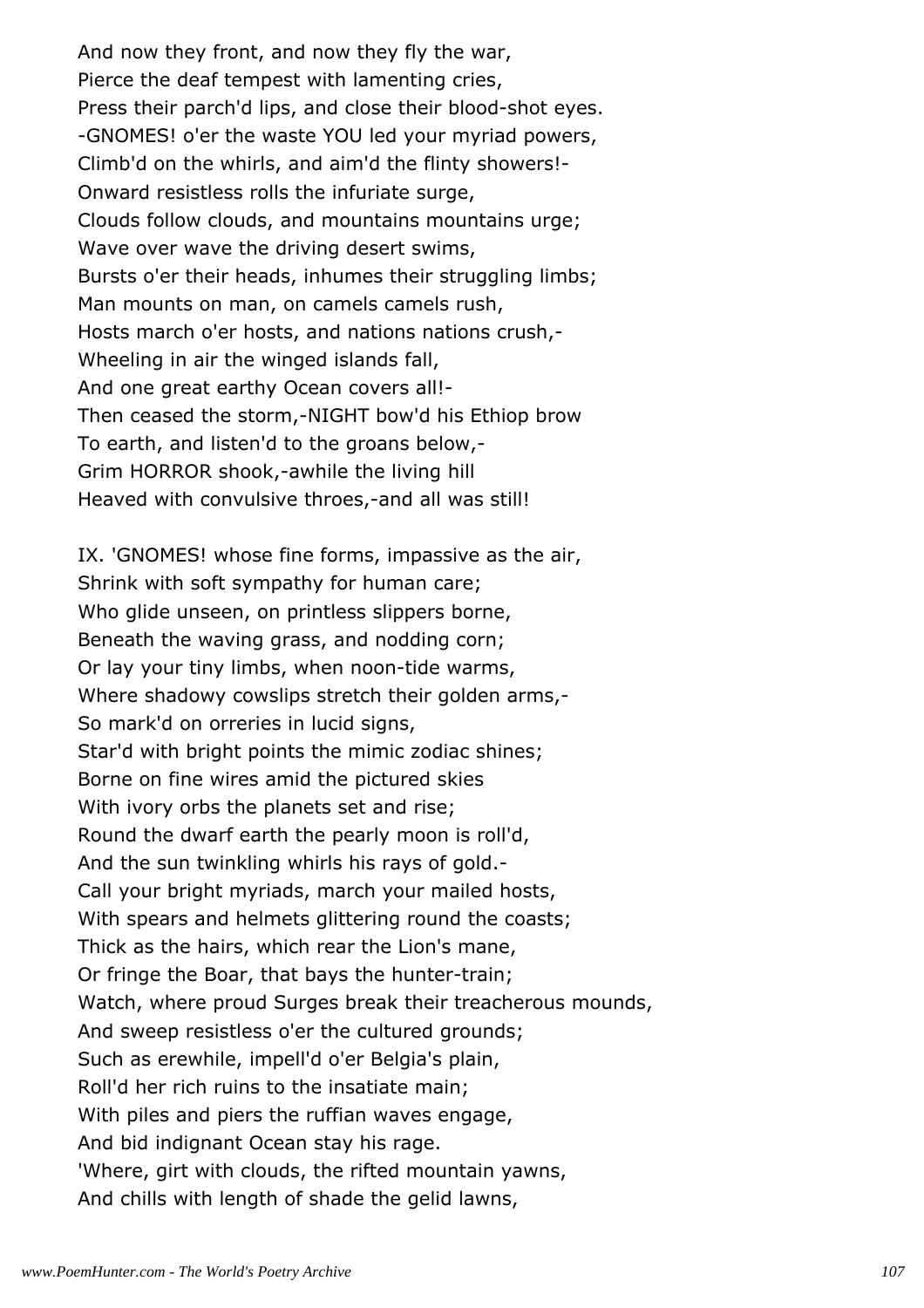And now they front, and now they fly the war,
Pierce the deaf tempest with lamenting cries,
Press their parch'd lips, and close their blood-shot eyes.
-GNOMES! o'er the waste YOU led your myriad powers,
Climb'd on the whirls, and aim'd the flinty showers!-
Onward resistless rolls the infuriate surge,
Clouds follow clouds, and mountains mountains urge;
Wave over wave the driving desert swims,
Bursts o'er their heads, inhumes their struggling limbs;
Man mounts on man, on camels camels rush,
Hosts march o'er hosts, and nations nations crush,-
Wheeling in air the winged islands fall,
And one great earthy Ocean covers all!-
Then ceased the storm,-NIGHT bow'd his Ethiop brow
To earth, and listen'd to the groans below,-
Grim HORROR shook,-awhile the living hill
Heaved with convulsive throes,-and all was still!

IX. 'GNOMES! whose fine forms, impassive as the air,
Shrink with soft sympathy for human care;
Who glide unseen, on printless slippers borne,
Beneath the waving grass, and nodding corn;
Or lay your tiny limbs, when noon-tide warms,
Where shadowy cowslips stretch their golden arms,-
So mark'd on orreries in lucid signs,
Star'd with bright points the mimic zodiac shines;
Borne on fine wires amid the pictured skies
With ivory orbs the planets set and rise;
Round the dwarf earth the pearly moon is roll'd,
And the sun twinkling whirls his rays of gold.-
Call your bright myriads, march your mailed hosts,
With spears and helmets glittering round the coasts;
Thick as the hairs, which rear the Lion's mane,
Or fringe the Boar, that bays the hunter-train;
Watch, where proud Surges break their treacherous mounds,
And sweep resistless o'er the cultured grounds;
Such as erewhile, impell'd o'er Belgia's plain,
Roll'd her rich ruins to the insatiate main;
With piles and piers the ruffian waves engage,
And bid indignant Ocean stay his rage.
'Where, girt with clouds, the rifted mountain yawns,
And chills with length of shade the gelid lawns,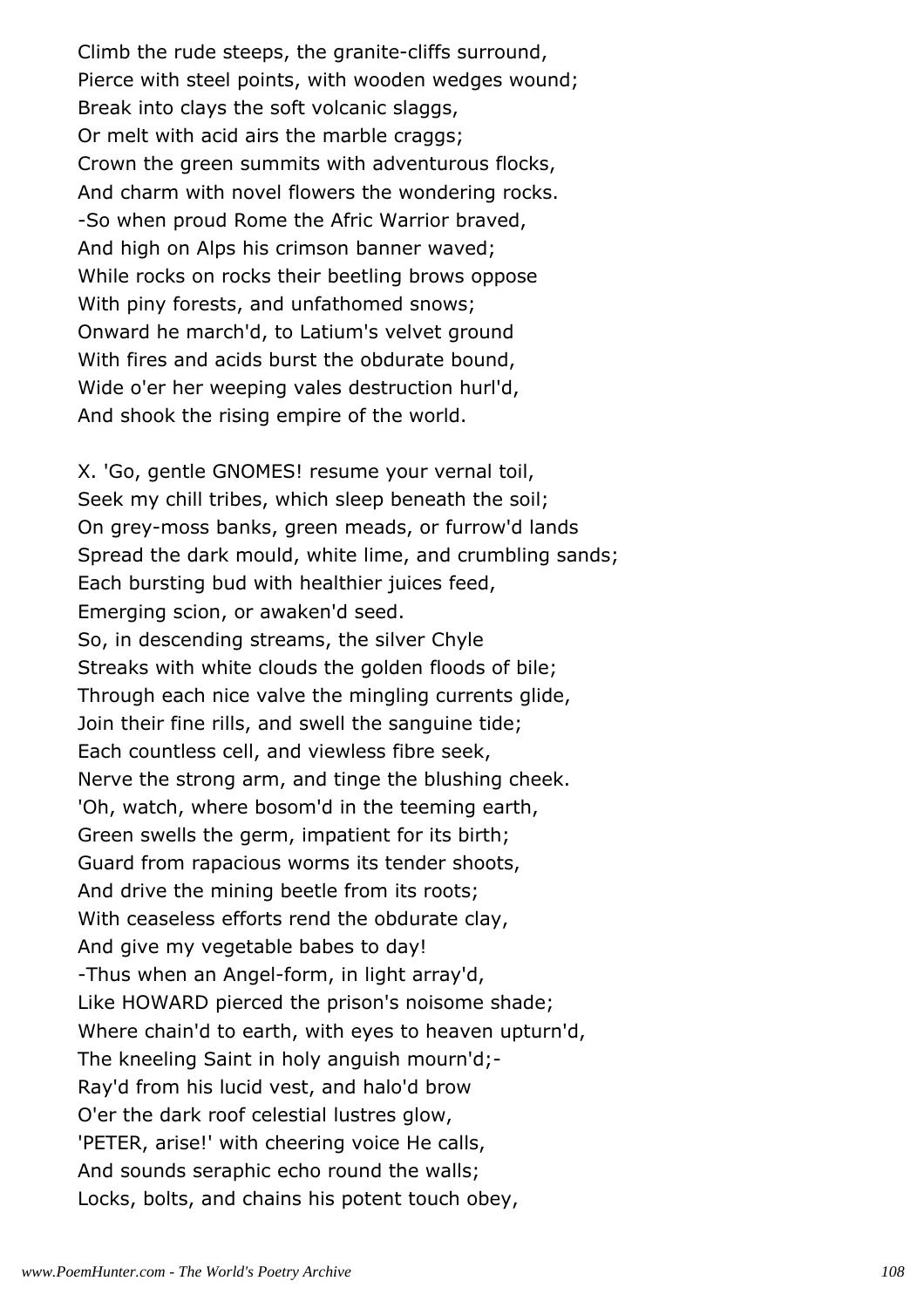Climb the rude steeps, the granite-cliffs surround,
Pierce with steel points, with wooden wedges wound;
Break into clays the soft volcanic slaggs,
Or melt with acid airs the marble craggs;
Crown the green summits with adventurous flocks,
And charm with novel flowers the wondering rocks.
-So when proud Rome the Afric Warrior braved,
And high on Alps his crimson banner waved;
While rocks on rocks their beetling brows oppose
With piny forests, and unfathomed snows;
Onward he march'd, to Latium's velvet ground
With fires and acids burst the obdurate bound,
Wide o'er her weeping vales destruction hurl'd,
And shook the rising empire of the world.

X. 'Go, gentle GNOMES! resume your vernal toil,
Seek my chill tribes, which sleep beneath the soil;
On grey-moss banks, green meads, or furrow'd lands
Spread the dark mould, white lime, and crumbling sands;
Each bursting bud with healthier juices feed,
Emerging scion, or awaken'd seed.
So, in descending streams, the silver Chyle
Streaks with white clouds the golden floods of bile;
Through each nice valve the mingling currents glide,
Join their fine rills, and swell the sanguine tide;
Each countless cell, and viewless fibre seek,
Nerve the strong arm, and tinge the blushing cheek.
'Oh, watch, where bosom'd in the teeming earth,
Green swells the germ, impatient for its birth;
Guard from rapacious worms its tender shoots,
And drive the mining beetle from its roots;
With ceaseless efforts rend the obdurate clay,
And give my vegetable babes to day!
-Thus when an Angel-form, in light array'd,
Like HOWARD pierced the prison's noisome shade;
Where chain'd to earth, with eyes to heaven upturn'd,
The kneeling Saint in holy anguish mourn'd;-
Ray'd from his lucid vest, and halo'd brow
O'er the dark roof celestial lustres glow,
'PETER, arise!' with cheering voice He calls,
And sounds seraphic echo round the walls;
Locks, bolts, and chains his potent touch obey,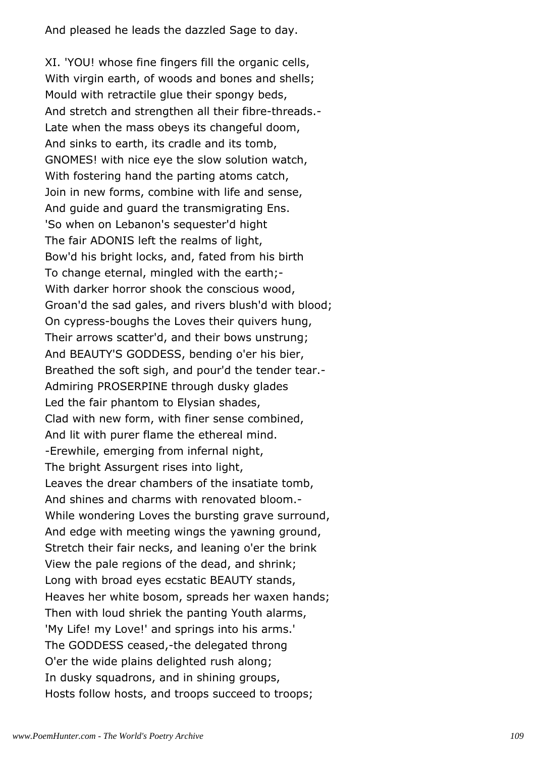And pleased he leads the dazzled Sage to day.

XI. 'YOU! whose fine fingers fill the organic cells,
With virgin earth, of woods and bones and shells;
Mould with retractile glue their spongy beds,
And stretch and strengthen all their fibre-threads.-
Late when the mass obeys its changeful doom,
And sinks to earth, its cradle and its tomb,
GNOMES! with nice eye the slow solution watch,
With fostering hand the parting atoms catch,
Join in new forms, combine with life and sense,
And guide and guard the transmigrating Ens.
'So when on Lebanon's sequester'd hight
The fair ADONIS left the realms of light,
Bow'd his bright locks, and, fated from his birth
To change eternal, mingled with the earth;-
With darker horror shook the conscious wood,
Groan'd the sad gales, and rivers blush'd with blood;
On cypress-boughs the Loves their quivers hung,
Their arrows scatter'd, and their bows unstrung;
And BEAUTY'S GODDESS, bending o'er his bier,
Breathed the soft sigh, and pour'd the tender tear.-
Admiring PROSERPINE through dusky glades
Led the fair phantom to Elysian shades,
Clad with new form, with finer sense combined,
And lit with purer flame the ethereal mind.
-Erewhile, emerging from infernal night,
The bright Assurgent rises into light,
Leaves the drear chambers of the insatiate tomb,
And shines and charms with renovated bloom.-
While wondering Loves the bursting grave surround,
And edge with meeting wings the yawning ground,
Stretch their fair necks, and leaning o'er the brink
View the pale regions of the dead, and shrink;
Long with broad eyes ecstatic BEAUTY stands,
Heaves her white bosom, spreads her waxen hands;
Then with loud shriek the panting Youth alarms,
'My Life! my Love!' and springs into his arms.'
The GODDESS ceased,-the delegated throng
O'er the wide plains delighted rush along;
In dusky squadrons, and in shining groups,
Hosts follow hosts, and troops succeed to troops;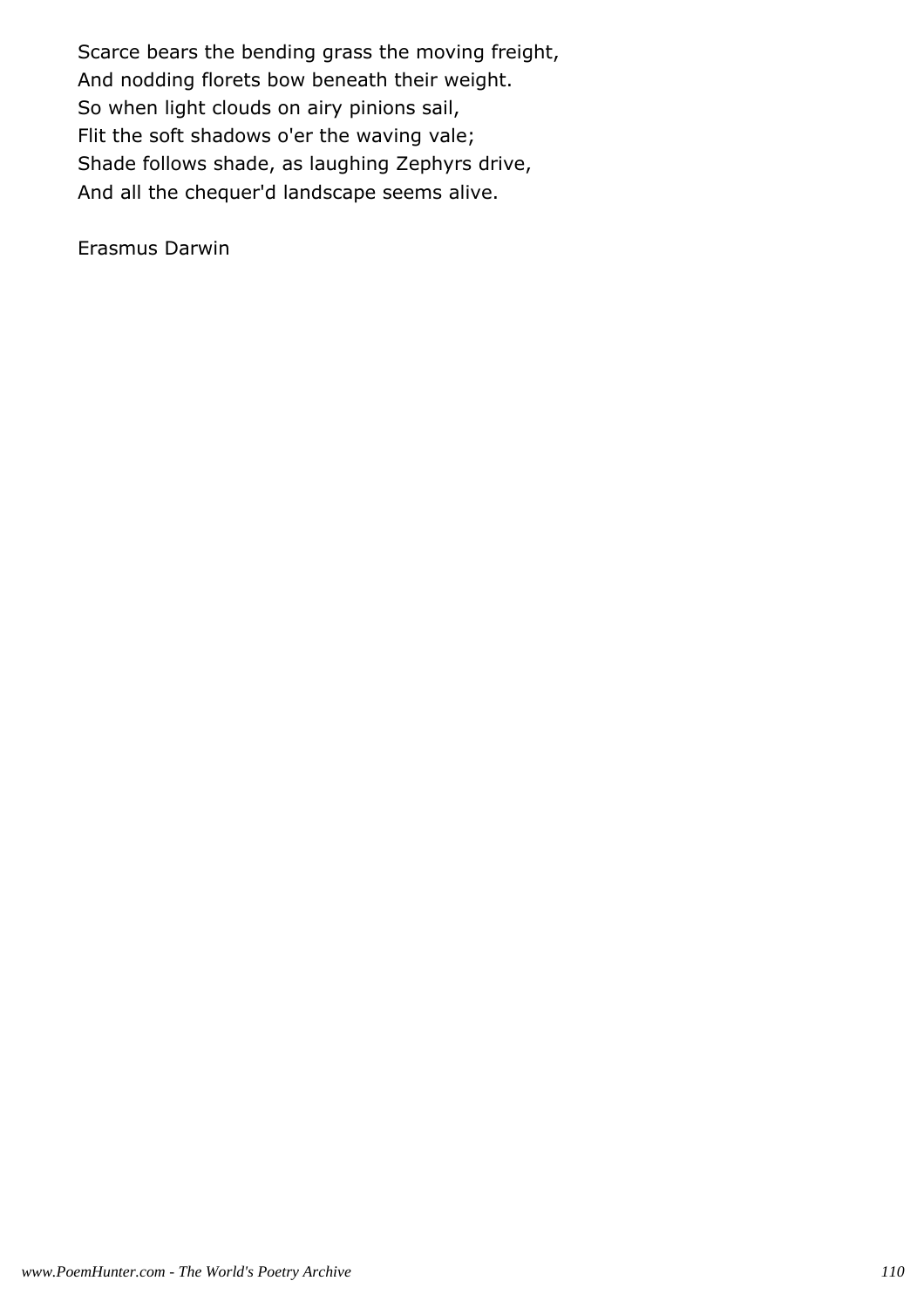Scarce bears the bending grass the moving freight,
And nodding florets bow beneath their weight.
So when light clouds on airy pinions sail,
Flit the soft shadows o'er the waving vale;
Shade follows shade, as laughing Zephyrs drive,
And all the chequer'd landscape seems alive.

Erasmus Darwin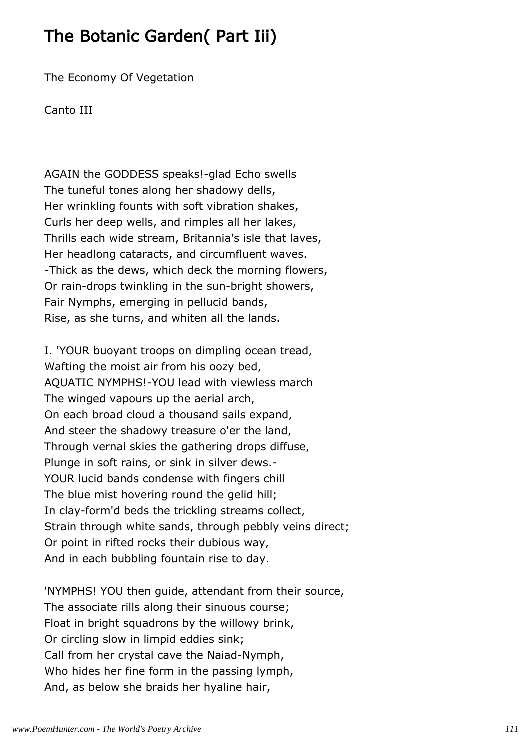# The Botanic Garden( Part Iii)

The Economy Of Vegetation

Canto III

AGAIN the GODDESS speaks!-glad Echo swells  
The tuneful tones along her shadowy dells,  
Her wrinkling founts with soft vibration shakes,  
Curls her deep wells, and rimples all her lakes,  
Thrills each wide stream, Britannia's isle that laves,  
Her headlong cataracts, and circumfluent waves.  
-Thick as the dews, which deck the morning flowers,  
Or rain-drops twinkling in the sun-bright showers,  
Fair Nymphs, emerging in pellucid bands,  
Rise, as she turns, and whiten all the lands.

I. 'YOUR buoyant troops on dimpling ocean tread,  
Wafting the moist air from his oozy bed,  
AQUATIC NYMPHS!-YOU lead with viewless march  
The winged vapours up the aerial arch,  
On each broad cloud a thousand sails expand,  
And steer the shadowy treasure o'er the land,  
Through vernal skies the gathering drops diffuse,  
Plunge in soft rains, or sink in silver dews.-  
YOUR lucid bands condense with fingers chill  
The blue mist hovering round the gelid hill;  
In clay-form'd beds the trickling streams collect,  
Strain through white sands, through pebbly veins direct;  
Or point in rifted rocks their dubious way,  
And in each bubbling fountain rise to day.

'NYMPHS! YOU then guide, attendant from their source,  
The associate rills along their sinuous course;  
Float in bright squadrons by the willowy brink,  
Or circling slow in limpid eddies sink;  
Call from her crystal cave the Naiad-Nymph,  
Who hides her fine form in the passing lymph,  
And, as below she braids her hyaline hair,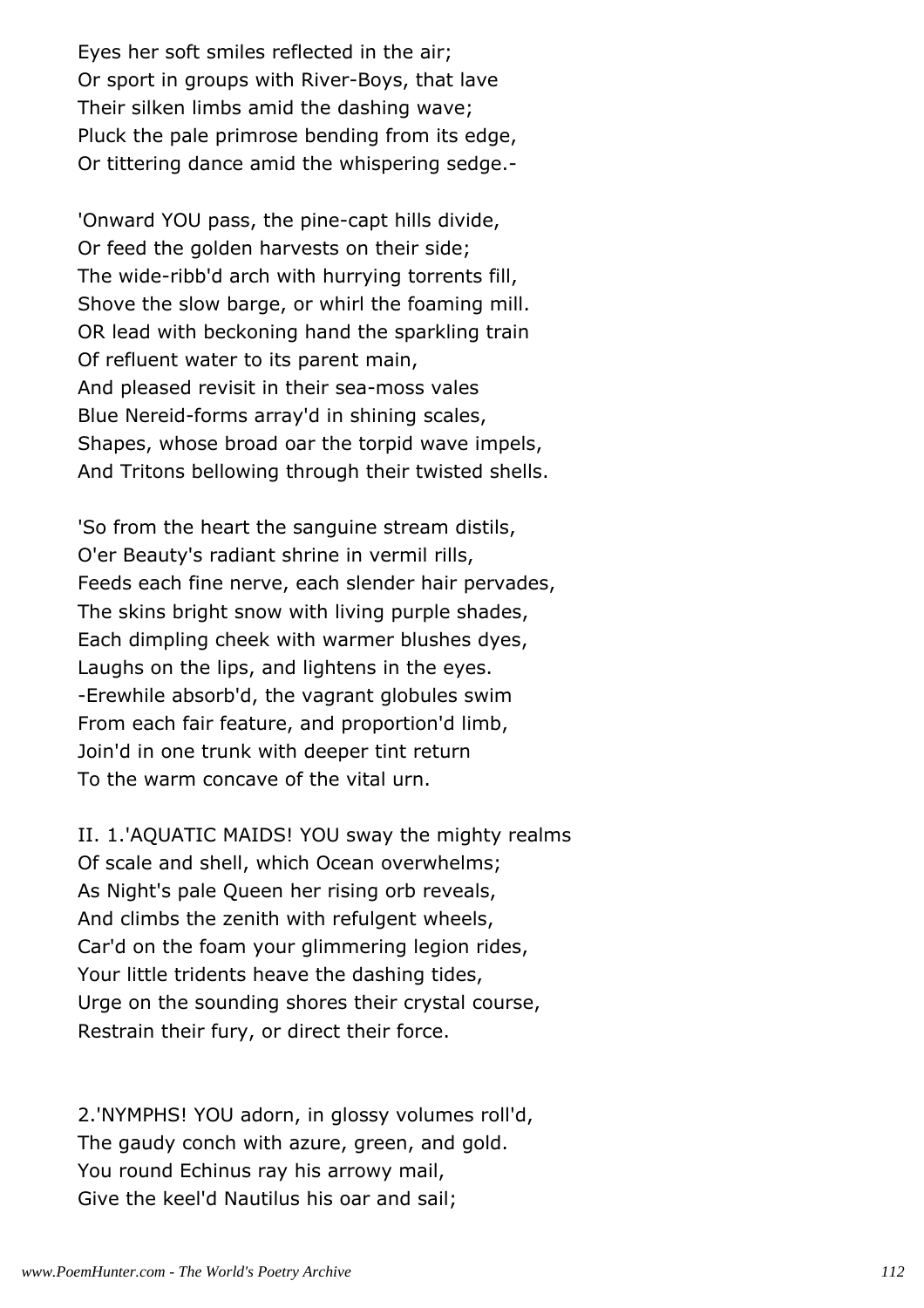Eyes her soft smiles reflected in the air;
Or sport in groups with River-Boys, that lave
Their silken limbs amid the dashing wave;
Pluck the pale primrose bending from its edge,
Or tittering dance amid the whispering sedge.-

'Onward YOU pass, the pine-capt hills divide,
Or feed the golden harvests on their side;
The wide-ribb'd arch with hurrying torrents fill,
Shove the slow barge, or whirl the foaming mill.
OR lead with beckoning hand the sparkling train
Of refluent water to its parent main,
And pleased revisit in their sea-moss vales
Blue Nereid-forms array'd in shining scales,
Shapes, whose broad oar the torpid wave impels,
And Tritons bellowing through their twisted shells.

'So from the heart the sanguine stream distils,
O'er Beauty's radiant shrine in vermil rills,
Feeds each fine nerve, each slender hair pervades,
The skins bright snow with living purple shades,
Each dimpling cheek with warmer blushes dyes,
Laughs on the lips, and lightens in the eyes.
-Erewhile absorb'd, the vagrant globules swim
From each fair feature, and proportion'd limb,
Join'd in one trunk with deeper tint return
To the warm concave of the vital urn.

II. 1.'AQUATIC MAIDS! YOU sway the mighty realms
Of scale and shell, which Ocean overwhelms;
As Night's pale Queen her rising orb reveals,
And climbs the zenith with refulgent wheels,
Car'd on the foam your glimmering legion rides,
Your little tridents heave the dashing tides,
Urge on the sounding shores their crystal course,
Restrain their fury, or direct their force.

2.'NYMPHS! YOU adorn, in glossy volumes roll'd,
The gaudy conch with azure, green, and gold.
You round Echinus ray his arrowy mail,
Give the keel'd Nautilus his oar and sail;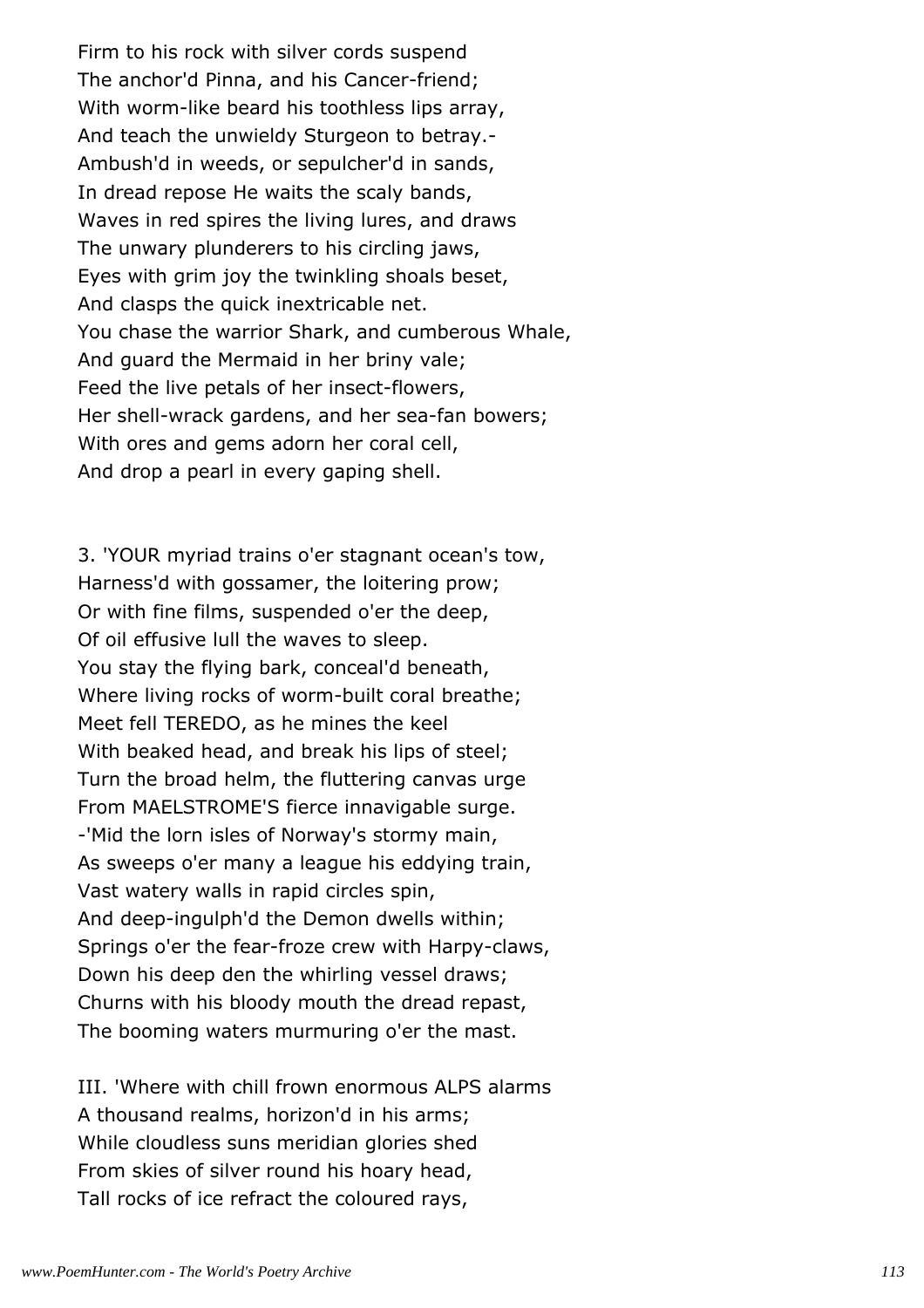Firm to his rock with silver cords suspend
The anchor'd Pinna, and his Cancer-friend;
With worm-like beard his toothless lips array,
And teach the unwieldy Sturgeon to betray.-
Ambush'd in weeds, or sepulcher'd in sands,
In dread repose He waits the scaly bands,
Waves in red spires the living lures, and draws
The unwary plunderers to his circling jaws,
Eyes with grim joy the twinkling shoals beset,
And clasps the quick inextricable net.
You chase the warrior Shark, and cumberous Whale,
And guard the Mermaid in her briny vale;
Feed the live petals of her insect-flowers,
Her shell-wrack gardens, and her sea-fan bowers;
With ores and gems adorn her coral cell,
And drop a pearl in every gaping shell.

3. 'YOUR myriad trains o'er stagnant ocean's tow,
Harness'd with gossamer, the loitering prow;
Or with fine films, suspended o'er the deep,
Of oil effusive lull the waves to sleep.
You stay the flying bark, conceal'd beneath,
Where living rocks of worm-built coral breathe;
Meet fell TEREDO, as he mines the keel
With beaked head, and break his lips of steel;
Turn the broad helm, the fluttering canvas urge
From MAELSTROME'S fierce innavigable surge.
-'Mid the lorn isles of Norway's stormy main,
As sweeps o'er many a league his eddying train,
Vast watery walls in rapid circles spin,
And deep-ingulph'd the Demon dwells within;
Springs o'er the fear-froze crew with Harpy-claws,
Down his deep den the whirling vessel draws;
Churns with his bloody mouth the dread repast,
The booming waters murmuring o'er the mast.

III. 'Where with chill frown enormous ALPS alarms
A thousand realms, horizon'd in his arms;
While cloudless suns meridian glories shed
From skies of silver round his hoary head,
Tall rocks of ice refract the coloured rays,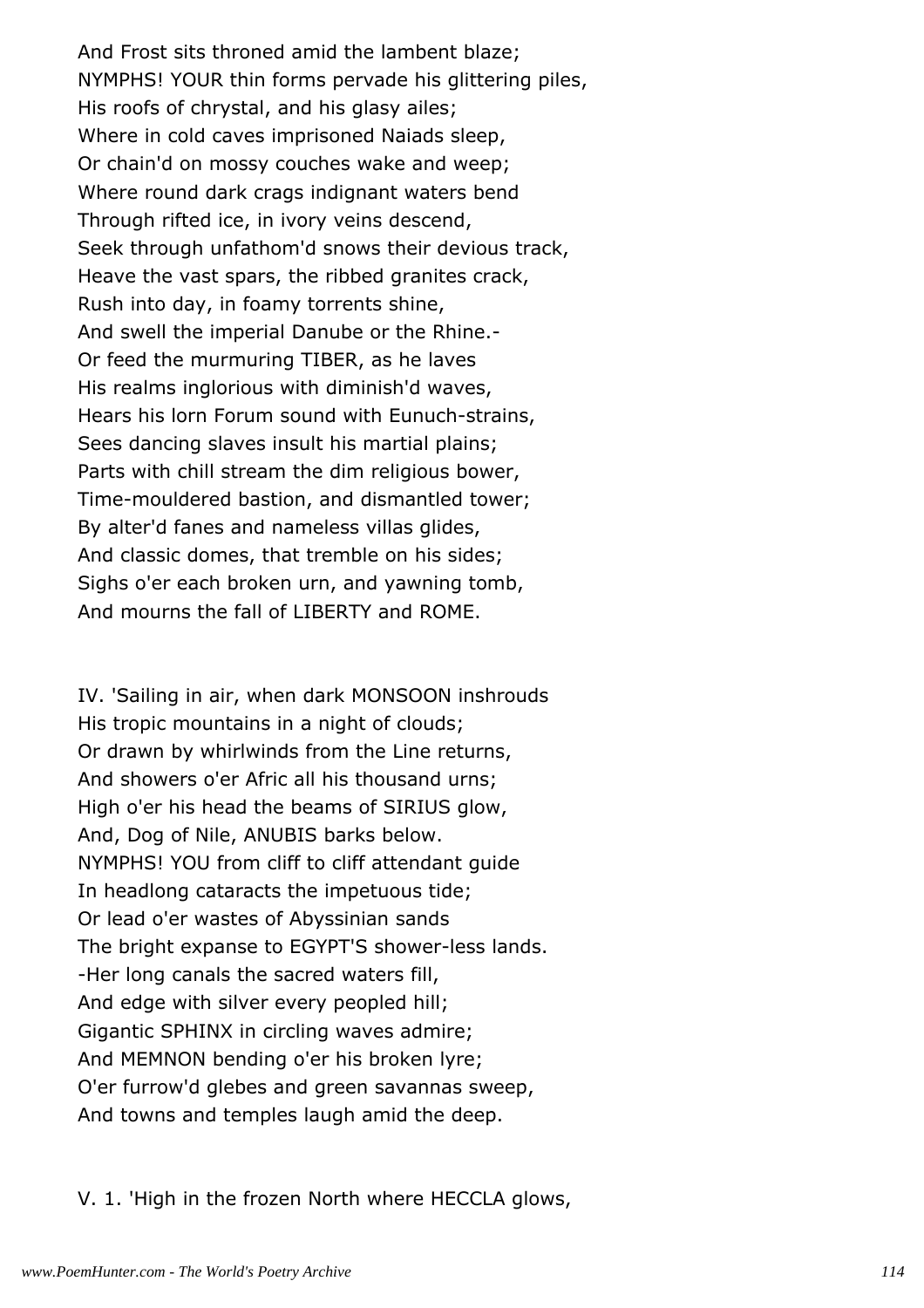And Frost sits throned amid the lambent blaze;
NYMPHS! YOUR thin forms pervade his glittering piles,
His roofs of chrystal, and his glasy ailes;
Where in cold caves imprisoned Naiads sleep,
Or chain'd on mossy couches wake and weep;
Where round dark crags indignant waters bend
Through rifted ice, in ivory veins descend,
Seek through unfathom'd snows their devious track,
Heave the vast spars, the ribbed granites crack,
Rush into day, in foamy torrents shine,
And swell the imperial Danube or the Rhine.-
Or feed the murmuring TIBER, as he laves
His realms inglorious with diminish'd waves,
Hears his lorn Forum sound with Eunuch-strains,
Sees dancing slaves insult his martial plains;
Parts with chill stream the dim religious bower,
Time-mouldered bastion, and dismantled tower;
By alter'd fanes and nameless villas glides,
And classic domes, that tremble on his sides;
Sighs o'er each broken urn, and yawning tomb,
And mourns the fall of LIBERTY and ROME.

IV. 'Sailing in air, when dark MONSOON inshrouds
His tropic mountains in a night of clouds;
Or drawn by whirlwinds from the Line returns,
And showers o'er Afric all his thousand urns;
High o'er his head the beams of SIRIUS glow,
And, Dog of Nile, ANUBIS barks below.
NYMPHS! YOU from cliff to cliff attendant guide
In headlong cataracts the impetuous tide;
Or lead o'er wastes of Abyssinian sands
The bright expanse to EGYPT'S shower-less lands.
-Her long canals the sacred waters fill,
And edge with silver every peopled hill;
Gigantic SPHINX in circling waves admire;
And MEMNON bending o'er his broken lyre;
O'er furrow'd glebes and green savannas sweep,
And towns and temples laugh amid the deep.

V. 1. 'High in the frozen North where HECCLA glows,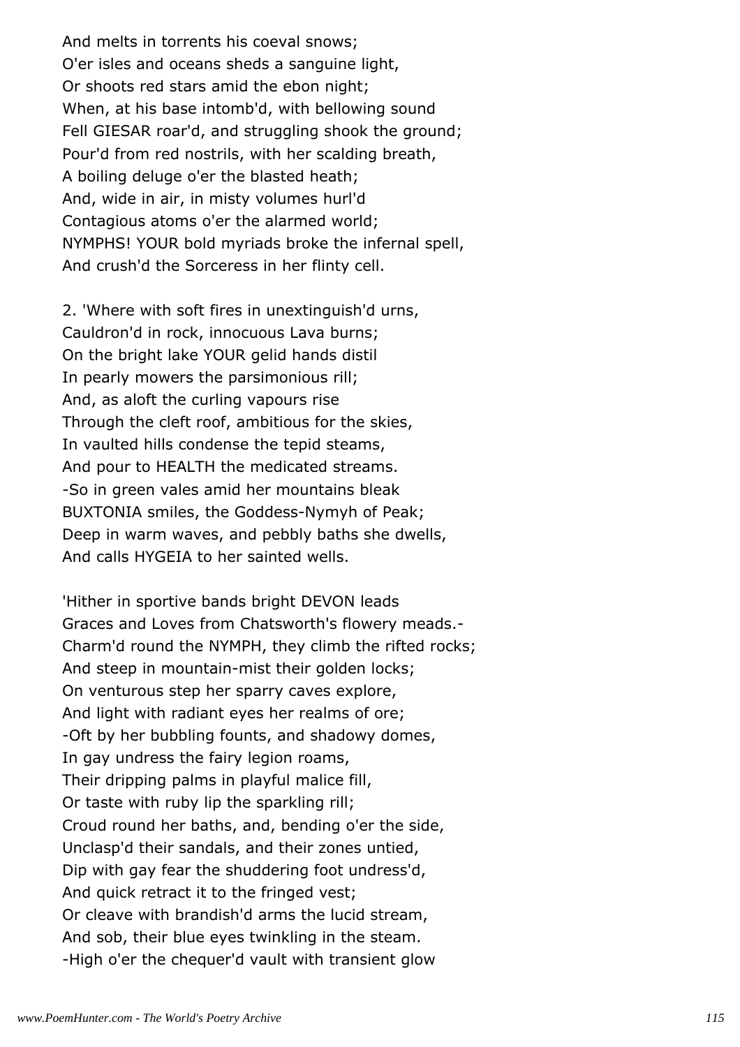And melts in torrents his coeval snows;
O'er isles and oceans sheds a sanguine light,
Or shoots red stars amid the ebon night;
When, at his base intomb'd, with bellowing sound
Fell GIESAR roar'd, and struggling shook the ground;
Pour'd from red nostrils, with her scalding breath,
A boiling deluge o'er the blasted heath;
And, wide in air, in misty volumes hurl'd
Contagious atoms o'er the alarmed world;
NYMPHS! YOUR bold myriads broke the infernal spell,
And crush'd the Sorceress in her flinty cell.

2. 'Where with soft fires in unextinguish'd urns,
Cauldron'd in rock, innocuous Lava burns;
On the bright lake YOUR gelid hands distil
In pearly mowers the parsimonious rill;
And, as aloft the curling vapours rise
Through the cleft roof, ambitious for the skies,
In vaulted hills condense the tepid steams,
And pour to HEALTH the medicated streams.
-So in green vales amid her mountains bleak
BUXTONIA smiles, the Goddess-Nymyh of Peak;
Deep in warm waves, and pebbly baths she dwells,
And calls HYGEIA to her sainted wells.

'Hither in sportive bands bright DEVON leads
Graces and Loves from Chatsworth's flowery meads.-
Charm'd round the NYMPH, they climb the rifted rocks;
And steep in mountain-mist their golden locks;
On venturous step her sparry caves explore,
And light with radiant eyes her realms of ore;
-Oft by her bubbling founts, and shadowy domes,
In gay undress the fairy legion roams,
Their dripping palms in playful malice fill,
Or taste with ruby lip the sparkling rill;
Croud round her baths, and, bending o'er the side,
Unclasp'd their sandals, and their zones untied,
Dip with gay fear the shuddering foot undress'd,
And quick retract it to the fringed vest;
Or cleave with brandish'd arms the lucid stream,
And sob, their blue eyes twinkling in the steam.
-High o'er the chequer'd vault with transient glow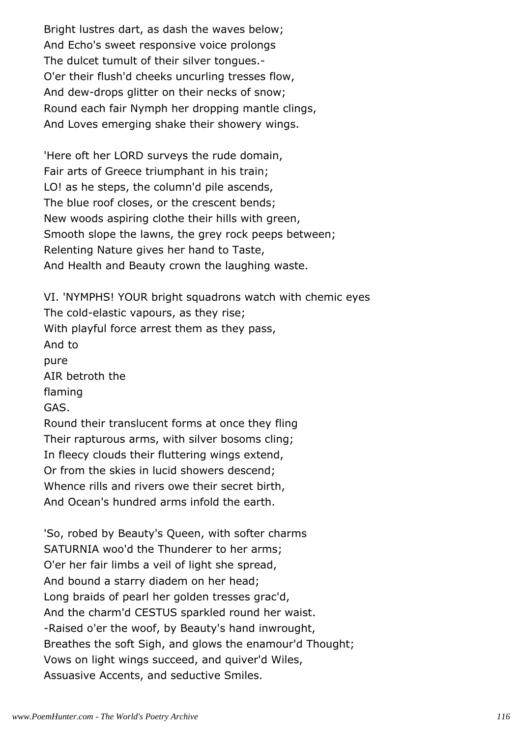Bright lustres dart, as dash the waves below;
And Echo's sweet responsive voice prolongs
The dulcet tumult of their silver tongues.-
O'er their flush'd cheeks uncurling tresses flow,
And dew-drops glitter on their necks of snow;
Round each fair Nymph her dropping mantle clings,
And Loves emerging shake their showery wings.

'Here oft her LORD surveys the rude domain,
Fair arts of Greece triumphant in his train;
LO! as he steps, the column'd pile ascends,
The blue roof closes, or the crescent bends;
New woods aspiring clothe their hills with green,
Smooth slope the lawns, the grey rock peeps between;
Relenting Nature gives her hand to Taste,
And Health and Beauty crown the laughing waste.

VI. 'NYMPHS! YOUR bright squadrons watch with chemic eyes
The cold-elastic vapours, as they rise;
With playful force arrest them as they pass,
And to
pure
AIR betroth the
flaming
GAS.
Round their translucent forms at once they fling
Their rapturous arms, with silver bosoms cling;
In fleecy clouds their fluttering wings extend,
Or from the skies in lucid showers descend;
Whence rills and rivers owe their secret birth,
And Ocean's hundred arms infold the earth.

'So, robed by Beauty's Queen, with softer charms
SATURNIA woo'd the Thunderer to her arms;
O'er her fair limbs a veil of light she spread,
And bound a starry diadem on her head;
Long braids of pearl her golden tresses grac'd,
And the charm'd CESTUS sparkled round her waist.
-Raised o'er the woof, by Beauty's hand inwrought,
Breathes the soft Sigh, and glows the enamour'd Thought;
Vows on light wings succeed, and quiver'd Wiles,
Assuasive Accents, and seductive Smiles.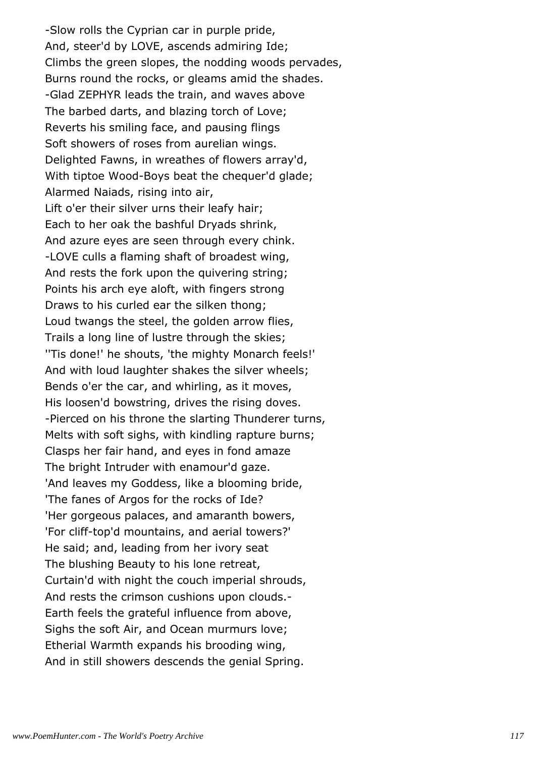-Slow rolls the Cyprian car in purple pride,  
And, steer'd by LOVE, ascends admiring Ide;  
Climbs the green slopes, the nodding woods pervades,  
Burns round the rocks, or gleams amid the shades.  
-Glad ZEPHYR leads the train, and waves above  
The barbed darts, and blazing torch of Love;  
Reverts his smiling face, and pausing flings  
Soft showers of roses from aurelian wings.  
Delighted Fawns, in wreathes of flowers array'd,  
With tiptoe Wood-Boys beat the chequer'd glade;  
Alarmed Naiads, rising into air,  
Lift o'er their silver urns their leafy hair;  
Each to her oak the bashful Dryads shrink,  
And azure eyes are seen through every chink.  
-LOVE culls a flaming shaft of broadest wing,  
And rests the fork upon the quivering string;  
Points his arch eye aloft, with fingers strong  
Draws to his curled ear the silken thong;  
Loud twangs the steel, the golden arrow flies,  
Trails a long line of lustre through the skies;  
''Tis done!' he shouts, 'the mighty Monarch feels!'  
And with loud laughter shakes the silver wheels;  
Bends o'er the car, and whirling, as it moves,  
His loosen'd bowstring, drives the rising doves.  
-Pierced on his throne the slarting Thunderer turns,  
Melts with soft sighs, with kindling rapture burns;  
Clasps her fair hand, and eyes in fond amaze  
The bright Intruder with enamour'd gaze.  
'And leaves my Goddess, like a blooming bride,  
'The fanes of Argos for the rocks of Ide?  
'Her gorgeous palaces, and amaranth bowers,  
'For cliff-top'd mountains, and aerial towers?'  
He said; and, leading from her ivory seat  
The blushing Beauty to his lone retreat,  
Curtain'd with night the couch imperial shrouds,  
And rests the crimson cushions upon clouds.-  
Earth feels the grateful influence from above,  
Sighs the soft Air, and Ocean murmurs love;  
Etherial Warmth expands his brooding wing,  
And in still showers descends the genial Spring.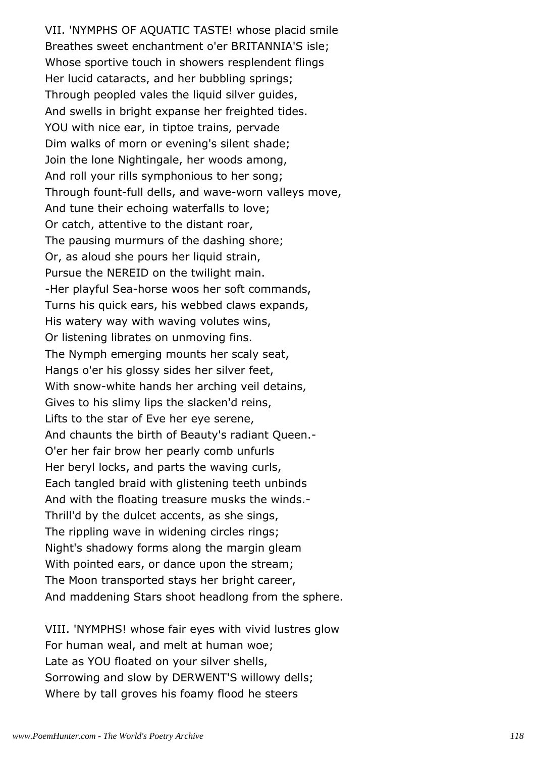VII. 'NYMPHS OF AQUATIC TASTE! whose placid smile  
Breathes sweet enchantment o'er BRITANNIA'S isle;  
Whose sportive touch in showers resplendent flings  
Her lucid cataracts, and her bubbling springs;  
Through peopled vales the liquid silver guides,  
And swells in bright expanse her freighted tides.  
YOU with nice ear, in tiptoe trains, pervade  
Dim walks of morn or evening's silent shade;  
Join the lone Nightingale, her woods among,  
And roll your rills symphonious to her song;  
Through fount-full dells, and wave-worn valleys move,  
And tune their echoing waterfalls to love;  
Or catch, attentive to the distant roar,  
The pausing murmurs of the dashing shore;  
Or, as aloud she pours her liquid strain,  
Pursue the NEREID on the twilight main.  
-Her playful Sea-horse woos her soft commands,  
Turns his quick ears, his webbed claws expands,  
His watery way with waving volutes wins,  
Or listening librates on unmoving fins.  
The Nymph emerging mounts her scaly seat,  
Hangs o'er his glossy sides her silver feet,  
With snow-white hands her arching veil detains,  
Gives to his slimy lips the slacken'd reins,  
Lifts to the star of Eve her eye serene,  
And chaunts the birth of Beauty's radiant Queen.-  
O'er her fair brow her pearly comb unfurls  
Her beryl locks, and parts the waving curls,  
Each tangled braid with glistening teeth unbinds  
And with the floating treasure musks the winds.-  
Thrill'd by the dulcet accents, as she sings,  
The rippling wave in widening circles rings;  
Night's shadowy forms along the margin gleam  
With pointed ears, or dance upon the stream;  
The Moon transported stays her bright career,  
And maddening Stars shoot headlong from the sphere.

VIII. 'NYMPHS! whose fair eyes with vivid lustres glow  
For human weal, and melt at human woe;  
Late as YOU floated on your silver shells,  
Sorrowing and slow by DERWENT'S willowy dells;  
Where by tall groves his foamy flood he steers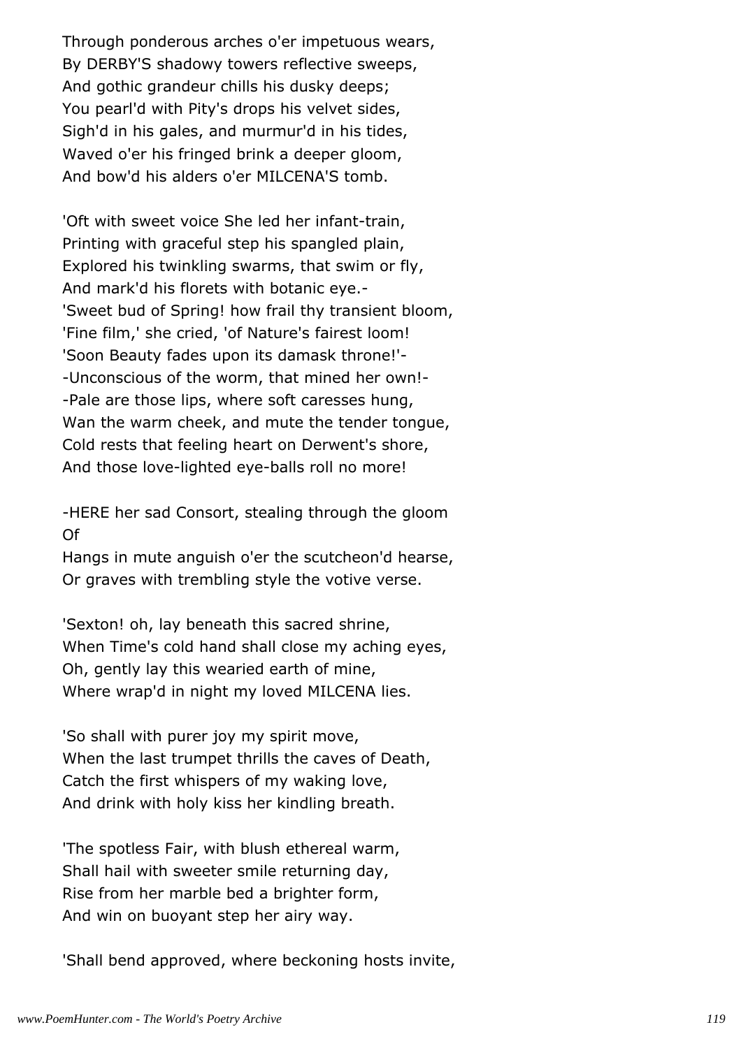Through ponderous arches o'er impetuous wears,
By DERBY'S shadowy towers reflective sweeps,
And gothic grandeur chills his dusky deeps;
You pearl'd with Pity's drops his velvet sides,
Sigh'd in his gales, and murmur'd in his tides,
Waved o'er his fringed brink a deeper gloom,
And bow'd his alders o'er MILCENA'S tomb.

'Oft with sweet voice She led her infant-train,
Printing with graceful step his spangled plain,
Explored his twinkling swarms, that swim or fly,
And mark'd his florets with botanic eye.-
'Sweet bud of Spring! how frail thy transient bloom,
'Fine film,' she cried, 'of Nature's fairest loom!
'Soon Beauty fades upon its damask throne!'-
-Unconscious of the worm, that mined her own!-
-Pale are those lips, where soft caresses hung,
Wan the warm cheek, and mute the tender tongue,
Cold rests that feeling heart on Derwent's shore,
And those love-lighted eye-balls roll no more!

-HERE her sad Consort, stealing through the gloom
Of
Hangs in mute anguish o'er the scutcheon'd hearse,
Or graves with trembling style the votive verse.

'Sexton! oh, lay beneath this sacred shrine,
When Time's cold hand shall close my aching eyes,
Oh, gently lay this wearied earth of mine,
Where wrap'd in night my loved MILCENA lies.

'So shall with purer joy my spirit move,
When the last trumpet thrills the caves of Death,
Catch the first whispers of my waking love,
And drink with holy kiss her kindling breath.

'The spotless Fair, with blush ethereal warm,
Shall hail with sweeter smile returning day,
Rise from her marble bed a brighter form,
And win on buoyant step her airy way.

'Shall bend approved, where beckoning hosts invite,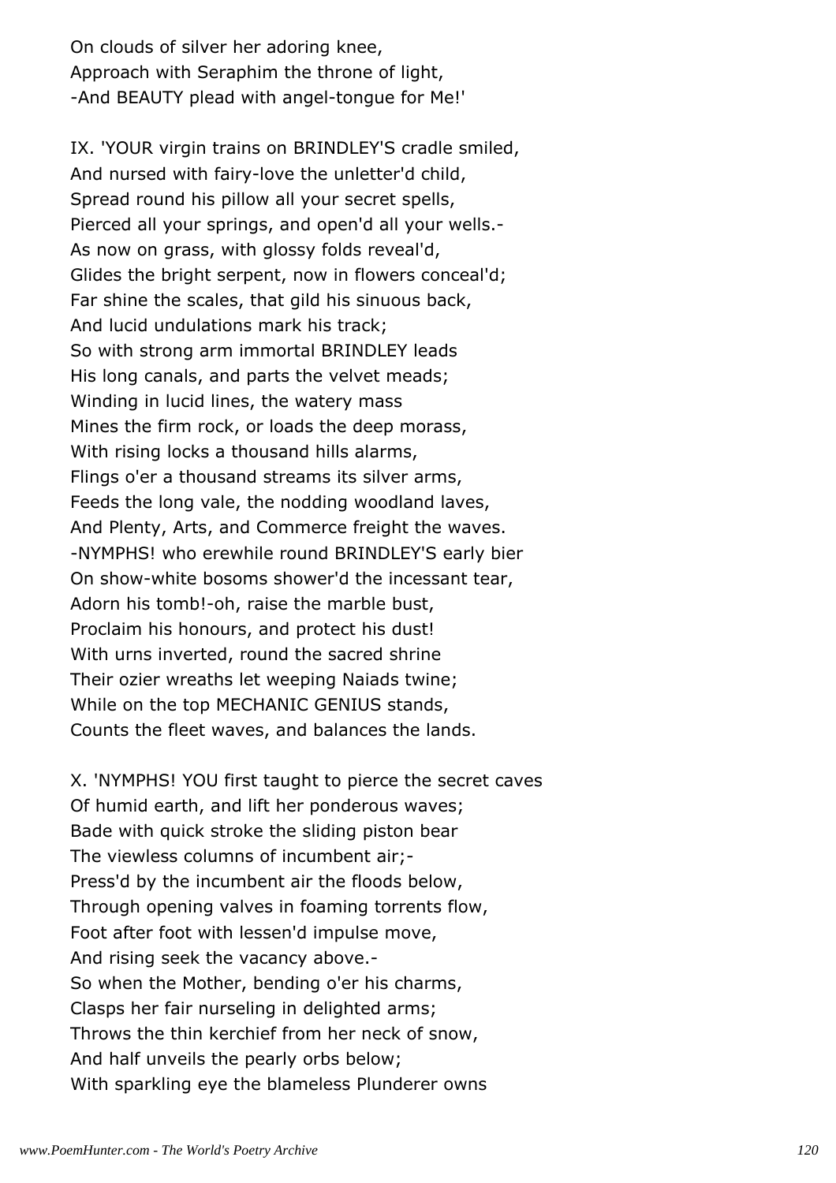On clouds of silver her adoring knee,
Approach with Seraphim the throne of light,
-And BEAUTY plead with angel-tongue for Me!'

IX. 'YOUR virgin trains on BRINDLEY'S cradle smiled,
And nursed with fairy-love the unletter'd child,
Spread round his pillow all your secret spells,
Pierced all your springs, and open'd all your wells.-
As now on grass, with glossy folds reveal'd,
Glides the bright serpent, now in flowers conceal'd;
Far shine the scales, that gild his sinuous back,
And lucid undulations mark his track;
So with strong arm immortal BRINDLEY leads
His long canals, and parts the velvet meads;
Winding in lucid lines, the watery mass
Mines the firm rock, or loads the deep morass,
With rising locks a thousand hills alarms,
Flings o'er a thousand streams its silver arms,
Feeds the long vale, the nodding woodland laves,
And Plenty, Arts, and Commerce freight the waves.
-NYMPHS! who erewhile round BRINDLEY'S early bier
On show-white bosoms shower'd the incessant tear,
Adorn his tomb!-oh, raise the marble bust,
Proclaim his honours, and protect his dust!
With urns inverted, round the sacred shrine
Their ozier wreaths let weeping Naiads twine;
While on the top MECHANIC GENIUS stands,
Counts the fleet waves, and balances the lands.

X. 'NYMPHS! YOU first taught to pierce the secret caves
Of humid earth, and lift her ponderous waves;
Bade with quick stroke the sliding piston bear
The viewless columns of incumbent air;-
Press'd by the incumbent air the floods below,
Through opening valves in foaming torrents flow,
Foot after foot with lessen'd impulse move,
And rising seek the vacancy above.-
So when the Mother, bending o'er his charms,
Clasps her fair nurseling in delighted arms;
Throws the thin kerchief from her neck of snow,
And half unveils the pearly orbs below;
With sparkling eye the blameless Plunderer owns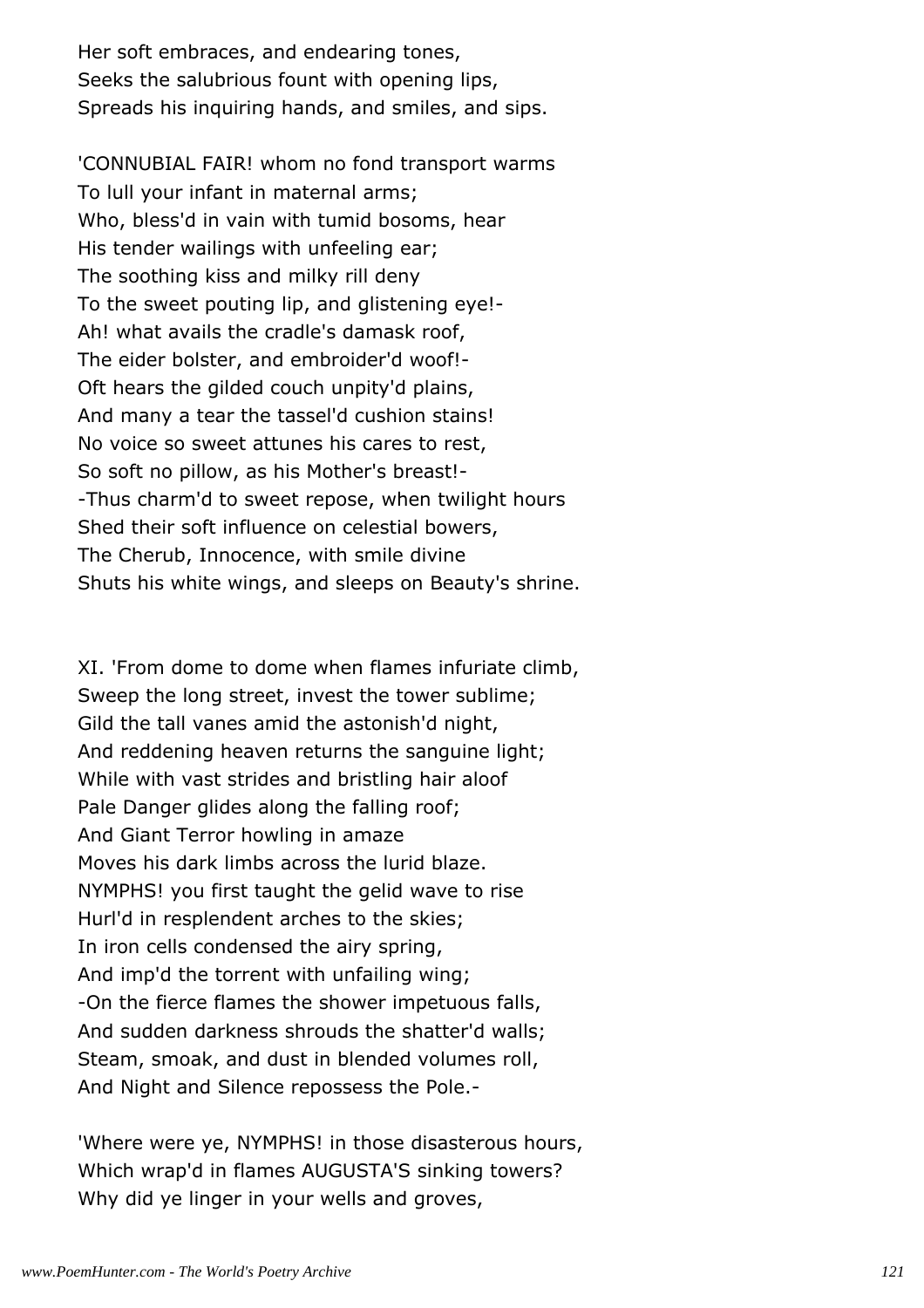Her soft embraces, and endearing tones,  
Seeks the salubrious fount with opening lips,  
Spreads his inquiring hands, and smiles, and sips.

'CONNUBIAL FAIR! whom no fond transport warms  
To lull your infant in maternal arms;  
Who, bless'd in vain with tumid bosoms, hear  
His tender wailings with unfeeling ear;  
The soothing kiss and milky rill deny  
To the sweet pouting lip, and glistening eye!-  
Ah! what avails the cradle's damask roof,  
The eider bolster, and embroider'd woof!-  
Oft hears the gilded couch unpity'd plains,  
And many a tear the tassel'd cushion stains!  
No voice so sweet attunes his cares to rest,  
So soft no pillow, as his Mother's breast!-  
-Thus charm'd to sweet repose, when twilight hours  
Shed their soft influence on celestial bowers,  
The Cherub, Innocence, with smile divine  
Shuts his white wings, and sleeps on Beauty's shrine.

XI. 'From dome to dome when flames infuriate climb,  
Sweep the long street, invest the tower sublime;  
Gild the tall vanes amid the astonish'd night,  
And reddening heaven returns the sanguine light;  
While with vast strides and bristling hair aloof  
Pale Danger glides along the falling roof;  
And Giant Terror howling in amaze  
Moves his dark limbs across the lurid blaze.  
NYMPHS! you first taught the gelid wave to rise  
Hurl'd in resplendent arches to the skies;  
In iron cells condensed the airy spring,  
And imp'd the torrent with unfailing wing;  
-On the fierce flames the shower impetuous falls,  
And sudden darkness shrouds the shatter'd walls;  
Steam, smoak, and dust in blended volumes roll,  
And Night and Silence repossess the Pole.-

'Where were ye, NYMPHS! in those disasterous hours,  
Which wrap'd in flames AUGUSTA'S sinking towers?  
Why did ye linger in your wells and groves,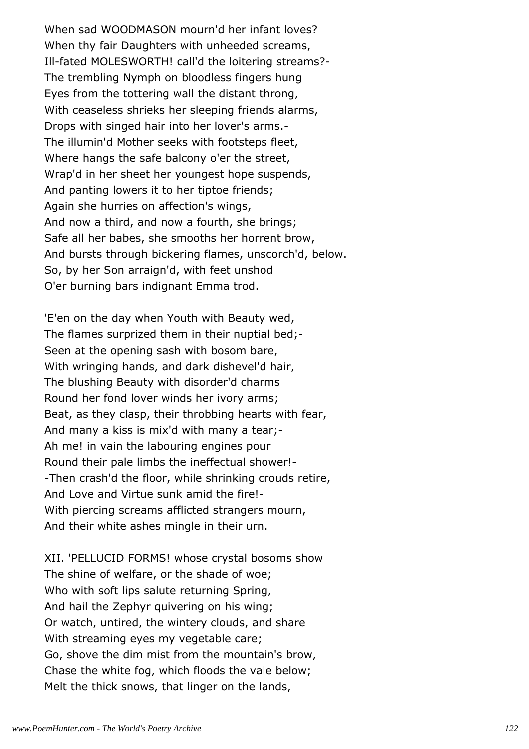When sad WOODMASON mourn'd her infant loves?
When thy fair Daughters with unheeded screams,
Ill-fated MOLESWORTH! call'd the loitering streams?-
The trembling Nymph on bloodless fingers hung
Eyes from the tottering wall the distant throng,
With ceaseless shrieks her sleeping friends alarms,
Drops with singed hair into her lover's arms.-
The illumin'd Mother seeks with footsteps fleet,
Where hangs the safe balcony o'er the street,
Wrap'd in her sheet her youngest hope suspends,
And panting lowers it to her tiptoe friends;
Again she hurries on affection's wings,
And now a third, and now a fourth, she brings;
Safe all her babes, she smooths her horrent brow,
And bursts through bickering flames, unscorch'd, below.
So, by her Son arraign'd, with feet unshod
O'er burning bars indignant Emma trod.

'E'en on the day when Youth with Beauty wed,
The flames surprized them in their nuptial bed;-
Seen at the opening sash with bosom bare,
With wringing hands, and dark dishevel'd hair,
The blushing Beauty with disorder'd charms
Round her fond lover winds her ivory arms;
Beat, as they clasp, their throbbing hearts with fear,
And many a kiss is mix'd with many a tear;-
Ah me! in vain the labouring engines pour
Round their pale limbs the ineffectual shower!-
-Then crash'd the floor, while shrinking crouds retire,
And Love and Virtue sunk amid the fire!-
With piercing screams afflicted strangers mourn,
And their white ashes mingle in their urn.

XII. 'PELLUCID FORMS! whose crystal bosoms show
The shine of welfare, or the shade of woe;
Who with soft lips salute returning Spring,
And hail the Zephyr quivering on his wing;
Or watch, untired, the wintery clouds, and share
With streaming eyes my vegetable care;
Go, shove the dim mist from the mountain's brow,
Chase the white fog, which floods the vale below;
Melt the thick snows, that linger on the lands,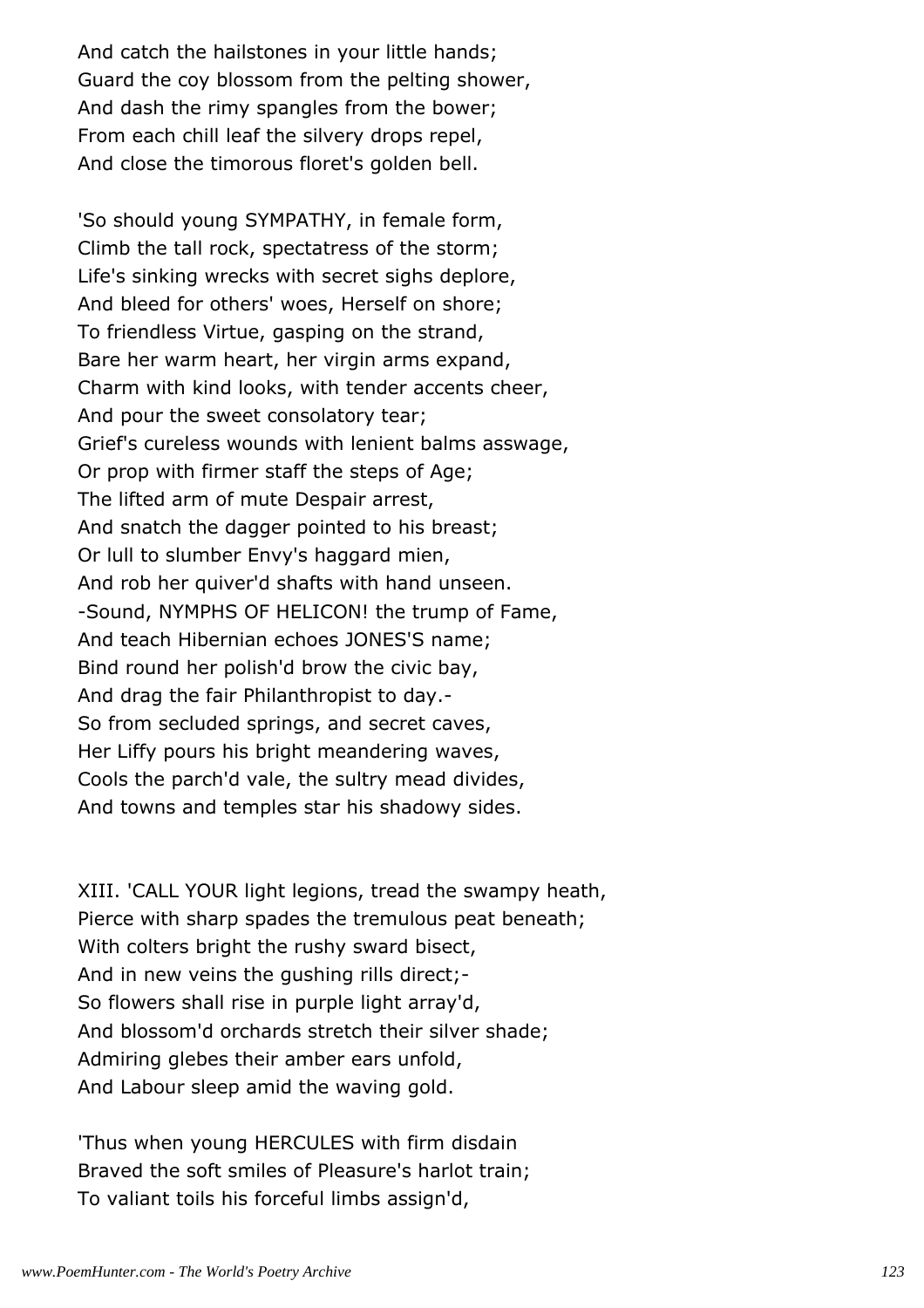And catch the hailstones in your little hands;
Guard the coy blossom from the pelting shower,
And dash the rimy spangles from the bower;
From each chill leaf the silvery drops repel,
And close the timorous floret's golden bell.

'So should young SYMPATHY, in female form,
Climb the tall rock, spectatress of the storm;
Life's sinking wrecks with secret sighs deplore,
And bleed for others' woes, Herself on shore;
To friendless Virtue, gasping on the strand,
Bare her warm heart, her virgin arms expand,
Charm with kind looks, with tender accents cheer,
And pour the sweet consolatory tear;
Grief's cureless wounds with lenient balms asswage,
Or prop with firmer staff the steps of Age;
The lifted arm of mute Despair arrest,
And snatch the dagger pointed to his breast;
Or lull to slumber Envy's haggard mien,
And rob her quiver'd shafts with hand unseen.
-Sound, NYMPHS OF HELICON! the trump of Fame,
And teach Hibernian echoes JONES'S name;
Bind round her polish'd brow the civic bay,
And drag the fair Philanthropist to day.-
So from secluded springs, and secret caves,
Her Liffy pours his bright meandering waves,
Cools the parch'd vale, the sultry mead divides,
And towns and temples star his shadowy sides.

XIII. 'CALL YOUR light legions, tread the swampy heath,
Pierce with sharp spades the tremulous peat beneath;
With colters bright the rushy sward bisect,
And in new veins the gushing rills direct;-
So flowers shall rise in purple light array'd,
And blossom'd orchards stretch their silver shade;
Admiring glebes their amber ears unfold,
And Labour sleep amid the waving gold.

'Thus when young HERCULES with firm disdain
Braved the soft smiles of Pleasure's harlot train;
To valiant toils his forceful limbs assign'd,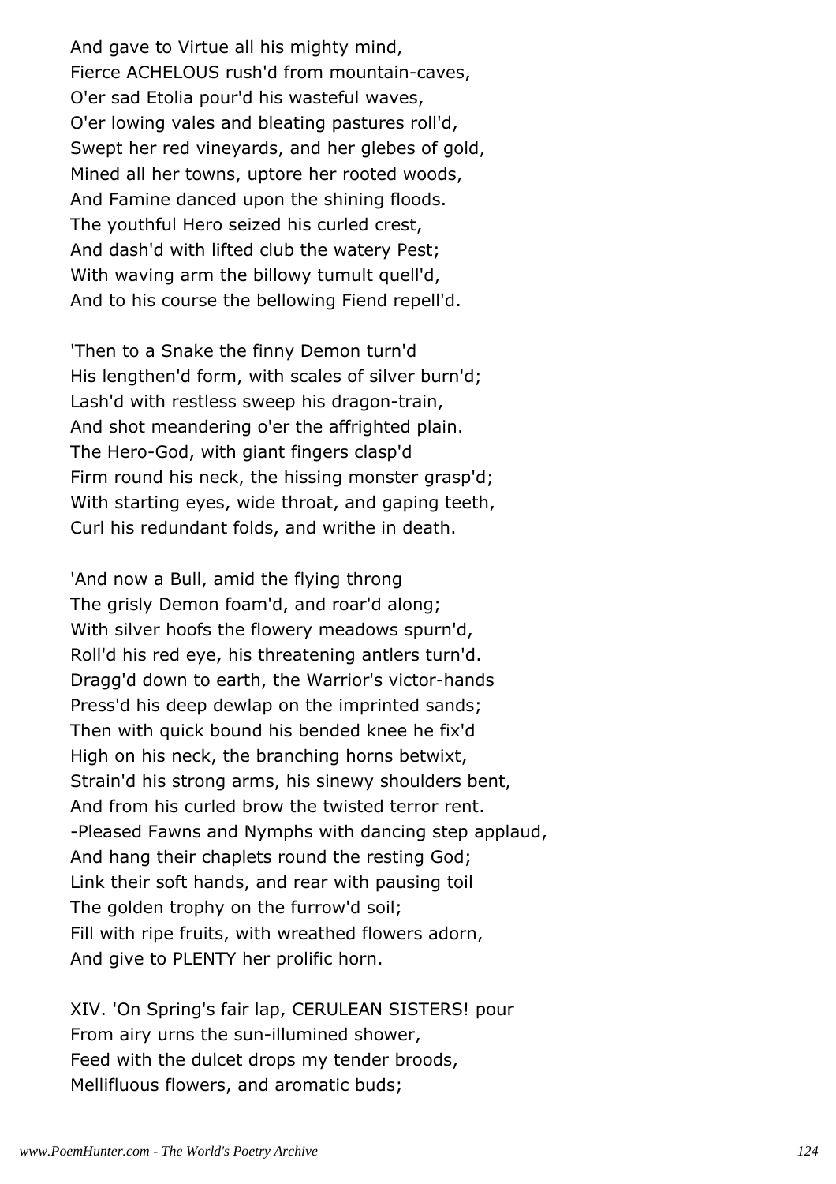And gave to Virtue all his mighty mind,  
Fierce ACHELOUS rush'd from mountain-caves,  
O'er sad Etolia pour'd his wasteful waves,  
O'er lowing vales and bleating pastures roll'd,  
Swept her red vineyards, and her glebes of gold,  
Mined all her towns, uptore her rooted woods,  
And Famine danced upon the shining floods.  
The youthful Hero seized his curled crest,  
And dash'd with lifted club the watery Pest;  
With waving arm the billowy tumult quell'd,  
And to his course the bellowing Fiend repell'd.

'Then to a Snake the finny Demon turn'd  
His lengthen'd form, with scales of silver burn'd;  
Lash'd with restless sweep his dragon-train,  
And shot meandering o'er the affrighted plain.  
The Hero-God, with giant fingers clasp'd  
Firm round his neck, the hissing monster grasp'd;  
With starting eyes, wide throat, and gaping teeth,  
Curl his redundant folds, and writhe in death.

'And now a Bull, amid the flying throng  
The grisly Demon foam'd, and roar'd along;  
With silver hoofs the flowery meadows spurn'd,  
Roll'd his red eye, his threatening antlers turn'd.  
Dragg'd down to earth, the Warrior's victor-hands  
Press'd his deep dewlap on the imprinted sands;  
Then with quick bound his bended knee he fix'd  
High on his neck, the branching horns betwixt,  
Strain'd his strong arms, his sinewy shoulders bent,  
And from his curled brow the twisted terror rent.  
-Pleased Fawns and Nymphs with dancing step applaud,  
And hang their chaplets round the resting God;  
Link their soft hands, and rear with pausing toil  
The golden trophy on the furrow'd soil;  
Fill with ripe fruits, with wreathed flowers adorn,  
And give to PLENTY her prolific horn.

XIV. 'On Spring's fair lap, CERULEAN SISTERS! pour  
From airy urns the sun-illumined shower,  
Feed with the dulcet drops my tender broods,  
Mellifluous flowers, and aromatic buds;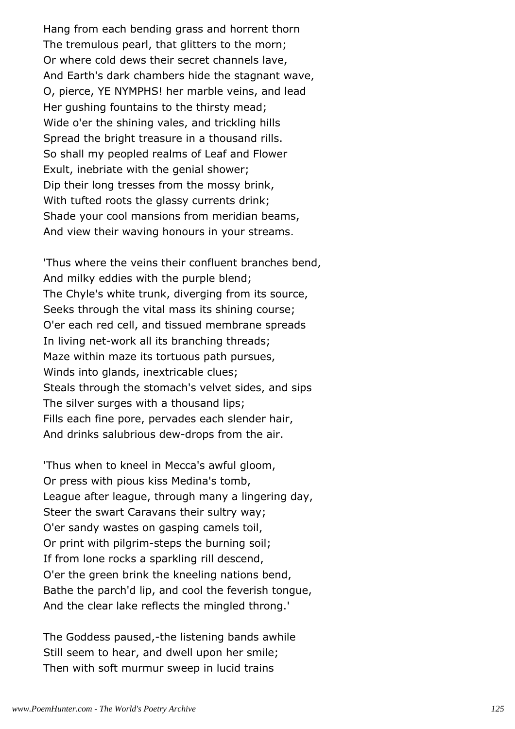Hang from each bending grass and horrent thorn
The tremulous pearl, that glitters to the morn;
Or where cold dews their secret channels lave,
And Earth's dark chambers hide the stagnant wave,
O, pierce, YE NYMPHS! her marble veins, and lead
Her gushing fountains to the thirsty mead;
Wide o'er the shining vales, and trickling hills
Spread the bright treasure in a thousand rills.
So shall my peopled realms of Leaf and Flower
Exult, inebriate with the genial shower;
Dip their long tresses from the mossy brink,
With tufted roots the glassy currents drink;
Shade your cool mansions from meridian beams,
And view their waving honours in your streams.

'Thus where the veins their confluent branches bend,
And milky eddies with the purple blend;
The Chyle's white trunk, diverging from its source,
Seeks through the vital mass its shining course;
O'er each red cell, and tissued membrane spreads
In living net-work all its branching threads;
Maze within maze its tortuous path pursues,
Winds into glands, inextricable clues;
Steals through the stomach's velvet sides, and sips
The silver surges with a thousand lips;
Fills each fine pore, pervades each slender hair,
And drinks salubrious dew-drops from the air.

'Thus when to kneel in Mecca's awful gloom,
Or press with pious kiss Medina's tomb,
League after league, through many a lingering day,
Steer the swart Caravans their sultry way;
O'er sandy wastes on gasping camels toil,
Or print with pilgrim-steps the burning soil;
If from lone rocks a sparkling rill descend,
O'er the green brink the kneeling nations bend,
Bathe the parch'd lip, and cool the feverish tongue,
And the clear lake reflects the mingled throng.'

The Goddess paused,-the listening bands awhile
Still seem to hear, and dwell upon her smile;
Then with soft murmur sweep in lucid trains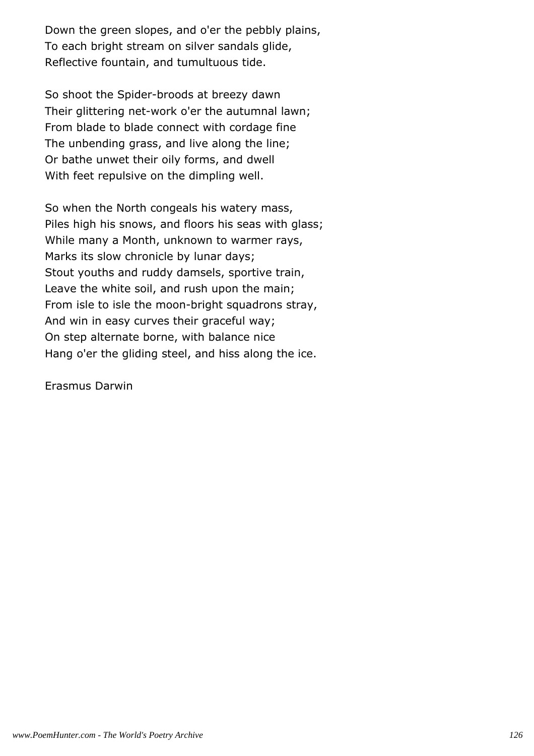Down the green slopes, and o'er the pebbly plains,  
To each bright stream on silver sandals glide,  
Reflective fountain, and tumultuous tide.

So shoot the Spider-broods at breezy dawn  
Their glittering net-work o'er the autumnal lawn;  
From blade to blade connect with cordage fine  
The unbending grass, and live along the line;  
Or bathe unwet their oily forms, and dwell  
With feet repulsive on the dimpling well.

So when the North congeals his watery mass,  
Piles high his snows, and floors his seas with glass;  
While many a Month, unknown to warmer rays,  
Marks its slow chronicle by lunar days;  
Stout youths and ruddy damsels, sportive train,  
Leave the white soil, and rush upon the main;  
From isle to isle the moon-bright squadrons stray,  
And win in easy curves their graceful way;  
On step alternate borne, with balance nice  
Hang o'er the gliding steel, and hiss along the ice.

Erasmus Darwin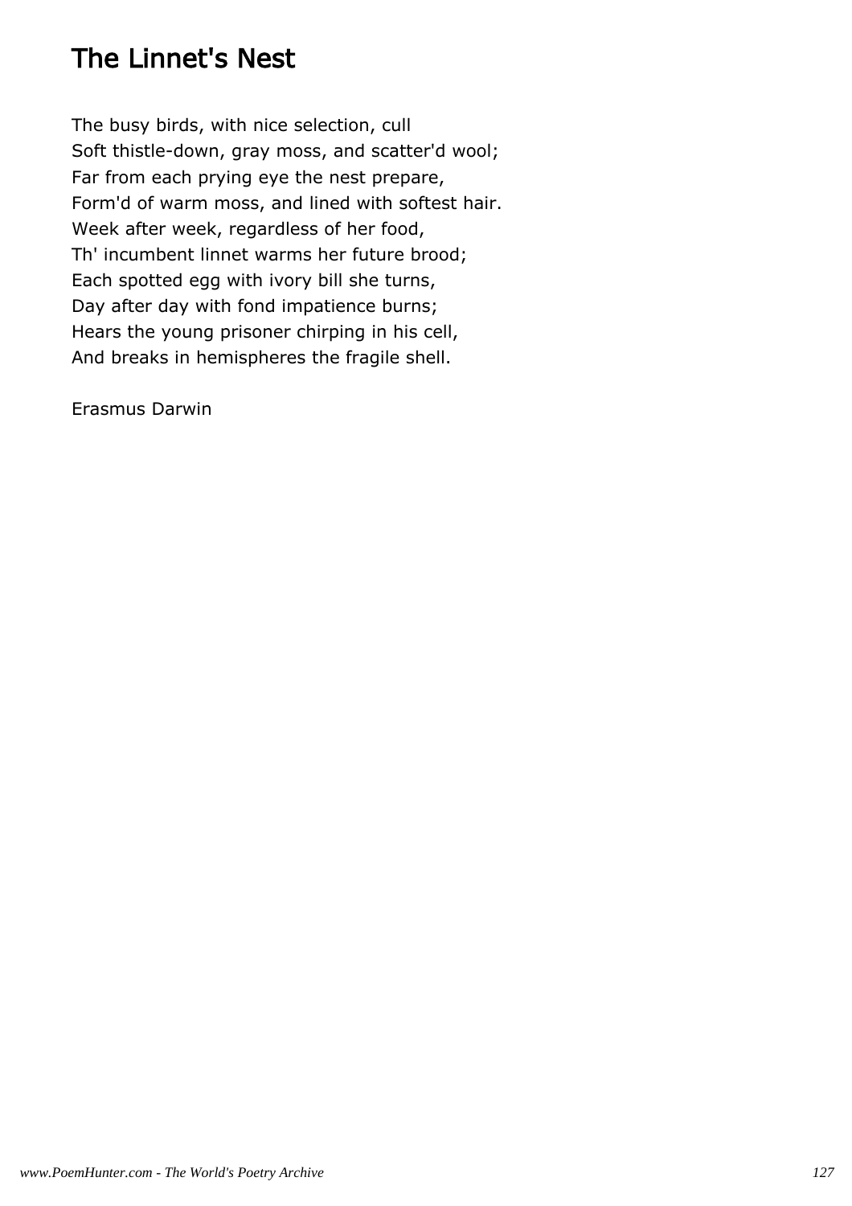# The Linnet's Nest

The busy birds, with nice selection, cull
Soft thistle-down, gray moss, and scatter'd wool;
Far from each prying eye the nest prepare,
Form'd of warm moss, and lined with softest hair.
Week after week, regardless of her food,
Th' incumbent linnet warms her future brood;
Each spotted egg with ivory bill she turns,
Day after day with fond impatience burns;
Hears the young prisoner chirping in his cell,
And breaks in hemispheres the fragile shell.

Erasmus Darwin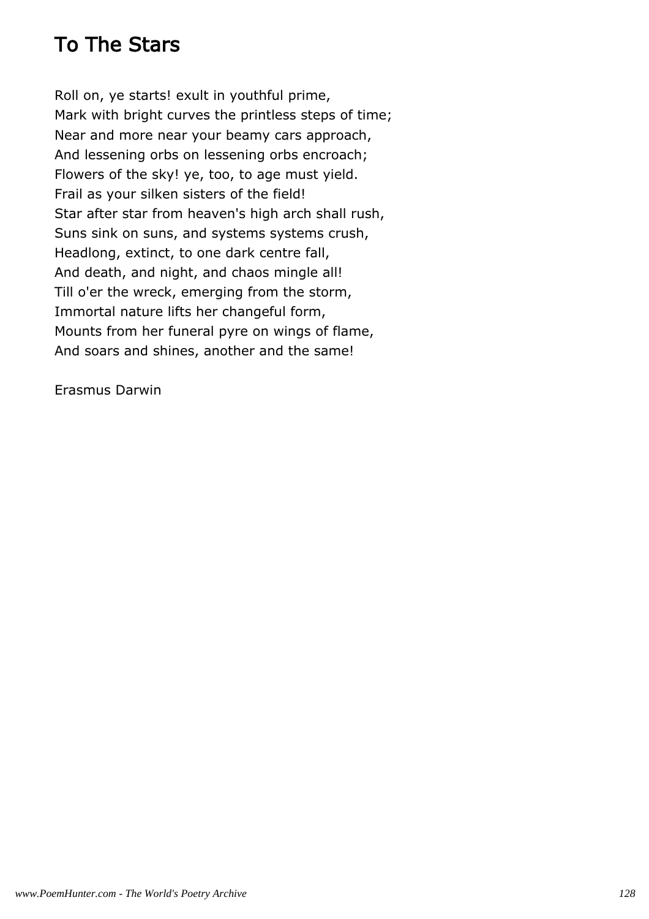# To The Stars

Roll on, ye starts! exult in youthful prime,
Mark with bright curves the printless steps of time;
Near and more near your beamy cars approach,
And lessening orbs on lessening orbs encroach;
Flowers of the sky! ye, too, to age must yield.
Frail as your silken sisters of the field!
Star after star from heaven's high arch shall rush,
Suns sink on suns, and systems systems crush,
Headlong, extinct, to one dark centre fall,
And death, and night, and chaos mingle all!
Till o'er the wreck, emerging from the storm,
Immortal nature lifts her changeful form,
Mounts from her funeral pyre on wings of flame,
And soars and shines, another and the same!

Erasmus Darwin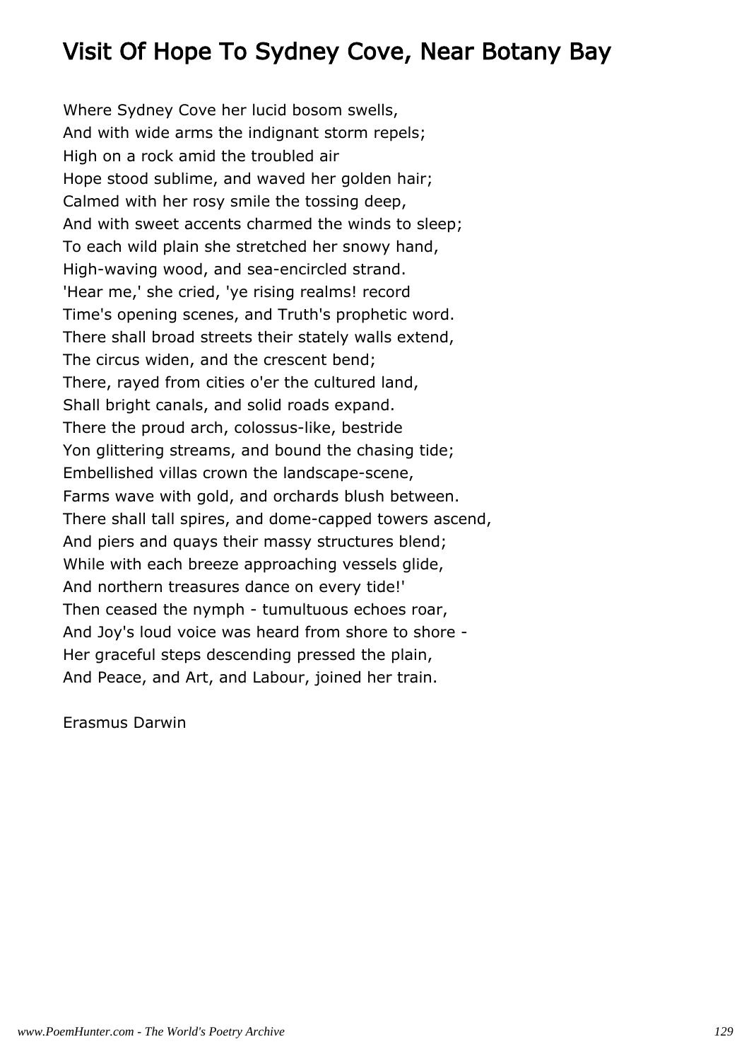# Visit Of Hope To Sydney Cove, Near Botany Bay

Where Sydney Cove her lucid bosom swells,
And with wide arms the indignant storm repels;
High on a rock amid the troubled air
Hope stood sublime, and waved her golden hair;
Calmed with her rosy smile the tossing deep,
And with sweet accents charmed the winds to sleep;
To each wild plain she stretched her snowy hand,
High-waving wood, and sea-encircled strand.
'Hear me,' she cried, 'ye rising realms! record
Time's opening scenes, and Truth's prophetic word.
There shall broad streets their stately walls extend,
The circus widen, and the crescent bend;
There, rayed from cities o'er the cultured land,
Shall bright canals, and solid roads expand.
There the proud arch, colossus-like, bestride
Yon glittering streams, and bound the chasing tide;
Embellished villas crown the landscape-scene,
Farms wave with gold, and orchards blush between.
There shall tall spires, and dome-capped towers ascend,
And piers and quays their massy structures blend;
While with each breeze approaching vessels glide,
And northern treasures dance on every tide!'
Then ceased the nymph - tumultuous echoes roar,
And Joy's loud voice was heard from shore to shore -
Her graceful steps descending pressed the plain,
And Peace, and Art, and Labour, joined her train.

Erasmus Darwin